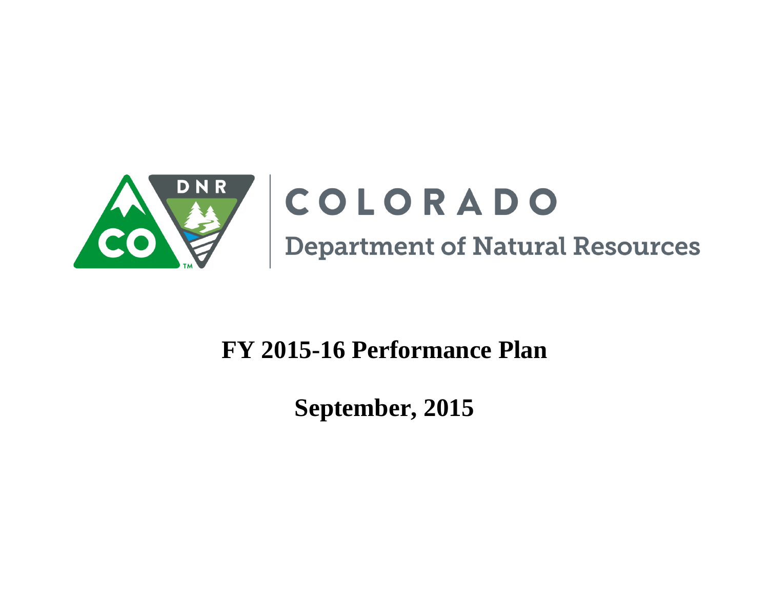COLORADO

Department of Natural Resources

# FY 2015-16 Performance Plan

## September, 2015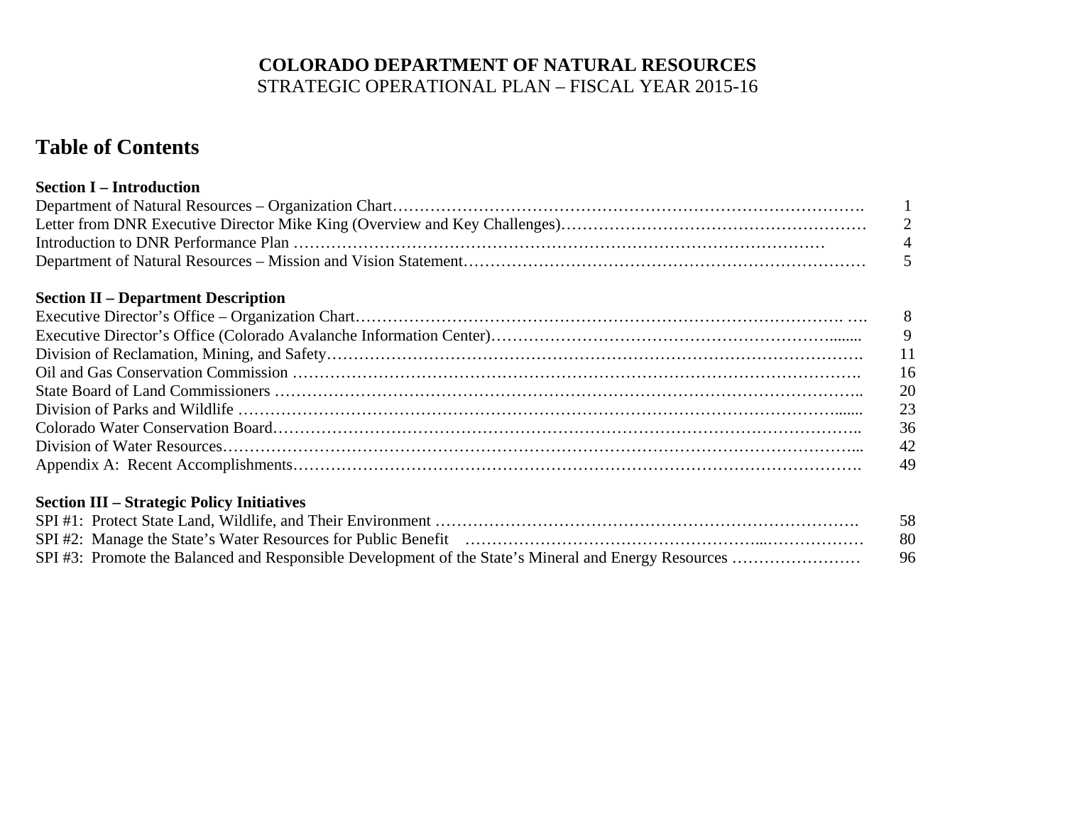**COLORADO DEPARTMENT OF NATURAL RESOURCES**
STRATEGIC OPERATIONAL PLAN – FISCAL YEAR 2015-16

# Table of Contents

| **Section I – Introduction** | |
|---|---|
| Department of Natural Resources – Organization Chart | 1 |
| Letter from DNR Executive Director Mike King (Overview and Key Challenges) | 2 |
| Introduction to DNR Performance Plan | 4 |
| Department of Natural Resources – Mission and Vision Statement | 5 |
| **Section II – Department Description** | |
| Executive Director's Office – Organization Chart | 8 |
| Executive Director's Office (Colorado Avalanche Information Center) | 9 |
| Division of Reclamation, Mining, and Safety | 11 |
| Oil and Gas Conservation Commission | 16 |
| State Board of Land Commissioners | 20 |
| Division of Parks and Wildlife | 23 |
| Colorado Water Conservation Board | 36 |
| Division of Water Resources | 42 |
| Appendix A: Recent Accomplishments | 49 |
| **Section III – Strategic Policy Initiatives** | |
| SPI #1: Protect State Land, Wildlife, and Their Environment | 58 |
| SPI #2: Manage the State's Water Resources for Public Benefit | 80 |
| SPI #3: Promote the Balanced and Responsible Development of the State's Mineral and Energy Resources | 96 |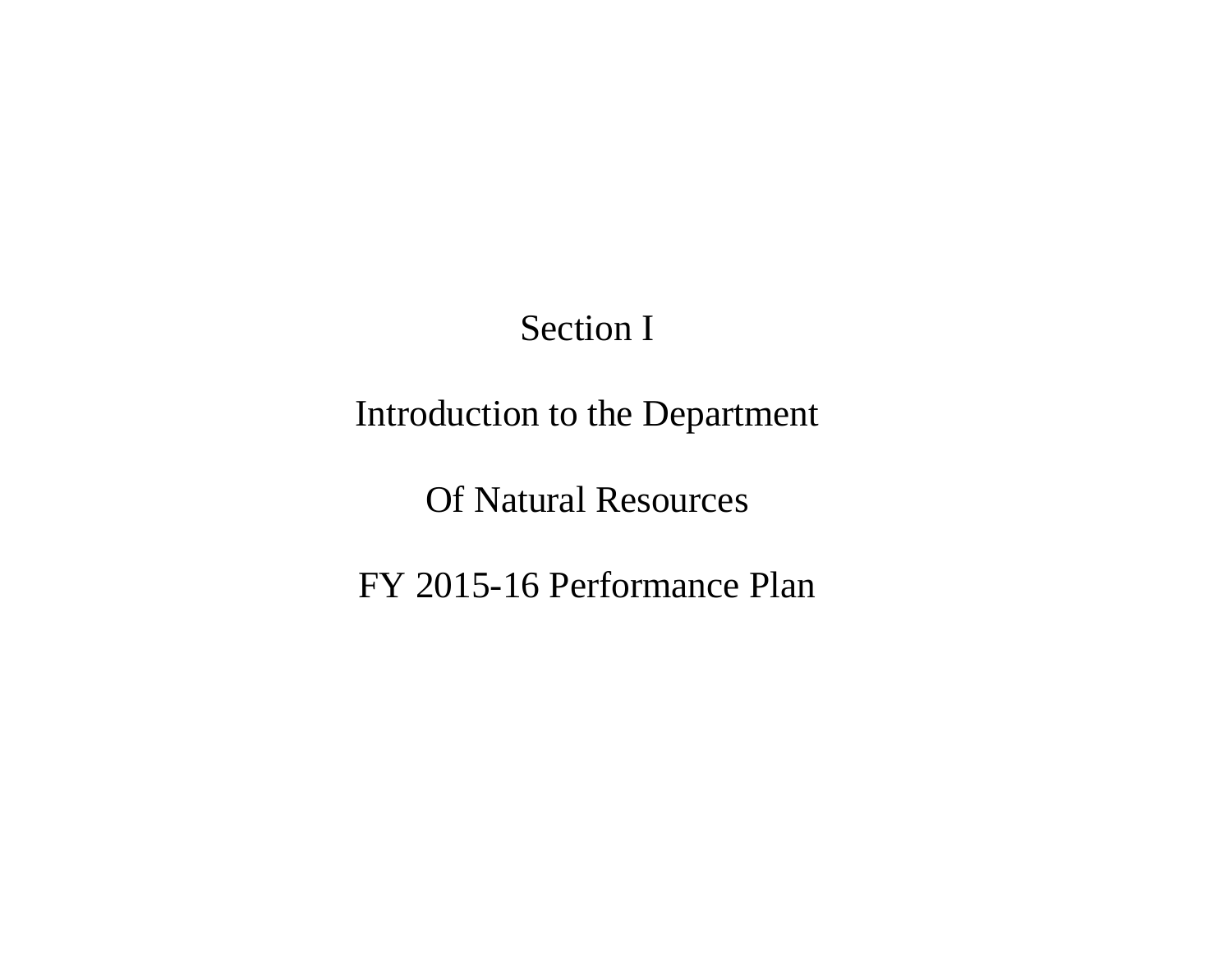# Section I

# Introduction to the Department

# Of Natural Resources

# FY 2015-16 Performance Plan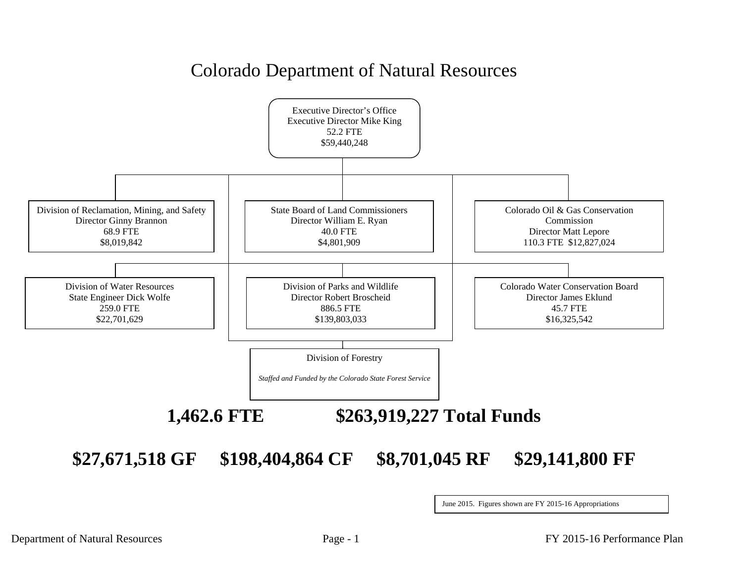# Colorado Department of Natural Resources

**Executive Director's Office**
Executive Director Mike King
52.2 FTE
$59,440,248

**Division of Reclamation, Mining, and Safety**
Director Ginny Brannon
68.9 FTE
$8,019,842

**State Board of Land Commissioners**
Director William E. Ryan
40.0 FTE
$4,801,909

**Colorado Oil & Gas Conservation Commission**
Director Matt Lepore
110.3 FTE $12,827,024

**Division of Water Resources**
State Engineer Dick Wolfe
259.0 FTE
$22,701,629

**Division of Parks and Wildlife**
Director Robert Broscheid
886.5 FTE
$139,803,033

**Colorado Water Conservation Board**
Director James Eklund
45.7 FTE
$16,325,542

**Division of Forestry**

*Staffed and Funded by the Colorado State Forest Service*

**1,462.6 FTE $263,919,227 Total Funds**

**$27,671,518 GF $198,404,864 CF $8,701,045 RF $29,141,800 FF**

June 2015. Figures shown are FY 2015-16 Appropriations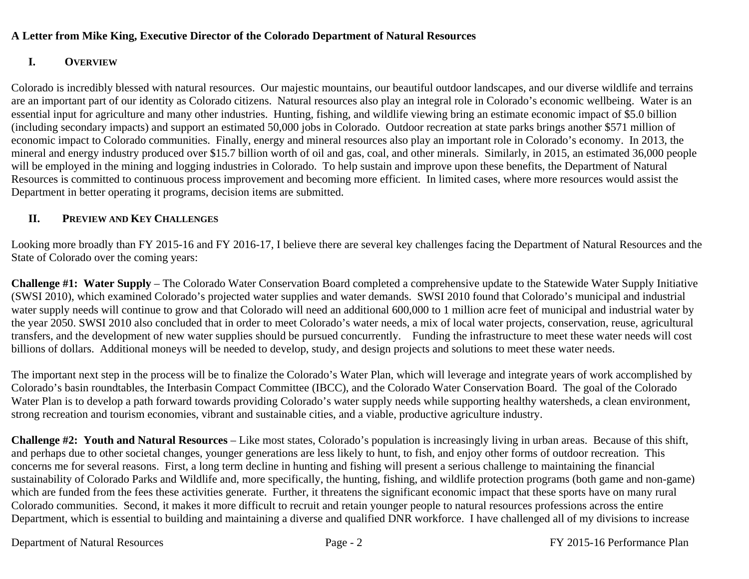**A Letter from Mike King, Executive Director of the Colorado Department of Natural Resources**

## I. OVERVIEW

Colorado is incredibly blessed with natural resources. Our majestic mountains, our beautiful outdoor landscapes, and our diverse wildlife and terrains are an important part of our identity as Colorado citizens. Natural resources also play an integral role in Colorado's economic wellbeing. Water is an essential input for agriculture and many other industries. Hunting, fishing, and wildlife viewing bring an estimate economic impact of $5.0 billion (including secondary impacts) and support an estimated 50,000 jobs in Colorado. Outdoor recreation at state parks brings another $571 million of economic impact to Colorado communities. Finally, energy and mineral resources also play an important role in Colorado's economy. In 2013, the mineral and energy industry produced over $15.7 billion worth of oil and gas, coal, and other minerals. Similarly, in 2015, an estimated 36,000 people will be employed in the mining and logging industries in Colorado. To help sustain and improve upon these benefits, the Department of Natural Resources is committed to continuous process improvement and becoming more efficient. In limited cases, where more resources would assist the Department in better operating it programs, decision items are submitted.

## II. PREVIEW AND KEY CHALLENGES

Looking more broadly than FY 2015-16 and FY 2016-17, I believe there are several key challenges facing the Department of Natural Resources and the State of Colorado over the coming years:

**Challenge #1: Water Supply** – The Colorado Water Conservation Board completed a comprehensive update to the Statewide Water Supply Initiative (SWSI 2010), which examined Colorado's projected water supplies and water demands. SWSI 2010 found that Colorado's municipal and industrial water supply needs will continue to grow and that Colorado will need an additional 600,000 to 1 million acre feet of municipal and industrial water by the year 2050. SWSI 2010 also concluded that in order to meet Colorado's water needs, a mix of local water projects, conservation, reuse, agricultural transfers, and the development of new water supplies should be pursued concurrently. Funding the infrastructure to meet these water needs will cost billions of dollars. Additional moneys will be needed to develop, study, and design projects and solutions to meet these water needs.

The important next step in the process will be to finalize the Colorado's Water Plan, which will leverage and integrate years of work accomplished by Colorado's basin roundtables, the Interbasin Compact Committee (IBCC), and the Colorado Water Conservation Board. The goal of the Colorado Water Plan is to develop a path forward towards providing Colorado's water supply needs while supporting healthy watersheds, a clean environment, strong recreation and tourism economies, vibrant and sustainable cities, and a viable, productive agriculture industry.

**Challenge #2: Youth and Natural Resources** – Like most states, Colorado's population is increasingly living in urban areas. Because of this shift, and perhaps due to other societal changes, younger generations are less likely to hunt, to fish, and enjoy other forms of outdoor recreation. This concerns me for several reasons. First, a long term decline in hunting and fishing will present a serious challenge to maintaining the financial sustainability of Colorado Parks and Wildlife and, more specifically, the hunting, fishing, and wildlife protection programs (both game and non-game) which are funded from the fees these activities generate. Further, it threatens the significant economic impact that these sports have on many rural Colorado communities. Second, it makes it more difficult to recruit and retain younger people to natural resources professions across the entire Department, which is essential to building and maintaining a diverse and qualified DNR workforce. I have challenged all of my divisions to increase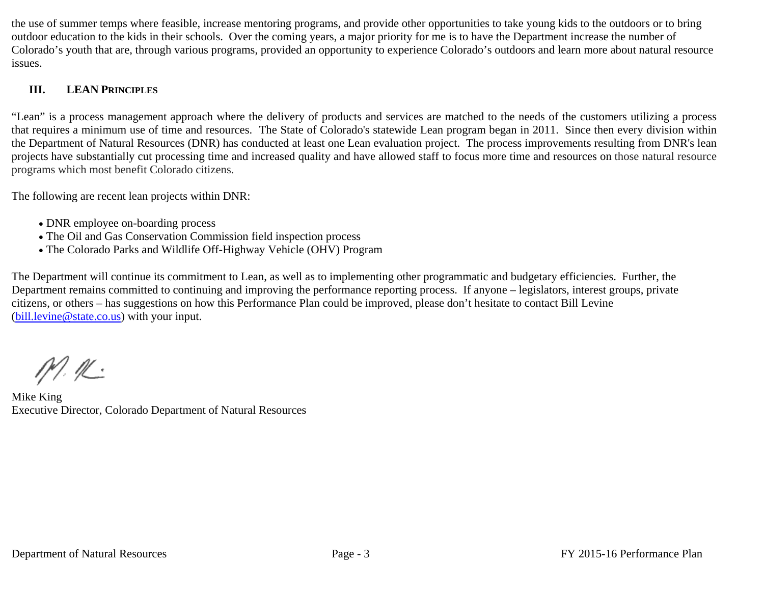the use of summer temps where feasible, increase mentoring programs, and provide other opportunities to take young kids to the outdoors or to bring outdoor education to the kids in their schools. Over the coming years, a major priority for me is to have the Department increase the number of Colorado's youth that are, through various programs, provided an opportunity to experience Colorado's outdoors and learn more about natural resource issues.

## III. LEAN PRINCIPLES

"Lean" is a process management approach where the delivery of products and services are matched to the needs of the customers utilizing a process that requires a minimum use of time and resources. The State of Colorado's statewide Lean program began in 2011. Since then every division within the Department of Natural Resources (DNR) has conducted at least one Lean evaluation project. The process improvements resulting from DNR's lean projects have substantially cut processing time and increased quality and have allowed staff to focus more time and resources on those natural resource programs which most benefit Colorado citizens.

The following are recent lean projects within DNR:

- DNR employee on-boarding process
- The Oil and Gas Conservation Commission field inspection process
- The Colorado Parks and Wildlife Off-Highway Vehicle (OHV) Program

The Department will continue its commitment to Lean, as well as to implementing other programmatic and budgetary efficiencies. Further, the Department remains committed to continuing and improving the performance reporting process. If anyone – legislators, interest groups, private citizens, or others – has suggestions on how this Performance Plan could be improved, please don't hesitate to contact Bill Levine (bill.levine@state.co.us) with your input.

Mike King
Executive Director, Colorado Department of Natural Resources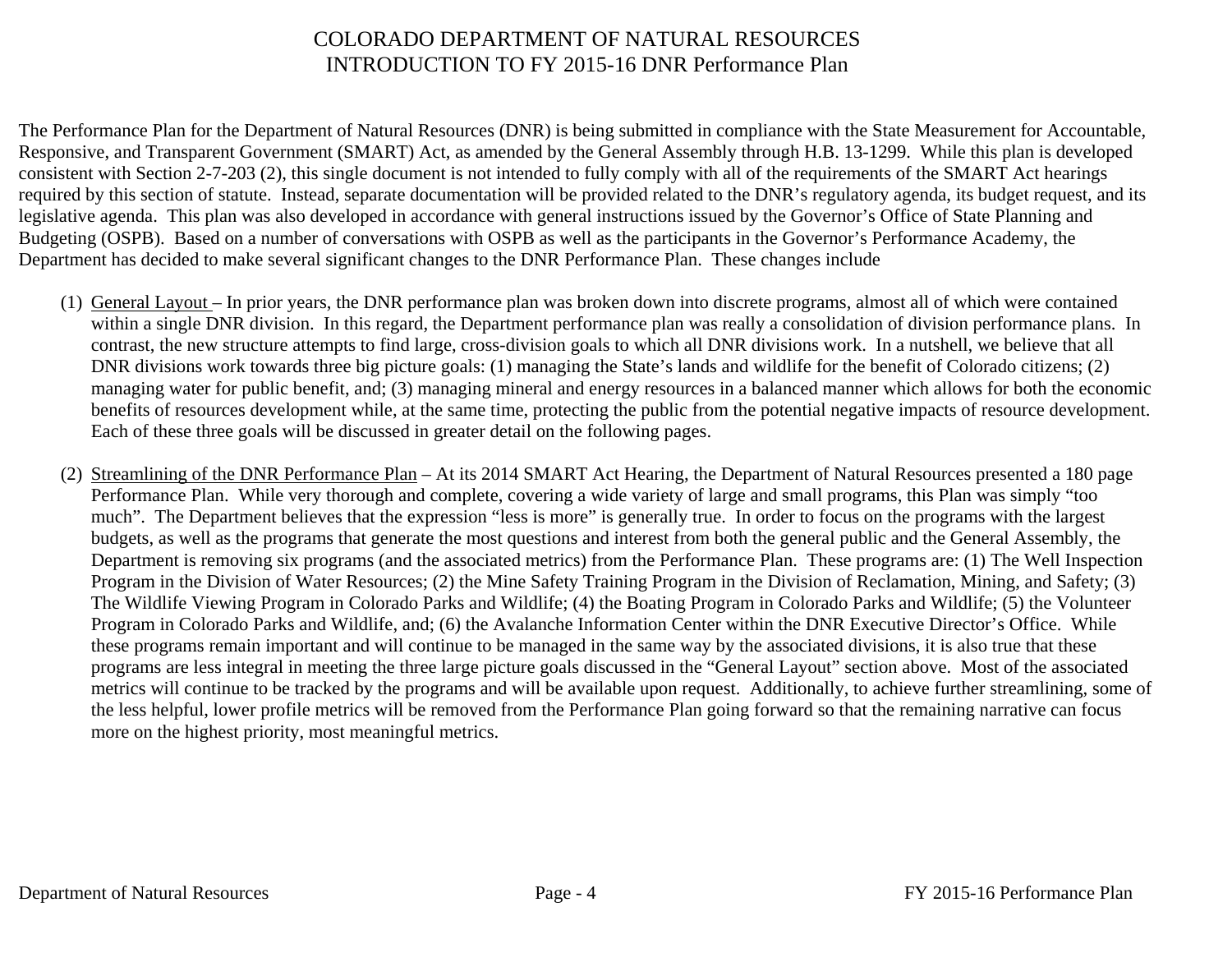# COLORADO DEPARTMENT OF NATURAL RESOURCES
## INTRODUCTION TO FY 2015-16 DNR Performance Plan

The Performance Plan for the Department of Natural Resources (DNR) is being submitted in compliance with the State Measurement for Accountable, Responsive, and Transparent Government (SMART) Act, as amended by the General Assembly through H.B. 13-1299. While this plan is developed consistent with Section 2-7-203 (2), this single document is not intended to fully comply with all of the requirements of the SMART Act hearings required by this section of statute. Instead, separate documentation will be provided related to the DNR's regulatory agenda, its budget request, and its legislative agenda. This plan was also developed in accordance with general instructions issued by the Governor's Office of State Planning and Budgeting (OSPB). Based on a number of conversations with OSPB as well as the participants in the Governor's Performance Academy, the Department has decided to make several significant changes to the DNR Performance Plan. These changes include

(1) General Layout – In prior years, the DNR performance plan was broken down into discrete programs, almost all of which were contained within a single DNR division. In this regard, the Department performance plan was really a consolidation of division performance plans. In contrast, the new structure attempts to find large, cross-division goals to which all DNR divisions work. In a nutshell, we believe that all DNR divisions work towards three big picture goals: (1) managing the State's lands and wildlife for the benefit of Colorado citizens; (2) managing water for public benefit, and; (3) managing mineral and energy resources in a balanced manner which allows for both the economic benefits of resources development while, at the same time, protecting the public from the potential negative impacts of resource development. Each of these three goals will be discussed in greater detail on the following pages.

(2) Streamlining of the DNR Performance Plan – At its 2014 SMART Act Hearing, the Department of Natural Resources presented a 180 page Performance Plan. While very thorough and complete, covering a wide variety of large and small programs, this Plan was simply "too much". The Department believes that the expression "less is more" is generally true. In order to focus on the programs with the largest budgets, as well as the programs that generate the most questions and interest from both the general public and the General Assembly, the Department is removing six programs (and the associated metrics) from the Performance Plan. These programs are: (1) The Well Inspection Program in the Division of Water Resources; (2) the Mine Safety Training Program in the Division of Reclamation, Mining, and Safety; (3) The Wildlife Viewing Program in Colorado Parks and Wildlife; (4) the Boating Program in Colorado Parks and Wildlife; (5) the Volunteer Program in Colorado Parks and Wildlife, and; (6) the Avalanche Information Center within the DNR Executive Director's Office. While these programs remain important and will continue to be managed in the same way by the associated divisions, it is also true that these programs are less integral in meeting the three large picture goals discussed in the "General Layout" section above. Most of the associated metrics will continue to be tracked by the programs and will be available upon request. Additionally, to achieve further streamlining, some of the less helpful, lower profile metrics will be removed from the Performance Plan going forward so that the remaining narrative can focus more on the highest priority, most meaningful metrics.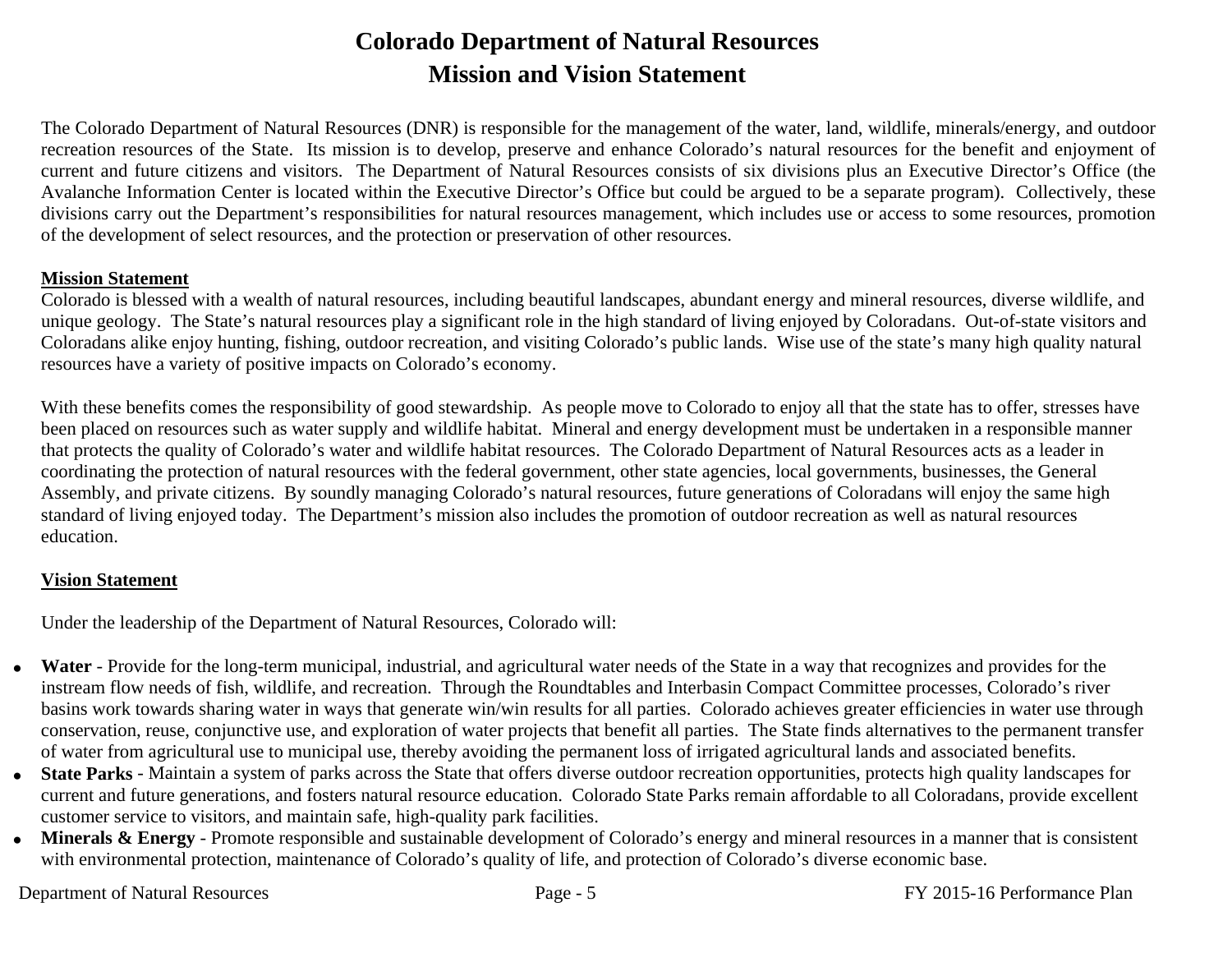# Colorado Department of Natural Resources
# Mission and Vision Statement

The Colorado Department of Natural Resources (DNR) is responsible for the management of the water, land, wildlife, minerals/energy, and outdoor recreation resources of the State. Its mission is to develop, preserve and enhance Colorado's natural resources for the benefit and enjoyment of current and future citizens and visitors. The Department of Natural Resources consists of six divisions plus an Executive Director's Office (the Avalanche Information Center is located within the Executive Director's Office but could be argued to be a separate program). Collectively, these divisions carry out the Department's responsibilities for natural resources management, which includes use or access to some resources, promotion of the development of select resources, and the protection or preservation of other resources.

**<u>Mission Statement</u>**

Colorado is blessed with a wealth of natural resources, including beautiful landscapes, abundant energy and mineral resources, diverse wildlife, and unique geology. The State's natural resources play a significant role in the high standard of living enjoyed by Coloradans. Out-of-state visitors and Coloradans alike enjoy hunting, fishing, outdoor recreation, and visiting Colorado's public lands. Wise use of the state's many high quality natural resources have a variety of positive impacts on Colorado's economy.

With these benefits comes the responsibility of good stewardship. As people move to Colorado to enjoy all that the state has to offer, stresses have been placed on resources such as water supply and wildlife habitat. Mineral and energy development must be undertaken in a responsible manner that protects the quality of Colorado's water and wildlife habitat resources. The Colorado Department of Natural Resources acts as a leader in coordinating the protection of natural resources with the federal government, other state agencies, local governments, businesses, the General Assembly, and private citizens. By soundly managing Colorado's natural resources, future generations of Coloradans will enjoy the same high standard of living enjoyed today. The Department's mission also includes the promotion of outdoor recreation as well as natural resources education.

**<u>Vision Statement</u>**

Under the leadership of the Department of Natural Resources, Colorado will:

- **Water** - Provide for the long-term municipal, industrial, and agricultural water needs of the State in a way that recognizes and provides for the instream flow needs of fish, wildlife, and recreation. Through the Roundtables and Interbasin Compact Committee processes, Colorado's river basins work towards sharing water in ways that generate win/win results for all parties. Colorado achieves greater efficiencies in water use through conservation, reuse, conjunctive use, and exploration of water projects that benefit all parties. The State finds alternatives to the permanent transfer of water from agricultural use to municipal use, thereby avoiding the permanent loss of irrigated agricultural lands and associated benefits.
- **State Parks** - Maintain a system of parks across the State that offers diverse outdoor recreation opportunities, protects high quality landscapes for current and future generations, and fosters natural resource education. Colorado State Parks remain affordable to all Coloradans, provide excellent customer service to visitors, and maintain safe, high-quality park facilities.
- **Minerals & Energy** - Promote responsible and sustainable development of Colorado's energy and mineral resources in a manner that is consistent with environmental protection, maintenance of Colorado's quality of life, and protection of Colorado's diverse economic base.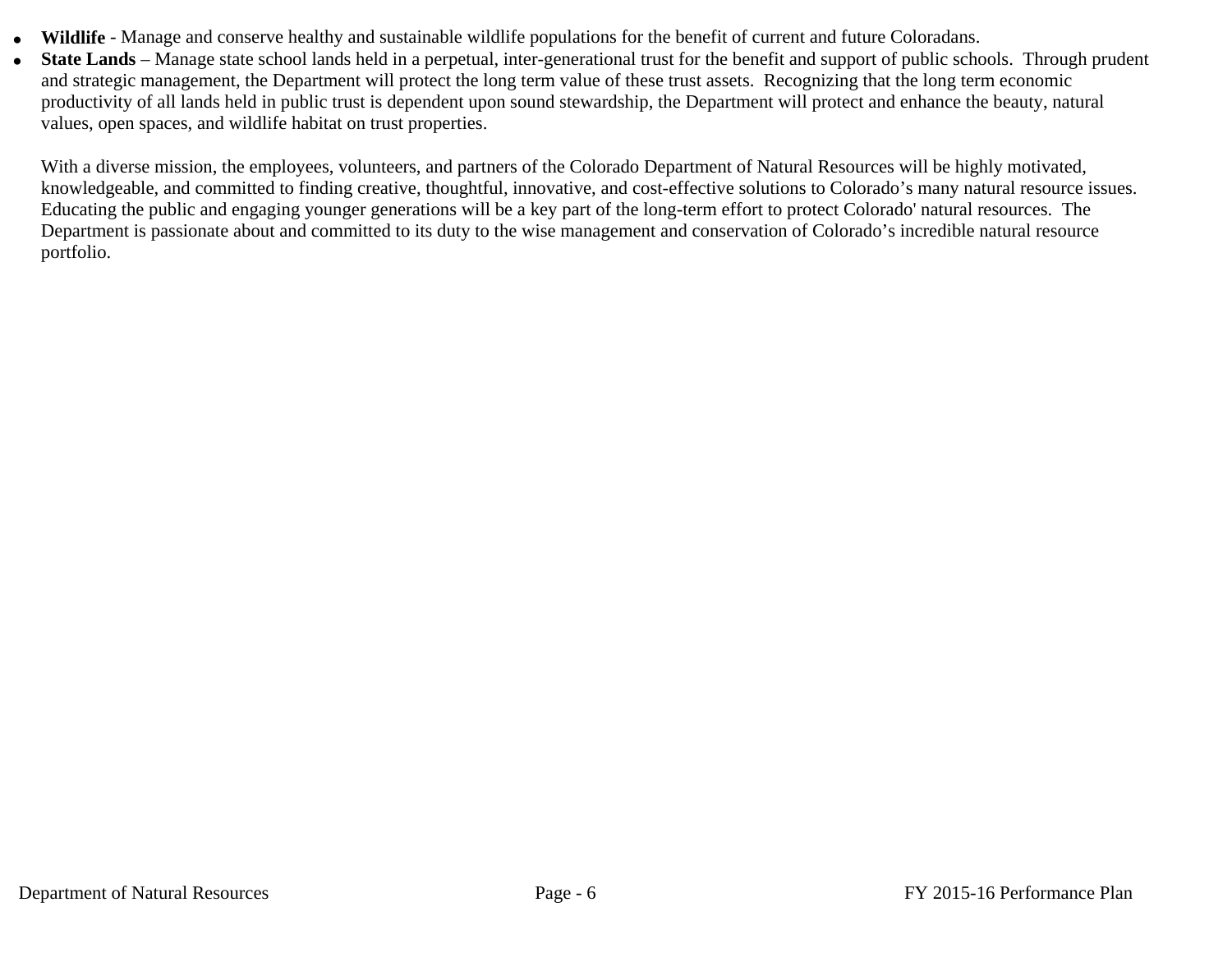- **Wildlife** - Manage and conserve healthy and sustainable wildlife populations for the benefit of current and future Coloradans.
- **State Lands** – Manage state school lands held in a perpetual, inter-generational trust for the benefit and support of public schools. Through prudent and strategic management, the Department will protect the long term value of these trust assets. Recognizing that the long term economic productivity of all lands held in public trust is dependent upon sound stewardship, the Department will protect and enhance the beauty, natural values, open spaces, and wildlife habitat on trust properties.

  With a diverse mission, the employees, volunteers, and partners of the Colorado Department of Natural Resources will be highly motivated, knowledgeable, and committed to finding creative, thoughtful, innovative, and cost-effective solutions to Colorado's many natural resource issues. Educating the public and engaging younger generations will be a key part of the long-term effort to protect Colorado' natural resources. The Department is passionate about and committed to its duty to the wise management and conservation of Colorado's incredible natural resource portfolio.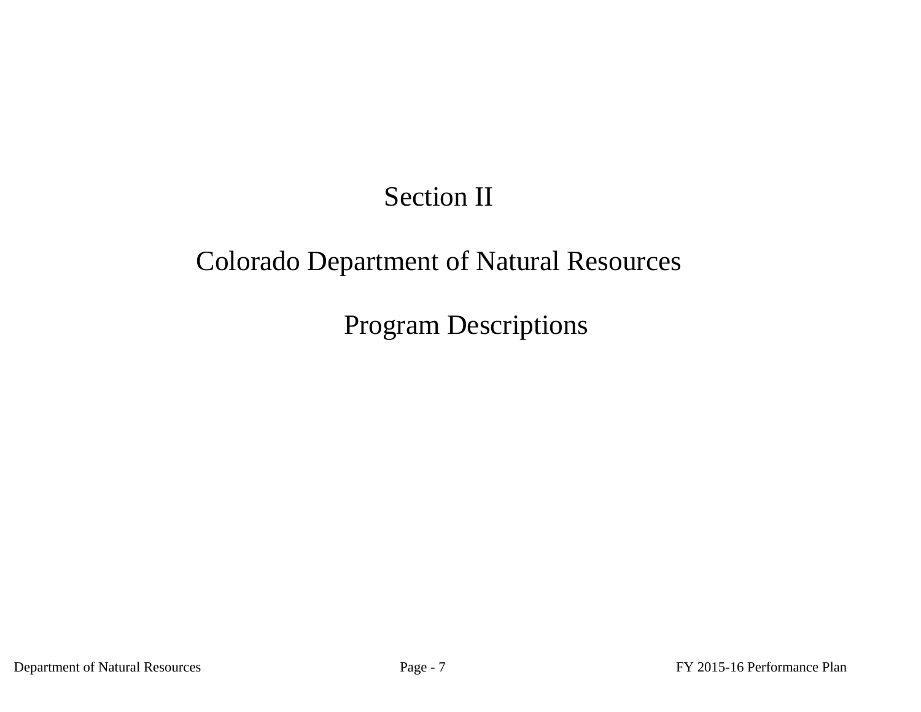# Section II

# Colorado Department of Natural Resources

# Program Descriptions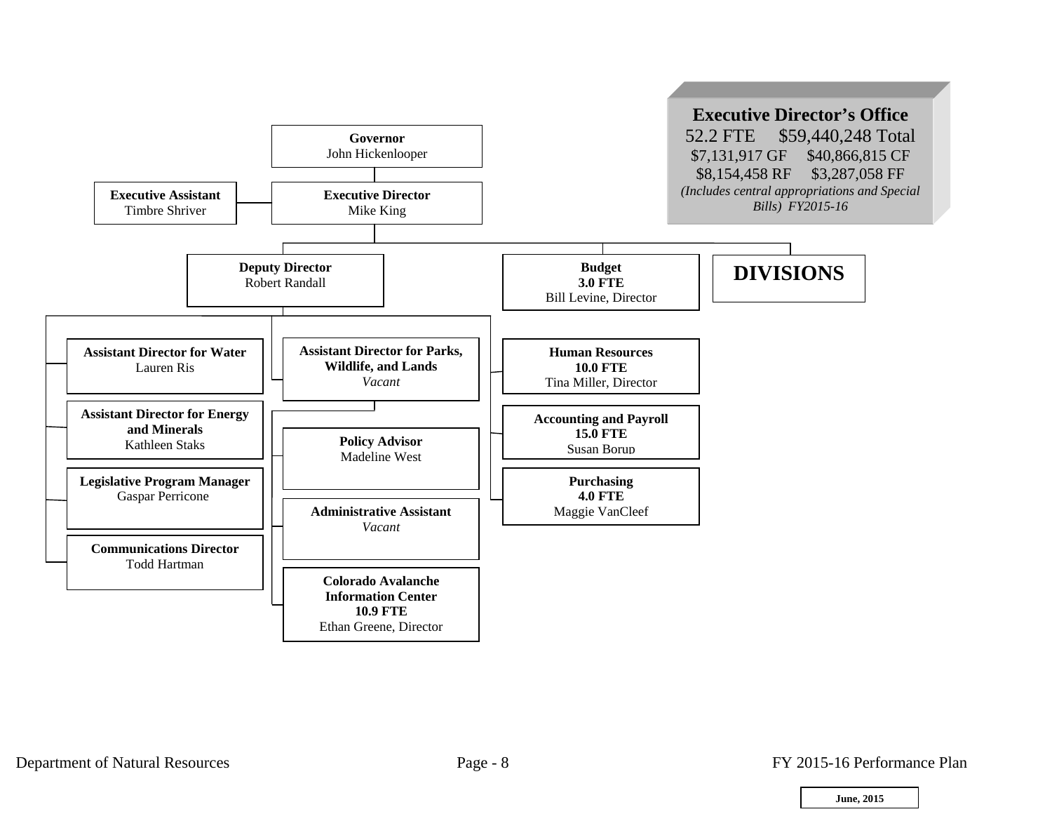**Executive Director's Office**
52.2 FTE $59,440,248 Total
$7,131,917 GF $40,866,815 CF
$8,154,458 RF $3,287,058 FF
*(Includes central appropriations and Special Bills) FY2015-16*

**Governor**
John Hickenlooper

**Executive Director**
Mike King

- **Executive Assistant** – Timbre Shriver

**Deputy Director**
Robert Randall

- **Assistant Director for Water** – Lauren Ris
- **Assistant Director for Energy and Minerals** – Kathleen Staks
- **Legislative Program Manager** – Gaspar Perricone
- **Communications Director** – Todd Hartman
- **Assistant Director for Parks, Wildlife, and Lands** – *Vacant*
- **Policy Advisor** – Madeline West
- **Administrative Assistant** – *Vacant*
- **Colorado Avalanche Information Center** – **10.9 FTE** – Ethan Greene, Director

**Budget**
**3.0 FTE**
Bill Levine, Director

- **Human Resources** – **10.0 FTE** – Tina Miller, Director
- **Accounting and Payroll** – **15.0 FTE** – Susan Borup
- **Purchasing** – **4.0 FTE** – Maggie VanCleef

**DIVISIONS**

Department of Natural Resources — FY 2015-16 Performance Plan

June, 2015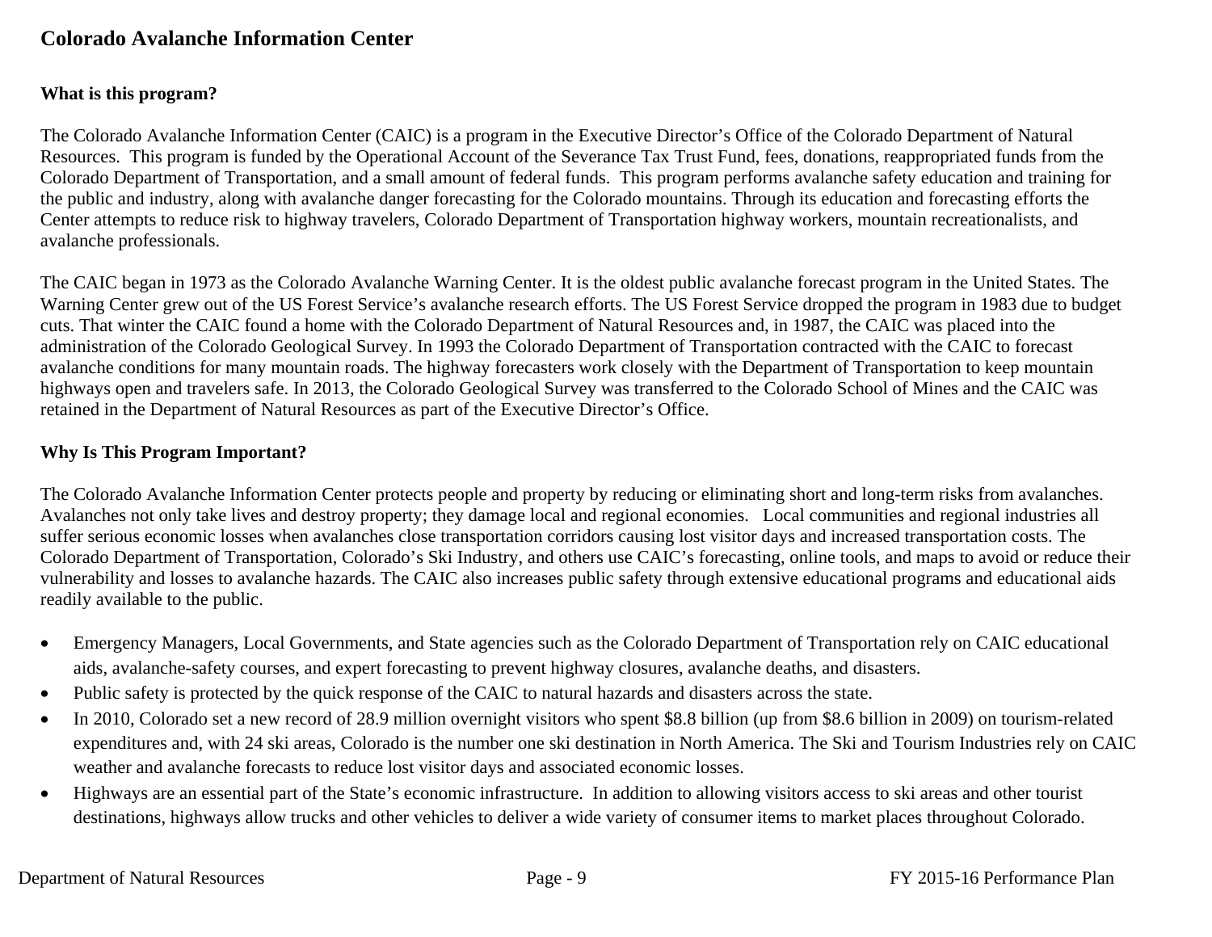## Colorado Avalanche Information Center

### What is this program?

The Colorado Avalanche Information Center (CAIC) is a program in the Executive Director's Office of the Colorado Department of Natural Resources. This program is funded by the Operational Account of the Severance Tax Trust Fund, fees, donations, reappropriated funds from the Colorado Department of Transportation, and a small amount of federal funds. This program performs avalanche safety education and training for the public and industry, along with avalanche danger forecasting for the Colorado mountains. Through its education and forecasting efforts the Center attempts to reduce risk to highway travelers, Colorado Department of Transportation highway workers, mountain recreationalists, and avalanche professionals.

The CAIC began in 1973 as the Colorado Avalanche Warning Center. It is the oldest public avalanche forecast program in the United States. The Warning Center grew out of the US Forest Service's avalanche research efforts. The US Forest Service dropped the program in 1983 due to budget cuts. That winter the CAIC found a home with the Colorado Department of Natural Resources and, in 1987, the CAIC was placed into the administration of the Colorado Geological Survey. In 1993 the Colorado Department of Transportation contracted with the CAIC to forecast avalanche conditions for many mountain roads. The highway forecasters work closely with the Department of Transportation to keep mountain highways open and travelers safe. In 2013, the Colorado Geological Survey was transferred to the Colorado School of Mines and the CAIC was retained in the Department of Natural Resources as part of the Executive Director's Office.

### Why Is This Program Important?

The Colorado Avalanche Information Center protects people and property by reducing or eliminating short and long-term risks from avalanches. Avalanches not only take lives and destroy property; they damage local and regional economies. Local communities and regional industries all suffer serious economic losses when avalanches close transportation corridors causing lost visitor days and increased transportation costs. The Colorado Department of Transportation, Colorado's Ski Industry, and others use CAIC's forecasting, online tools, and maps to avoid or reduce their vulnerability and losses to avalanche hazards. The CAIC also increases public safety through extensive educational programs and educational aids readily available to the public.

- Emergency Managers, Local Governments, and State agencies such as the Colorado Department of Transportation rely on CAIC educational aids, avalanche-safety courses, and expert forecasting to prevent highway closures, avalanche deaths, and disasters.
- Public safety is protected by the quick response of the CAIC to natural hazards and disasters across the state.
- In 2010, Colorado set a new record of 28.9 million overnight visitors who spent $8.8 billion (up from $8.6 billion in 2009) on tourism-related expenditures and, with 24 ski areas, Colorado is the number one ski destination in North America. The Ski and Tourism Industries rely on CAIC weather and avalanche forecasts to reduce lost visitor days and associated economic losses.
- Highways are an essential part of the State's economic infrastructure. In addition to allowing visitors access to ski areas and other tourist destinations, highways allow trucks and other vehicles to deliver a wide variety of consumer items to market places throughout Colorado.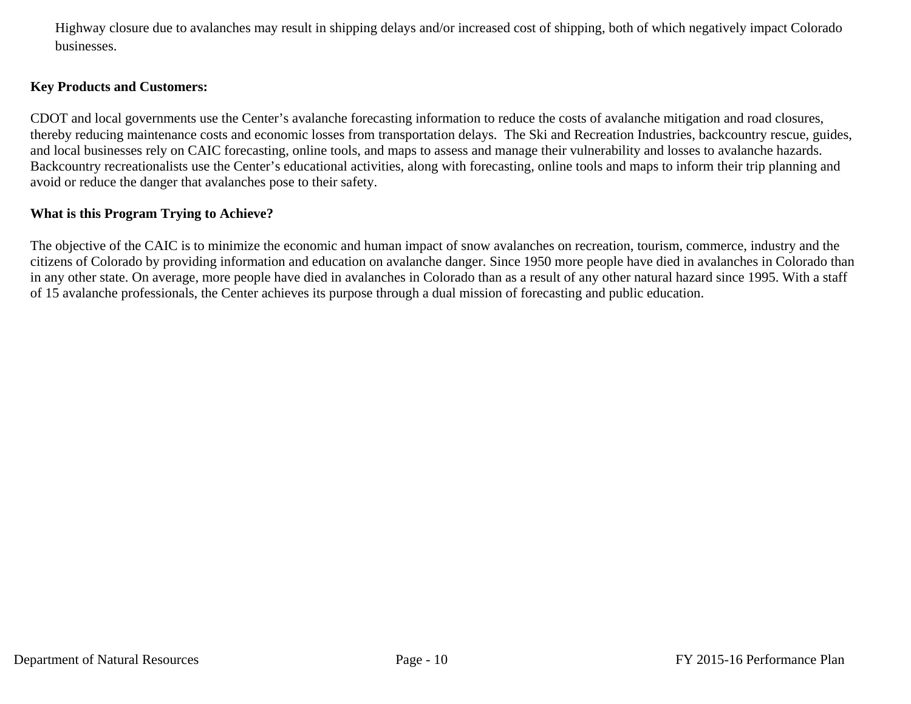Highway closure due to avalanches may result in shipping delays and/or increased cost of shipping, both of which negatively impact Colorado businesses.

**Key Products and Customers:**

CDOT and local governments use the Center's avalanche forecasting information to reduce the costs of avalanche mitigation and road closures, thereby reducing maintenance costs and economic losses from transportation delays. The Ski and Recreation Industries, backcountry rescue, guides, and local businesses rely on CAIC forecasting, online tools, and maps to assess and manage their vulnerability and losses to avalanche hazards. Backcountry recreationalists use the Center's educational activities, along with forecasting, online tools and maps to inform their trip planning and avoid or reduce the danger that avalanches pose to their safety.

**What is this Program Trying to Achieve?**

The objective of the CAIC is to minimize the economic and human impact of snow avalanches on recreation, tourism, commerce, industry and the citizens of Colorado by providing information and education on avalanche danger. Since 1950 more people have died in avalanches in Colorado than in any other state. On average, more people have died in avalanches in Colorado than as a result of any other natural hazard since 1995. With a staff of 15 avalanche professionals, the Center achieves its purpose through a dual mission of forecasting and public education.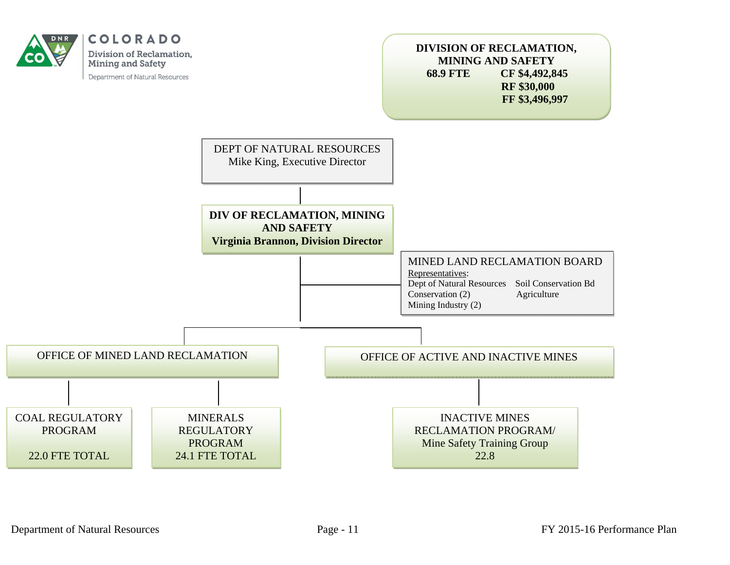COLORADO

Division of Reclamation, Mining and Safety

Department of Natural Resources

**DIVISION OF RECLAMATION, MINING AND SAFETY**

**68.9 FTE**

**CF $4,492,845**

**RF $30,000**

**FF $3,496,997**

DEPT OF NATURAL RESOURCES
Mike King, Executive Director

**DIV OF RECLAMATION, MINING AND SAFETY**
**Virginia Brannon, Division Director**

MINED LAND RECLAMATION BOARD

Representatives:

- Dept of Natural Resources
- Soil Conservation Bd
- Conservation (2)
- Agriculture
- Mining Industry (2)

OFFICE OF MINED LAND RECLAMATION

- COAL REGULATORY PROGRAM — 22.0 FTE TOTAL
- MINERALS REGULATORY PROGRAM — 24.1 FTE TOTAL

OFFICE OF ACTIVE AND INACTIVE MINES

- INACTIVE MINES RECLAMATION PROGRAM/ Mine Safety Training Group — 22.8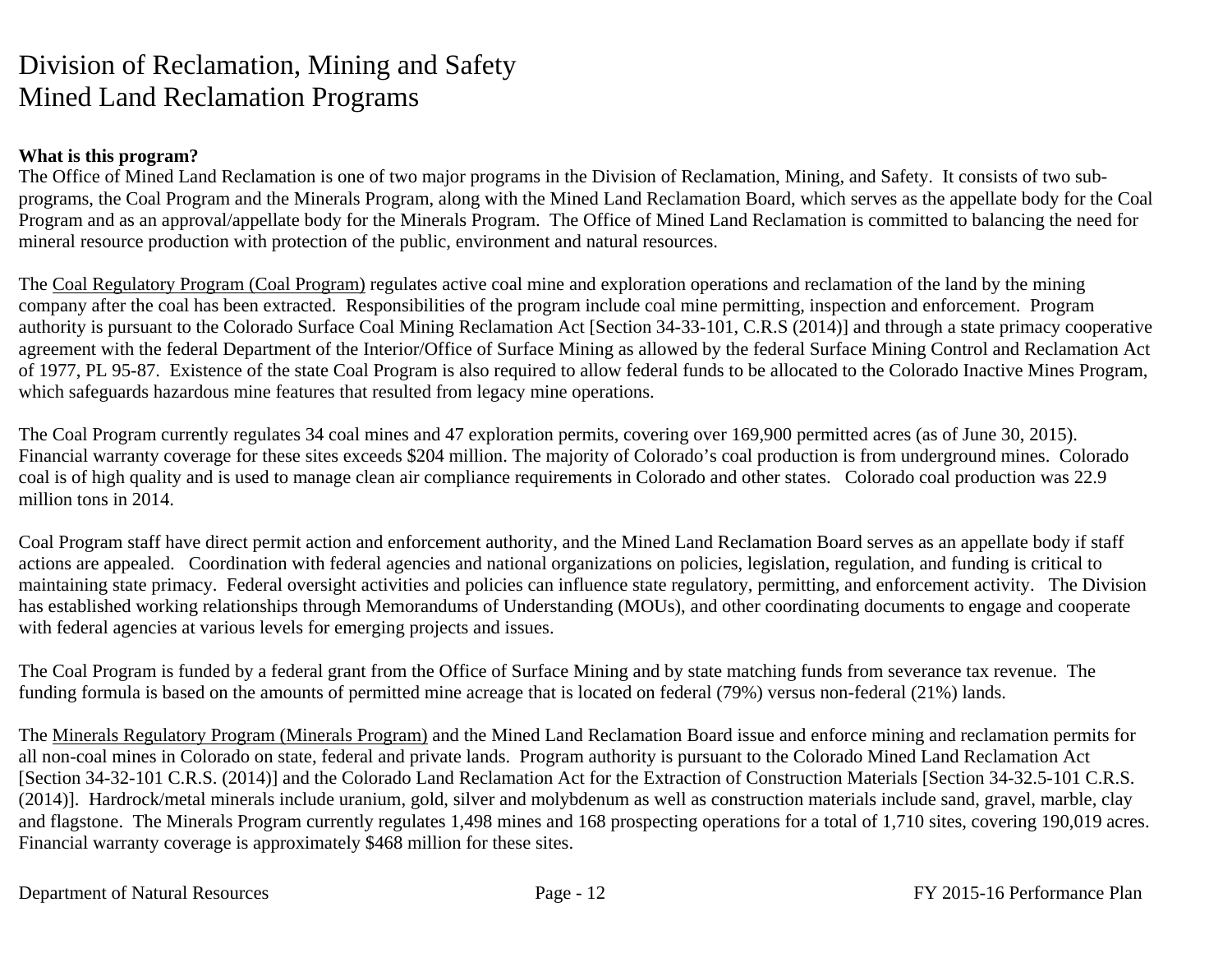# Division of Reclamation, Mining and Safety
# Mined Land Reclamation Programs

**What is this program?**

The Office of Mined Land Reclamation is one of two major programs in the Division of Reclamation, Mining, and Safety. It consists of two sub-programs, the Coal Program and the Minerals Program, along with the Mined Land Reclamation Board, which serves as the appellate body for the Coal Program and as an approval/appellate body for the Minerals Program. The Office of Mined Land Reclamation is committed to balancing the need for mineral resource production with protection of the public, environment and natural resources.

The Coal Regulatory Program (Coal Program) regulates active coal mine and exploration operations and reclamation of the land by the mining company after the coal has been extracted. Responsibilities of the program include coal mine permitting, inspection and enforcement. Program authority is pursuant to the Colorado Surface Coal Mining Reclamation Act [Section 34-33-101, C.R.S (2014)] and through a state primacy cooperative agreement with the federal Department of the Interior/Office of Surface Mining as allowed by the federal Surface Mining Control and Reclamation Act of 1977, PL 95-87. Existence of the state Coal Program is also required to allow federal funds to be allocated to the Colorado Inactive Mines Program, which safeguards hazardous mine features that resulted from legacy mine operations.

The Coal Program currently regulates 34 coal mines and 47 exploration permits, covering over 169,900 permitted acres (as of June 30, 2015). Financial warranty coverage for these sites exceeds $204 million. The majority of Colorado's coal production is from underground mines. Colorado coal is of high quality and is used to manage clean air compliance requirements in Colorado and other states. Colorado coal production was 22.9 million tons in 2014.

Coal Program staff have direct permit action and enforcement authority, and the Mined Land Reclamation Board serves as an appellate body if staff actions are appealed. Coordination with federal agencies and national organizations on policies, legislation, regulation, and funding is critical to maintaining state primacy. Federal oversight activities and policies can influence state regulatory, permitting, and enforcement activity. The Division has established working relationships through Memorandums of Understanding (MOUs), and other coordinating documents to engage and cooperate with federal agencies at various levels for emerging projects and issues.

The Coal Program is funded by a federal grant from the Office of Surface Mining and by state matching funds from severance tax revenue. The funding formula is based on the amounts of permitted mine acreage that is located on federal (79%) versus non-federal (21%) lands.

The Minerals Regulatory Program (Minerals Program) and the Mined Land Reclamation Board issue and enforce mining and reclamation permits for all non-coal mines in Colorado on state, federal and private lands. Program authority is pursuant to the Colorado Mined Land Reclamation Act [Section 34-32-101 C.R.S. (2014)] and the Colorado Land Reclamation Act for the Extraction of Construction Materials [Section 34-32.5-101 C.R.S. (2014)]. Hardrock/metal minerals include uranium, gold, silver and molybdenum as well as construction materials include sand, gravel, marble, clay and flagstone. The Minerals Program currently regulates 1,498 mines and 168 prospecting operations for a total of 1,710 sites, covering 190,019 acres. Financial warranty coverage is approximately $468 million for these sites.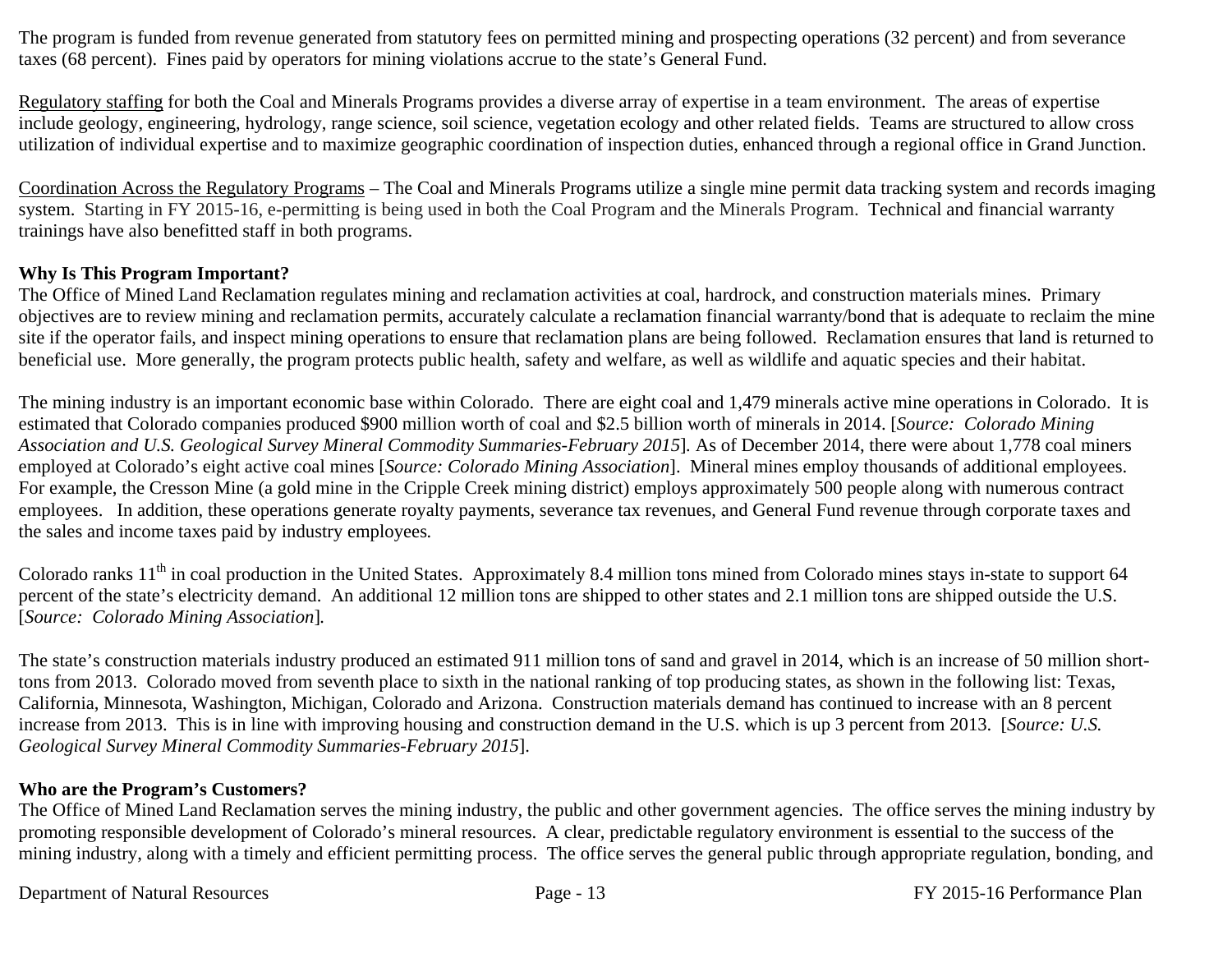The program is funded from revenue generated from statutory fees on permitted mining and prospecting operations (32 percent) and from severance taxes (68 percent). Fines paid by operators for mining violations accrue to the state's General Fund.

Regulatory staffing for both the Coal and Minerals Programs provides a diverse array of expertise in a team environment. The areas of expertise include geology, engineering, hydrology, range science, soil science, vegetation ecology and other related fields. Teams are structured to allow cross utilization of individual expertise and to maximize geographic coordination of inspection duties, enhanced through a regional office in Grand Junction.

Coordination Across the Regulatory Programs – The Coal and Minerals Programs utilize a single mine permit data tracking system and records imaging system. Starting in FY 2015-16, e-permitting is being used in both the Coal Program and the Minerals Program. Technical and financial warranty trainings have also benefitted staff in both programs.

**Why Is This Program Important?**

The Office of Mined Land Reclamation regulates mining and reclamation activities at coal, hardrock, and construction materials mines. Primary objectives are to review mining and reclamation permits, accurately calculate a reclamation financial warranty/bond that is adequate to reclaim the mine site if the operator fails, and inspect mining operations to ensure that reclamation plans are being followed. Reclamation ensures that land is returned to beneficial use. More generally, the program protects public health, safety and welfare, as well as wildlife and aquatic species and their habitat.

The mining industry is an important economic base within Colorado. There are eight coal and 1,479 minerals active mine operations in Colorado. It is estimated that Colorado companies produced $900 million worth of coal and $2.5 billion worth of minerals in 2014. [*Source: Colorado Mining Association and U.S. Geological Survey Mineral Commodity Summaries-February 2015*]. As of December 2014, there were about 1,778 coal miners employed at Colorado's eight active coal mines [*Source: Colorado Mining Association*]. Mineral mines employ thousands of additional employees. For example, the Cresson Mine (a gold mine in the Cripple Creek mining district) employs approximately 500 people along with numerous contract employees. In addition, these operations generate royalty payments, severance tax revenues, and General Fund revenue through corporate taxes and the sales and income taxes paid by industry employees.

Colorado ranks 11th in coal production in the United States. Approximately 8.4 million tons mined from Colorado mines stays in-state to support 64 percent of the state's electricity demand. An additional 12 million tons are shipped to other states and 2.1 million tons are shipped outside the U.S. [*Source: Colorado Mining Association*].

The state's construction materials industry produced an estimated 911 million tons of sand and gravel in 2014, which is an increase of 50 million short-tons from 2013. Colorado moved from seventh place to sixth in the national ranking of top producing states, as shown in the following list: Texas, California, Minnesota, Washington, Michigan, Colorado and Arizona. Construction materials demand has continued to increase with an 8 percent increase from 2013. This is in line with improving housing and construction demand in the U.S. which is up 3 percent from 2013. [*Source: U.S. Geological Survey Mineral Commodity Summaries-February 2015*].

**Who are the Program's Customers?**

The Office of Mined Land Reclamation serves the mining industry, the public and other government agencies. The office serves the mining industry by promoting responsible development of Colorado's mineral resources. A clear, predictable regulatory environment is essential to the success of the mining industry, along with a timely and efficient permitting process. The office serves the general public through appropriate regulation, bonding, and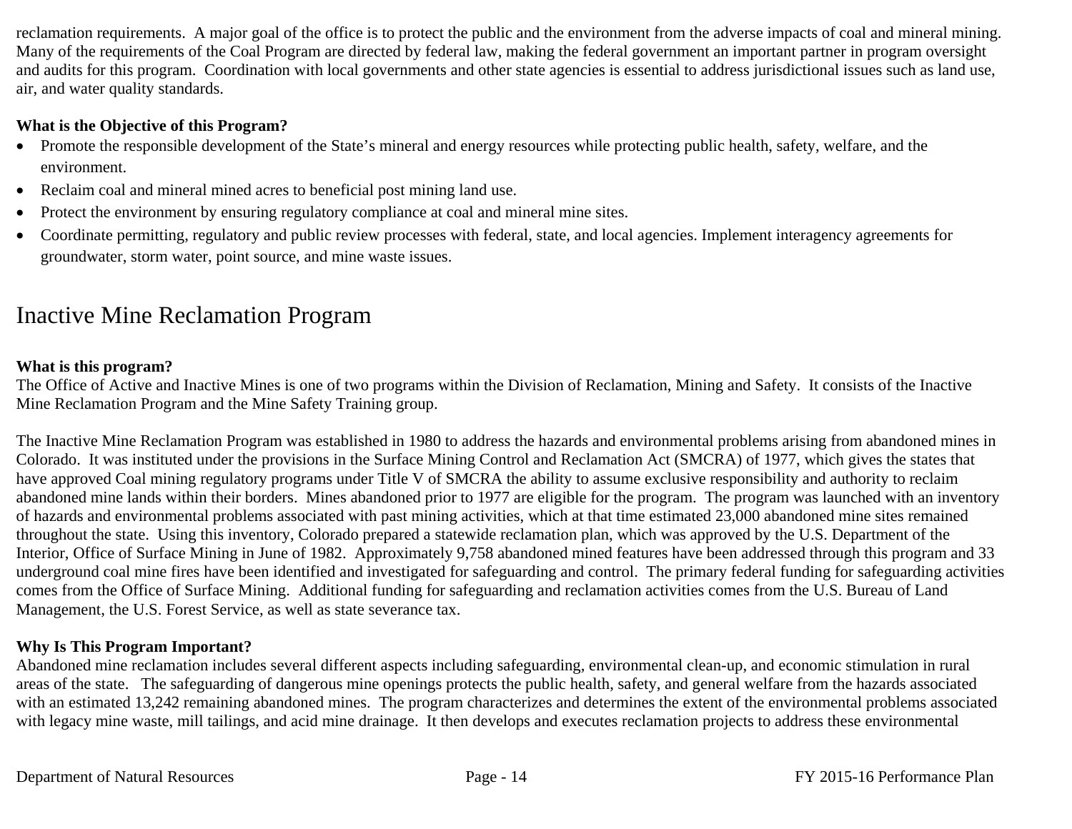reclamation requirements. A major goal of the office is to protect the public and the environment from the adverse impacts of coal and mineral mining. Many of the requirements of the Coal Program are directed by federal law, making the federal government an important partner in program oversight and audits for this program. Coordination with local governments and other state agencies is essential to address jurisdictional issues such as land use, air, and water quality standards.

**What is the Objective of this Program?**

- Promote the responsible development of the State's mineral and energy resources while protecting public health, safety, welfare, and the environment.
- Reclaim coal and mineral mined acres to beneficial post mining land use.
- Protect the environment by ensuring regulatory compliance at coal and mineral mine sites.
- Coordinate permitting, regulatory and public review processes with federal, state, and local agencies. Implement interagency agreements for groundwater, storm water, point source, and mine waste issues.

# Inactive Mine Reclamation Program

**What is this program?**

The Office of Active and Inactive Mines is one of two programs within the Division of Reclamation, Mining and Safety. It consists of the Inactive Mine Reclamation Program and the Mine Safety Training group.

The Inactive Mine Reclamation Program was established in 1980 to address the hazards and environmental problems arising from abandoned mines in Colorado. It was instituted under the provisions in the Surface Mining Control and Reclamation Act (SMCRA) of 1977, which gives the states that have approved Coal mining regulatory programs under Title V of SMCRA the ability to assume exclusive responsibility and authority to reclaim abandoned mine lands within their borders. Mines abandoned prior to 1977 are eligible for the program. The program was launched with an inventory of hazards and environmental problems associated with past mining activities, which at that time estimated 23,000 abandoned mine sites remained throughout the state. Using this inventory, Colorado prepared a statewide reclamation plan, which was approved by the U.S. Department of the Interior, Office of Surface Mining in June of 1982. Approximately 9,758 abandoned mined features have been addressed through this program and 33 underground coal mine fires have been identified and investigated for safeguarding and control. The primary federal funding for safeguarding activities comes from the Office of Surface Mining. Additional funding for safeguarding and reclamation activities comes from the U.S. Bureau of Land Management, the U.S. Forest Service, as well as state severance tax.

**Why Is This Program Important?**

Abandoned mine reclamation includes several different aspects including safeguarding, environmental clean-up, and economic stimulation in rural areas of the state. The safeguarding of dangerous mine openings protects the public health, safety, and general welfare from the hazards associated with an estimated 13,242 remaining abandoned mines. The program characterizes and determines the extent of the environmental problems associated with legacy mine waste, mill tailings, and acid mine drainage. It then develops and executes reclamation projects to address these environmental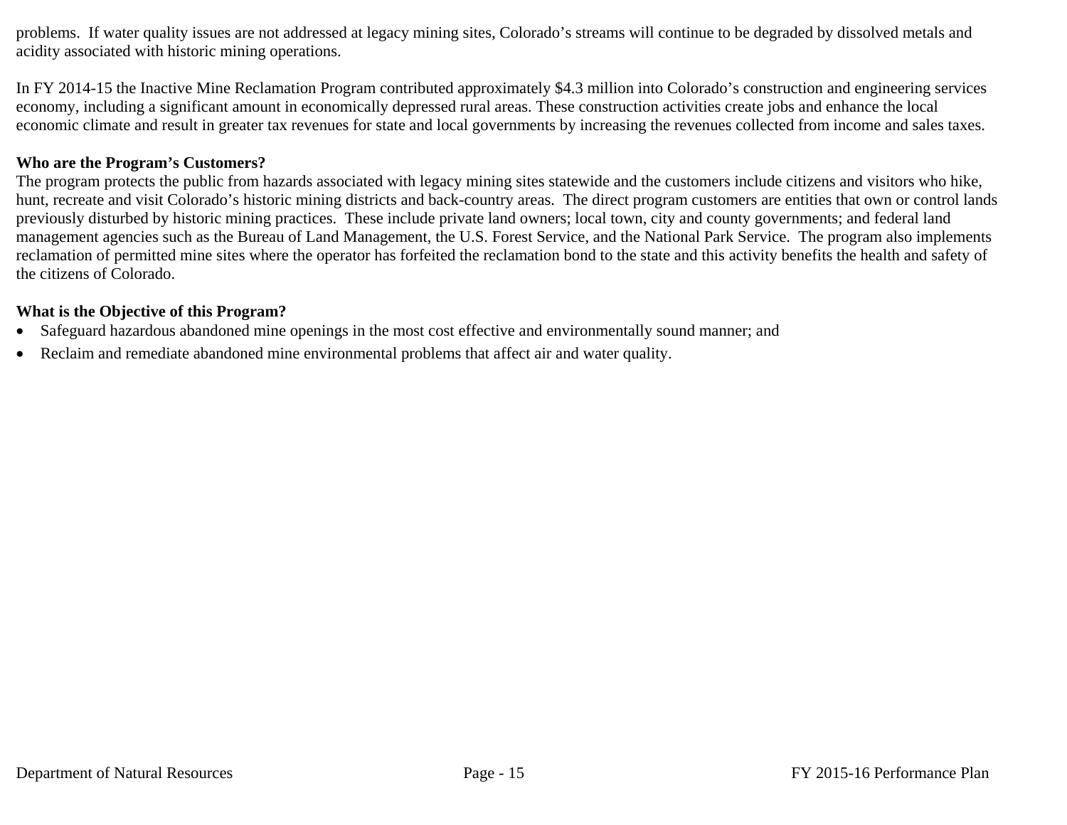problems.  If water quality issues are not addressed at legacy mining sites, Colorado's streams will continue to be degraded by dissolved metals and acidity associated with historic mining operations.

In FY 2014-15 the Inactive Mine Reclamation Program contributed approximately $4.3 million into Colorado's construction and engineering services economy, including a significant amount in economically depressed rural areas. These construction activities create jobs and enhance the local economic climate and result in greater tax revenues for state and local governments by increasing the revenues collected from income and sales taxes.

**Who are the Program's Customers?**

The program protects the public from hazards associated with legacy mining sites statewide and the customers include citizens and visitors who hike, hunt, recreate and visit Colorado's historic mining districts and back-country areas.  The direct program customers are entities that own or control lands previously disturbed by historic mining practices.  These include private land owners; local town, city and county governments; and federal land management agencies such as the Bureau of Land Management, the U.S. Forest Service, and the National Park Service.  The program also implements reclamation of permitted mine sites where the operator has forfeited the reclamation bond to the state and this activity benefits the health and safety of the citizens of Colorado.

**What is the Objective of this Program?**

- Safeguard hazardous abandoned mine openings in the most cost effective and environmentally sound manner; and
- Reclaim and remediate abandoned mine environmental problems that affect air and water quality.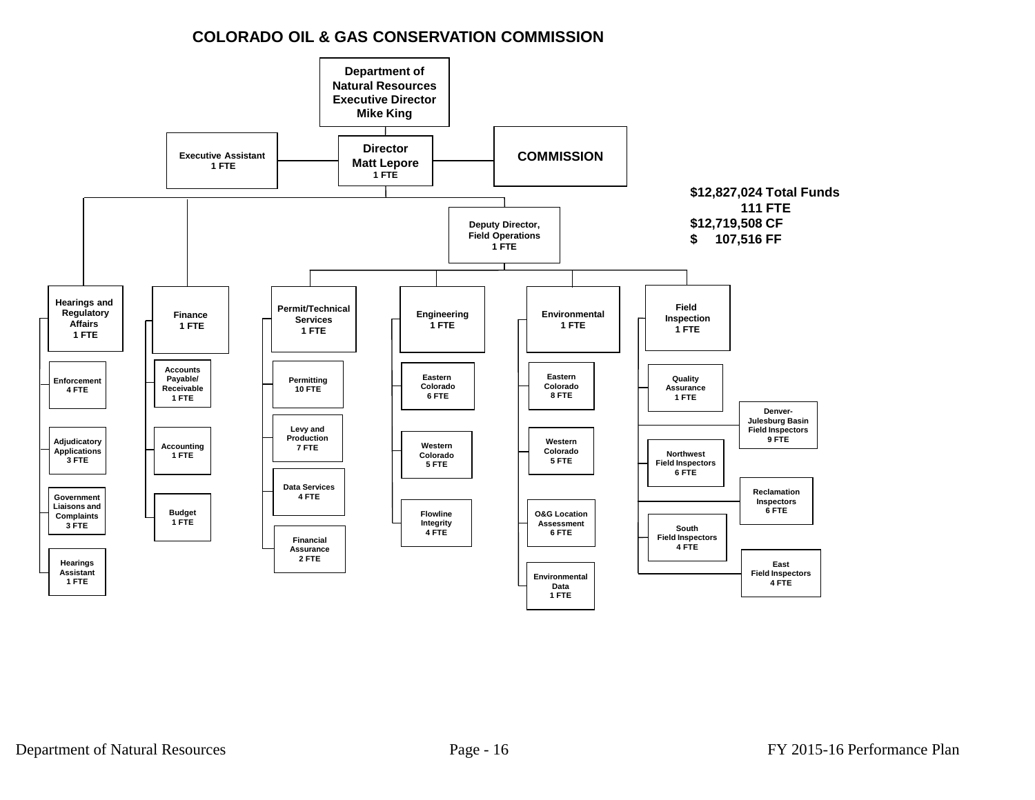## COLORADO OIL & GAS CONSERVATION COMMISSION

**Department of Natural Resources Executive Director Mike King**

- **Executive Assistant** 1 FTE
- **Director Matt Lepore** 1 FTE
- **COMMISSION**

**$12,827,024 Total Funds**
**111 FTE**
**$12,719,508 CF**
**$ 107,516 FF**

**Hearings and Regulatory Affairs** 1 FTE
- Enforcement 4 FTE
- Adjudicatory Applications 3 FTE
- Government Liaisons and Complaints 3 FTE
- Hearings Assistant 1 FTE

**Finance** 1 FTE
- Accounts Payable/ Receivable 1 FTE
- Accounting 1 FTE
- Budget 1 FTE

**Deputy Director, Field Operations** 1 FTE

**Permit/Technical Services** 1 FTE
- Permitting 10 FTE
- Levy and Production 7 FTE
- Data Services 4 FTE
- Financial Assurance 2 FTE

**Engineering** 1 FTE
- Eastern Colorado 6 FTE
- Western Colorado 5 FTE
- Flowline Integrity 4 FTE

**Environmental** 1 FTE
- Eastern Colorado 8 FTE
- Western Colorado 5 FTE
- O&G Location Assessment 6 FTE
- Environmental Data 1 FTE

**Field Inspection** 1 FTE
- Quality Assurance 1 FTE
- Denver-Julesburg Basin Field Inspectors 9 FTE
- Northwest Field Inspectors 6 FTE
- Reclamation Inspectors 6 FTE
- South Field Inspectors 4 FTE
- East Field Inspectors 4 FTE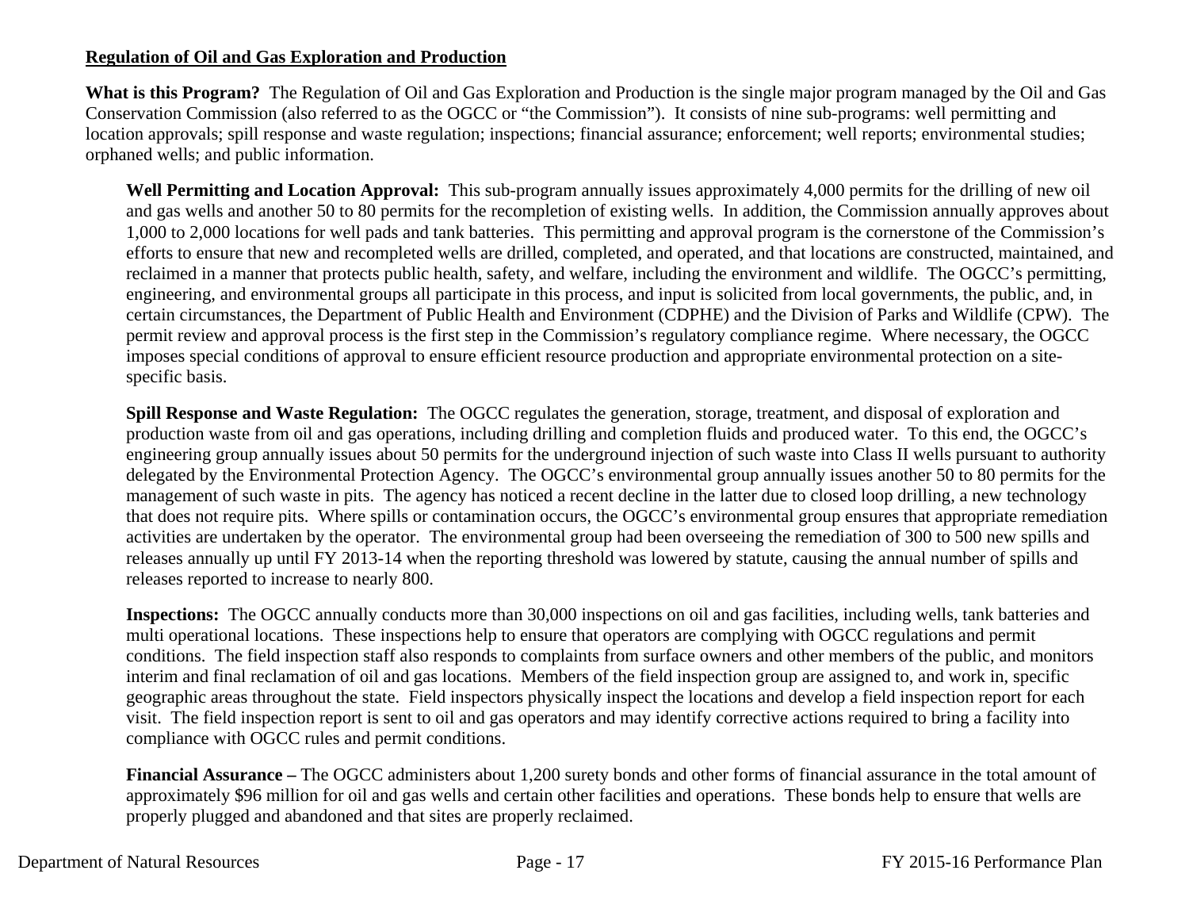**Regulation of Oil and Gas Exploration and Production**

**What is this Program?** The Regulation of Oil and Gas Exploration and Production is the single major program managed by the Oil and Gas Conservation Commission (also referred to as the OGCC or "the Commission"). It consists of nine sub-programs: well permitting and location approvals; spill response and waste regulation; inspections; financial assurance; enforcement; well reports; environmental studies; orphaned wells; and public information.

**Well Permitting and Location Approval:** This sub-program annually issues approximately 4,000 permits for the drilling of new oil and gas wells and another 50 to 80 permits for the recompletion of existing wells. In addition, the Commission annually approves about 1,000 to 2,000 locations for well pads and tank batteries. This permitting and approval program is the cornerstone of the Commission's efforts to ensure that new and recompleted wells are drilled, completed, and operated, and that locations are constructed, maintained, and reclaimed in a manner that protects public health, safety, and welfare, including the environment and wildlife. The OGCC's permitting, engineering, and environmental groups all participate in this process, and input is solicited from local governments, the public, and, in certain circumstances, the Department of Public Health and Environment (CDPHE) and the Division of Parks and Wildlife (CPW). The permit review and approval process is the first step in the Commission's regulatory compliance regime. Where necessary, the OGCC imposes special conditions of approval to ensure efficient resource production and appropriate environmental protection on a site-specific basis.

**Spill Response and Waste Regulation:** The OGCC regulates the generation, storage, treatment, and disposal of exploration and production waste from oil and gas operations, including drilling and completion fluids and produced water. To this end, the OGCC's engineering group annually issues about 50 permits for the underground injection of such waste into Class II wells pursuant to authority delegated by the Environmental Protection Agency. The OGCC's environmental group annually issues another 50 to 80 permits for the management of such waste in pits. The agency has noticed a recent decline in the latter due to closed loop drilling, a new technology that does not require pits. Where spills or contamination occurs, the OGCC's environmental group ensures that appropriate remediation activities are undertaken by the operator. The environmental group had been overseeing the remediation of 300 to 500 new spills and releases annually up until FY 2013-14 when the reporting threshold was lowered by statute, causing the annual number of spills and releases reported to increase to nearly 800.

**Inspections:** The OGCC annually conducts more than 30,000 inspections on oil and gas facilities, including wells, tank batteries and multi operational locations. These inspections help to ensure that operators are complying with OGCC regulations and permit conditions. The field inspection staff also responds to complaints from surface owners and other members of the public, and monitors interim and final reclamation of oil and gas locations. Members of the field inspection group are assigned to, and work in, specific geographic areas throughout the state. Field inspectors physically inspect the locations and develop a field inspection report for each visit. The field inspection report is sent to oil and gas operators and may identify corrective actions required to bring a facility into compliance with OGCC rules and permit conditions.

**Financial Assurance –** The OGCC administers about 1,200 surety bonds and other forms of financial assurance in the total amount of approximately $96 million for oil and gas wells and certain other facilities and operations. These bonds help to ensure that wells are properly plugged and abandoned and that sites are properly reclaimed.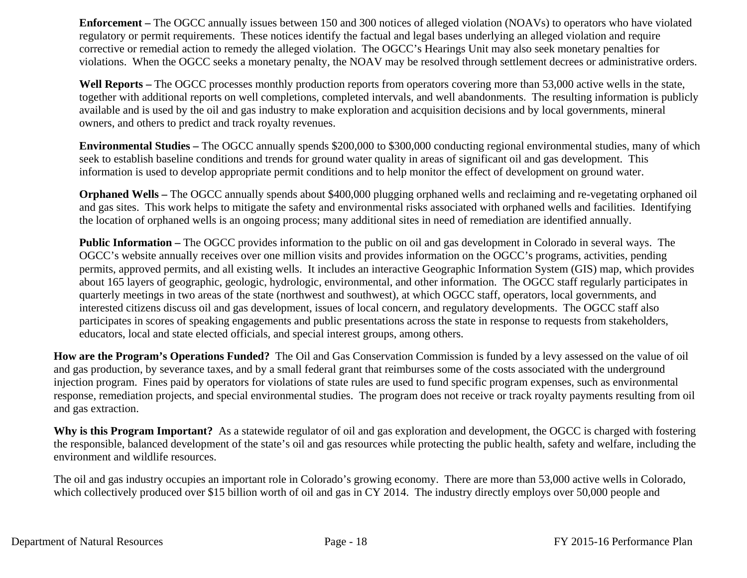**Enforcement –** The OGCC annually issues between 150 and 300 notices of alleged violation (NOAVs) to operators who have violated regulatory or permit requirements. These notices identify the factual and legal bases underlying an alleged violation and require corrective or remedial action to remedy the alleged violation. The OGCC's Hearings Unit may also seek monetary penalties for violations. When the OGCC seeks a monetary penalty, the NOAV may be resolved through settlement decrees or administrative orders.

**Well Reports –** The OGCC processes monthly production reports from operators covering more than 53,000 active wells in the state, together with additional reports on well completions, completed intervals, and well abandonments. The resulting information is publicly available and is used by the oil and gas industry to make exploration and acquisition decisions and by local governments, mineral owners, and others to predict and track royalty revenues.

**Environmental Studies –** The OGCC annually spends $200,000 to $300,000 conducting regional environmental studies, many of which seek to establish baseline conditions and trends for ground water quality in areas of significant oil and gas development. This information is used to develop appropriate permit conditions and to help monitor the effect of development on ground water.

**Orphaned Wells –** The OGCC annually spends about $400,000 plugging orphaned wells and reclaiming and re-vegetating orphaned oil and gas sites. This work helps to mitigate the safety and environmental risks associated with orphaned wells and facilities. Identifying the location of orphaned wells is an ongoing process; many additional sites in need of remediation are identified annually.

**Public Information –** The OGCC provides information to the public on oil and gas development in Colorado in several ways. The OGCC's website annually receives over one million visits and provides information on the OGCC's programs, activities, pending permits, approved permits, and all existing wells. It includes an interactive Geographic Information System (GIS) map, which provides about 165 layers of geographic, geologic, hydrologic, environmental, and other information. The OGCC staff regularly participates in quarterly meetings in two areas of the state (northwest and southwest), at which OGCC staff, operators, local governments, and interested citizens discuss oil and gas development, issues of local concern, and regulatory developments. The OGCC staff also participates in scores of speaking engagements and public presentations across the state in response to requests from stakeholders, educators, local and state elected officials, and special interest groups, among others.

**How are the Program's Operations Funded?** The Oil and Gas Conservation Commission is funded by a levy assessed on the value of oil and gas production, by severance taxes, and by a small federal grant that reimburses some of the costs associated with the underground injection program. Fines paid by operators for violations of state rules are used to fund specific program expenses, such as environmental response, remediation projects, and special environmental studies. The program does not receive or track royalty payments resulting from oil and gas extraction.

**Why is this Program Important?** As a statewide regulator of oil and gas exploration and development, the OGCC is charged with fostering the responsible, balanced development of the state's oil and gas resources while protecting the public health, safety and welfare, including the environment and wildlife resources.

The oil and gas industry occupies an important role in Colorado's growing economy. There are more than 53,000 active wells in Colorado, which collectively produced over $15 billion worth of oil and gas in CY 2014. The industry directly employs over 50,000 people and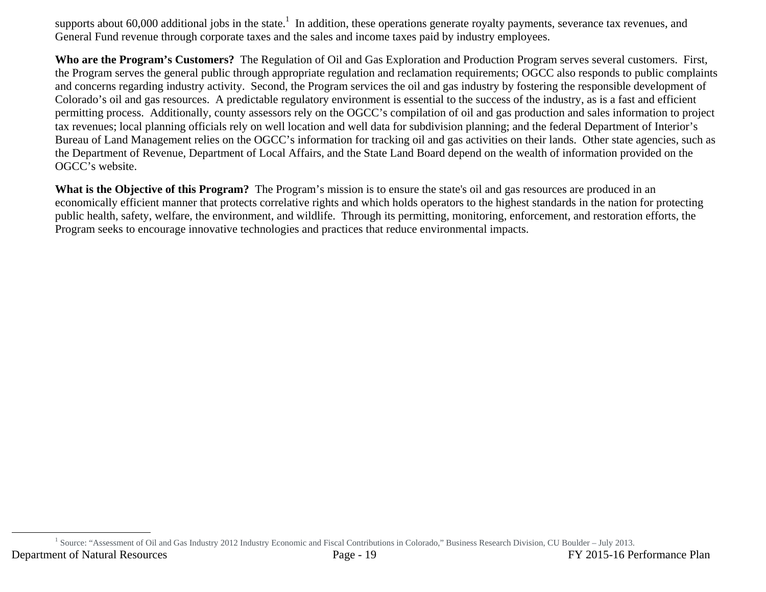supports about 60,000 additional jobs in the state.[1] In addition, these operations generate royalty payments, severance tax revenues, and General Fund revenue through corporate taxes and the sales and income taxes paid by industry employees.

**Who are the Program's Customers?** The Regulation of Oil and Gas Exploration and Production Program serves several customers. First, the Program serves the general public through appropriate regulation and reclamation requirements; OGCC also responds to public complaints and concerns regarding industry activity. Second, the Program services the oil and gas industry by fostering the responsible development of Colorado's oil and gas resources. A predictable regulatory environment is essential to the success of the industry, as is a fast and efficient permitting process. Additionally, county assessors rely on the OGCC's compilation of oil and gas production and sales information to project tax revenues; local planning officials rely on well location and well data for subdivision planning; and the federal Department of Interior's Bureau of Land Management relies on the OGCC's information for tracking oil and gas activities on their lands. Other state agencies, such as the Department of Revenue, Department of Local Affairs, and the State Land Board depend on the wealth of information provided on the OGCC's website.

**What is the Objective of this Program?** The Program's mission is to ensure the state's oil and gas resources are produced in an economically efficient manner that protects correlative rights and which holds operators to the highest standards in the nation for protecting public health, safety, welfare, the environment, and wildlife. Through its permitting, monitoring, enforcement, and restoration efforts, the Program seeks to encourage innovative technologies and practices that reduce environmental impacts.

[1] Source: "Assessment of Oil and Gas Industry 2012 Industry Economic and Fiscal Contributions in Colorado," Business Research Division, CU Boulder – July 2013.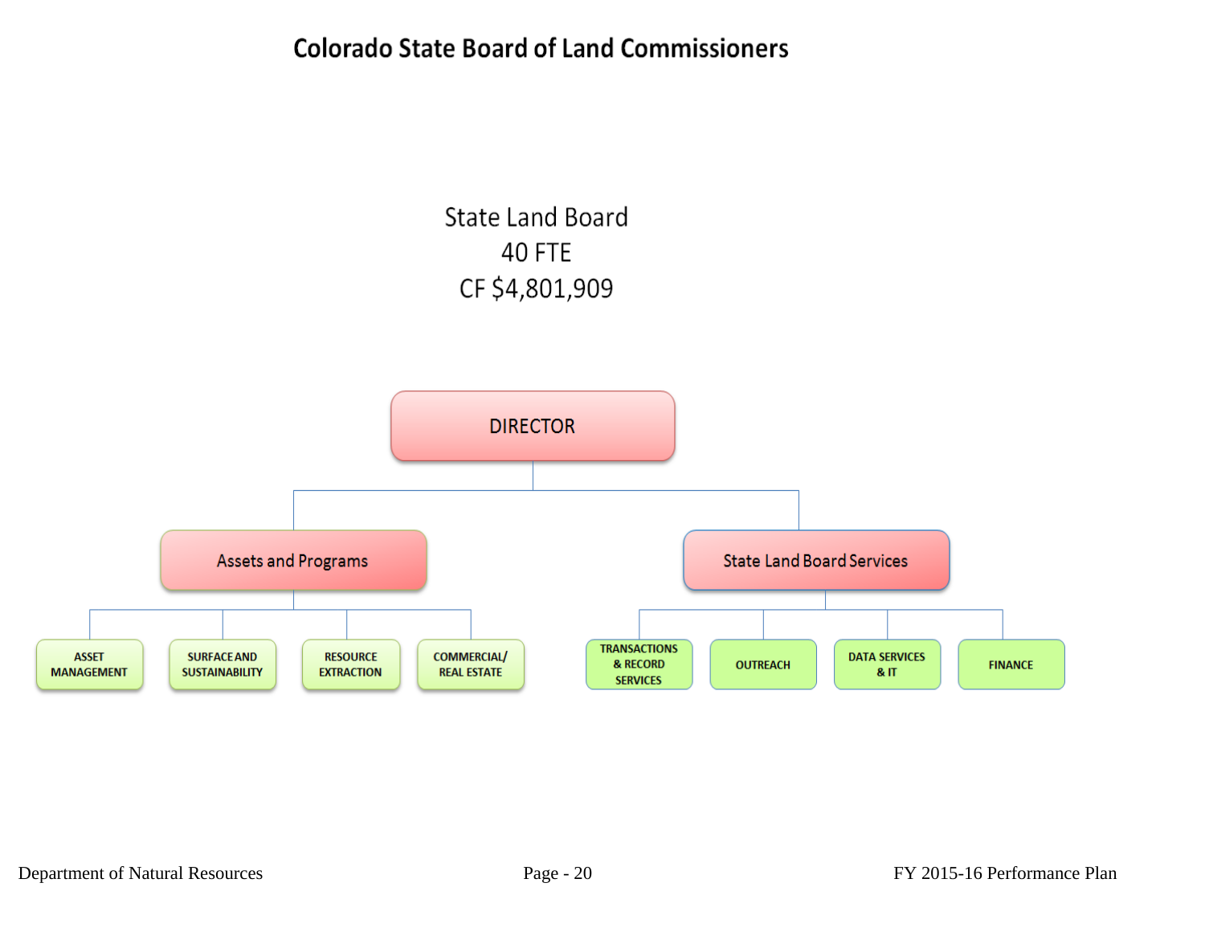# Colorado State Board of Land Commissioners

State Land Board
40 FTE
CF $4,801,909

- DIRECTOR
  - Assets and Programs
    - ASSET MANAGEMENT
    - SURFACE AND SUSTAINABILITY
    - RESOURCE EXTRACTION
    - COMMERCIAL/ REAL ESTATE
  - State Land Board Services
    - TRANSACTIONS & RECORD SERVICES
    - OUTREACH
    - DATA SERVICES & IT
    - FINANCE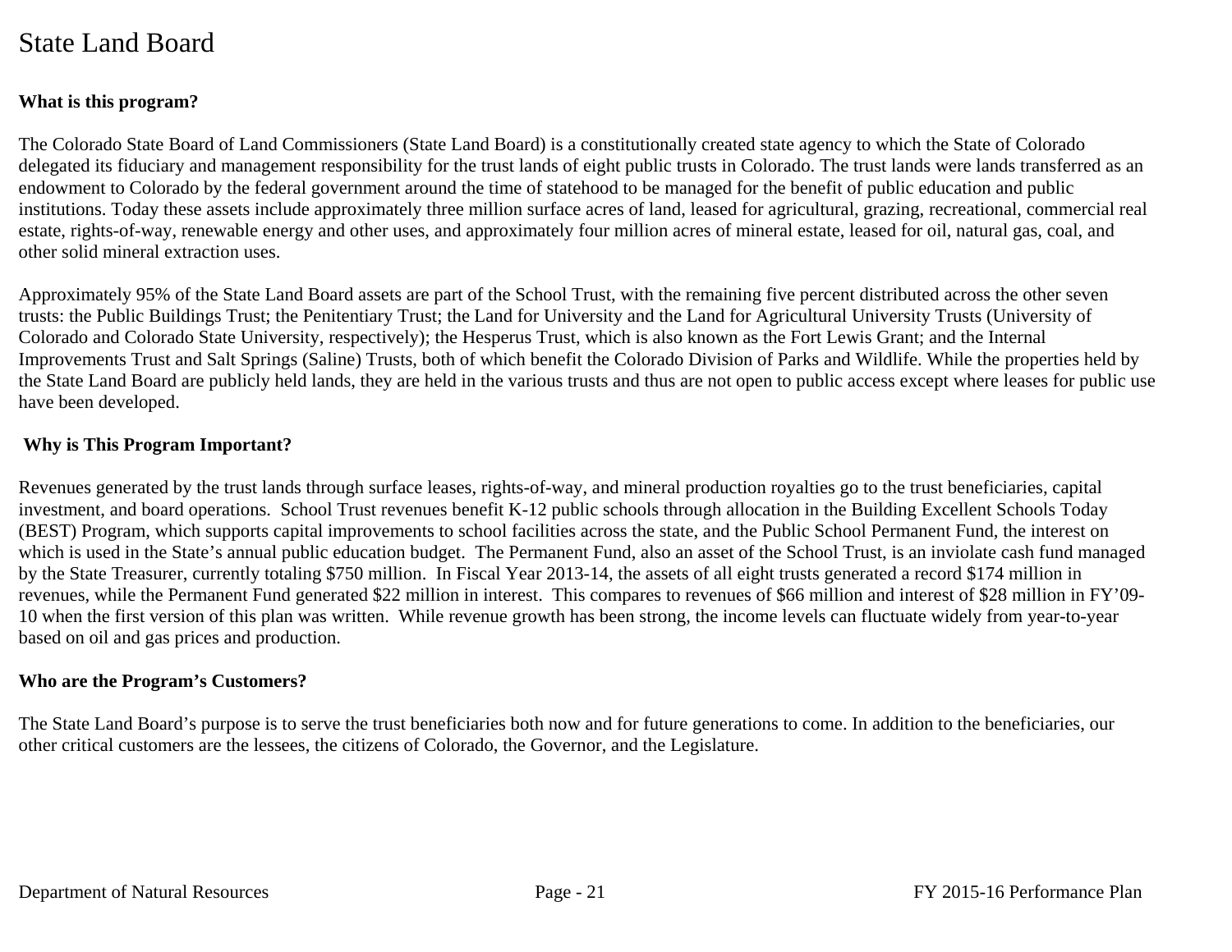# State Land Board

**What is this program?**

The Colorado State Board of Land Commissioners (State Land Board) is a constitutionally created state agency to which the State of Colorado delegated its fiduciary and management responsibility for the trust lands of eight public trusts in Colorado. The trust lands were lands transferred as an endowment to Colorado by the federal government around the time of statehood to be managed for the benefit of public education and public institutions. Today these assets include approximately three million surface acres of land, leased for agricultural, grazing, recreational, commercial real estate, rights-of-way, renewable energy and other uses, and approximately four million acres of mineral estate, leased for oil, natural gas, coal, and other solid mineral extraction uses.

Approximately 95% of the State Land Board assets are part of the School Trust, with the remaining five percent distributed across the other seven trusts: the Public Buildings Trust; the Penitentiary Trust; the Land for University and the Land for Agricultural University Trusts (University of Colorado and Colorado State University, respectively); the Hesperus Trust, which is also known as the Fort Lewis Grant; and the Internal Improvements Trust and Salt Springs (Saline) Trusts, both of which benefit the Colorado Division of Parks and Wildlife. While the properties held by the State Land Board are publicly held lands, they are held in the various trusts and thus are not open to public access except where leases for public use have been developed.

**Why is This Program Important?**

Revenues generated by the trust lands through surface leases, rights-of-way, and mineral production royalties go to the trust beneficiaries, capital investment, and board operations. School Trust revenues benefit K-12 public schools through allocation in the Building Excellent Schools Today (BEST) Program, which supports capital improvements to school facilities across the state, and the Public School Permanent Fund, the interest on which is used in the State's annual public education budget. The Permanent Fund, also an asset of the School Trust, is an inviolate cash fund managed by the State Treasurer, currently totaling $750 million. In Fiscal Year 2013-14, the assets of all eight trusts generated a record $174 million in revenues, while the Permanent Fund generated $22 million in interest. This compares to revenues of $66 million and interest of $28 million in FY'09-10 when the first version of this plan was written. While revenue growth has been strong, the income levels can fluctuate widely from year-to-year based on oil and gas prices and production.

**Who are the Program's Customers?**

The State Land Board's purpose is to serve the trust beneficiaries both now and for future generations to come. In addition to the beneficiaries, our other critical customers are the lessees, the citizens of Colorado, the Governor, and the Legislature.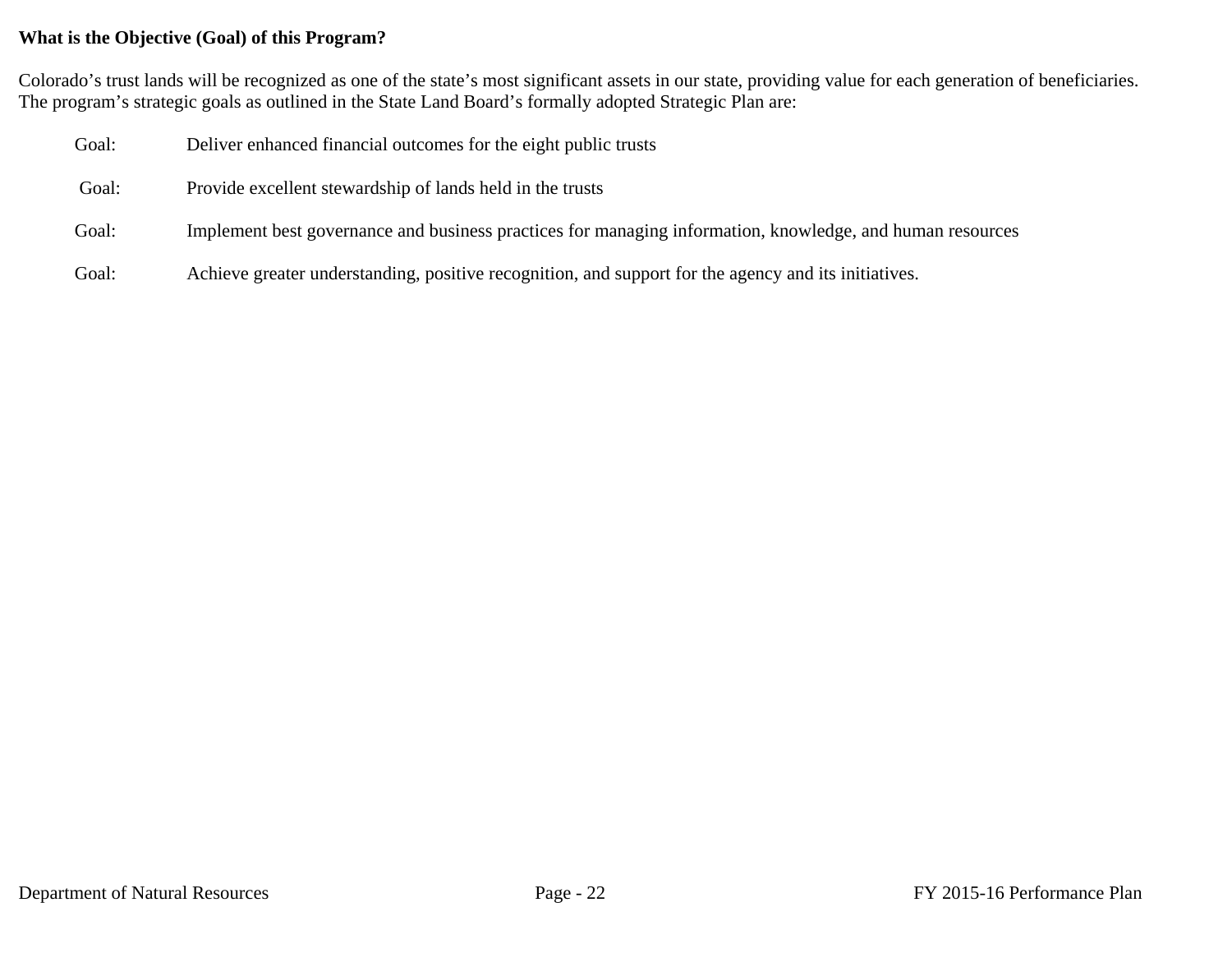**What is the Objective (Goal) of this Program?**

Colorado's trust lands will be recognized as one of the state's most significant assets in our state, providing value for each generation of beneficiaries. The program's strategic goals as outlined in the State Land Board's formally adopted Strategic Plan are:

Goal: Deliver enhanced financial outcomes for the eight public trusts

Goal: Provide excellent stewardship of lands held in the trusts

Goal: Implement best governance and business practices for managing information, knowledge, and human resources

Goal: Achieve greater understanding, positive recognition, and support for the agency and its initiatives.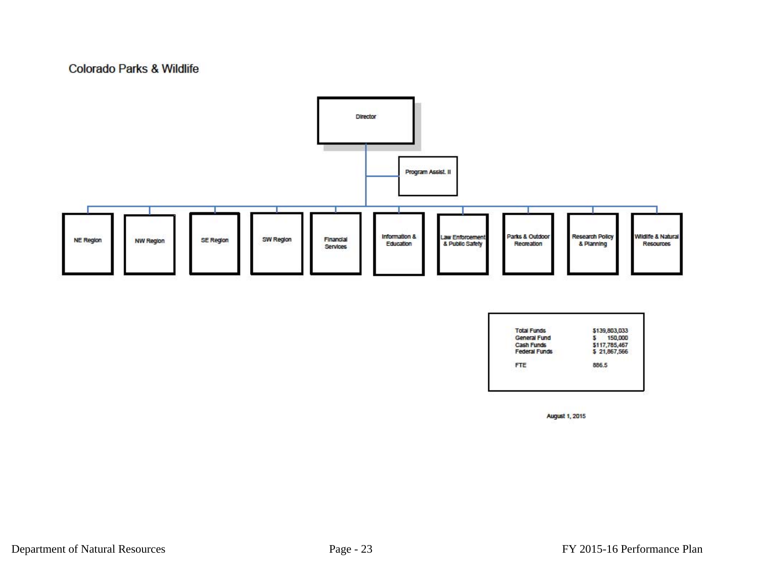## Colorado Parks & Wildlife

- Director
  - Program Assist. II
  - NE Region
  - NW Region
  - SE Region
  - SW Region
  - Financial Services
  - Information & Education
  - Law Enforcement & Public Safety
  - Parks & Outdoor Recreation
  - Research Policy & Planning
  - Wildlife & Natural Resources

| | |
|---|---|
| Total Funds | $139,803,033 |
| General Fund | $ 150,000 |
| Cash Funds | $117,785,467 |
| Federal Funds | $ 21,867,566 |
| FTE | 886.5 |

August 1, 2015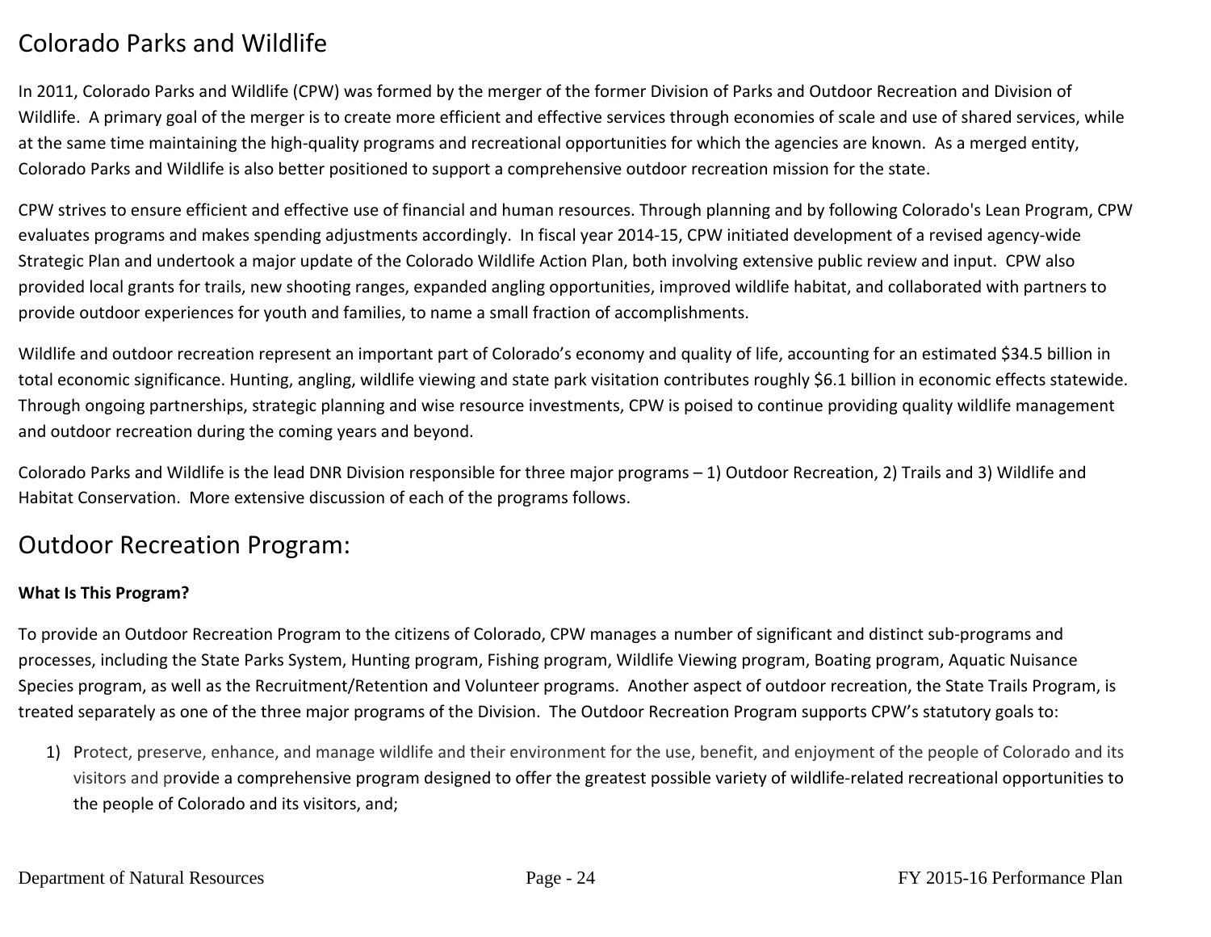# Colorado Parks and Wildlife

In 2011, Colorado Parks and Wildlife (CPW) was formed by the merger of the former Division of Parks and Outdoor Recreation and Division of Wildlife. A primary goal of the merger is to create more efficient and effective services through economies of scale and use of shared services, while at the same time maintaining the high-quality programs and recreational opportunities for which the agencies are known. As a merged entity, Colorado Parks and Wildlife is also better positioned to support a comprehensive outdoor recreation mission for the state.

CPW strives to ensure efficient and effective use of financial and human resources. Through planning and by following Colorado's Lean Program, CPW evaluates programs and makes spending adjustments accordingly. In fiscal year 2014-15, CPW initiated development of a revised agency-wide Strategic Plan and undertook a major update of the Colorado Wildlife Action Plan, both involving extensive public review and input. CPW also provided local grants for trails, new shooting ranges, expanded angling opportunities, improved wildlife habitat, and collaborated with partners to provide outdoor experiences for youth and families, to name a small fraction of accomplishments.

Wildlife and outdoor recreation represent an important part of Colorado's economy and quality of life, accounting for an estimated $34.5 billion in total economic significance. Hunting, angling, wildlife viewing and state park visitation contributes roughly $6.1 billion in economic effects statewide. Through ongoing partnerships, strategic planning and wise resource investments, CPW is poised to continue providing quality wildlife management and outdoor recreation during the coming years and beyond.

Colorado Parks and Wildlife is the lead DNR Division responsible for three major programs – 1) Outdoor Recreation, 2) Trails and 3) Wildlife and Habitat Conservation. More extensive discussion of each of the programs follows.

## Outdoor Recreation Program:

**What Is This Program?**

To provide an Outdoor Recreation Program to the citizens of Colorado, CPW manages a number of significant and distinct sub-programs and processes, including the State Parks System, Hunting program, Fishing program, Wildlife Viewing program, Boating program, Aquatic Nuisance Species program, as well as the Recruitment/Retention and Volunteer programs. Another aspect of outdoor recreation, the State Trails Program, is treated separately as one of the three major programs of the Division. The Outdoor Recreation Program supports CPW's statutory goals to:

1) Protect, preserve, enhance, and manage wildlife and their environment for the use, benefit, and enjoyment of the people of Colorado and its visitors and provide a comprehensive program designed to offer the greatest possible variety of wildlife-related recreational opportunities to the people of Colorado and its visitors, and;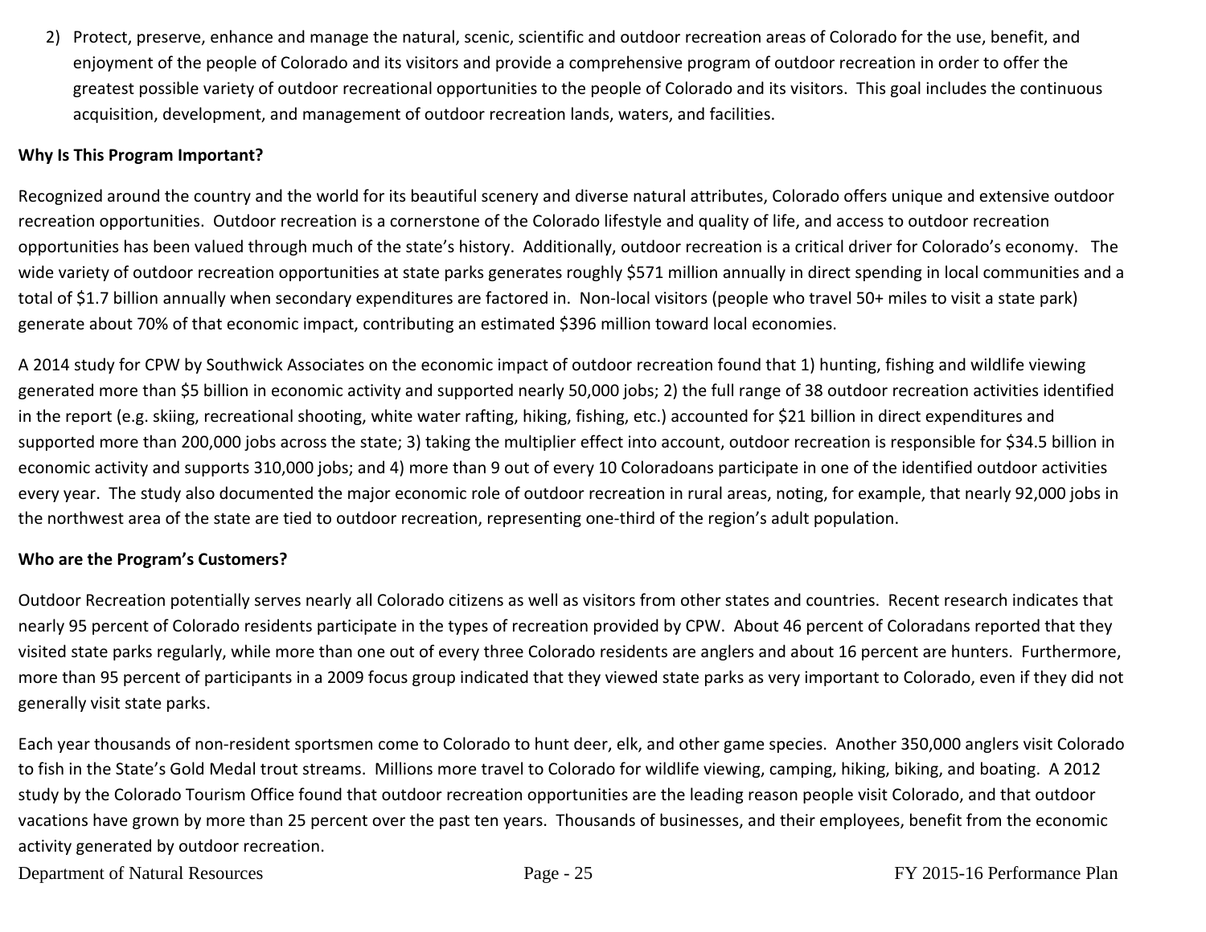2) Protect, preserve, enhance and manage the natural, scenic, scientific and outdoor recreation areas of Colorado for the use, benefit, and enjoyment of the people of Colorado and its visitors and provide a comprehensive program of outdoor recreation in order to offer the greatest possible variety of outdoor recreational opportunities to the people of Colorado and its visitors. This goal includes the continuous acquisition, development, and management of outdoor recreation lands, waters, and facilities.

**Why Is This Program Important?**

Recognized around the country and the world for its beautiful scenery and diverse natural attributes, Colorado offers unique and extensive outdoor recreation opportunities. Outdoor recreation is a cornerstone of the Colorado lifestyle and quality of life, and access to outdoor recreation opportunities has been valued through much of the state's history. Additionally, outdoor recreation is a critical driver for Colorado's economy. The wide variety of outdoor recreation opportunities at state parks generates roughly $571 million annually in direct spending in local communities and a total of $1.7 billion annually when secondary expenditures are factored in. Non-local visitors (people who travel 50+ miles to visit a state park) generate about 70% of that economic impact, contributing an estimated $396 million toward local economies.

A 2014 study for CPW by Southwick Associates on the economic impact of outdoor recreation found that 1) hunting, fishing and wildlife viewing generated more than $5 billion in economic activity and supported nearly 50,000 jobs; 2) the full range of 38 outdoor recreation activities identified in the report (e.g. skiing, recreational shooting, white water rafting, hiking, fishing, etc.) accounted for $21 billion in direct expenditures and supported more than 200,000 jobs across the state; 3) taking the multiplier effect into account, outdoor recreation is responsible for $34.5 billion in economic activity and supports 310,000 jobs; and 4) more than 9 out of every 10 Coloradoans participate in one of the identified outdoor activities every year. The study also documented the major economic role of outdoor recreation in rural areas, noting, for example, that nearly 92,000 jobs in the northwest area of the state are tied to outdoor recreation, representing one-third of the region's adult population.

**Who are the Program's Customers?**

Outdoor Recreation potentially serves nearly all Colorado citizens as well as visitors from other states and countries. Recent research indicates that nearly 95 percent of Colorado residents participate in the types of recreation provided by CPW. About 46 percent of Coloradans reported that they visited state parks regularly, while more than one out of every three Colorado residents are anglers and about 16 percent are hunters. Furthermore, more than 95 percent of participants in a 2009 focus group indicated that they viewed state parks as very important to Colorado, even if they did not generally visit state parks.

Each year thousands of non-resident sportsmen come to Colorado to hunt deer, elk, and other game species. Another 350,000 anglers visit Colorado to fish in the State's Gold Medal trout streams. Millions more travel to Colorado for wildlife viewing, camping, hiking, biking, and boating. A 2012 study by the Colorado Tourism Office found that outdoor recreation opportunities are the leading reason people visit Colorado, and that outdoor vacations have grown by more than 25 percent over the past ten years. Thousands of businesses, and their employees, benefit from the economic activity generated by outdoor recreation.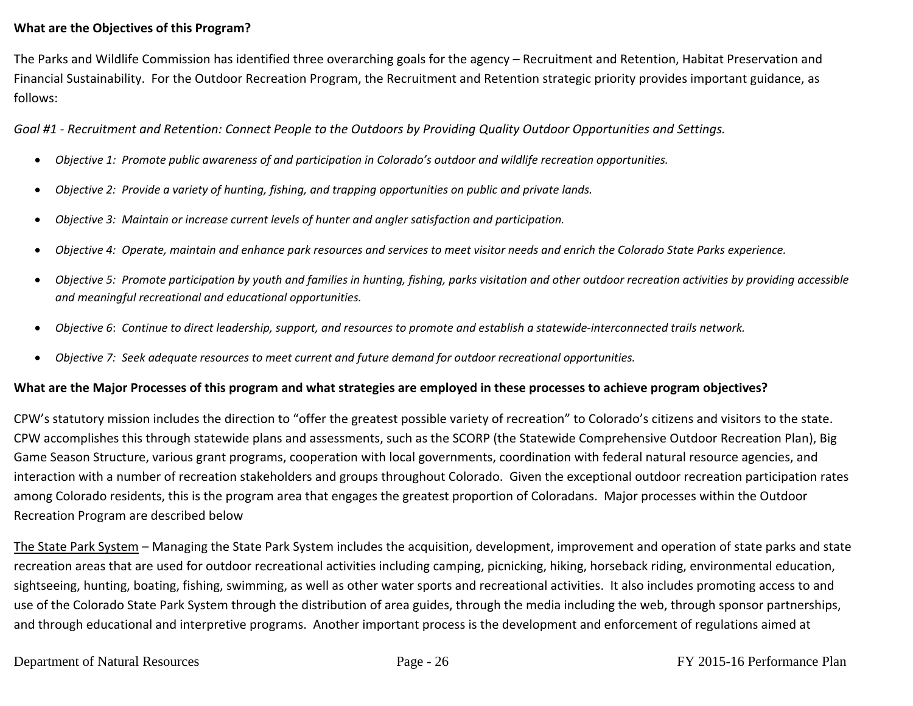**What are the Objectives of this Program?**

The Parks and Wildlife Commission has identified three overarching goals for the agency – Recruitment and Retention, Habitat Preservation and Financial Sustainability. For the Outdoor Recreation Program, the Recruitment and Retention strategic priority provides important guidance, as follows:

*Goal #1 - Recruitment and Retention: Connect People to the Outdoors by Providing Quality Outdoor Opportunities and Settings.*

- *Objective 1: Promote public awareness of and participation in Colorado's outdoor and wildlife recreation opportunities.*
- *Objective 2: Provide a variety of hunting, fishing, and trapping opportunities on public and private lands.*
- *Objective 3: Maintain or increase current levels of hunter and angler satisfaction and participation.*
- *Objective 4: Operate, maintain and enhance park resources and services to meet visitor needs and enrich the Colorado State Parks experience.*
- *Objective 5: Promote participation by youth and families in hunting, fishing, parks visitation and other outdoor recreation activities by providing accessible and meaningful recreational and educational opportunities.*
- *Objective 6: Continue to direct leadership, support, and resources to promote and establish a statewide-interconnected trails network.*
- *Objective 7: Seek adequate resources to meet current and future demand for outdoor recreational opportunities.*

**What are the Major Processes of this program and what strategies are employed in these processes to achieve program objectives?**

CPW's statutory mission includes the direction to "offer the greatest possible variety of recreation" to Colorado's citizens and visitors to the state. CPW accomplishes this through statewide plans and assessments, such as the SCORP (the Statewide Comprehensive Outdoor Recreation Plan), Big Game Season Structure, various grant programs, cooperation with local governments, coordination with federal natural resource agencies, and interaction with a number of recreation stakeholders and groups throughout Colorado. Given the exceptional outdoor recreation participation rates among Colorado residents, this is the program area that engages the greatest proportion of Coloradans. Major processes within the Outdoor Recreation Program are described below

<u>The State Park System</u> – Managing the State Park System includes the acquisition, development, improvement and operation of state parks and state recreation areas that are used for outdoor recreational activities including camping, picnicking, hiking, horseback riding, environmental education, sightseeing, hunting, boating, fishing, swimming, as well as other water sports and recreational activities. It also includes promoting access to and use of the Colorado State Park System through the distribution of area guides, through the media including the web, through sponsor partnerships, and through educational and interpretive programs. Another important process is the development and enforcement of regulations aimed at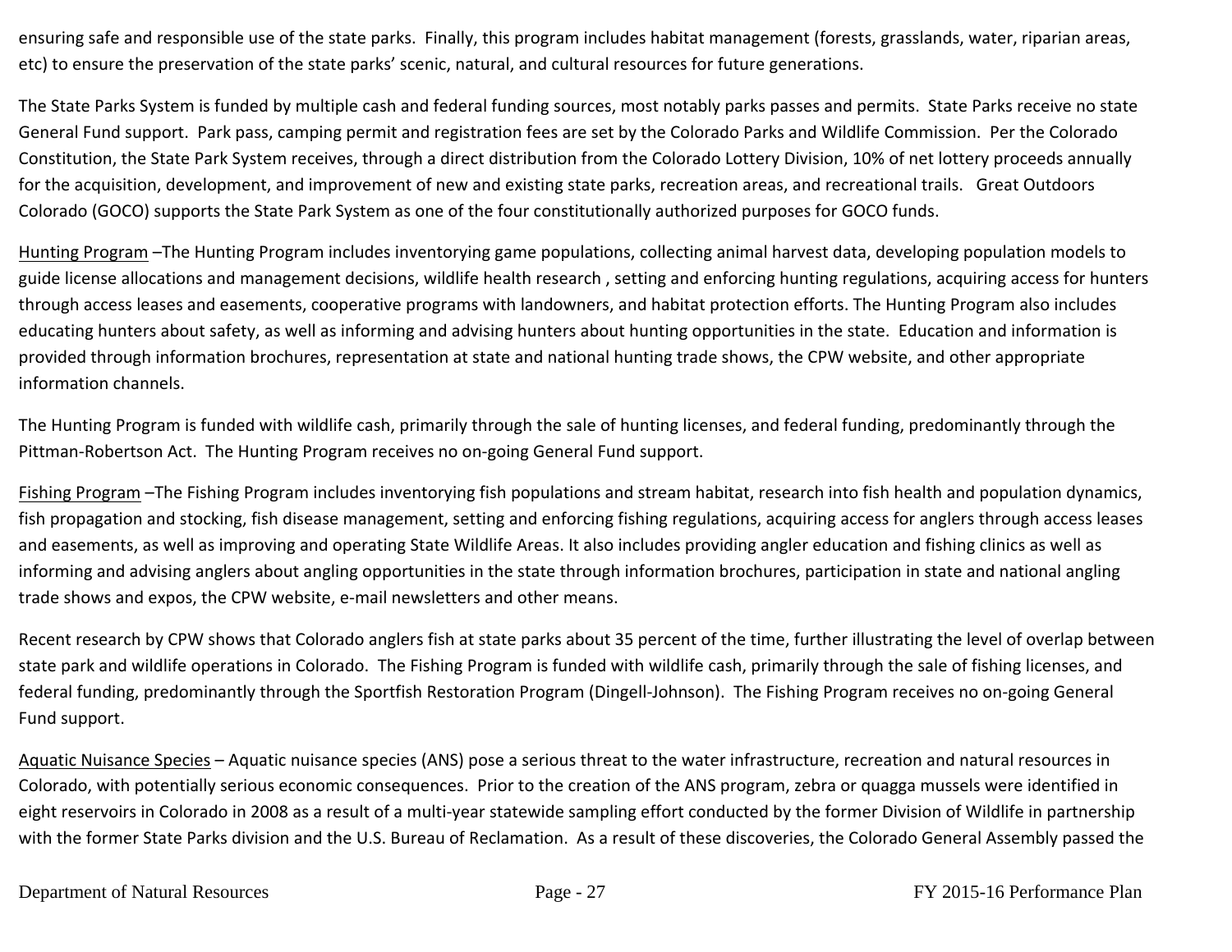ensuring safe and responsible use of the state parks. Finally, this program includes habitat management (forests, grasslands, water, riparian areas, etc) to ensure the preservation of the state parks' scenic, natural, and cultural resources for future generations.

The State Parks System is funded by multiple cash and federal funding sources, most notably parks passes and permits. State Parks receive no state General Fund support. Park pass, camping permit and registration fees are set by the Colorado Parks and Wildlife Commission. Per the Colorado Constitution, the State Park System receives, through a direct distribution from the Colorado Lottery Division, 10% of net lottery proceeds annually for the acquisition, development, and improvement of new and existing state parks, recreation areas, and recreational trails. Great Outdoors Colorado (GOCO) supports the State Park System as one of the four constitutionally authorized purposes for GOCO funds.

<u>Hunting Program</u> –The Hunting Program includes inventorying game populations, collecting animal harvest data, developing population models to guide license allocations and management decisions, wildlife health research , setting and enforcing hunting regulations, acquiring access for hunters through access leases and easements, cooperative programs with landowners, and habitat protection efforts. The Hunting Program also includes educating hunters about safety, as well as informing and advising hunters about hunting opportunities in the state. Education and information is provided through information brochures, representation at state and national hunting trade shows, the CPW website, and other appropriate information channels.

The Hunting Program is funded with wildlife cash, primarily through the sale of hunting licenses, and federal funding, predominantly through the Pittman-Robertson Act. The Hunting Program receives no on-going General Fund support.

<u>Fishing Program</u> –The Fishing Program includes inventorying fish populations and stream habitat, research into fish health and population dynamics, fish propagation and stocking, fish disease management, setting and enforcing fishing regulations, acquiring access for anglers through access leases and easements, as well as improving and operating State Wildlife Areas. It also includes providing angler education and fishing clinics as well as informing and advising anglers about angling opportunities in the state through information brochures, participation in state and national angling trade shows and expos, the CPW website, e-mail newsletters and other means.

Recent research by CPW shows that Colorado anglers fish at state parks about 35 percent of the time, further illustrating the level of overlap between state park and wildlife operations in Colorado. The Fishing Program is funded with wildlife cash, primarily through the sale of fishing licenses, and federal funding, predominantly through the Sportfish Restoration Program (Dingell-Johnson). The Fishing Program receives no on-going General Fund support.

<u>Aquatic Nuisance Species</u> – Aquatic nuisance species (ANS) pose a serious threat to the water infrastructure, recreation and natural resources in Colorado, with potentially serious economic consequences. Prior to the creation of the ANS program, zebra or quagga mussels were identified in eight reservoirs in Colorado in 2008 as a result of a multi-year statewide sampling effort conducted by the former Division of Wildlife in partnership with the former State Parks division and the U.S. Bureau of Reclamation. As a result of these discoveries, the Colorado General Assembly passed the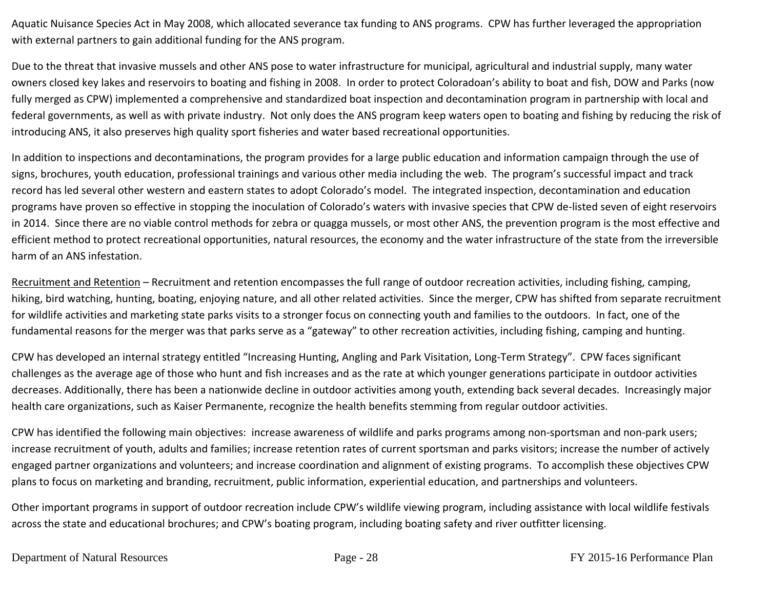Aquatic Nuisance Species Act in May 2008, which allocated severance tax funding to ANS programs. CPW has further leveraged the appropriation with external partners to gain additional funding for the ANS program.

Due to the threat that invasive mussels and other ANS pose to water infrastructure for municipal, agricultural and industrial supply, many water owners closed key lakes and reservoirs to boating and fishing in 2008. In order to protect Coloradoan's ability to boat and fish, DOW and Parks (now fully merged as CPW) implemented a comprehensive and standardized boat inspection and decontamination program in partnership with local and federal governments, as well as with private industry. Not only does the ANS program keep waters open to boating and fishing by reducing the risk of introducing ANS, it also preserves high quality sport fisheries and water based recreational opportunities.

In addition to inspections and decontaminations, the program provides for a large public education and information campaign through the use of signs, brochures, youth education, professional trainings and various other media including the web. The program's successful impact and track record has led several other western and eastern states to adopt Colorado's model. The integrated inspection, decontamination and education programs have proven so effective in stopping the inoculation of Colorado's waters with invasive species that CPW de-listed seven of eight reservoirs in 2014. Since there are no viable control methods for zebra or quagga mussels, or most other ANS, the prevention program is the most effective and efficient method to protect recreational opportunities, natural resources, the economy and the water infrastructure of the state from the irreversible harm of an ANS infestation.

<u>Recruitment and Retention</u> – Recruitment and retention encompasses the full range of outdoor recreation activities, including fishing, camping, hiking, bird watching, hunting, boating, enjoying nature, and all other related activities. Since the merger, CPW has shifted from separate recruitment for wildlife activities and marketing state parks visits to a stronger focus on connecting youth and families to the outdoors. In fact, one of the fundamental reasons for the merger was that parks serve as a "gateway" to other recreation activities, including fishing, camping and hunting.

CPW has developed an internal strategy entitled "Increasing Hunting, Angling and Park Visitation, Long-Term Strategy". CPW faces significant challenges as the average age of those who hunt and fish increases and as the rate at which younger generations participate in outdoor activities decreases. Additionally, there has been a nationwide decline in outdoor activities among youth, extending back several decades. Increasingly major health care organizations, such as Kaiser Permanente, recognize the health benefits stemming from regular outdoor activities.

CPW has identified the following main objectives: increase awareness of wildlife and parks programs among non-sportsman and non-park users; increase recruitment of youth, adults and families; increase retention rates of current sportsman and parks visitors; increase the number of actively engaged partner organizations and volunteers; and increase coordination and alignment of existing programs. To accomplish these objectives CPW plans to focus on marketing and branding, recruitment, public information, experiential education, and partnerships and volunteers.

Other important programs in support of outdoor recreation include CPW's wildlife viewing program, including assistance with local wildlife festivals across the state and educational brochures; and CPW's boating program, including boating safety and river outfitter licensing.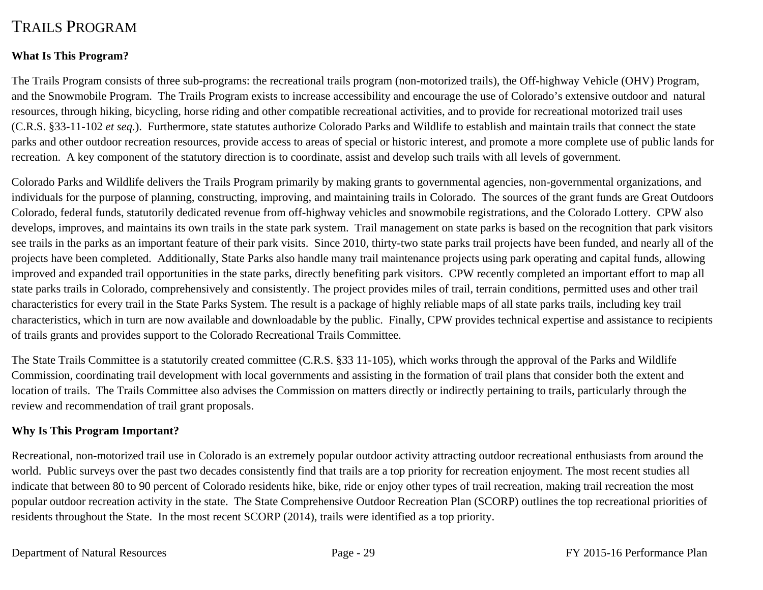## TRAILS PROGRAM

**What Is This Program?**

The Trails Program consists of three sub-programs: the recreational trails program (non-motorized trails), the Off-highway Vehicle (OHV) Program, and the Snowmobile Program. The Trails Program exists to increase accessibility and encourage the use of Colorado's extensive outdoor and natural resources, through hiking, bicycling, horse riding and other compatible recreational activities, and to provide for recreational motorized trail uses (C.R.S. §33-11-102 *et seq.*). Furthermore, state statutes authorize Colorado Parks and Wildlife to establish and maintain trails that connect the state parks and other outdoor recreation resources, provide access to areas of special or historic interest, and promote a more complete use of public lands for recreation. A key component of the statutory direction is to coordinate, assist and develop such trails with all levels of government.

Colorado Parks and Wildlife delivers the Trails Program primarily by making grants to governmental agencies, non-governmental organizations, and individuals for the purpose of planning, constructing, improving, and maintaining trails in Colorado. The sources of the grant funds are Great Outdoors Colorado, federal funds, statutorily dedicated revenue from off-highway vehicles and snowmobile registrations, and the Colorado Lottery. CPW also develops, improves, and maintains its own trails in the state park system. Trail management on state parks is based on the recognition that park visitors see trails in the parks as an important feature of their park visits. Since 2010, thirty-two state parks trail projects have been funded, and nearly all of the projects have been completed. Additionally, State Parks also handle many trail maintenance projects using park operating and capital funds, allowing improved and expanded trail opportunities in the state parks, directly benefiting park visitors. CPW recently completed an important effort to map all state parks trails in Colorado, comprehensively and consistently. The project provides miles of trail, terrain conditions, permitted uses and other trail characteristics for every trail in the State Parks System. The result is a package of highly reliable maps of all state parks trails, including key trail characteristics, which in turn are now available and downloadable by the public. Finally, CPW provides technical expertise and assistance to recipients of trails grants and provides support to the Colorado Recreational Trails Committee.

The State Trails Committee is a statutorily created committee (C.R.S. §33 11-105), which works through the approval of the Parks and Wildlife Commission, coordinating trail development with local governments and assisting in the formation of trail plans that consider both the extent and location of trails. The Trails Committee also advises the Commission on matters directly or indirectly pertaining to trails, particularly through the review and recommendation of trail grant proposals.

**Why Is This Program Important?**

Recreational, non-motorized trail use in Colorado is an extremely popular outdoor activity attracting outdoor recreational enthusiasts from around the world. Public surveys over the past two decades consistently find that trails are a top priority for recreation enjoyment. The most recent studies all indicate that between 80 to 90 percent of Colorado residents hike, bike, ride or enjoy other types of trail recreation, making trail recreation the most popular outdoor recreation activity in the state. The State Comprehensive Outdoor Recreation Plan (SCORP) outlines the top recreational priorities of residents throughout the State. In the most recent SCORP (2014), trails were identified as a top priority.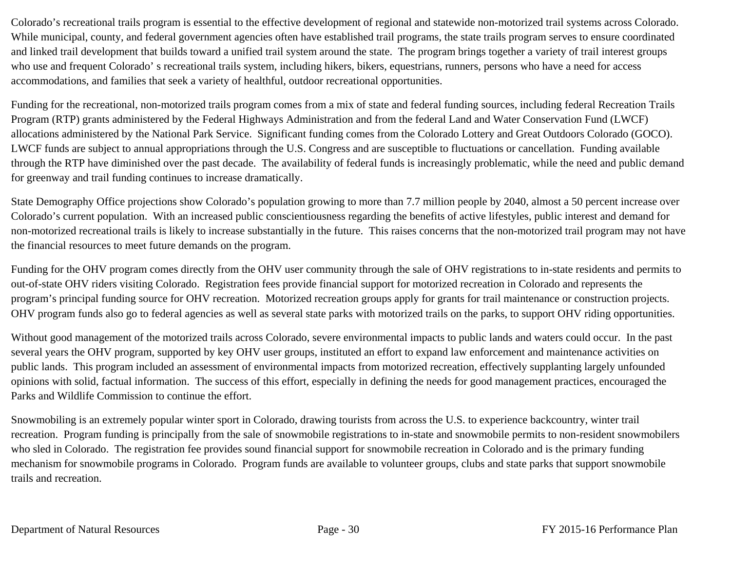Colorado’s recreational trails program is essential to the effective development of regional and statewide non-motorized trail systems across Colorado. While municipal, county, and federal government agencies often have established trail programs, the state trails program serves to ensure coordinated and linked trail development that builds toward a unified trail system around the state. The program brings together a variety of trail interest groups who use and frequent Colorado’ s recreational trails system, including hikers, bikers, equestrians, runners, persons who have a need for access accommodations, and families that seek a variety of healthful, outdoor recreational opportunities.

Funding for the recreational, non-motorized trails program comes from a mix of state and federal funding sources, including federal Recreation Trails Program (RTP) grants administered by the Federal Highways Administration and from the federal Land and Water Conservation Fund (LWCF) allocations administered by the National Park Service. Significant funding comes from the Colorado Lottery and Great Outdoors Colorado (GOCO). LWCF funds are subject to annual appropriations through the U.S. Congress and are susceptible to fluctuations or cancellation. Funding available through the RTP have diminished over the past decade. The availability of federal funds is increasingly problematic, while the need and public demand for greenway and trail funding continues to increase dramatically.

State Demography Office projections show Colorado’s population growing to more than 7.7 million people by 2040, almost a 50 percent increase over Colorado’s current population. With an increased public conscientiousness regarding the benefits of active lifestyles, public interest and demand for non-motorized recreational trails is likely to increase substantially in the future. This raises concerns that the non-motorized trail program may not have the financial resources to meet future demands on the program.

Funding for the OHV program comes directly from the OHV user community through the sale of OHV registrations to in-state residents and permits to out-of-state OHV riders visiting Colorado. Registration fees provide financial support for motorized recreation in Colorado and represents the program’s principal funding source for OHV recreation. Motorized recreation groups apply for grants for trail maintenance or construction projects. OHV program funds also go to federal agencies as well as several state parks with motorized trails on the parks, to support OHV riding opportunities.

Without good management of the motorized trails across Colorado, severe environmental impacts to public lands and waters could occur. In the past several years the OHV program, supported by key OHV user groups, instituted an effort to expand law enforcement and maintenance activities on public lands. This program included an assessment of environmental impacts from motorized recreation, effectively supplanting largely unfounded opinions with solid, factual information. The success of this effort, especially in defining the needs for good management practices, encouraged the Parks and Wildlife Commission to continue the effort.

Snowmobiling is an extremely popular winter sport in Colorado, drawing tourists from across the U.S. to experience backcountry, winter trail recreation. Program funding is principally from the sale of snowmobile registrations to in-state and snowmobile permits to non-resident snowmobilers who sled in Colorado. The registration fee provides sound financial support for snowmobile recreation in Colorado and is the primary funding mechanism for snowmobile programs in Colorado. Program funds are available to volunteer groups, clubs and state parks that support snowmobile trails and recreation.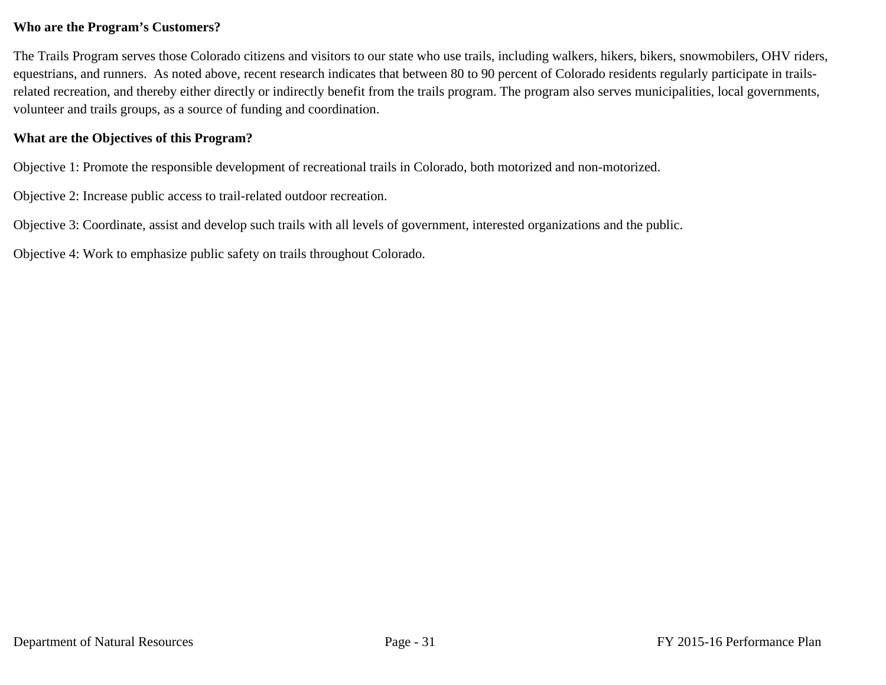**Who are the Program's Customers?**

The Trails Program serves those Colorado citizens and visitors to our state who use trails, including walkers, hikers, bikers, snowmobilers, OHV riders, equestrians, and runners. As noted above, recent research indicates that between 80 to 90 percent of Colorado residents regularly participate in trails-related recreation, and thereby either directly or indirectly benefit from the trails program. The program also serves municipalities, local governments, volunteer and trails groups, as a source of funding and coordination.

**What are the Objectives of this Program?**

Objective 1: Promote the responsible development of recreational trails in Colorado, both motorized and non-motorized.

Objective 2: Increase public access to trail-related outdoor recreation.

Objective 3: Coordinate, assist and develop such trails with all levels of government, interested organizations and the public.

Objective 4: Work to emphasize public safety on trails throughout Colorado.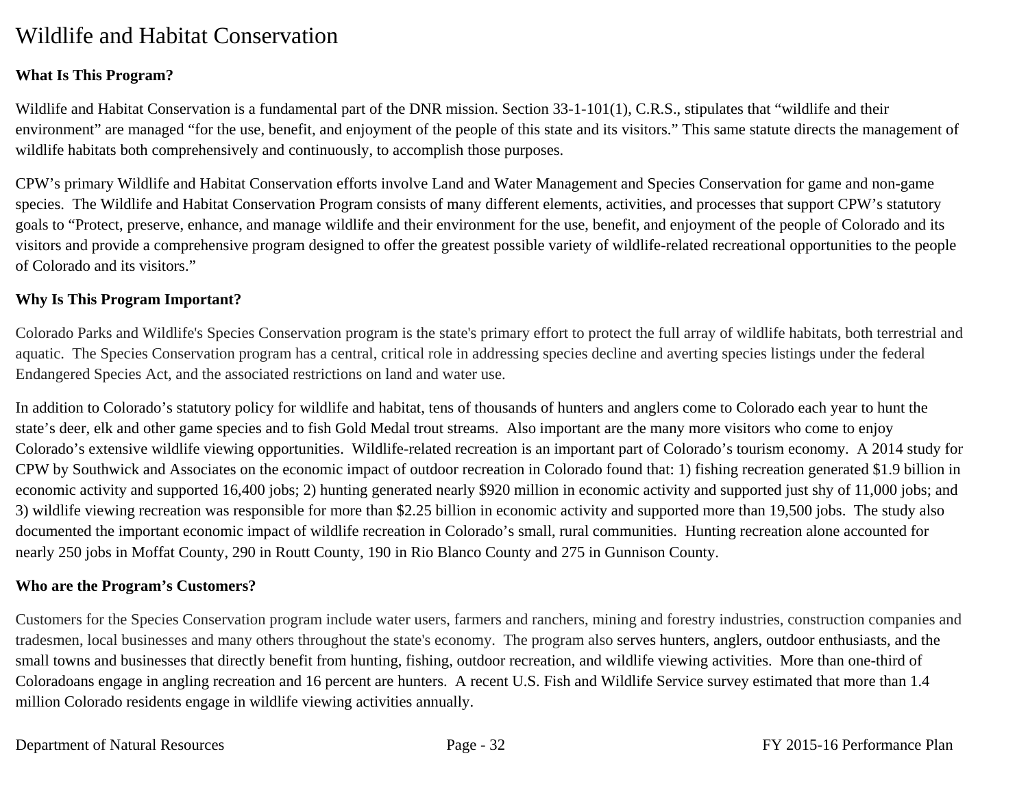# Wildlife and Habitat Conservation

**What Is This Program?**

Wildlife and Habitat Conservation is a fundamental part of the DNR mission. Section 33-1-101(1), C.R.S., stipulates that "wildlife and their environment" are managed "for the use, benefit, and enjoyment of the people of this state and its visitors." This same statute directs the management of wildlife habitats both comprehensively and continuously, to accomplish those purposes.

CPW's primary Wildlife and Habitat Conservation efforts involve Land and Water Management and Species Conservation for game and non-game species. The Wildlife and Habitat Conservation Program consists of many different elements, activities, and processes that support CPW's statutory goals to "Protect, preserve, enhance, and manage wildlife and their environment for the use, benefit, and enjoyment of the people of Colorado and its visitors and provide a comprehensive program designed to offer the greatest possible variety of wildlife-related recreational opportunities to the people of Colorado and its visitors."

**Why Is This Program Important?**

Colorado Parks and Wildlife's Species Conservation program is the state's primary effort to protect the full array of wildlife habitats, both terrestrial and aquatic. The Species Conservation program has a central, critical role in addressing species decline and averting species listings under the federal Endangered Species Act, and the associated restrictions on land and water use.

In addition to Colorado's statutory policy for wildlife and habitat, tens of thousands of hunters and anglers come to Colorado each year to hunt the state's deer, elk and other game species and to fish Gold Medal trout streams. Also important are the many more visitors who come to enjoy Colorado's extensive wildlife viewing opportunities. Wildlife-related recreation is an important part of Colorado's tourism economy. A 2014 study for CPW by Southwick and Associates on the economic impact of outdoor recreation in Colorado found that: 1) fishing recreation generated $1.9 billion in economic activity and supported 16,400 jobs; 2) hunting generated nearly $920 million in economic activity and supported just shy of 11,000 jobs; and 3) wildlife viewing recreation was responsible for more than $2.25 billion in economic activity and supported more than 19,500 jobs. The study also documented the important economic impact of wildlife recreation in Colorado's small, rural communities. Hunting recreation alone accounted for nearly 250 jobs in Moffat County, 290 in Routt County, 190 in Rio Blanco County and 275 in Gunnison County.

**Who are the Program's Customers?**

Customers for the Species Conservation program include water users, farmers and ranchers, mining and forestry industries, construction companies and tradesmen, local businesses and many others throughout the state's economy. The program also serves hunters, anglers, outdoor enthusiasts, and the small towns and businesses that directly benefit from hunting, fishing, outdoor recreation, and wildlife viewing activities. More than one-third of Coloradoans engage in angling recreation and 16 percent are hunters. A recent U.S. Fish and Wildlife Service survey estimated that more than 1.4 million Colorado residents engage in wildlife viewing activities annually.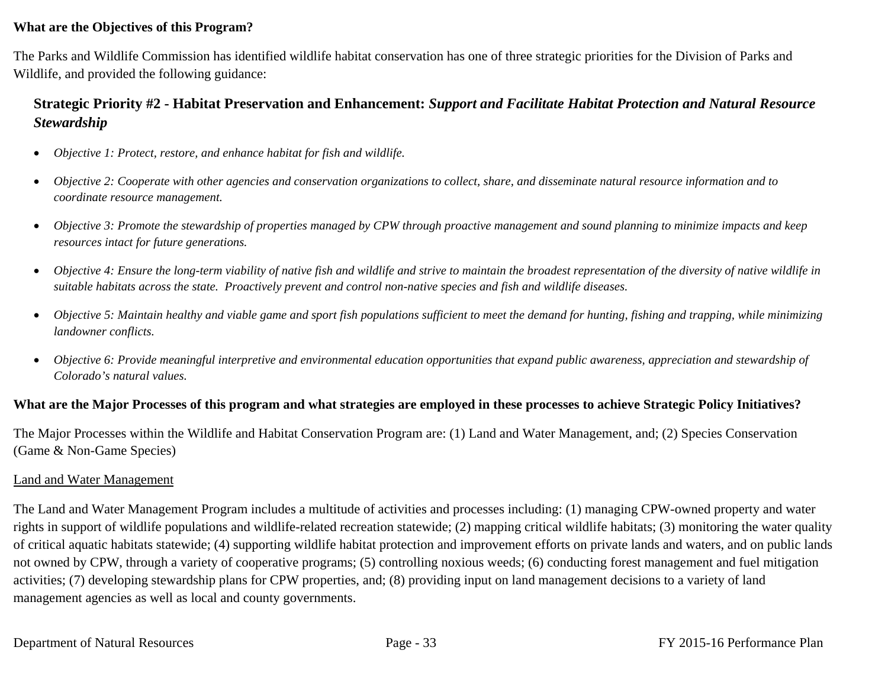**What are the Objectives of this Program?**

The Parks and Wildlife Commission has identified wildlife habitat conservation has one of three strategic priorities for the Division of Parks and Wildlife, and provided the following guidance:

**Strategic Priority #2 - Habitat Preservation and Enhancement:** ***Support and Facilitate Habitat Protection and Natural Resource Stewardship***

- *Objective 1: Protect, restore, and enhance habitat for fish and wildlife.*
- *Objective 2: Cooperate with other agencies and conservation organizations to collect, share, and disseminate natural resource information and to coordinate resource management.*
- *Objective 3: Promote the stewardship of properties managed by CPW through proactive management and sound planning to minimize impacts and keep resources intact for future generations.*
- *Objective 4: Ensure the long-term viability of native fish and wildlife and strive to maintain the broadest representation of the diversity of native wildlife in suitable habitats across the state. Proactively prevent and control non-native species and fish and wildlife diseases.*
- *Objective 5: Maintain healthy and viable game and sport fish populations sufficient to meet the demand for hunting, fishing and trapping, while minimizing landowner conflicts.*
- *Objective 6: Provide meaningful interpretive and environmental education opportunities that expand public awareness, appreciation and stewardship of Colorado's natural values.*

**What are the Major Processes of this program and what strategies are employed in these processes to achieve Strategic Policy Initiatives?**

The Major Processes within the Wildlife and Habitat Conservation Program are: (1) Land and Water Management, and; (2) Species Conservation (Game & Non-Game Species)

<u>Land and Water Management</u>

The Land and Water Management Program includes a multitude of activities and processes including: (1) managing CPW-owned property and water rights in support of wildlife populations and wildlife-related recreation statewide; (2) mapping critical wildlife habitats; (3) monitoring the water quality of critical aquatic habitats statewide; (4) supporting wildlife habitat protection and improvement efforts on private lands and waters, and on public lands not owned by CPW, through a variety of cooperative programs; (5) controlling noxious weeds; (6) conducting forest management and fuel mitigation activities; (7) developing stewardship plans for CPW properties, and; (8) providing input on land management decisions to a variety of land management agencies as well as local and county governments.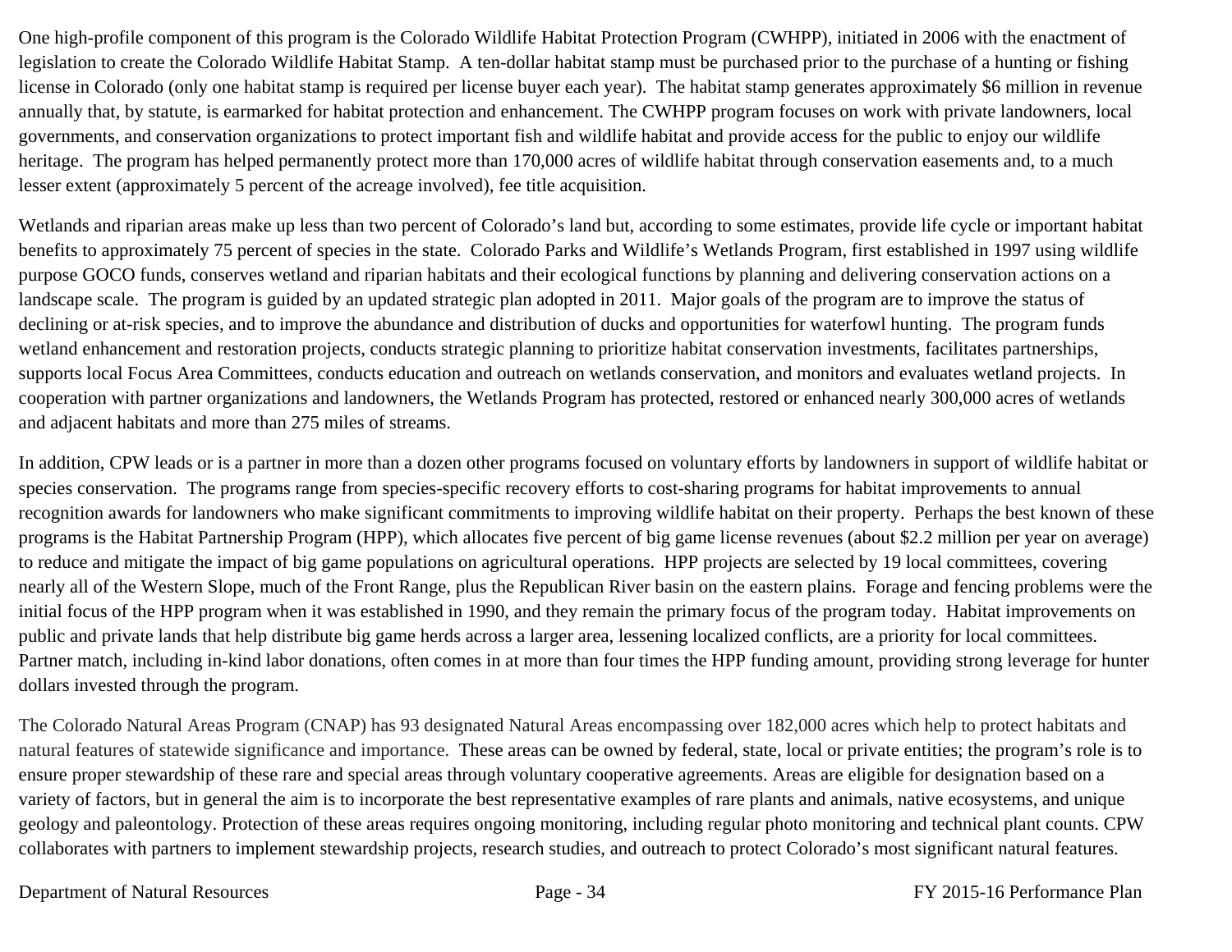One high-profile component of this program is the Colorado Wildlife Habitat Protection Program (CWHPP), initiated in 2006 with the enactment of legislation to create the Colorado Wildlife Habitat Stamp. A ten-dollar habitat stamp must be purchased prior to the purchase of a hunting or fishing license in Colorado (only one habitat stamp is required per license buyer each year). The habitat stamp generates approximately $6 million in revenue annually that, by statute, is earmarked for habitat protection and enhancement. The CWHPP program focuses on work with private landowners, local governments, and conservation organizations to protect important fish and wildlife habitat and provide access for the public to enjoy our wildlife heritage. The program has helped permanently protect more than 170,000 acres of wildlife habitat through conservation easements and, to a much lesser extent (approximately 5 percent of the acreage involved), fee title acquisition.

Wetlands and riparian areas make up less than two percent of Colorado's land but, according to some estimates, provide life cycle or important habitat benefits to approximately 75 percent of species in the state. Colorado Parks and Wildlife's Wetlands Program, first established in 1997 using wildlife purpose GOCO funds, conserves wetland and riparian habitats and their ecological functions by planning and delivering conservation actions on a landscape scale. The program is guided by an updated strategic plan adopted in 2011. Major goals of the program are to improve the status of declining or at-risk species, and to improve the abundance and distribution of ducks and opportunities for waterfowl hunting. The program funds wetland enhancement and restoration projects, conducts strategic planning to prioritize habitat conservation investments, facilitates partnerships, supports local Focus Area Committees, conducts education and outreach on wetlands conservation, and monitors and evaluates wetland projects. In cooperation with partner organizations and landowners, the Wetlands Program has protected, restored or enhanced nearly 300,000 acres of wetlands and adjacent habitats and more than 275 miles of streams.

In addition, CPW leads or is a partner in more than a dozen other programs focused on voluntary efforts by landowners in support of wildlife habitat or species conservation. The programs range from species-specific recovery efforts to cost-sharing programs for habitat improvements to annual recognition awards for landowners who make significant commitments to improving wildlife habitat on their property. Perhaps the best known of these programs is the Habitat Partnership Program (HPP), which allocates five percent of big game license revenues (about $2.2 million per year on average) to reduce and mitigate the impact of big game populations on agricultural operations. HPP projects are selected by 19 local committees, covering nearly all of the Western Slope, much of the Front Range, plus the Republican River basin on the eastern plains. Forage and fencing problems were the initial focus of the HPP program when it was established in 1990, and they remain the primary focus of the program today. Habitat improvements on public and private lands that help distribute big game herds across a larger area, lessening localized conflicts, are a priority for local committees. Partner match, including in-kind labor donations, often comes in at more than four times the HPP funding amount, providing strong leverage for hunter dollars invested through the program.

The Colorado Natural Areas Program (CNAP) has 93 designated Natural Areas encompassing over 182,000 acres which help to protect habitats and natural features of statewide significance and importance. These areas can be owned by federal, state, local or private entities; the program's role is to ensure proper stewardship of these rare and special areas through voluntary cooperative agreements. Areas are eligible for designation based on a variety of factors, but in general the aim is to incorporate the best representative examples of rare plants and animals, native ecosystems, and unique geology and paleontology. Protection of these areas requires ongoing monitoring, including regular photo monitoring and technical plant counts. CPW collaborates with partners to implement stewardship projects, research studies, and outreach to protect Colorado's most significant natural features.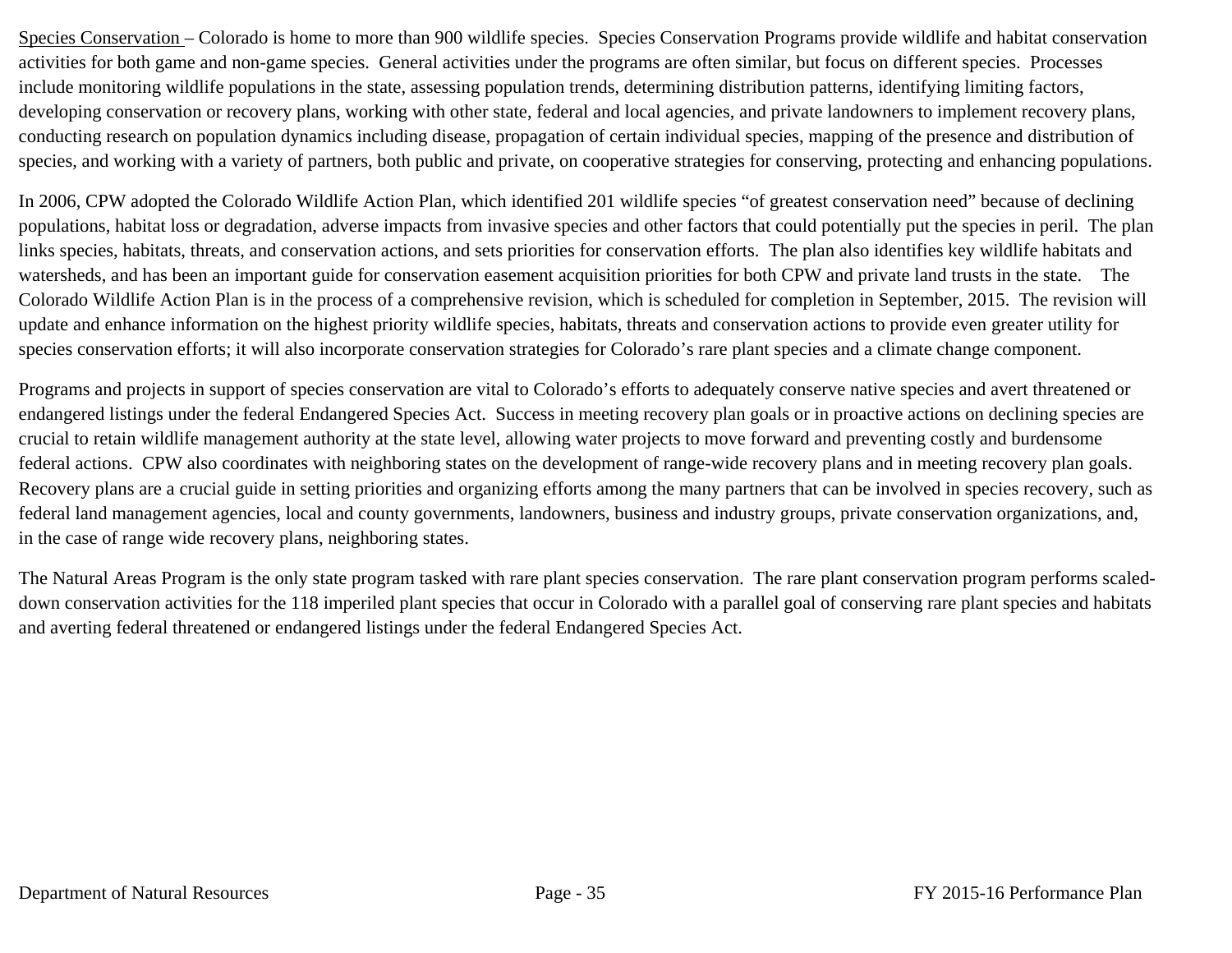Species Conservation – Colorado is home to more than 900 wildlife species. Species Conservation Programs provide wildlife and habitat conservation activities for both game and non-game species. General activities under the programs are often similar, but focus on different species. Processes include monitoring wildlife populations in the state, assessing population trends, determining distribution patterns, identifying limiting factors, developing conservation or recovery plans, working with other state, federal and local agencies, and private landowners to implement recovery plans, conducting research on population dynamics including disease, propagation of certain individual species, mapping of the presence and distribution of species, and working with a variety of partners, both public and private, on cooperative strategies for conserving, protecting and enhancing populations.

In 2006, CPW adopted the Colorado Wildlife Action Plan, which identified 201 wildlife species "of greatest conservation need" because of declining populations, habitat loss or degradation, adverse impacts from invasive species and other factors that could potentially put the species in peril. The plan links species, habitats, threats, and conservation actions, and sets priorities for conservation efforts. The plan also identifies key wildlife habitats and watersheds, and has been an important guide for conservation easement acquisition priorities for both CPW and private land trusts in the state. The Colorado Wildlife Action Plan is in the process of a comprehensive revision, which is scheduled for completion in September, 2015. The revision will update and enhance information on the highest priority wildlife species, habitats, threats and conservation actions to provide even greater utility for species conservation efforts; it will also incorporate conservation strategies for Colorado's rare plant species and a climate change component.

Programs and projects in support of species conservation are vital to Colorado's efforts to adequately conserve native species and avert threatened or endangered listings under the federal Endangered Species Act. Success in meeting recovery plan goals or in proactive actions on declining species are crucial to retain wildlife management authority at the state level, allowing water projects to move forward and preventing costly and burdensome federal actions. CPW also coordinates with neighboring states on the development of range-wide recovery plans and in meeting recovery plan goals. Recovery plans are a crucial guide in setting priorities and organizing efforts among the many partners that can be involved in species recovery, such as federal land management agencies, local and county governments, landowners, business and industry groups, private conservation organizations, and, in the case of range wide recovery plans, neighboring states.

The Natural Areas Program is the only state program tasked with rare plant species conservation. The rare plant conservation program performs scaled-down conservation activities for the 118 imperiled plant species that occur in Colorado with a parallel goal of conserving rare plant species and habitats and averting federal threatened or endangered listings under the federal Endangered Species Act.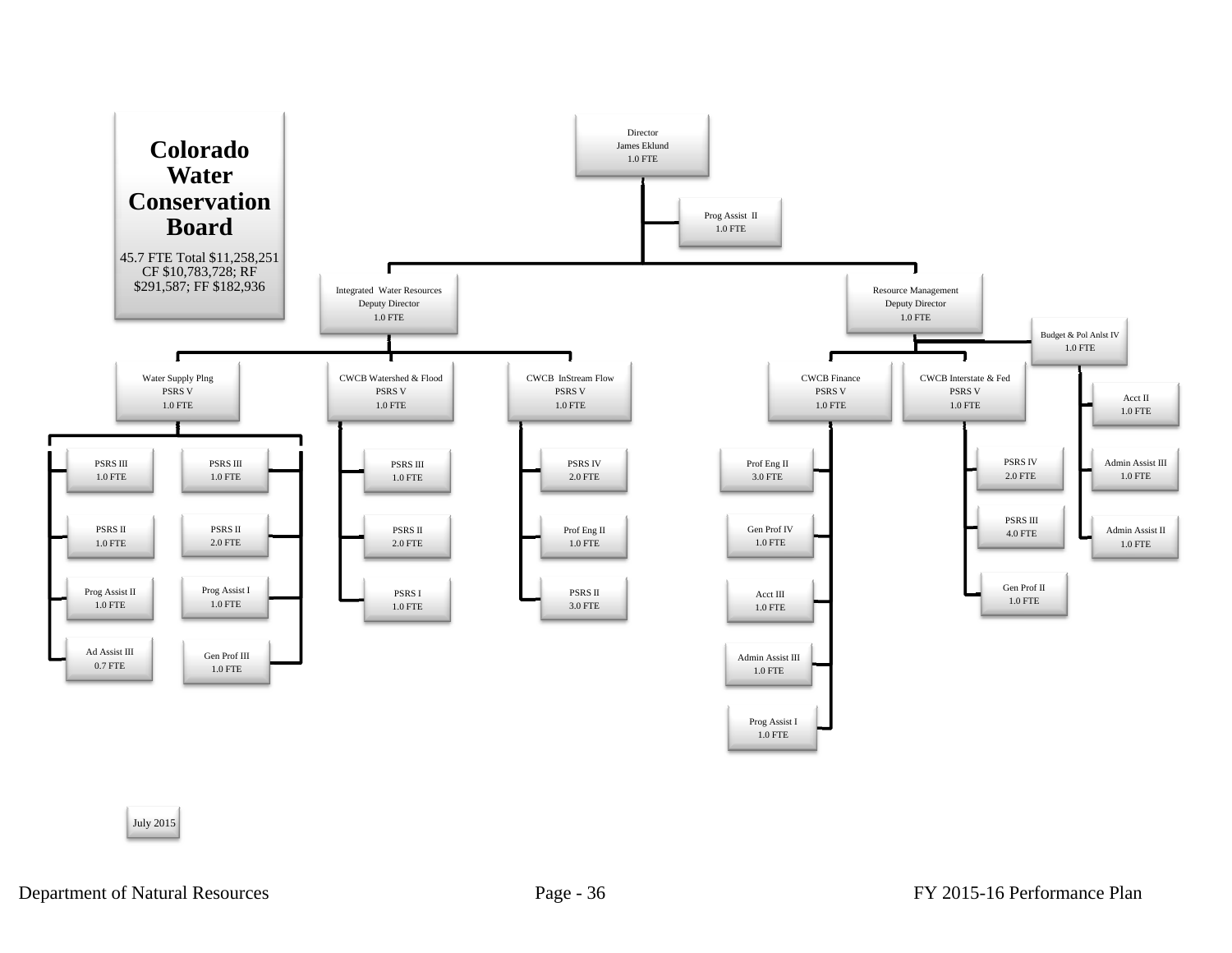# Colorado Water Conservation Board

45.7 FTE Total $11,258,251 CF $10,783,728; RF $291,587; FF $182,936

- **Director** — James Eklund — 1.0 FTE
  - Prog Assist II — 1.0 FTE
  - **Integrated Water Resources Deputy Director** — 1.0 FTE
    - **Water Supply Plng** — PSRS V — 1.0 FTE
      - PSRS III — 1.0 FTE
      - PSRS II — 1.0 FTE
      - Prog Assist II — 1.0 FTE
      - Ad Assist III — 0.7 FTE
      - PSRS III — 1.0 FTE
      - PSRS II — 2.0 FTE
      - Prog Assist I — 1.0 FTE
      - Gen Prof III — 1.0 FTE
    - **CWCB Watershed & Flood** — PSRS V — 1.0 FTE
      - PSRS III — 1.0 FTE
      - PSRS II — 2.0 FTE
      - PSRS I — 1.0 FTE
    - **CWCB InStream Flow** — PSRS V — 1.0 FTE
      - PSRS IV — 2.0 FTE
      - Prof Eng II — 1.0 FTE
      - PSRS II — 3.0 FTE
  - **Resource Management Deputy Director** — 1.0 FTE
    - **CWCB Finance** — PSRS V — 1.0 FTE
      - Prof Eng II — 3.0 FTE
      - Gen Prof IV — 1.0 FTE
      - Acct III — 1.0 FTE
      - Admin Assist III — 1.0 FTE
      - Prog Assist I — 1.0 FTE
    - **CWCB Interstate & Fed** — PSRS V — 1.0 FTE
      - PSRS IV — 2.0 FTE
      - PSRS III — 4.0 FTE
      - Gen Prof II — 1.0 FTE
    - **Budget & Pol Anlst IV** — 1.0 FTE
      - Acct II — 1.0 FTE
      - Admin Assist III — 1.0 FTE
      - Admin Assist II — 1.0 FTE

July 2015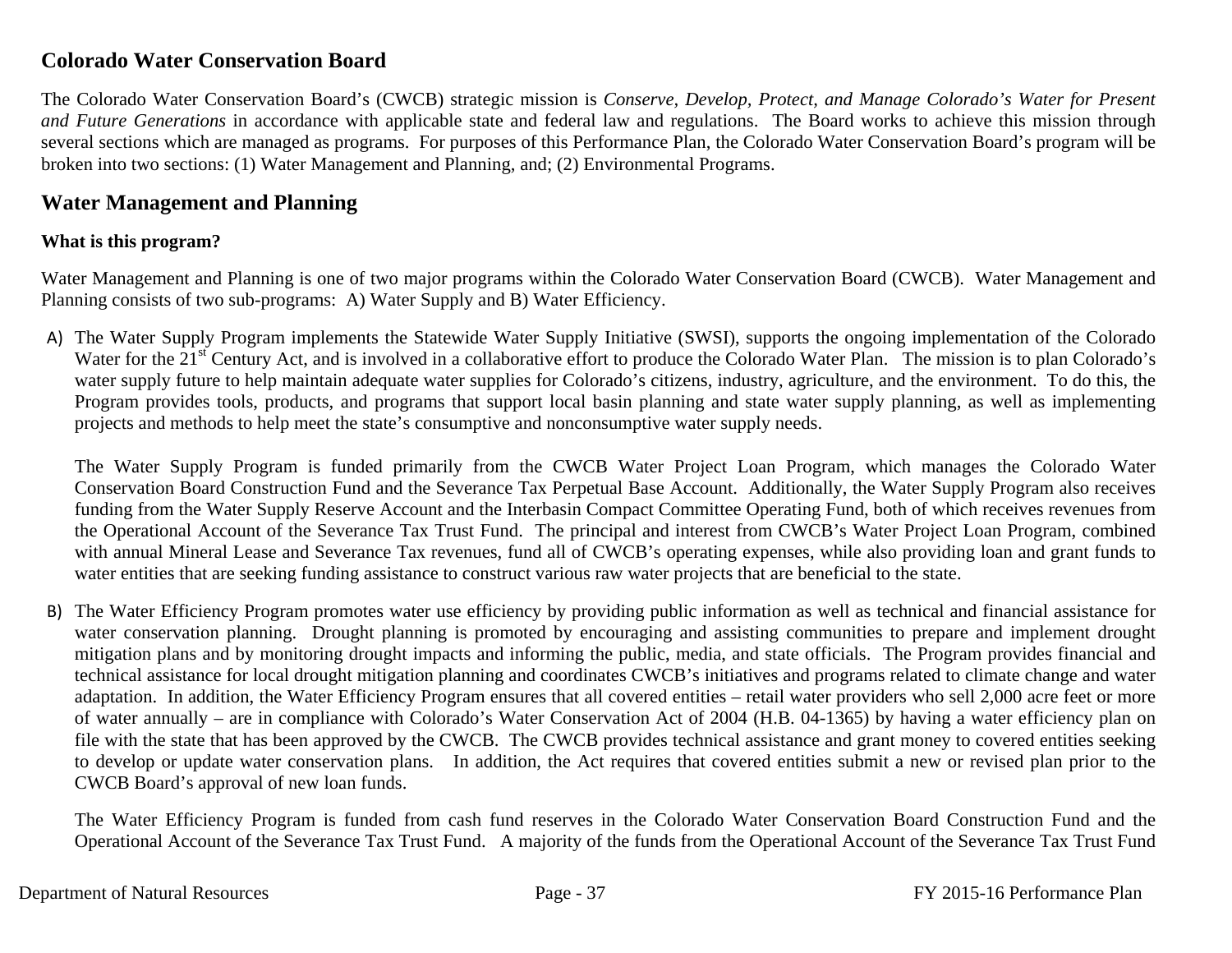## Colorado Water Conservation Board

The Colorado Water Conservation Board's (CWCB) strategic mission is *Conserve, Develop, Protect, and Manage Colorado's Water for Present and Future Generations* in accordance with applicable state and federal law and regulations. The Board works to achieve this mission through several sections which are managed as programs. For purposes of this Performance Plan, the Colorado Water Conservation Board's program will be broken into two sections: (1) Water Management and Planning, and; (2) Environmental Programs.

## Water Management and Planning

### What is this program?

Water Management and Planning is one of two major programs within the Colorado Water Conservation Board (CWCB). Water Management and Planning consists of two sub-programs: A) Water Supply and B) Water Efficiency.

A) The Water Supply Program implements the Statewide Water Supply Initiative (SWSI), supports the ongoing implementation of the Colorado Water for the 21st Century Act, and is involved in a collaborative effort to produce the Colorado Water Plan. The mission is to plan Colorado's water supply future to help maintain adequate water supplies for Colorado's citizens, industry, agriculture, and the environment. To do this, the Program provides tools, products, and programs that support local basin planning and state water supply planning, as well as implementing projects and methods to help meet the state's consumptive and nonconsumptive water supply needs.

   The Water Supply Program is funded primarily from the CWCB Water Project Loan Program, which manages the Colorado Water Conservation Board Construction Fund and the Severance Tax Perpetual Base Account. Additionally, the Water Supply Program also receives funding from the Water Supply Reserve Account and the Interbasin Compact Committee Operating Fund, both of which receives revenues from the Operational Account of the Severance Tax Trust Fund. The principal and interest from CWCB's Water Project Loan Program, combined with annual Mineral Lease and Severance Tax revenues, fund all of CWCB's operating expenses, while also providing loan and grant funds to water entities that are seeking funding assistance to construct various raw water projects that are beneficial to the state.

B) The Water Efficiency Program promotes water use efficiency by providing public information as well as technical and financial assistance for water conservation planning. Drought planning is promoted by encouraging and assisting communities to prepare and implement drought mitigation plans and by monitoring drought impacts and informing the public, media, and state officials. The Program provides financial and technical assistance for local drought mitigation planning and coordinates CWCB's initiatives and programs related to climate change and water adaptation. In addition, the Water Efficiency Program ensures that all covered entities – retail water providers who sell 2,000 acre feet or more of water annually – are in compliance with Colorado's Water Conservation Act of 2004 (H.B. 04-1365) by having a water efficiency plan on file with the state that has been approved by the CWCB. The CWCB provides technical assistance and grant money to covered entities seeking to develop or update water conservation plans. In addition, the Act requires that covered entities submit a new or revised plan prior to the CWCB Board's approval of new loan funds.

   The Water Efficiency Program is funded from cash fund reserves in the Colorado Water Conservation Board Construction Fund and the Operational Account of the Severance Tax Trust Fund. A majority of the funds from the Operational Account of the Severance Tax Trust Fund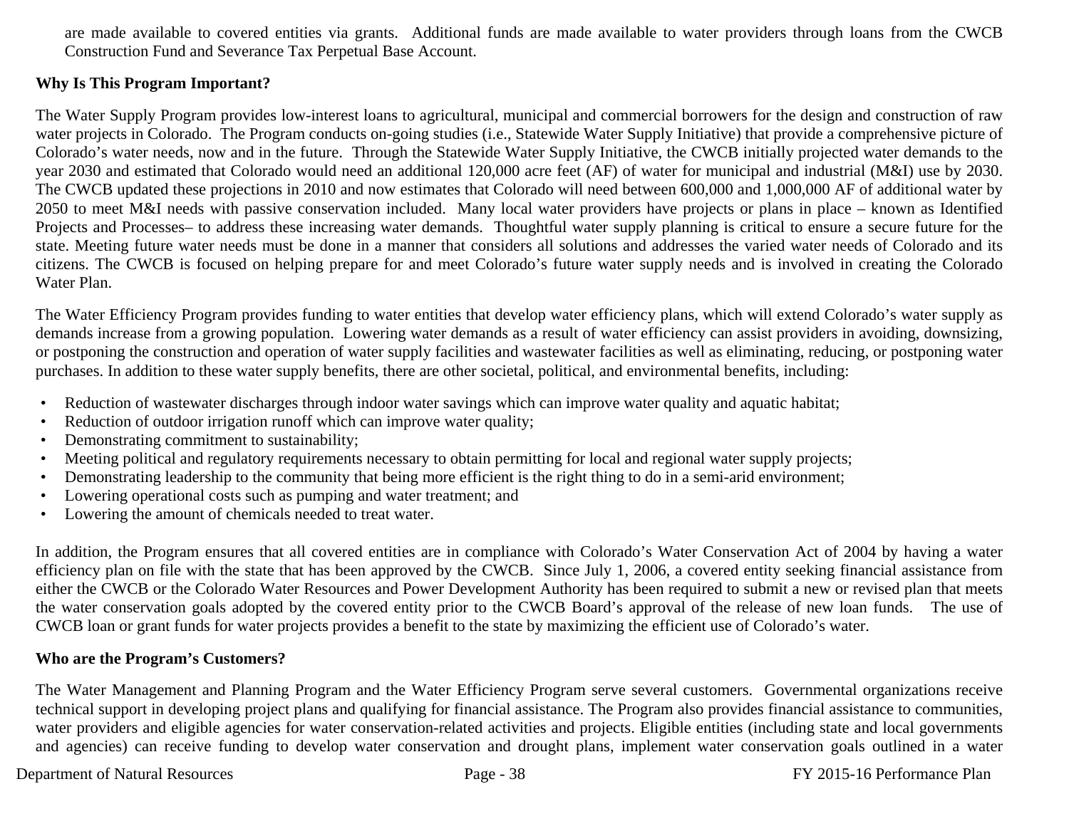are made available to covered entities via grants. Additional funds are made available to water providers through loans from the CWCB Construction Fund and Severance Tax Perpetual Base Account.

**Why Is This Program Important?**

The Water Supply Program provides low-interest loans to agricultural, municipal and commercial borrowers for the design and construction of raw water projects in Colorado. The Program conducts on-going studies (i.e., Statewide Water Supply Initiative) that provide a comprehensive picture of Colorado's water needs, now and in the future. Through the Statewide Water Supply Initiative, the CWCB initially projected water demands to the year 2030 and estimated that Colorado would need an additional 120,000 acre feet (AF) of water for municipal and industrial (M&I) use by 2030. The CWCB updated these projections in 2010 and now estimates that Colorado will need between 600,000 and 1,000,000 AF of additional water by 2050 to meet M&I needs with passive conservation included. Many local water providers have projects or plans in place – known as Identified Projects and Processes– to address these increasing water demands. Thoughtful water supply planning is critical to ensure a secure future for the state. Meeting future water needs must be done in a manner that considers all solutions and addresses the varied water needs of Colorado and its citizens. The CWCB is focused on helping prepare for and meet Colorado's future water supply needs and is involved in creating the Colorado Water Plan.

The Water Efficiency Program provides funding to water entities that develop water efficiency plans, which will extend Colorado's water supply as demands increase from a growing population. Lowering water demands as a result of water efficiency can assist providers in avoiding, downsizing, or postponing the construction and operation of water supply facilities and wastewater facilities as well as eliminating, reducing, or postponing water purchases. In addition to these water supply benefits, there are other societal, political, and environmental benefits, including:

- Reduction of wastewater discharges through indoor water savings which can improve water quality and aquatic habitat;
- Reduction of outdoor irrigation runoff which can improve water quality;
- Demonstrating commitment to sustainability;
- Meeting political and regulatory requirements necessary to obtain permitting for local and regional water supply projects;
- Demonstrating leadership to the community that being more efficient is the right thing to do in a semi-arid environment;
- Lowering operational costs such as pumping and water treatment; and
- Lowering the amount of chemicals needed to treat water.

In addition, the Program ensures that all covered entities are in compliance with Colorado's Water Conservation Act of 2004 by having a water efficiency plan on file with the state that has been approved by the CWCB. Since July 1, 2006, a covered entity seeking financial assistance from either the CWCB or the Colorado Water Resources and Power Development Authority has been required to submit a new or revised plan that meets the water conservation goals adopted by the covered entity prior to the CWCB Board's approval of the release of new loan funds. The use of CWCB loan or grant funds for water projects provides a benefit to the state by maximizing the efficient use of Colorado's water.

**Who are the Program's Customers?**

The Water Management and Planning Program and the Water Efficiency Program serve several customers. Governmental organizations receive technical support in developing project plans and qualifying for financial assistance. The Program also provides financial assistance to communities, water providers and eligible agencies for water conservation-related activities and projects. Eligible entities (including state and local governments and agencies) can receive funding to develop water conservation and drought plans, implement water conservation goals outlined in a water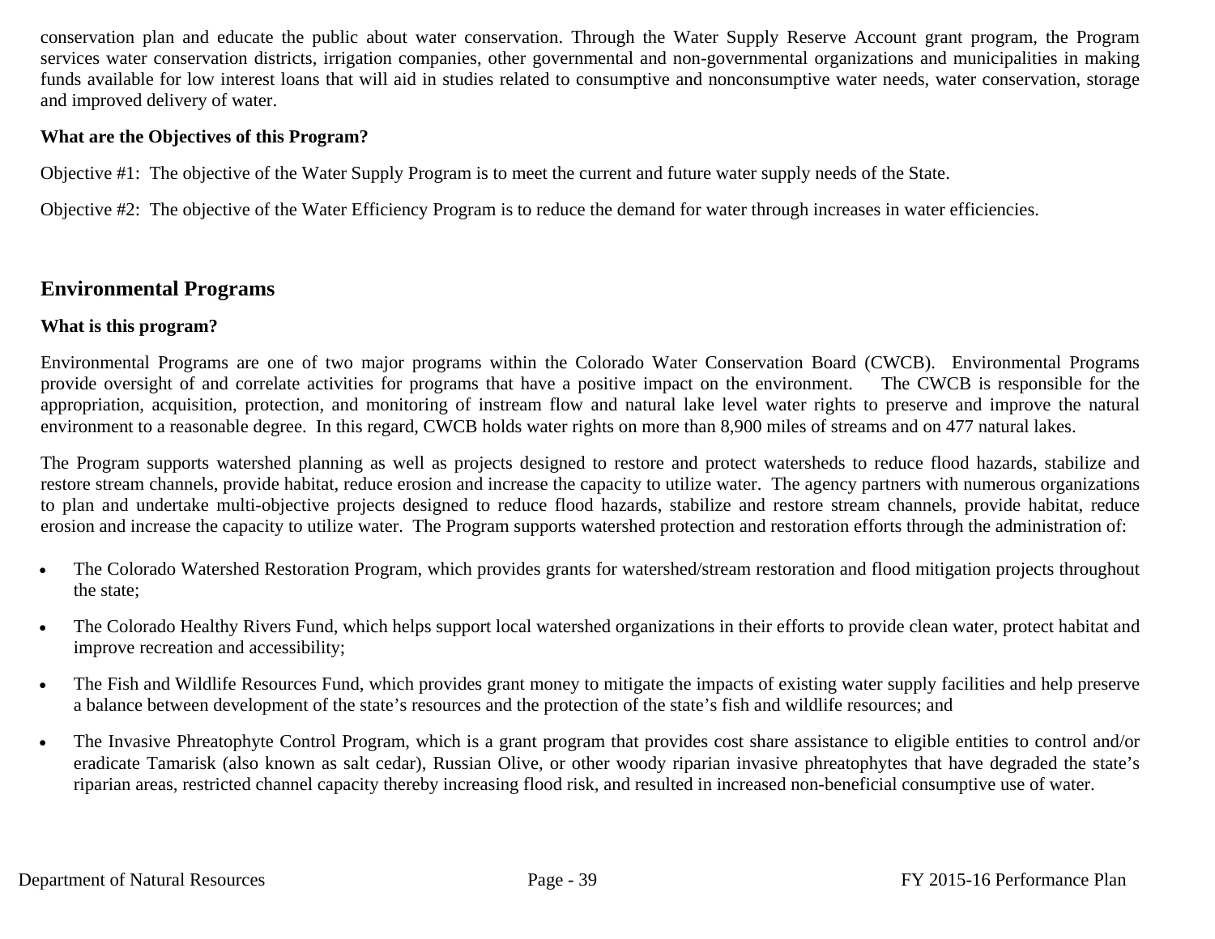conservation plan and educate the public about water conservation. Through the Water Supply Reserve Account grant program, the Program services water conservation districts, irrigation companies, other governmental and non-governmental organizations and municipalities in making funds available for low interest loans that will aid in studies related to consumptive and nonconsumptive water needs, water conservation, storage and improved delivery of water.

**What are the Objectives of this Program?**

Objective #1: The objective of the Water Supply Program is to meet the current and future water supply needs of the State.

Objective #2: The objective of the Water Efficiency Program is to reduce the demand for water through increases in water efficiencies.

## Environmental Programs

**What is this program?**

Environmental Programs are one of two major programs within the Colorado Water Conservation Board (CWCB). Environmental Programs provide oversight of and correlate activities for programs that have a positive impact on the environment. The CWCB is responsible for the appropriation, acquisition, protection, and monitoring of instream flow and natural lake level water rights to preserve and improve the natural environment to a reasonable degree. In this regard, CWCB holds water rights on more than 8,900 miles of streams and on 477 natural lakes.

The Program supports watershed planning as well as projects designed to restore and protect watersheds to reduce flood hazards, stabilize and restore stream channels, provide habitat, reduce erosion and increase the capacity to utilize water. The agency partners with numerous organizations to plan and undertake multi-objective projects designed to reduce flood hazards, stabilize and restore stream channels, provide habitat, reduce erosion and increase the capacity to utilize water. The Program supports watershed protection and restoration efforts through the administration of:

- The Colorado Watershed Restoration Program, which provides grants for watershed/stream restoration and flood mitigation projects throughout the state;
- The Colorado Healthy Rivers Fund, which helps support local watershed organizations in their efforts to provide clean water, protect habitat and improve recreation and accessibility;
- The Fish and Wildlife Resources Fund, which provides grant money to mitigate the impacts of existing water supply facilities and help preserve a balance between development of the state's resources and the protection of the state's fish and wildlife resources; and
- The Invasive Phreatophyte Control Program, which is a grant program that provides cost share assistance to eligible entities to control and/or eradicate Tamarisk (also known as salt cedar), Russian Olive, or other woody riparian invasive phreatophytes that have degraded the state's riparian areas, restricted channel capacity thereby increasing flood risk, and resulted in increased non-beneficial consumptive use of water.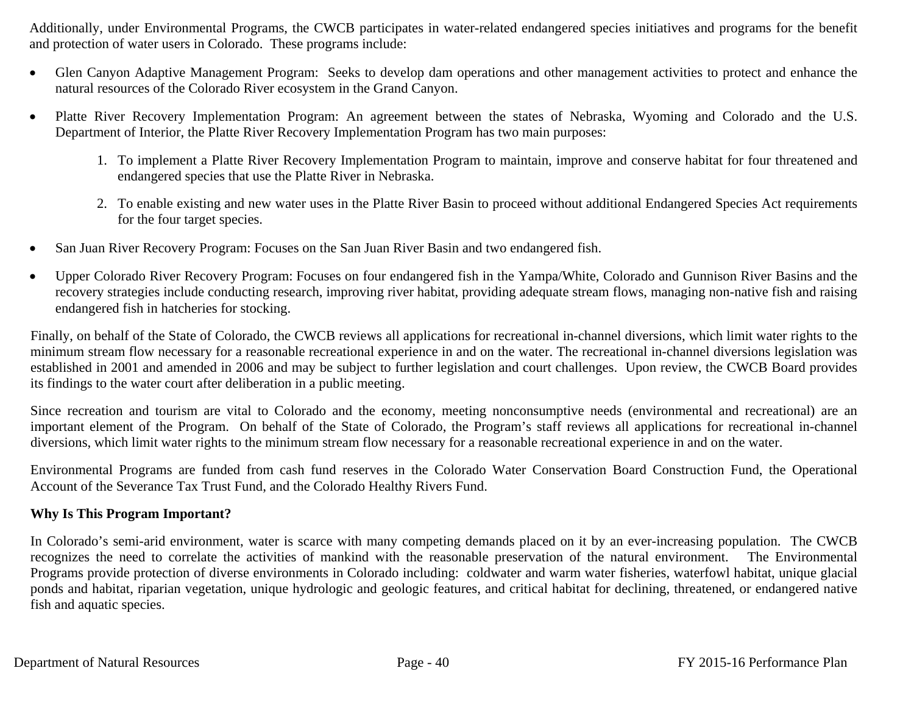Additionally, under Environmental Programs, the CWCB participates in water-related endangered species initiatives and programs for the benefit and protection of water users in Colorado. These programs include:

- Glen Canyon Adaptive Management Program: Seeks to develop dam operations and other management activities to protect and enhance the natural resources of the Colorado River ecosystem in the Grand Canyon.
- Platte River Recovery Implementation Program: An agreement between the states of Nebraska, Wyoming and Colorado and the U.S. Department of Interior, the Platte River Recovery Implementation Program has two main purposes:
    1. To implement a Platte River Recovery Implementation Program to maintain, improve and conserve habitat for four threatened and endangered species that use the Platte River in Nebraska.
    2. To enable existing and new water uses in the Platte River Basin to proceed without additional Endangered Species Act requirements for the four target species.
- San Juan River Recovery Program: Focuses on the San Juan River Basin and two endangered fish.
- Upper Colorado River Recovery Program: Focuses on four endangered fish in the Yampa/White, Colorado and Gunnison River Basins and the recovery strategies include conducting research, improving river habitat, providing adequate stream flows, managing non-native fish and raising endangered fish in hatcheries for stocking.

Finally, on behalf of the State of Colorado, the CWCB reviews all applications for recreational in-channel diversions, which limit water rights to the minimum stream flow necessary for a reasonable recreational experience in and on the water. The recreational in-channel diversions legislation was established in 2001 and amended in 2006 and may be subject to further legislation and court challenges. Upon review, the CWCB Board provides its findings to the water court after deliberation in a public meeting.

Since recreation and tourism are vital to Colorado and the economy, meeting nonconsumptive needs (environmental and recreational) are an important element of the Program. On behalf of the State of Colorado, the Program's staff reviews all applications for recreational in-channel diversions, which limit water rights to the minimum stream flow necessary for a reasonable recreational experience in and on the water.

Environmental Programs are funded from cash fund reserves in the Colorado Water Conservation Board Construction Fund, the Operational Account of the Severance Tax Trust Fund, and the Colorado Healthy Rivers Fund.

**Why Is This Program Important?**

In Colorado's semi-arid environment, water is scarce with many competing demands placed on it by an ever-increasing population. The CWCB recognizes the need to correlate the activities of mankind with the reasonable preservation of the natural environment. The Environmental Programs provide protection of diverse environments in Colorado including: coldwater and warm water fisheries, waterfowl habitat, unique glacial ponds and habitat, riparian vegetation, unique hydrologic and geologic features, and critical habitat for declining, threatened, or endangered native fish and aquatic species.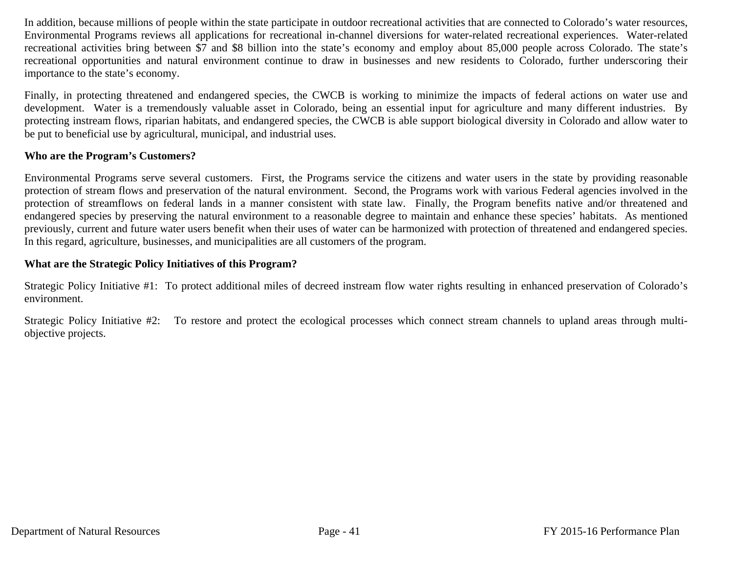In addition, because millions of people within the state participate in outdoor recreational activities that are connected to Colorado's water resources, Environmental Programs reviews all applications for recreational in-channel diversions for water-related recreational experiences. Water-related recreational activities bring between $7 and $8 billion into the state's economy and employ about 85,000 people across Colorado. The state's recreational opportunities and natural environment continue to draw in businesses and new residents to Colorado, further underscoring their importance to the state's economy.

Finally, in protecting threatened and endangered species, the CWCB is working to minimize the impacts of federal actions on water use and development. Water is a tremendously valuable asset in Colorado, being an essential input for agriculture and many different industries. By protecting instream flows, riparian habitats, and endangered species, the CWCB is able support biological diversity in Colorado and allow water to be put to beneficial use by agricultural, municipal, and industrial uses.

**Who are the Program's Customers?**

Environmental Programs serve several customers. First, the Programs service the citizens and water users in the state by providing reasonable protection of stream flows and preservation of the natural environment. Second, the Programs work with various Federal agencies involved in the protection of streamflows on federal lands in a manner consistent with state law. Finally, the Program benefits native and/or threatened and endangered species by preserving the natural environment to a reasonable degree to maintain and enhance these species' habitats. As mentioned previously, current and future water users benefit when their uses of water can be harmonized with protection of threatened and endangered species. In this regard, agriculture, businesses, and municipalities are all customers of the program.

**What are the Strategic Policy Initiatives of this Program?**

Strategic Policy Initiative #1: To protect additional miles of decreed instream flow water rights resulting in enhanced preservation of Colorado's environment.

Strategic Policy Initiative #2: To restore and protect the ecological processes which connect stream channels to upland areas through multi-objective projects.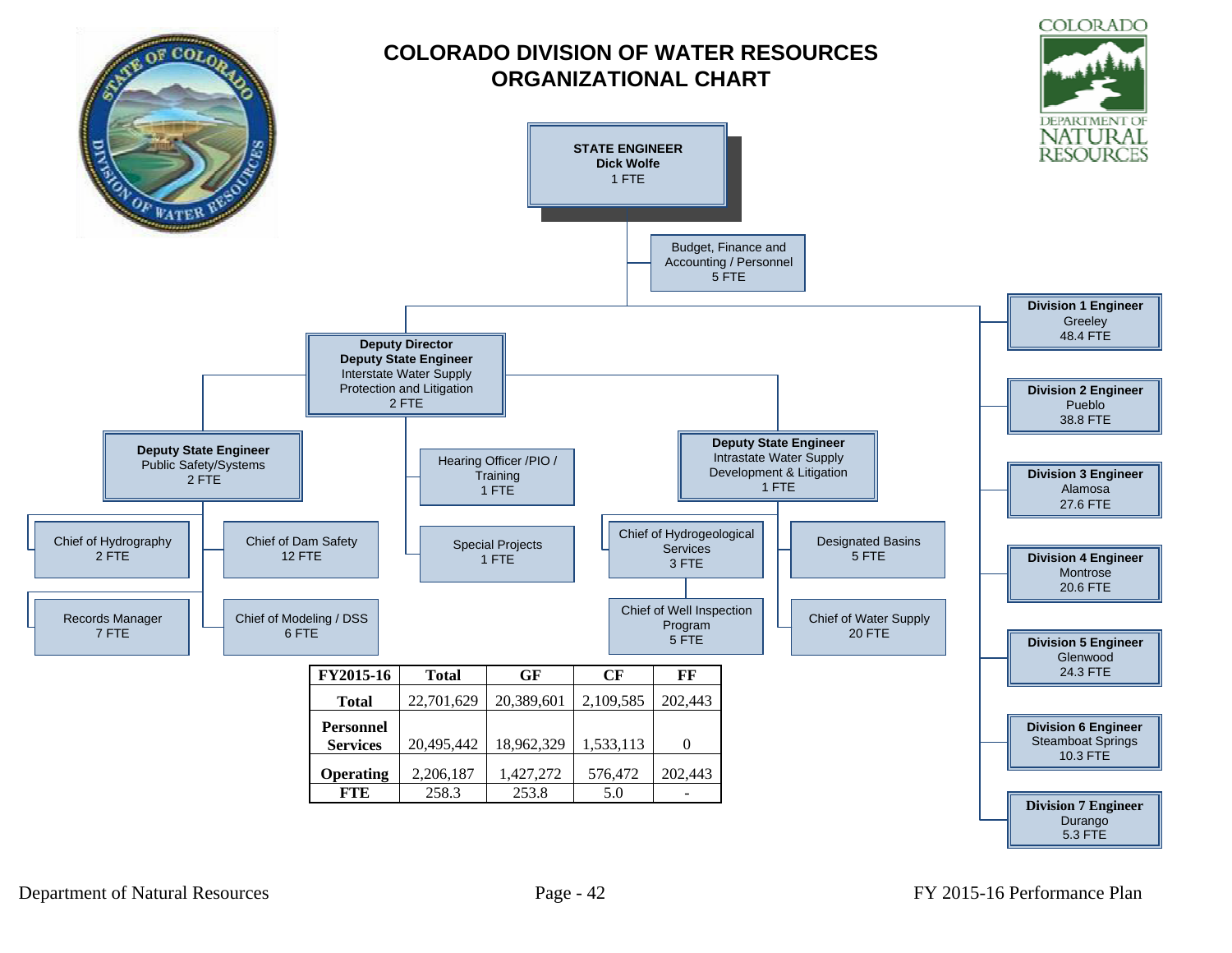# COLORADO DIVISION OF WATER RESOURCES ORGANIZATIONAL CHART

**STATE ENGINEER**
**Dick Wolfe**
1 FTE

- Budget, Finance and Accounting / Personnel — 5 FTE

**Deputy Director**
**Deputy State Engineer**
Interstate Water Supply Protection and Litigation
2 FTE

- Hearing Officer /PIO / Training — 1 FTE
- Special Projects — 1 FTE

**Deputy State Engineer**
Public Safety/Systems
2 FTE

- Chief of Hydrography — 2 FTE
- Chief of Dam Safety — 12 FTE
- Records Manager — 7 FTE
- Chief of Modeling / DSS — 6 FTE

**Deputy State Engineer**
Intrastate Water Supply Development & Litigation
1 FTE

- Chief of Hydrogeological Services — 3 FTE
  - Chief of Well Inspection Program — 5 FTE
- Designated Basins — 5 FTE
- Chief of Water Supply — 20 FTE

**Division Engineers**

- **Division 1 Engineer** — Greeley — 48.4 FTE
- **Division 2 Engineer** — Pueblo — 38.8 FTE
- **Division 3 Engineer** — Alamosa — 27.6 FTE
- **Division 4 Engineer** — Montrose — 20.6 FTE
- **Division 5 Engineer** — Glenwood — 24.3 FTE
- **Division 6 Engineer** — Steamboat Springs — 10.3 FTE
- **Division 7 Engineer** — Durango — 5.3 FTE

| FY2015-16 | Total | GF | CF | FF |
|---|---|---|---|---|
| Total | 22,701,629 | 20,389,601 | 2,109,585 | 202,443 |
| Personnel Services | 20,495,442 | 18,962,329 | 1,533,113 | 0 |
| Operating | 2,206,187 | 1,427,272 | 576,472 | 202,443 |
| FTE | 258.3 | 253.8 | 5.0 | - |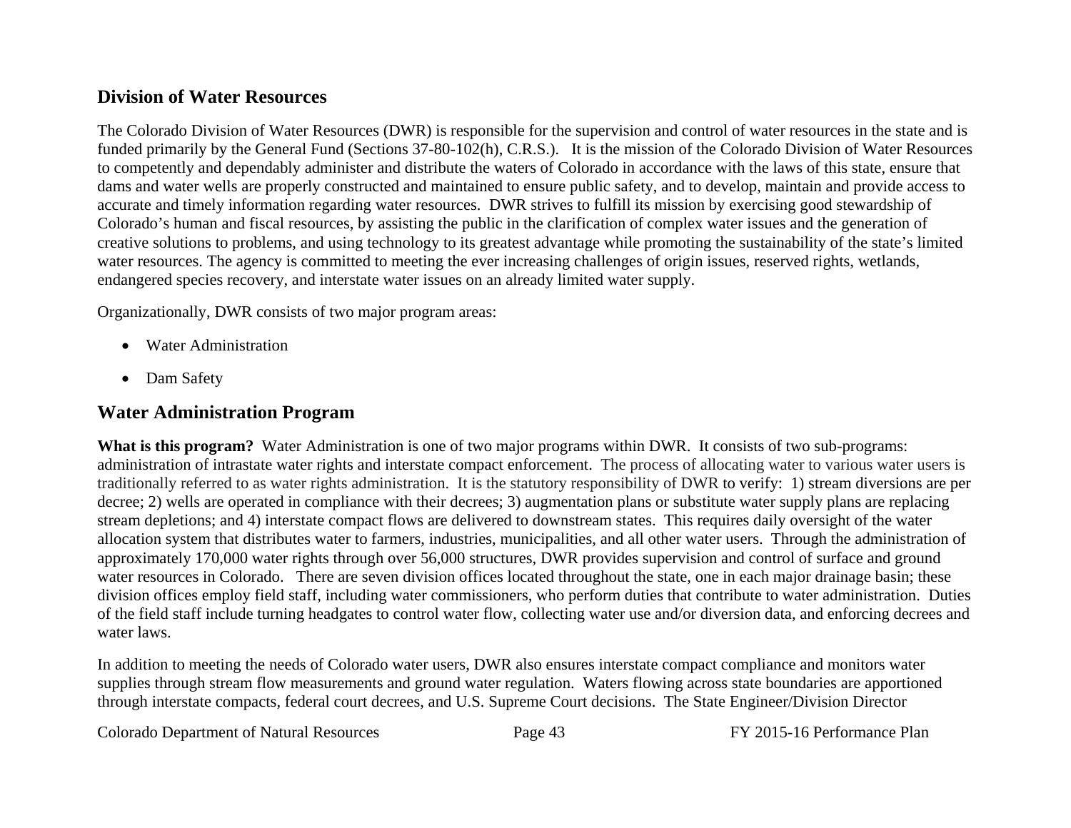## Division of Water Resources

The Colorado Division of Water Resources (DWR) is responsible for the supervision and control of water resources in the state and is funded primarily by the General Fund (Sections 37-80-102(h), C.R.S.). It is the mission of the Colorado Division of Water Resources to competently and dependably administer and distribute the waters of Colorado in accordance with the laws of this state, ensure that dams and water wells are properly constructed and maintained to ensure public safety, and to develop, maintain and provide access to accurate and timely information regarding water resources. DWR strives to fulfill its mission by exercising good stewardship of Colorado's human and fiscal resources, by assisting the public in the clarification of complex water issues and the generation of creative solutions to problems, and using technology to its greatest advantage while promoting the sustainability of the state's limited water resources. The agency is committed to meeting the ever increasing challenges of origin issues, reserved rights, wetlands, endangered species recovery, and interstate water issues on an already limited water supply.

Organizationally, DWR consists of two major program areas:

- Water Administration
- Dam Safety

## Water Administration Program

**What is this program?** Water Administration is one of two major programs within DWR. It consists of two sub-programs: administration of intrastate water rights and interstate compact enforcement. The process of allocating water to various water users is traditionally referred to as water rights administration. It is the statutory responsibility of DWR to verify: 1) stream diversions are per decree; 2) wells are operated in compliance with their decrees; 3) augmentation plans or substitute water supply plans are replacing stream depletions; and 4) interstate compact flows are delivered to downstream states. This requires daily oversight of the water allocation system that distributes water to farmers, industries, municipalities, and all other water users. Through the administration of approximately 170,000 water rights through over 56,000 structures, DWR provides supervision and control of surface and ground water resources in Colorado. There are seven division offices located throughout the state, one in each major drainage basin; these division offices employ field staff, including water commissioners, who perform duties that contribute to water administration. Duties of the field staff include turning headgates to control water flow, collecting water use and/or diversion data, and enforcing decrees and water laws.

In addition to meeting the needs of Colorado water users, DWR also ensures interstate compact compliance and monitors water supplies through stream flow measurements and ground water regulation. Waters flowing across state boundaries are apportioned through interstate compacts, federal court decrees, and U.S. Supreme Court decisions. The State Engineer/Division Director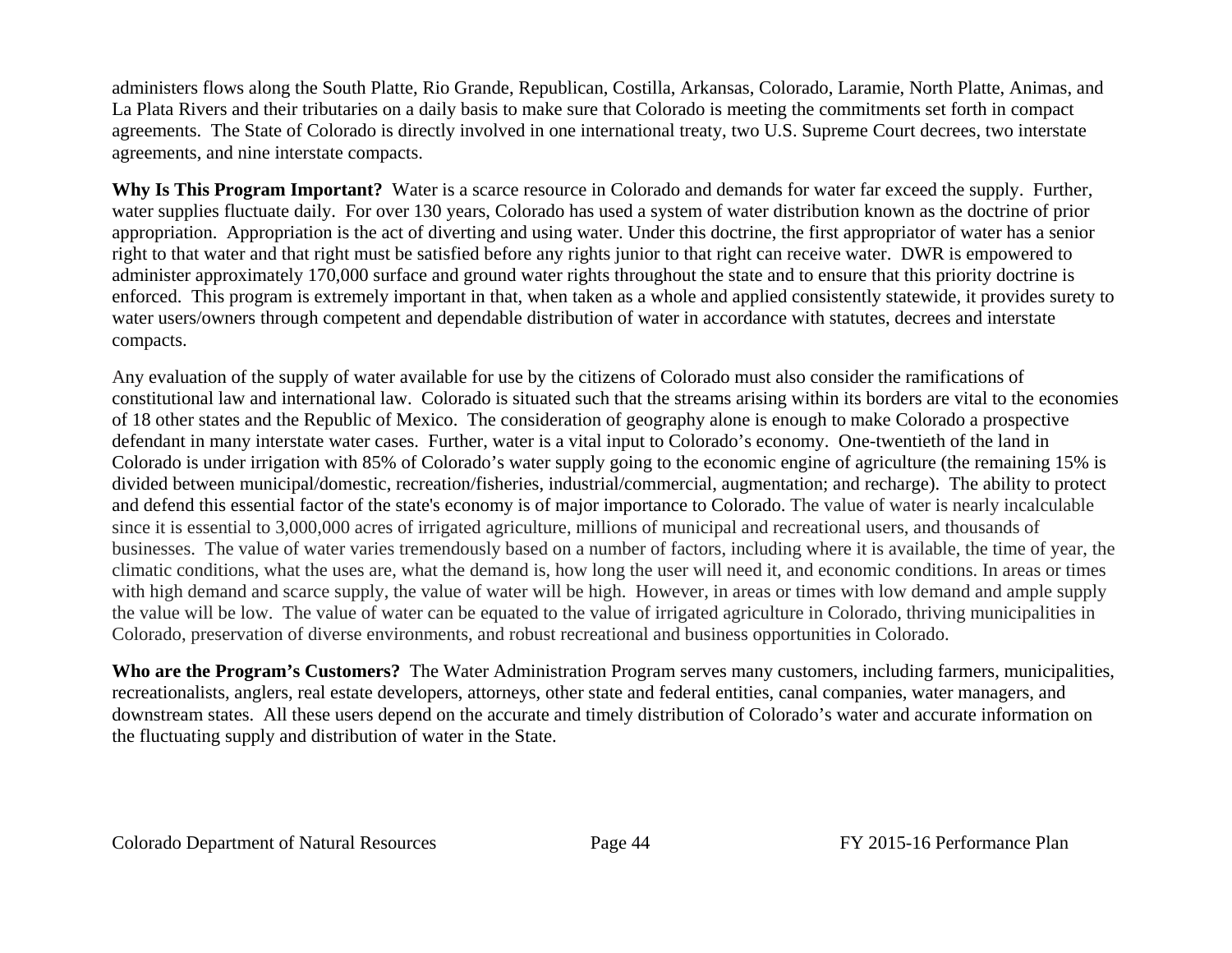administers flows along the South Platte, Rio Grande, Republican, Costilla, Arkansas, Colorado, Laramie, North Platte, Animas, and La Plata Rivers and their tributaries on a daily basis to make sure that Colorado is meeting the commitments set forth in compact agreements. The State of Colorado is directly involved in one international treaty, two U.S. Supreme Court decrees, two interstate agreements, and nine interstate compacts.

**Why Is This Program Important?** Water is a scarce resource in Colorado and demands for water far exceed the supply. Further, water supplies fluctuate daily. For over 130 years, Colorado has used a system of water distribution known as the doctrine of prior appropriation. Appropriation is the act of diverting and using water. Under this doctrine, the first appropriator of water has a senior right to that water and that right must be satisfied before any rights junior to that right can receive water. DWR is empowered to administer approximately 170,000 surface and ground water rights throughout the state and to ensure that this priority doctrine is enforced. This program is extremely important in that, when taken as a whole and applied consistently statewide, it provides surety to water users/owners through competent and dependable distribution of water in accordance with statutes, decrees and interstate compacts.

Any evaluation of the supply of water available for use by the citizens of Colorado must also consider the ramifications of constitutional law and international law. Colorado is situated such that the streams arising within its borders are vital to the economies of 18 other states and the Republic of Mexico. The consideration of geography alone is enough to make Colorado a prospective defendant in many interstate water cases. Further, water is a vital input to Colorado's economy. One-twentieth of the land in Colorado is under irrigation with 85% of Colorado's water supply going to the economic engine of agriculture (the remaining 15% is divided between municipal/domestic, recreation/fisheries, industrial/commercial, augmentation; and recharge). The ability to protect and defend this essential factor of the state's economy is of major importance to Colorado. The value of water is nearly incalculable since it is essential to 3,000,000 acres of irrigated agriculture, millions of municipal and recreational users, and thousands of businesses. The value of water varies tremendously based on a number of factors, including where it is available, the time of year, the climatic conditions, what the uses are, what the demand is, how long the user will need it, and economic conditions. In areas or times with high demand and scarce supply, the value of water will be high. However, in areas or times with low demand and ample supply the value will be low. The value of water can be equated to the value of irrigated agriculture in Colorado, thriving municipalities in Colorado, preservation of diverse environments, and robust recreational and business opportunities in Colorado.

**Who are the Program's Customers?** The Water Administration Program serves many customers, including farmers, municipalities, recreationalists, anglers, real estate developers, attorneys, other state and federal entities, canal companies, water managers, and downstream states. All these users depend on the accurate and timely distribution of Colorado's water and accurate information on the fluctuating supply and distribution of water in the State.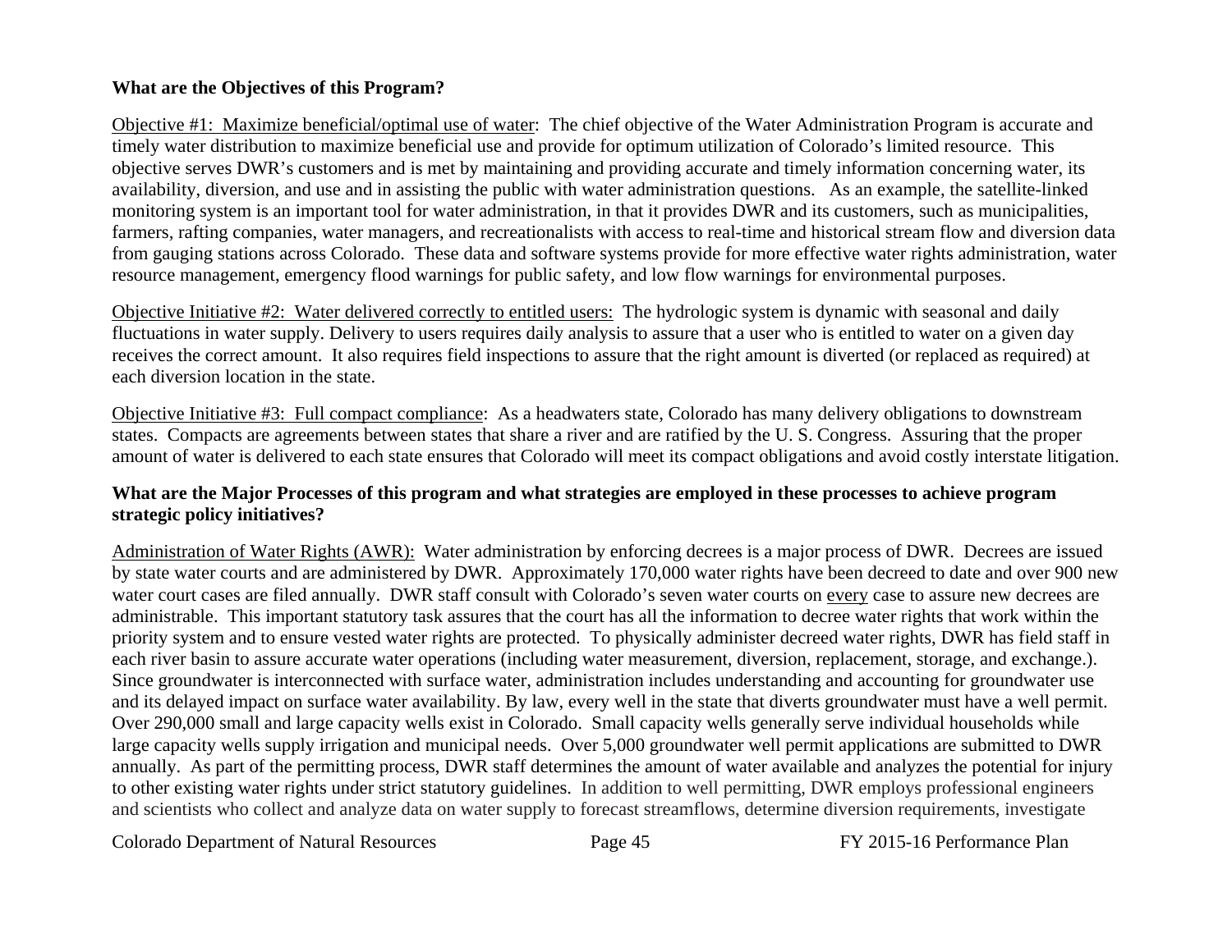**What are the Objectives of this Program?**

Objective #1: Maximize beneficial/optimal use of water: The chief objective of the Water Administration Program is accurate and timely water distribution to maximize beneficial use and provide for optimum utilization of Colorado's limited resource. This objective serves DWR's customers and is met by maintaining and providing accurate and timely information concerning water, its availability, diversion, and use and in assisting the public with water administration questions. As an example, the satellite-linked monitoring system is an important tool for water administration, in that it provides DWR and its customers, such as municipalities, farmers, rafting companies, water managers, and recreationalists with access to real-time and historical stream flow and diversion data from gauging stations across Colorado. These data and software systems provide for more effective water rights administration, water resource management, emergency flood warnings for public safety, and low flow warnings for environmental purposes.

Objective Initiative #2: Water delivered correctly to entitled users: The hydrologic system is dynamic with seasonal and daily fluctuations in water supply. Delivery to users requires daily analysis to assure that a user who is entitled to water on a given day receives the correct amount. It also requires field inspections to assure that the right amount is diverted (or replaced as required) at each diversion location in the state.

Objective Initiative #3: Full compact compliance: As a headwaters state, Colorado has many delivery obligations to downstream states. Compacts are agreements between states that share a river and are ratified by the U. S. Congress. Assuring that the proper amount of water is delivered to each state ensures that Colorado will meet its compact obligations and avoid costly interstate litigation.

**What are the Major Processes of this program and what strategies are employed in these processes to achieve program strategic policy initiatives?**

Administration of Water Rights (AWR): Water administration by enforcing decrees is a major process of DWR. Decrees are issued by state water courts and are administered by DWR. Approximately 170,000 water rights have been decreed to date and over 900 new water court cases are filed annually. DWR staff consult with Colorado's seven water courts on every case to assure new decrees are administrable. This important statutory task assures that the court has all the information to decree water rights that work within the priority system and to ensure vested water rights are protected. To physically administer decreed water rights, DWR has field staff in each river basin to assure accurate water operations (including water measurement, diversion, replacement, storage, and exchange.). Since groundwater is interconnected with surface water, administration includes understanding and accounting for groundwater use and its delayed impact on surface water availability. By law, every well in the state that diverts groundwater must have a well permit. Over 290,000 small and large capacity wells exist in Colorado. Small capacity wells generally serve individual households while large capacity wells supply irrigation and municipal needs. Over 5,000 groundwater well permit applications are submitted to DWR annually. As part of the permitting process, DWR staff determines the amount of water available and analyzes the potential for injury to other existing water rights under strict statutory guidelines. In addition to well permitting, DWR employs professional engineers and scientists who collect and analyze data on water supply to forecast streamflows, determine diversion requirements, investigate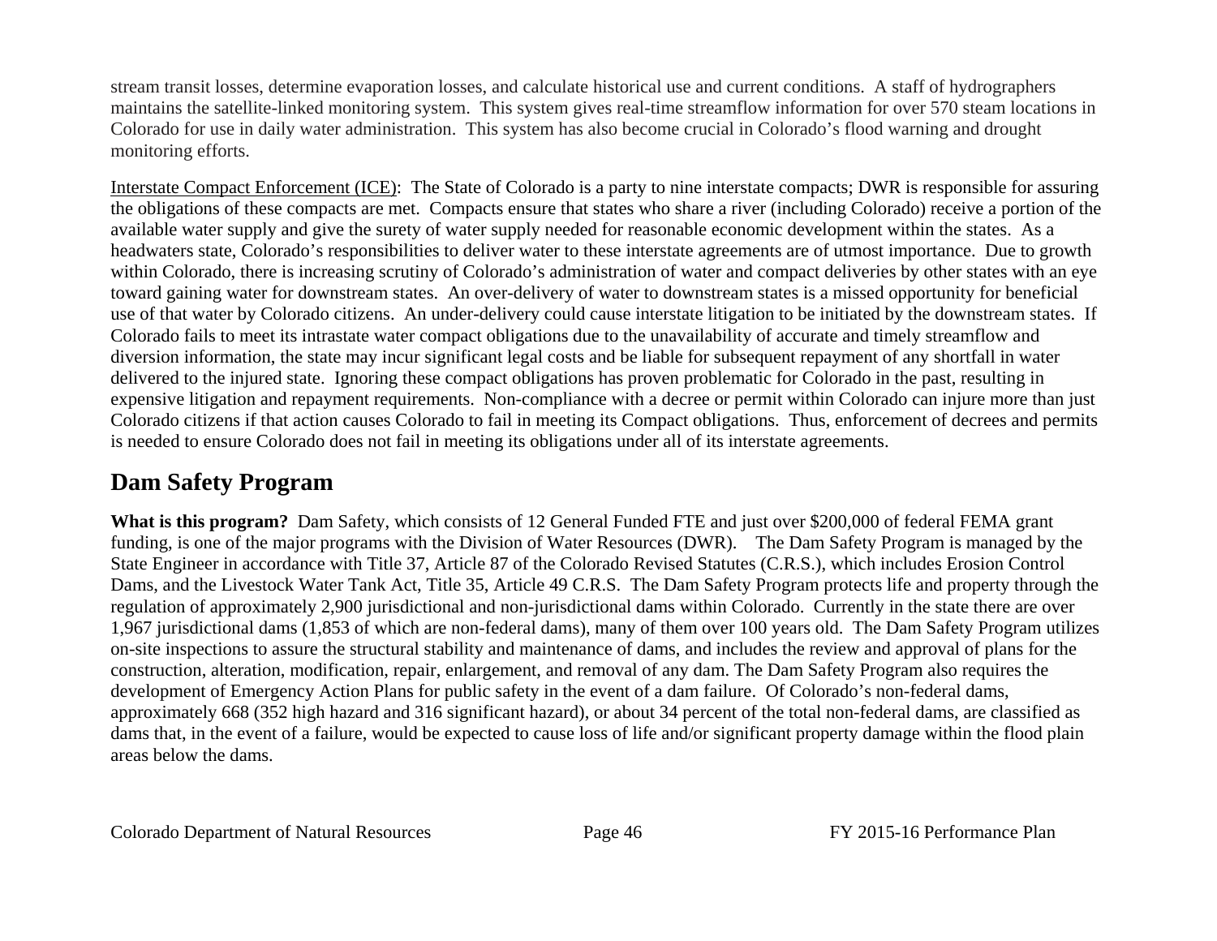stream transit losses, determine evaporation losses, and calculate historical use and current conditions. A staff of hydrographers maintains the satellite-linked monitoring system. This system gives real-time streamflow information for over 570 steam locations in Colorado for use in daily water administration. This system has also become crucial in Colorado's flood warning and drought monitoring efforts.

Interstate Compact Enforcement (ICE): The State of Colorado is a party to nine interstate compacts; DWR is responsible for assuring the obligations of these compacts are met. Compacts ensure that states who share a river (including Colorado) receive a portion of the available water supply and give the surety of water supply needed for reasonable economic development within the states. As a headwaters state, Colorado's responsibilities to deliver water to these interstate agreements are of utmost importance. Due to growth within Colorado, there is increasing scrutiny of Colorado's administration of water and compact deliveries by other states with an eye toward gaining water for downstream states. An over-delivery of water to downstream states is a missed opportunity for beneficial use of that water by Colorado citizens. An under-delivery could cause interstate litigation to be initiated by the downstream states. If Colorado fails to meet its intrastate water compact obligations due to the unavailability of accurate and timely streamflow and diversion information, the state may incur significant legal costs and be liable for subsequent repayment of any shortfall in water delivered to the injured state. Ignoring these compact obligations has proven problematic for Colorado in the past, resulting in expensive litigation and repayment requirements. Non-compliance with a decree or permit within Colorado can injure more than just Colorado citizens if that action causes Colorado to fail in meeting its Compact obligations. Thus, enforcement of decrees and permits is needed to ensure Colorado does not fail in meeting its obligations under all of its interstate agreements.

## Dam Safety Program

**What is this program?** Dam Safety, which consists of 12 General Funded FTE and just over $200,000 of federal FEMA grant funding, is one of the major programs with the Division of Water Resources (DWR). The Dam Safety Program is managed by the State Engineer in accordance with Title 37, Article 87 of the Colorado Revised Statutes (C.R.S.), which includes Erosion Control Dams, and the Livestock Water Tank Act, Title 35, Article 49 C.R.S. The Dam Safety Program protects life and property through the regulation of approximately 2,900 jurisdictional and non-jurisdictional dams within Colorado. Currently in the state there are over 1,967 jurisdictional dams (1,853 of which are non-federal dams), many of them over 100 years old. The Dam Safety Program utilizes on-site inspections to assure the structural stability and maintenance of dams, and includes the review and approval of plans for the construction, alteration, modification, repair, enlargement, and removal of any dam. The Dam Safety Program also requires the development of Emergency Action Plans for public safety in the event of a dam failure. Of Colorado's non-federal dams, approximately 668 (352 high hazard and 316 significant hazard), or about 34 percent of the total non-federal dams, are classified as dams that, in the event of a failure, would be expected to cause loss of life and/or significant property damage within the flood plain areas below the dams.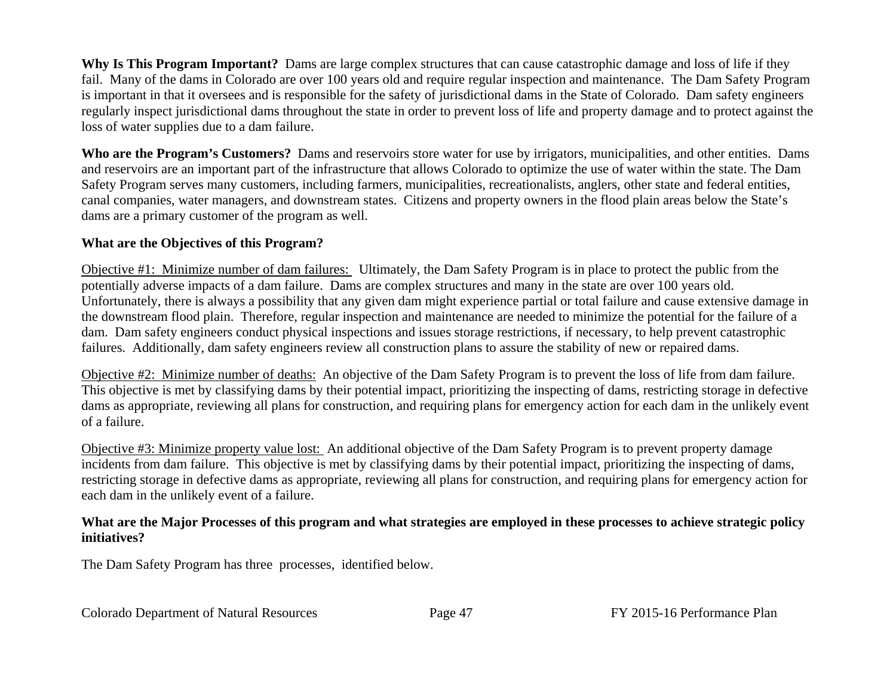**Why Is This Program Important?** Dams are large complex structures that can cause catastrophic damage and loss of life if they fail. Many of the dams in Colorado are over 100 years old and require regular inspection and maintenance. The Dam Safety Program is important in that it oversees and is responsible for the safety of jurisdictional dams in the State of Colorado. Dam safety engineers regularly inspect jurisdictional dams throughout the state in order to prevent loss of life and property damage and to protect against the loss of water supplies due to a dam failure.

**Who are the Program's Customers?** Dams and reservoirs store water for use by irrigators, municipalities, and other entities. Dams and reservoirs are an important part of the infrastructure that allows Colorado to optimize the use of water within the state. The Dam Safety Program serves many customers, including farmers, municipalities, recreationalists, anglers, other state and federal entities, canal companies, water managers, and downstream states. Citizens and property owners in the flood plain areas below the State's dams are a primary customer of the program as well.

**What are the Objectives of this Program?**

<u>Objective #1: Minimize number of dam failures:</u> Ultimately, the Dam Safety Program is in place to protect the public from the potentially adverse impacts of a dam failure. Dams are complex structures and many in the state are over 100 years old. Unfortunately, there is always a possibility that any given dam might experience partial or total failure and cause extensive damage in the downstream flood plain. Therefore, regular inspection and maintenance are needed to minimize the potential for the failure of a dam. Dam safety engineers conduct physical inspections and issues storage restrictions, if necessary, to help prevent catastrophic failures. Additionally, dam safety engineers review all construction plans to assure the stability of new or repaired dams.

<u>Objective #2: Minimize number of deaths:</u> An objective of the Dam Safety Program is to prevent the loss of life from dam failure. This objective is met by classifying dams by their potential impact, prioritizing the inspecting of dams, restricting storage in defective dams as appropriate, reviewing all plans for construction, and requiring plans for emergency action for each dam in the unlikely event of a failure.

<u>Objective #3: Minimize property value lost:</u> An additional objective of the Dam Safety Program is to prevent property damage incidents from dam failure. This objective is met by classifying dams by their potential impact, prioritizing the inspecting of dams, restricting storage in defective dams as appropriate, reviewing all plans for construction, and requiring plans for emergency action for each dam in the unlikely event of a failure.

**What are the Major Processes of this program and what strategies are employed in these processes to achieve strategic policy initiatives?**

The Dam Safety Program has three processes, identified below.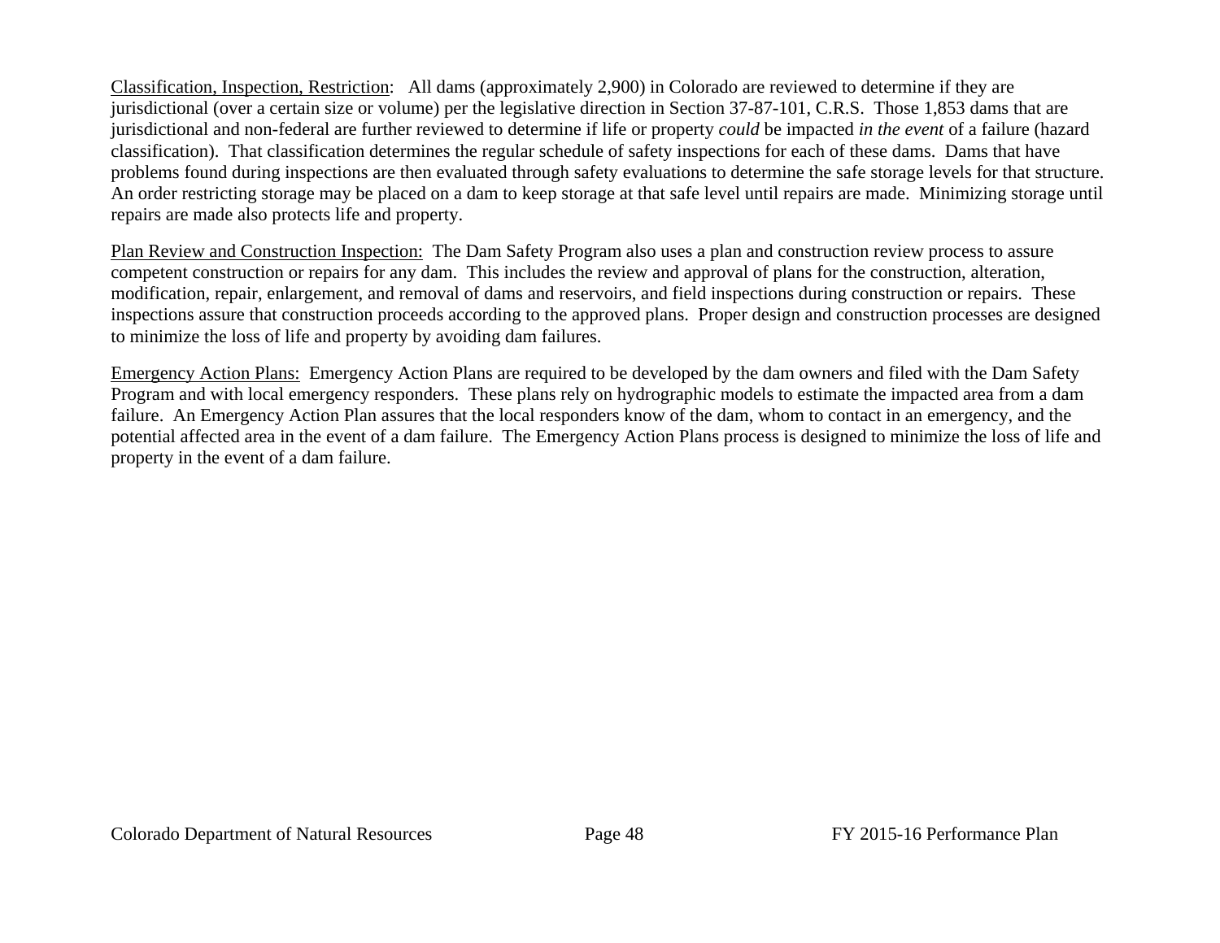<u>Classification, Inspection, Restriction</u>: All dams (approximately 2,900) in Colorado are reviewed to determine if they are jurisdictional (over a certain size or volume) per the legislative direction in Section 37-87-101, C.R.S. Those 1,853 dams that are jurisdictional and non-federal are further reviewed to determine if life or property *could* be impacted *in the event* of a failure (hazard classification). That classification determines the regular schedule of safety inspections for each of these dams. Dams that have problems found during inspections are then evaluated through safety evaluations to determine the safe storage levels for that structure. An order restricting storage may be placed on a dam to keep storage at that safe level until repairs are made. Minimizing storage until repairs are made also protects life and property.

<u>Plan Review and Construction Inspection:</u> The Dam Safety Program also uses a plan and construction review process to assure competent construction or repairs for any dam. This includes the review and approval of plans for the construction, alteration, modification, repair, enlargement, and removal of dams and reservoirs, and field inspections during construction or repairs. These inspections assure that construction proceeds according to the approved plans. Proper design and construction processes are designed to minimize the loss of life and property by avoiding dam failures.

<u>Emergency Action Plans:</u> Emergency Action Plans are required to be developed by the dam owners and filed with the Dam Safety Program and with local emergency responders. These plans rely on hydrographic models to estimate the impacted area from a dam failure. An Emergency Action Plan assures that the local responders know of the dam, whom to contact in an emergency, and the potential affected area in the event of a dam failure. The Emergency Action Plans process is designed to minimize the loss of life and property in the event of a dam failure.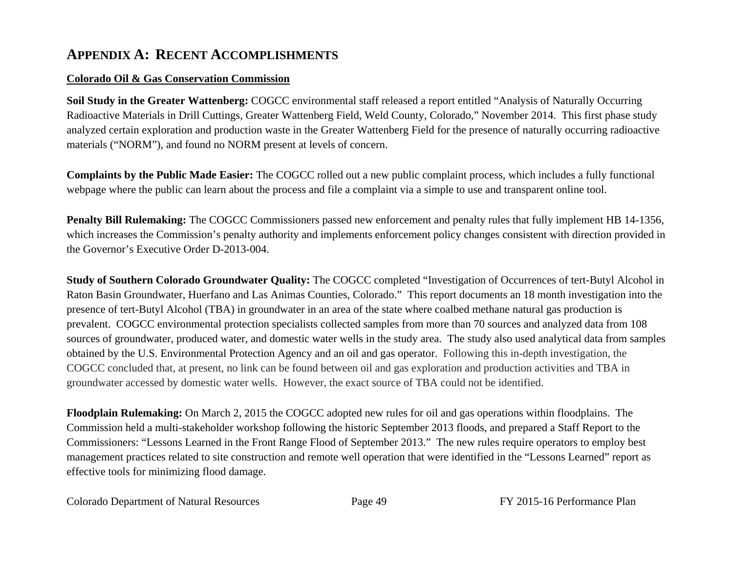# APPENDIX A: RECENT ACCOMPLISHMENTS

**Colorado Oil & Gas Conservation Commission**

**Soil Study in the Greater Wattenberg:** COGCC environmental staff released a report entitled "Analysis of Naturally Occurring Radioactive Materials in Drill Cuttings, Greater Wattenberg Field, Weld County, Colorado," November 2014. This first phase study analyzed certain exploration and production waste in the Greater Wattenberg Field for the presence of naturally occurring radioactive materials ("NORM"), and found no NORM present at levels of concern.

**Complaints by the Public Made Easier:** The COGCC rolled out a new public complaint process, which includes a fully functional webpage where the public can learn about the process and file a complaint via a simple to use and transparent online tool.

**Penalty Bill Rulemaking:** The COGCC Commissioners passed new enforcement and penalty rules that fully implement HB 14-1356, which increases the Commission's penalty authority and implements enforcement policy changes consistent with direction provided in the Governor's Executive Order D-2013-004.

**Study of Southern Colorado Groundwater Quality:** The COGCC completed "Investigation of Occurrences of tert-Butyl Alcohol in Raton Basin Groundwater, Huerfano and Las Animas Counties, Colorado." This report documents an 18 month investigation into the presence of tert-Butyl Alcohol (TBA) in groundwater in an area of the state where coalbed methane natural gas production is prevalent. COGCC environmental protection specialists collected samples from more than 70 sources and analyzed data from 108 sources of groundwater, produced water, and domestic water wells in the study area. The study also used analytical data from samples obtained by the U.S. Environmental Protection Agency and an oil and gas operator. Following this in-depth investigation, the COGCC concluded that, at present, no link can be found between oil and gas exploration and production activities and TBA in groundwater accessed by domestic water wells. However, the exact source of TBA could not be identified.

**Floodplain Rulemaking:** On March 2, 2015 the COGCC adopted new rules for oil and gas operations within floodplains. The Commission held a multi-stakeholder workshop following the historic September 2013 floods, and prepared a Staff Report to the Commissioners: "Lessons Learned in the Front Range Flood of September 2013." The new rules require operators to employ best management practices related to site construction and remote well operation that were identified in the "Lessons Learned" report as effective tools for minimizing flood damage.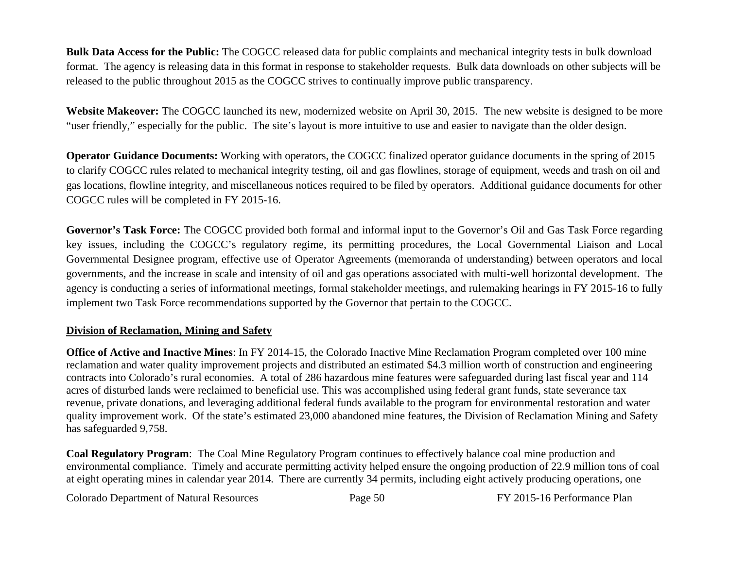**Bulk Data Access for the Public:** The COGCC released data for public complaints and mechanical integrity tests in bulk download format. The agency is releasing data in this format in response to stakeholder requests. Bulk data downloads on other subjects will be released to the public throughout 2015 as the COGCC strives to continually improve public transparency.

**Website Makeover:** The COGCC launched its new, modernized website on April 30, 2015. The new website is designed to be more "user friendly," especially for the public. The site's layout is more intuitive to use and easier to navigate than the older design.

**Operator Guidance Documents:** Working with operators, the COGCC finalized operator guidance documents in the spring of 2015 to clarify COGCC rules related to mechanical integrity testing, oil and gas flowlines, storage of equipment, weeds and trash on oil and gas locations, flowline integrity, and miscellaneous notices required to be filed by operators. Additional guidance documents for other COGCC rules will be completed in FY 2015-16.

**Governor's Task Force:** The COGCC provided both formal and informal input to the Governor's Oil and Gas Task Force regarding key issues, including the COGCC's regulatory regime, its permitting procedures, the Local Governmental Liaison and Local Governmental Designee program, effective use of Operator Agreements (memoranda of understanding) between operators and local governments, and the increase in scale and intensity of oil and gas operations associated with multi-well horizontal development. The agency is conducting a series of informational meetings, formal stakeholder meetings, and rulemaking hearings in FY 2015-16 to fully implement two Task Force recommendations supported by the Governor that pertain to the COGCC.

## Division of Reclamation, Mining and Safety

**Office of Active and Inactive Mines**: In FY 2014-15, the Colorado Inactive Mine Reclamation Program completed over 100 mine reclamation and water quality improvement projects and distributed an estimated $4.3 million worth of construction and engineering contracts into Colorado's rural economies. A total of 286 hazardous mine features were safeguarded during last fiscal year and 114 acres of disturbed lands were reclaimed to beneficial use. This was accomplished using federal grant funds, state severance tax revenue, private donations, and leveraging additional federal funds available to the program for environmental restoration and water quality improvement work. Of the state's estimated 23,000 abandoned mine features, the Division of Reclamation Mining and Safety has safeguarded 9,758.

**Coal Regulatory Program**: The Coal Mine Regulatory Program continues to effectively balance coal mine production and environmental compliance. Timely and accurate permitting activity helped ensure the ongoing production of 22.9 million tons of coal at eight operating mines in calendar year 2014. There are currently 34 permits, including eight actively producing operations, one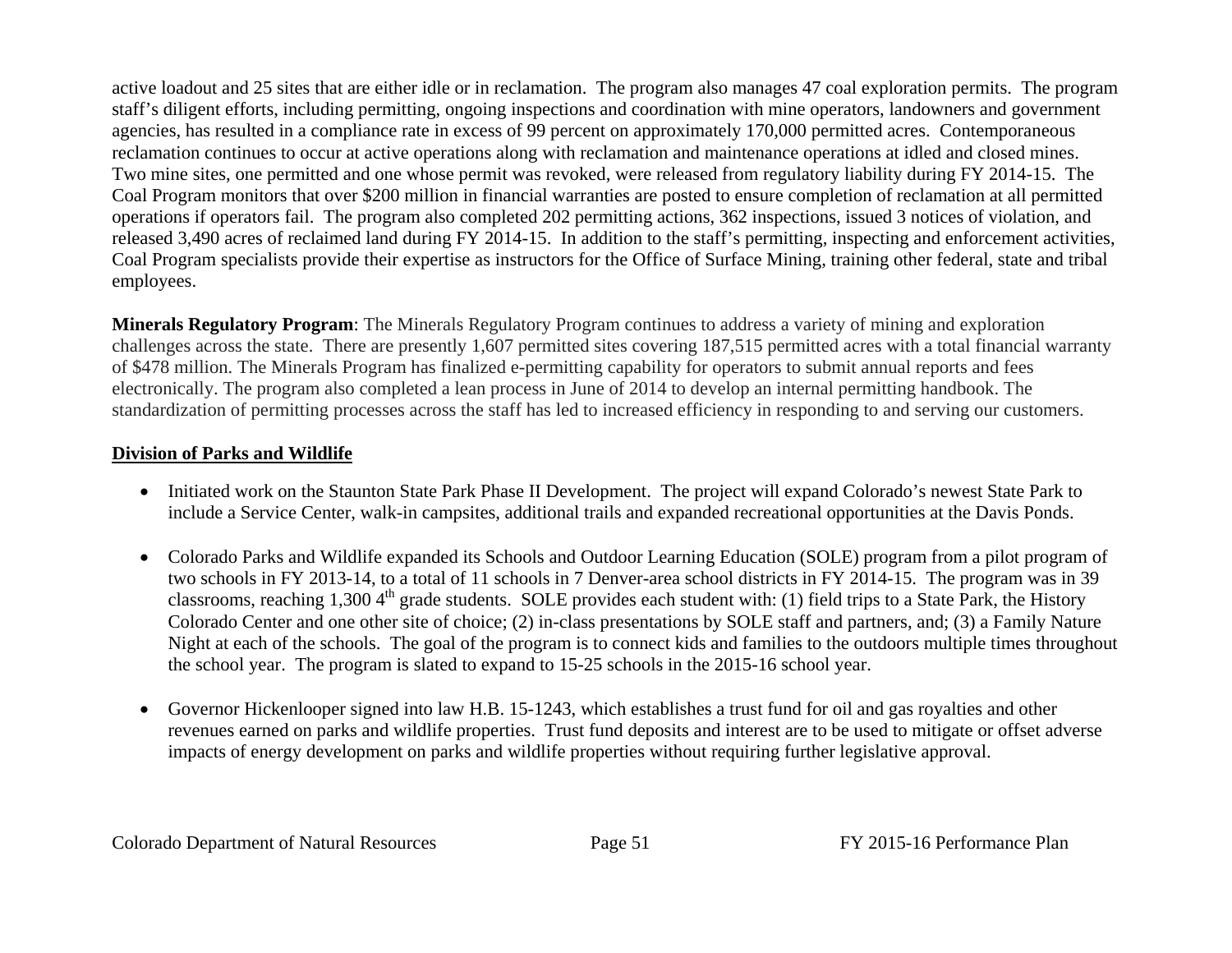active loadout and 25 sites that are either idle or in reclamation. The program also manages 47 coal exploration permits. The program staff's diligent efforts, including permitting, ongoing inspections and coordination with mine operators, landowners and government agencies, has resulted in a compliance rate in excess of 99 percent on approximately 170,000 permitted acres. Contemporaneous reclamation continues to occur at active operations along with reclamation and maintenance operations at idled and closed mines. Two mine sites, one permitted and one whose permit was revoked, were released from regulatory liability during FY 2014-15. The Coal Program monitors that over $200 million in financial warranties are posted to ensure completion of reclamation at all permitted operations if operators fail. The program also completed 202 permitting actions, 362 inspections, issued 3 notices of violation, and released 3,490 acres of reclaimed land during FY 2014-15. In addition to the staff's permitting, inspecting and enforcement activities, Coal Program specialists provide their expertise as instructors for the Office of Surface Mining, training other federal, state and tribal employees.

**Minerals Regulatory Program**: The Minerals Regulatory Program continues to address a variety of mining and exploration challenges across the state. There are presently 1,607 permitted sites covering 187,515 permitted acres with a total financial warranty of $478 million. The Minerals Program has finalized e-permitting capability for operators to submit annual reports and fees electronically. The program also completed a lean process in June of 2014 to develop an internal permitting handbook. The standardization of permitting processes across the staff has led to increased efficiency in responding to and serving our customers.

**Division of Parks and Wildlife**

- Initiated work on the Staunton State Park Phase II Development. The project will expand Colorado's newest State Park to include a Service Center, walk-in campsites, additional trails and expanded recreational opportunities at the Davis Ponds.

- Colorado Parks and Wildlife expanded its Schools and Outdoor Learning Education (SOLE) program from a pilot program of two schools in FY 2013-14, to a total of 11 schools in 7 Denver-area school districts in FY 2014-15. The program was in 39 classrooms, reaching 1,300 4th grade students. SOLE provides each student with: (1) field trips to a State Park, the History Colorado Center and one other site of choice; (2) in-class presentations by SOLE staff and partners, and; (3) a Family Nature Night at each of the schools. The goal of the program is to connect kids and families to the outdoors multiple times throughout the school year. The program is slated to expand to 15-25 schools in the 2015-16 school year.

- Governor Hickenlooper signed into law H.B. 15-1243, which establishes a trust fund for oil and gas royalties and other revenues earned on parks and wildlife properties. Trust fund deposits and interest are to be used to mitigate or offset adverse impacts of energy development on parks and wildlife properties without requiring further legislative approval.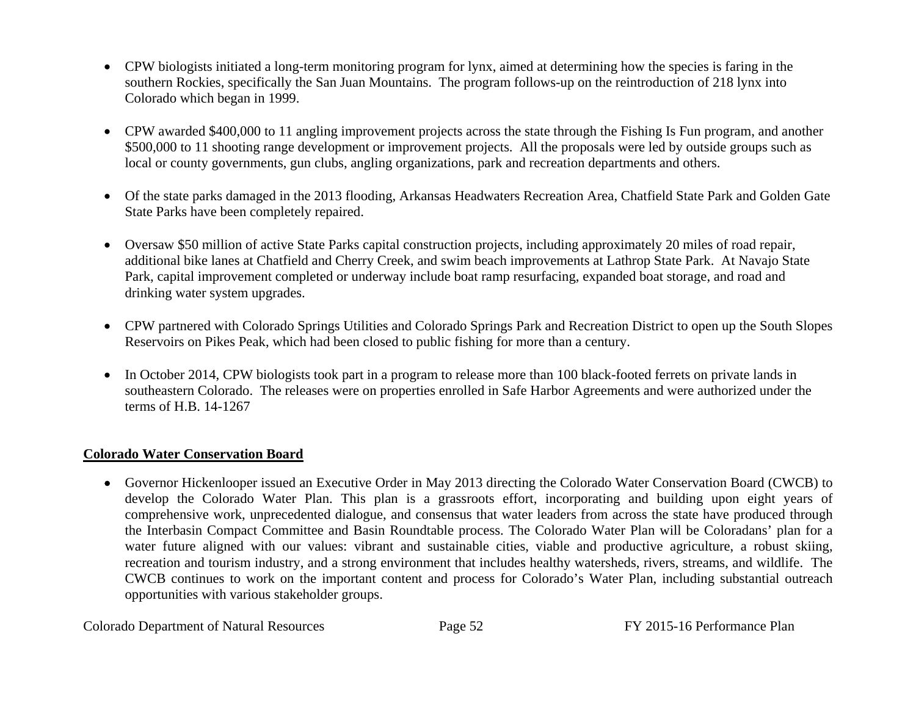- CPW biologists initiated a long-term monitoring program for lynx, aimed at determining how the species is faring in the southern Rockies, specifically the San Juan Mountains. The program follows-up on the reintroduction of 218 lynx into Colorado which began in 1999.

- CPW awarded $400,000 to 11 angling improvement projects across the state through the Fishing Is Fun program, and another $500,000 to 11 shooting range development or improvement projects. All the proposals were led by outside groups such as local or county governments, gun clubs, angling organizations, park and recreation departments and others.

- Of the state parks damaged in the 2013 flooding, Arkansas Headwaters Recreation Area, Chatfield State Park and Golden Gate State Parks have been completely repaired.

- Oversaw $50 million of active State Parks capital construction projects, including approximately 20 miles of road repair, additional bike lanes at Chatfield and Cherry Creek, and swim beach improvements at Lathrop State Park. At Navajo State Park, capital improvement completed or underway include boat ramp resurfacing, expanded boat storage, and road and drinking water system upgrades.

- CPW partnered with Colorado Springs Utilities and Colorado Springs Park and Recreation District to open up the South Slopes Reservoirs on Pikes Peak, which had been closed to public fishing for more than a century.

- In October 2014, CPW biologists took part in a program to release more than 100 black-footed ferrets on private lands in southeastern Colorado. The releases were on properties enrolled in Safe Harbor Agreements and were authorized under the terms of H.B. 14-1267

## Colorado Water Conservation Board

- Governor Hickenlooper issued an Executive Order in May 2013 directing the Colorado Water Conservation Board (CWCB) to develop the Colorado Water Plan. This plan is a grassroots effort, incorporating and building upon eight years of comprehensive work, unprecedented dialogue, and consensus that water leaders from across the state have produced through the Interbasin Compact Committee and Basin Roundtable process. The Colorado Water Plan will be Coloradans' plan for a water future aligned with our values: vibrant and sustainable cities, viable and productive agriculture, a robust skiing, recreation and tourism industry, and a strong environment that includes healthy watersheds, rivers, streams, and wildlife. The CWCB continues to work on the important content and process for Colorado's Water Plan, including substantial outreach opportunities with various stakeholder groups.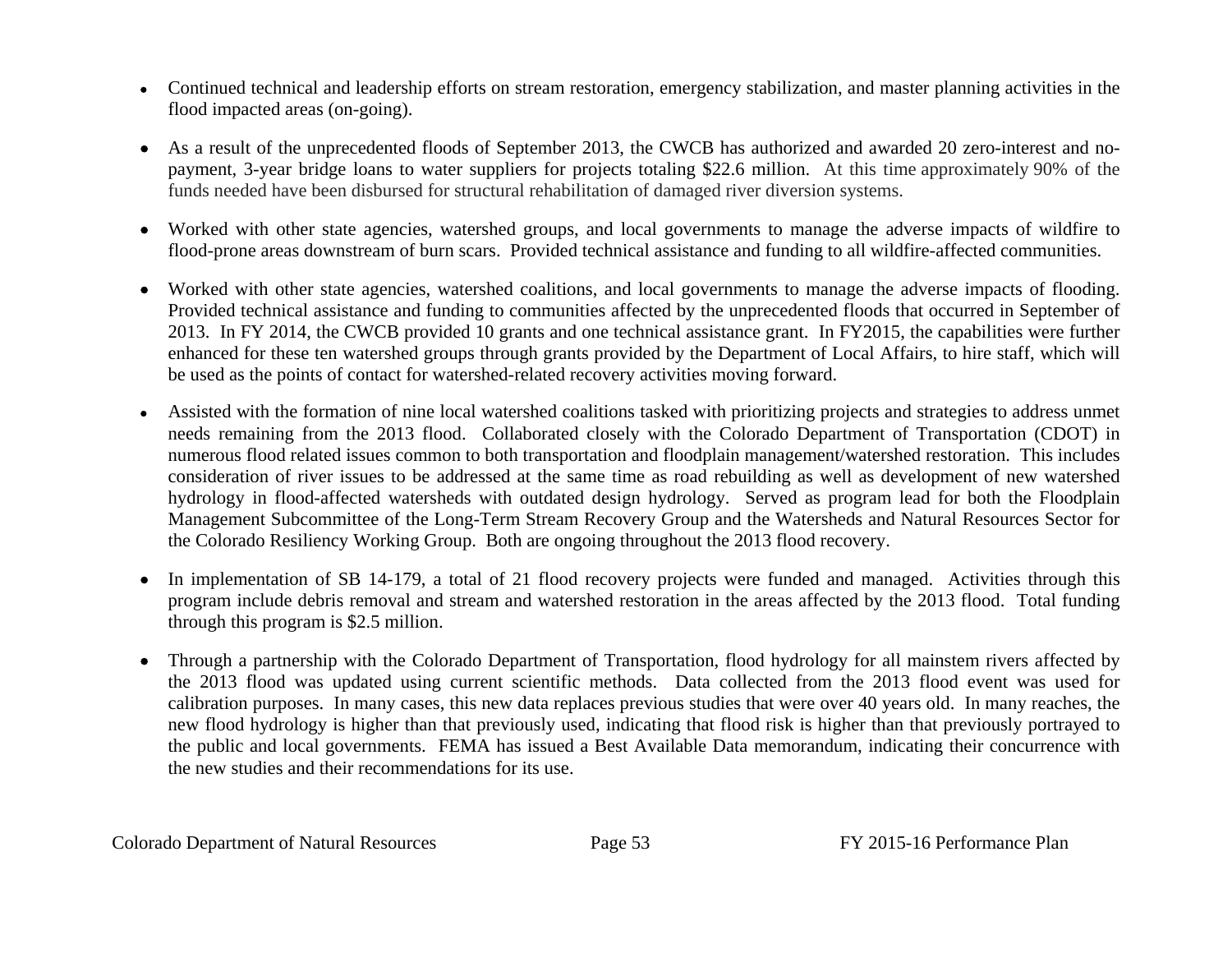- Continued technical and leadership efforts on stream restoration, emergency stabilization, and master planning activities in the flood impacted areas (on-going).

- As a result of the unprecedented floods of September 2013, the CWCB has authorized and awarded 20 zero-interest and no-payment, 3-year bridge loans to water suppliers for projects totaling $22.6 million. At this time approximately 90% of the funds needed have been disbursed for structural rehabilitation of damaged river diversion systems.

- Worked with other state agencies, watershed groups, and local governments to manage the adverse impacts of wildfire to flood-prone areas downstream of burn scars. Provided technical assistance and funding to all wildfire-affected communities.

- Worked with other state agencies, watershed coalitions, and local governments to manage the adverse impacts of flooding. Provided technical assistance and funding to communities affected by the unprecedented floods that occurred in September of 2013. In FY 2014, the CWCB provided 10 grants and one technical assistance grant. In FY2015, the capabilities were further enhanced for these ten watershed groups through grants provided by the Department of Local Affairs, to hire staff, which will be used as the points of contact for watershed-related recovery activities moving forward.

- Assisted with the formation of nine local watershed coalitions tasked with prioritizing projects and strategies to address unmet needs remaining from the 2013 flood. Collaborated closely with the Colorado Department of Transportation (CDOT) in numerous flood related issues common to both transportation and floodplain management/watershed restoration. This includes consideration of river issues to be addressed at the same time as road rebuilding as well as development of new watershed hydrology in flood-affected watersheds with outdated design hydrology. Served as program lead for both the Floodplain Management Subcommittee of the Long-Term Stream Recovery Group and the Watersheds and Natural Resources Sector for the Colorado Resiliency Working Group. Both are ongoing throughout the 2013 flood recovery.

- In implementation of SB 14-179, a total of 21 flood recovery projects were funded and managed. Activities through this program include debris removal and stream and watershed restoration in the areas affected by the 2013 flood. Total funding through this program is $2.5 million.

- Through a partnership with the Colorado Department of Transportation, flood hydrology for all mainstem rivers affected by the 2013 flood was updated using current scientific methods. Data collected from the 2013 flood event was used for calibration purposes. In many cases, this new data replaces previous studies that were over 40 years old. In many reaches, the new flood hydrology is higher than that previously used, indicating that flood risk is higher than that previously portrayed to the public and local governments. FEMA has issued a Best Available Data memorandum, indicating their concurrence with the new studies and their recommendations for its use.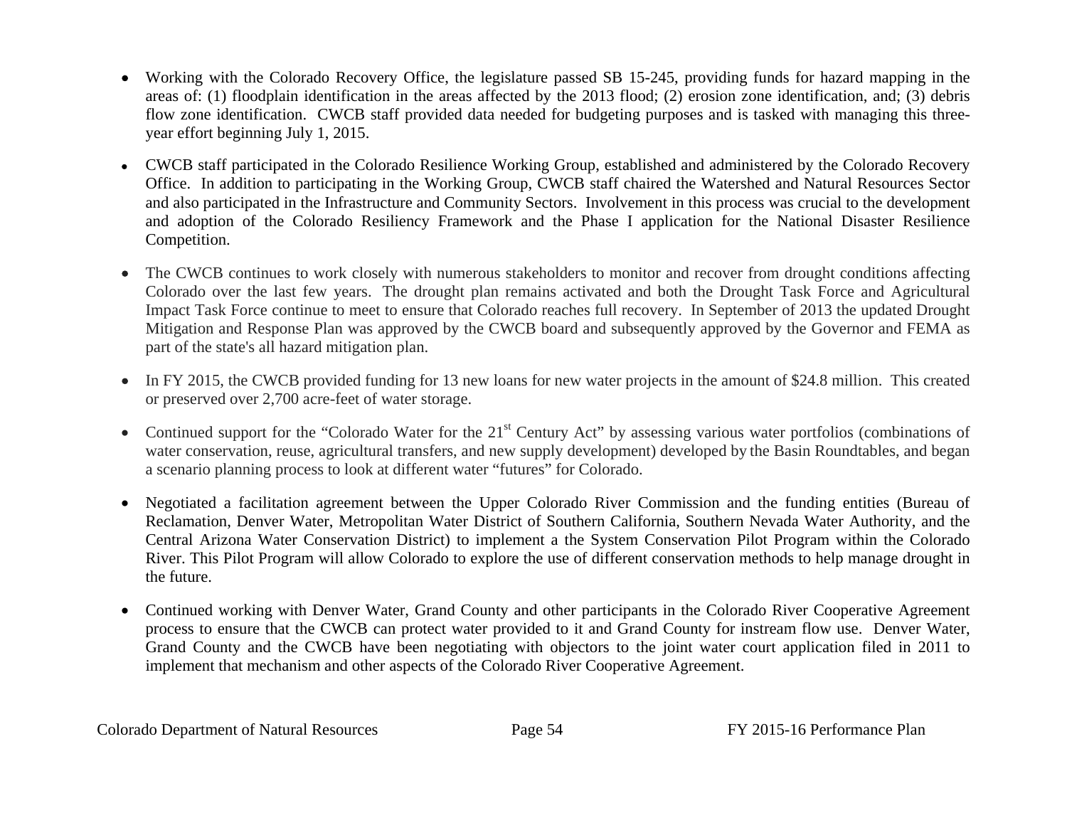- Working with the Colorado Recovery Office, the legislature passed SB 15-245, providing funds for hazard mapping in the areas of: (1) floodplain identification in the areas affected by the 2013 flood; (2) erosion zone identification, and; (3) debris flow zone identification. CWCB staff provided data needed for budgeting purposes and is tasked with managing this three-year effort beginning July 1, 2015.

- CWCB staff participated in the Colorado Resilience Working Group, established and administered by the Colorado Recovery Office. In addition to participating in the Working Group, CWCB staff chaired the Watershed and Natural Resources Sector and also participated in the Infrastructure and Community Sectors. Involvement in this process was crucial to the development and adoption of the Colorado Resiliency Framework and the Phase I application for the National Disaster Resilience Competition.

- The CWCB continues to work closely with numerous stakeholders to monitor and recover from drought conditions affecting Colorado over the last few years. The drought plan remains activated and both the Drought Task Force and Agricultural Impact Task Force continue to meet to ensure that Colorado reaches full recovery. In September of 2013 the updated Drought Mitigation and Response Plan was approved by the CWCB board and subsequently approved by the Governor and FEMA as part of the state's all hazard mitigation plan.

- In FY 2015, the CWCB provided funding for 13 new loans for new water projects in the amount of $24.8 million. This created or preserved over 2,700 acre-feet of water storage.

- Continued support for the "Colorado Water for the 21st Century Act" by assessing various water portfolios (combinations of water conservation, reuse, agricultural transfers, and new supply development) developed by the Basin Roundtables, and began a scenario planning process to look at different water "futures" for Colorado.

- Negotiated a facilitation agreement between the Upper Colorado River Commission and the funding entities (Bureau of Reclamation, Denver Water, Metropolitan Water District of Southern California, Southern Nevada Water Authority, and the Central Arizona Water Conservation District) to implement a the System Conservation Pilot Program within the Colorado River. This Pilot Program will allow Colorado to explore the use of different conservation methods to help manage drought in the future.

- Continued working with Denver Water, Grand County and other participants in the Colorado River Cooperative Agreement process to ensure that the CWCB can protect water provided to it and Grand County for instream flow use. Denver Water, Grand County and the CWCB have been negotiating with objectors to the joint water court application filed in 2011 to implement that mechanism and other aspects of the Colorado River Cooperative Agreement.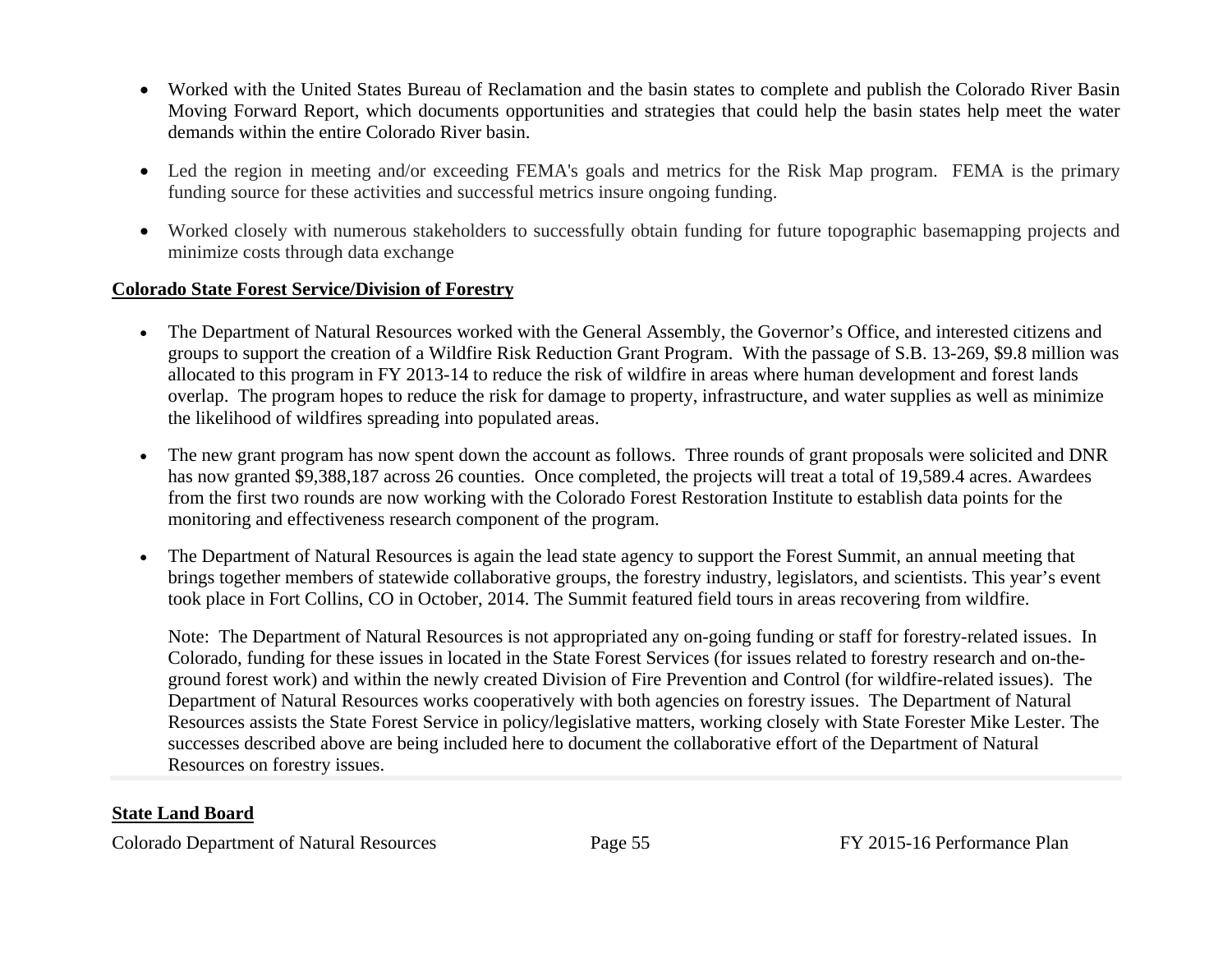- Worked with the United States Bureau of Reclamation and the basin states to complete and publish the Colorado River Basin Moving Forward Report, which documents opportunities and strategies that could help the basin states help meet the water demands within the entire Colorado River basin.

- Led the region in meeting and/or exceeding FEMA's goals and metrics for the Risk Map program. FEMA is the primary funding source for these activities and successful metrics insure ongoing funding.

- Worked closely with numerous stakeholders to successfully obtain funding for future topographic basemapping projects and minimize costs through data exchange

**Colorado State Forest Service/Division of Forestry**

- The Department of Natural Resources worked with the General Assembly, the Governor's Office, and interested citizens and groups to support the creation of a Wildfire Risk Reduction Grant Program. With the passage of S.B. 13-269, $9.8 million was allocated to this program in FY 2013-14 to reduce the risk of wildfire in areas where human development and forest lands overlap. The program hopes to reduce the risk for damage to property, infrastructure, and water supplies as well as minimize the likelihood of wildfires spreading into populated areas.

- The new grant program has now spent down the account as follows. Three rounds of grant proposals were solicited and DNR has now granted $9,388,187 across 26 counties. Once completed, the projects will treat a total of 19,589.4 acres. Awardees from the first two rounds are now working with the Colorado Forest Restoration Institute to establish data points for the monitoring and effectiveness research component of the program.

- The Department of Natural Resources is again the lead state agency to support the Forest Summit, an annual meeting that brings together members of statewide collaborative groups, the forestry industry, legislators, and scientists. This year's event took place in Fort Collins, CO in October, 2014. The Summit featured field tours in areas recovering from wildfire.

  Note: The Department of Natural Resources is not appropriated any on-going funding or staff for forestry-related issues. In Colorado, funding for these issues in located in the State Forest Services (for issues related to forestry research and on-the-ground forest work) and within the newly created Division of Fire Prevention and Control (for wildfire-related issues). The Department of Natural Resources works cooperatively with both agencies on forestry issues. The Department of Natural Resources assists the State Forest Service in policy/legislative matters, working closely with State Forester Mike Lester. The successes described above are being included here to document the collaborative effort of the Department of Natural Resources on forestry issues.

**State Land Board**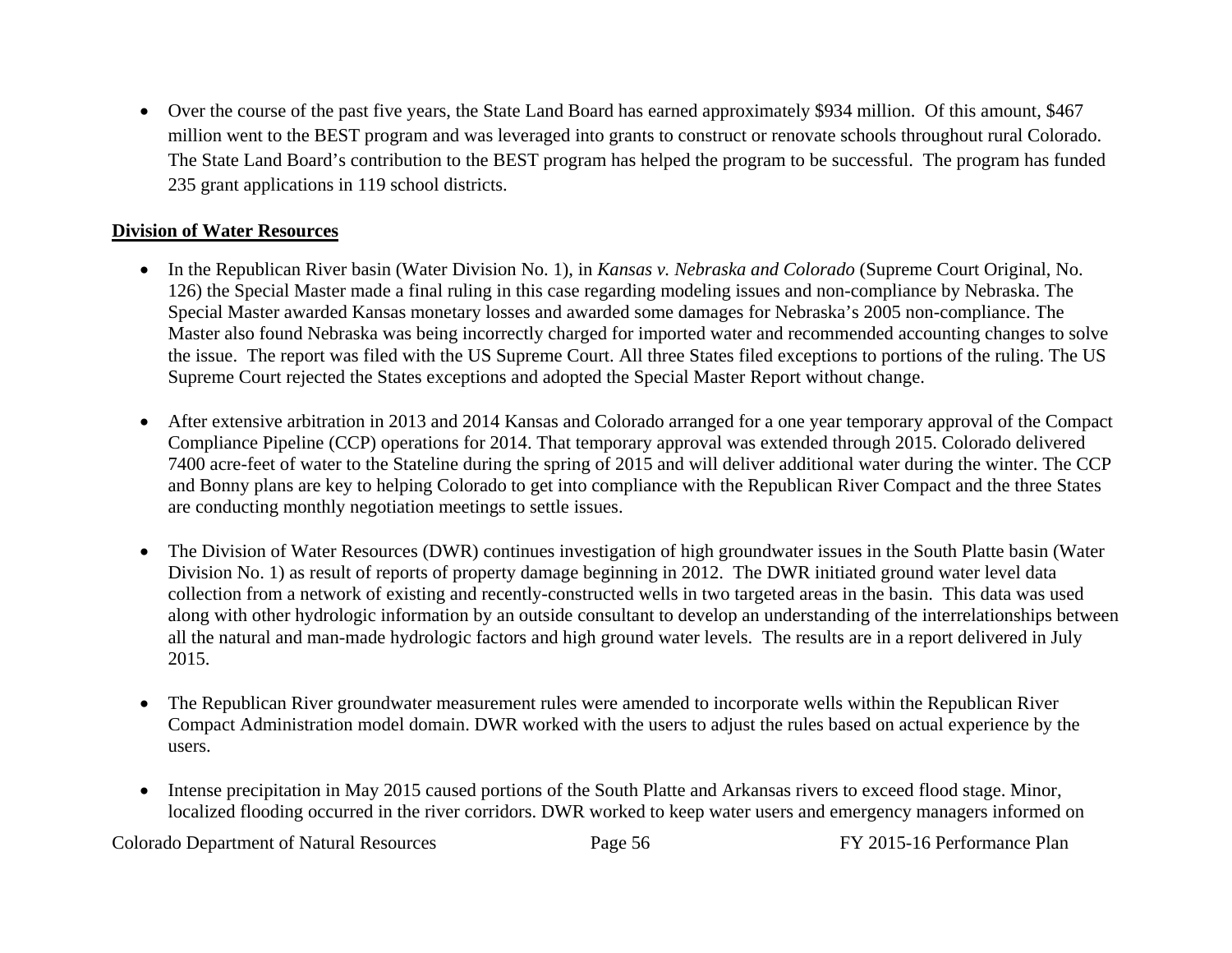- Over the course of the past five years, the State Land Board has earned approximately $934 million. Of this amount, $467 million went to the BEST program and was leveraged into grants to construct or renovate schools throughout rural Colorado. The State Land Board's contribution to the BEST program has helped the program to be successful. The program has funded 235 grant applications in 119 school districts.

**Division of Water Resources**

- In the Republican River basin (Water Division No. 1), in *Kansas v. Nebraska and Colorado* (Supreme Court Original, No. 126) the Special Master made a final ruling in this case regarding modeling issues and non-compliance by Nebraska. The Special Master awarded Kansas monetary losses and awarded some damages for Nebraska's 2005 non-compliance. The Master also found Nebraska was being incorrectly charged for imported water and recommended accounting changes to solve the issue. The report was filed with the US Supreme Court. All three States filed exceptions to portions of the ruling. The US Supreme Court rejected the States exceptions and adopted the Special Master Report without change.

- After extensive arbitration in 2013 and 2014 Kansas and Colorado arranged for a one year temporary approval of the Compact Compliance Pipeline (CCP) operations for 2014. That temporary approval was extended through 2015. Colorado delivered 7400 acre-feet of water to the Stateline during the spring of 2015 and will deliver additional water during the winter. The CCP and Bonny plans are key to helping Colorado to get into compliance with the Republican River Compact and the three States are conducting monthly negotiation meetings to settle issues.

- The Division of Water Resources (DWR) continues investigation of high groundwater issues in the South Platte basin (Water Division No. 1) as result of reports of property damage beginning in 2012. The DWR initiated ground water level data collection from a network of existing and recently-constructed wells in two targeted areas in the basin. This data was used along with other hydrologic information by an outside consultant to develop an understanding of the interrelationships between all the natural and man-made hydrologic factors and high ground water levels. The results are in a report delivered in July 2015.

- The Republican River groundwater measurement rules were amended to incorporate wells within the Republican River Compact Administration model domain. DWR worked with the users to adjust the rules based on actual experience by the users.

- Intense precipitation in May 2015 caused portions of the South Platte and Arkansas rivers to exceed flood stage. Minor, localized flooding occurred in the river corridors. DWR worked to keep water users and emergency managers informed on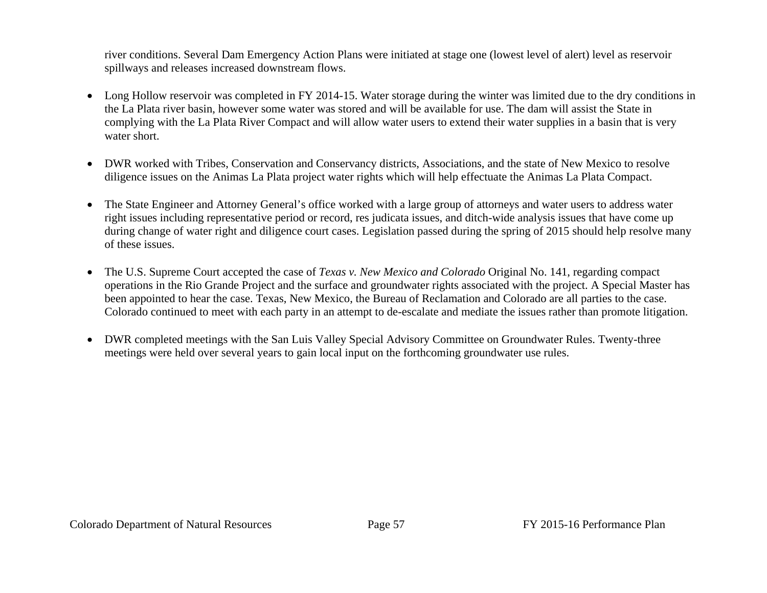river conditions. Several Dam Emergency Action Plans were initiated at stage one (lowest level of alert) level as reservoir spillways and releases increased downstream flows.

- Long Hollow reservoir was completed in FY 2014-15. Water storage during the winter was limited due to the dry conditions in the La Plata river basin, however some water was stored and will be available for use. The dam will assist the State in complying with the La Plata River Compact and will allow water users to extend their water supplies in a basin that is very water short.

- DWR worked with Tribes, Conservation and Conservancy districts, Associations, and the state of New Mexico to resolve diligence issues on the Animas La Plata project water rights which will help effectuate the Animas La Plata Compact.

- The State Engineer and Attorney General's office worked with a large group of attorneys and water users to address water right issues including representative period or record, res judicata issues, and ditch-wide analysis issues that have come up during change of water right and diligence court cases. Legislation passed during the spring of 2015 should help resolve many of these issues.

- The U.S. Supreme Court accepted the case of *Texas v. New Mexico and Colorado* Original No. 141, regarding compact operations in the Rio Grande Project and the surface and groundwater rights associated with the project. A Special Master has been appointed to hear the case. Texas, New Mexico, the Bureau of Reclamation and Colorado are all parties to the case. Colorado continued to meet with each party in an attempt to de-escalate and mediate the issues rather than promote litigation.

- DWR completed meetings with the San Luis Valley Special Advisory Committee on Groundwater Rules. Twenty-three meetings were held over several years to gain local input on the forthcoming groundwater use rules.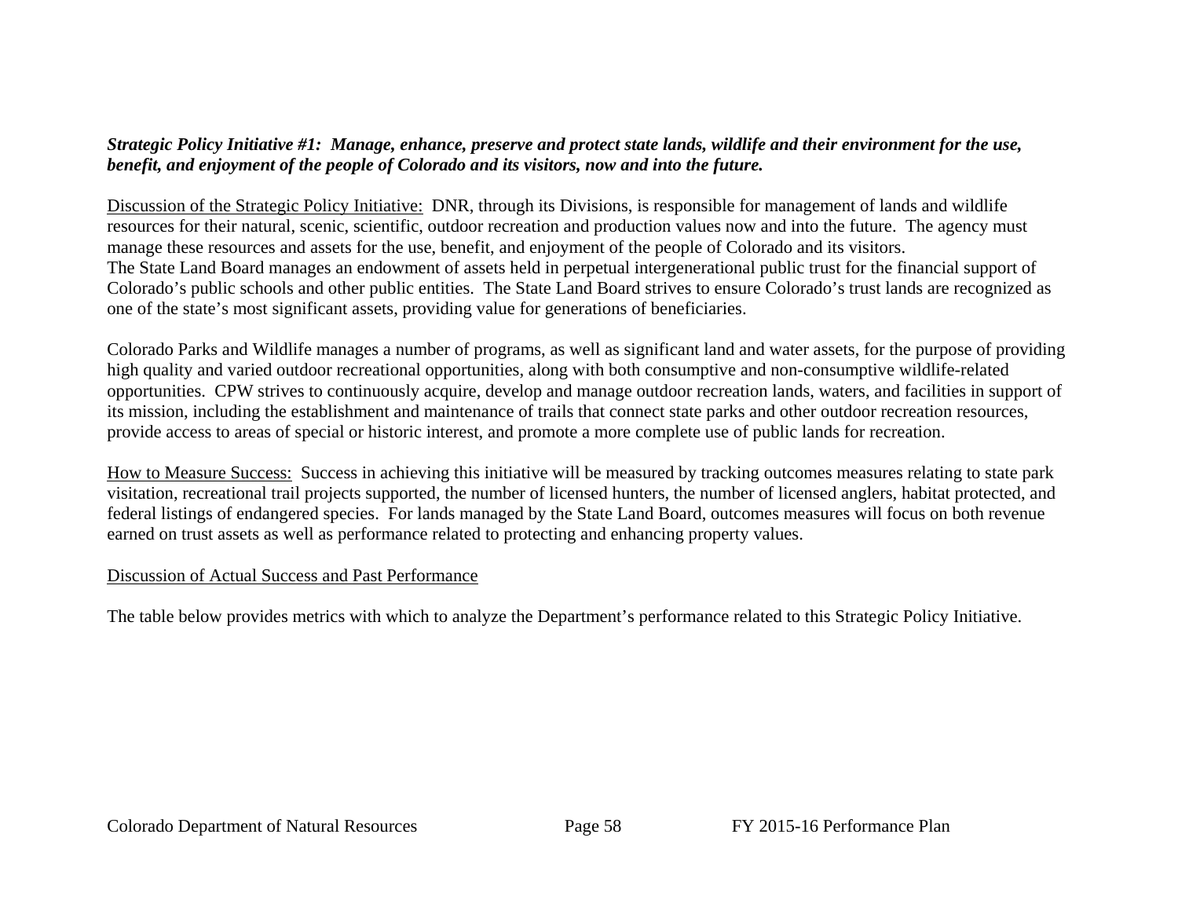***Strategic Policy Initiative #1: Manage, enhance, preserve and protect state lands, wildlife and their environment for the use, benefit, and enjoyment of the people of Colorado and its visitors, now and into the future.***

Discussion of the Strategic Policy Initiative: DNR, through its Divisions, is responsible for management of lands and wildlife resources for their natural, scenic, scientific, outdoor recreation and production values now and into the future. The agency must manage these resources and assets for the use, benefit, and enjoyment of the people of Colorado and its visitors.
The State Land Board manages an endowment of assets held in perpetual intergenerational public trust for the financial support of Colorado's public schools and other public entities. The State Land Board strives to ensure Colorado's trust lands are recognized as one of the state's most significant assets, providing value for generations of beneficiaries.

Colorado Parks and Wildlife manages a number of programs, as well as significant land and water assets, for the purpose of providing high quality and varied outdoor recreational opportunities, along with both consumptive and non-consumptive wildlife-related opportunities. CPW strives to continuously acquire, develop and manage outdoor recreation lands, waters, and facilities in support of its mission, including the establishment and maintenance of trails that connect state parks and other outdoor recreation resources, provide access to areas of special or historic interest, and promote a more complete use of public lands for recreation.

How to Measure Success: Success in achieving this initiative will be measured by tracking outcomes measures relating to state park visitation, recreational trail projects supported, the number of licensed hunters, the number of licensed anglers, habitat protected, and federal listings of endangered species. For lands managed by the State Land Board, outcomes measures will focus on both revenue earned on trust assets as well as performance related to protecting and enhancing property values.

Discussion of Actual Success and Past Performance

The table below provides metrics with which to analyze the Department's performance related to this Strategic Policy Initiative.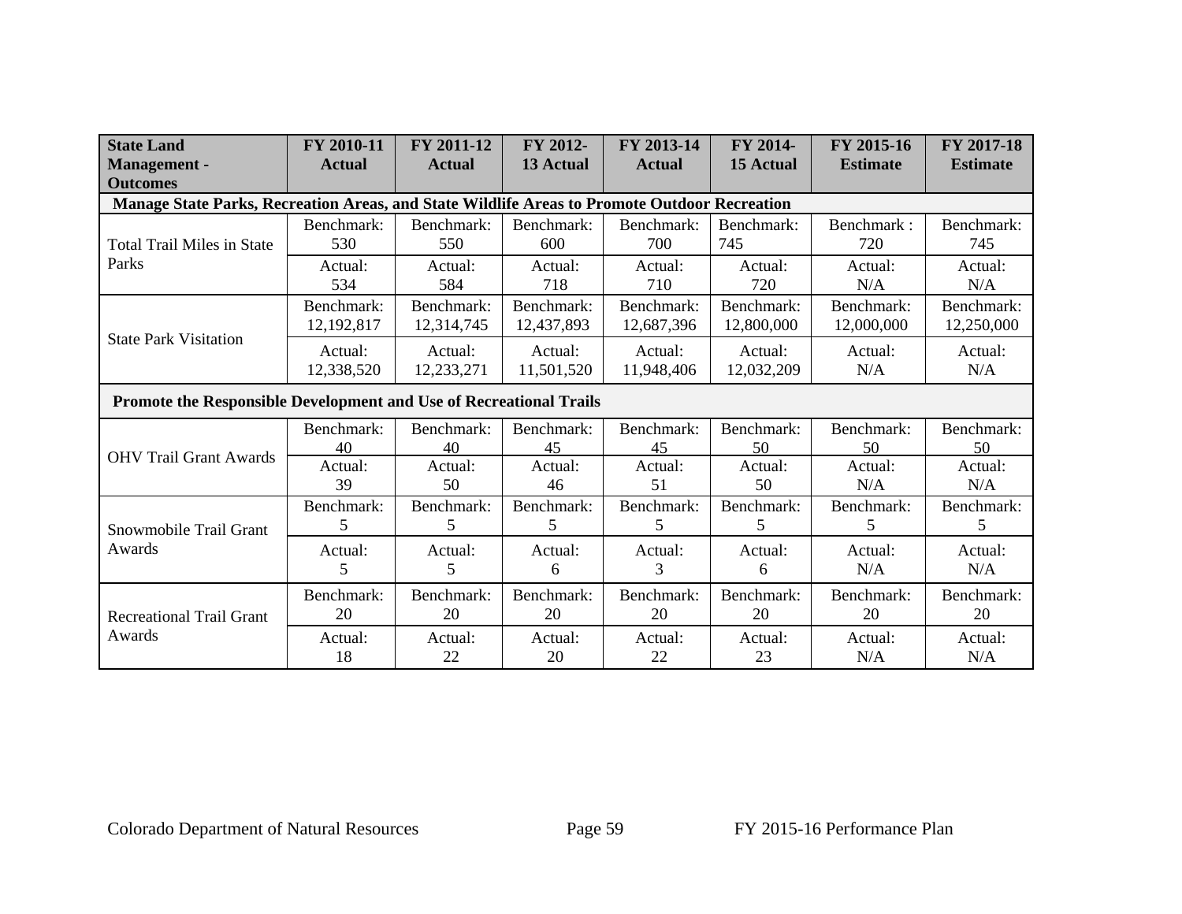| State Land Management - Outcomes | FY 2010-11 Actual | FY 2011-12 Actual | FY 2012-13 Actual | FY 2013-14 Actual | FY 2014-15 Actual | FY 2015-16 Estimate | FY 2017-18 Estimate |
|---|---|---|---|---|---|---|---|
| **Manage State Parks, Recreation Areas, and State Wildlife Areas to Promote Outdoor Recreation** | | | | | | | |
| Total Trail Miles in State Parks | Benchmark: 530 | Benchmark: 550 | Benchmark: 600 | Benchmark: 700 | Benchmark: 745 | Benchmark : 720 | Benchmark: 745 |
| | Actual: 534 | Actual: 584 | Actual: 718 | Actual: 710 | Actual: 720 | Actual: N/A | Actual: N/A |
| State Park Visitation | Benchmark: 12,192,817 | Benchmark: 12,314,745 | Benchmark: 12,437,893 | Benchmark: 12,687,396 | Benchmark: 12,800,000 | Benchmark: 12,000,000 | Benchmark: 12,250,000 |
| | Actual: 12,338,520 | Actual: 12,233,271 | Actual: 11,501,520 | Actual: 11,948,406 | Actual: 12,032,209 | Actual: N/A | Actual: N/A |
| **Promote the Responsible Development and Use of Recreational Trails** | | | | | | | |
| OHV Trail Grant Awards | Benchmark: 40 | Benchmark: 40 | Benchmark: 45 | Benchmark: 45 | Benchmark: 50 | Benchmark: 50 | Benchmark: 50 |
| | Actual: 39 | Actual: 50 | Actual: 46 | Actual: 51 | Actual: 50 | Actual: N/A | Actual: N/A |
| Snowmobile Trail Grant Awards | Benchmark: 5 | Benchmark: 5 | Benchmark: 5 | Benchmark: 5 | Benchmark: 5 | Benchmark: 5 | Benchmark: 5 |
| | Actual: 5 | Actual: 5 | Actual: 6 | Actual: 3 | Actual: 6 | Actual: N/A | Actual: N/A |
| Recreational Trail Grant Awards | Benchmark: 20 | Benchmark: 20 | Benchmark: 20 | Benchmark: 20 | Benchmark: 20 | Benchmark: 20 | Benchmark: 20 |
| | Actual: 18 | Actual: 22 | Actual: 20 | Actual: 22 | Actual: 23 | Actual: N/A | Actual: N/A |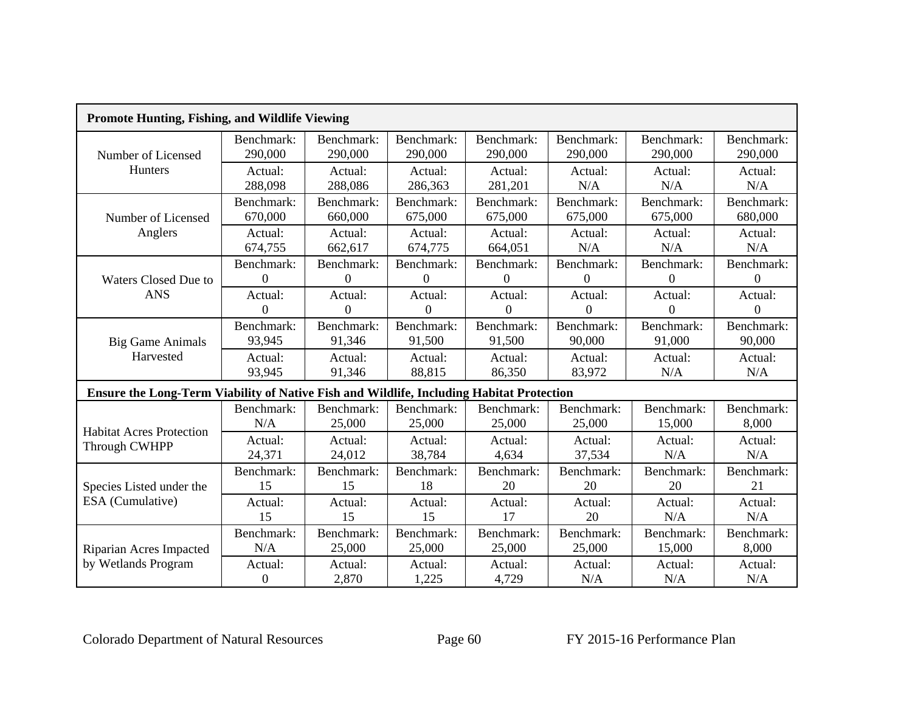| Promote Hunting, Fishing, and Wildlife Viewing | | | | | | | |
|---|---|---|---|---|---|---|---|
| Number of Licensed Hunters | Benchmark: 290,000 | Benchmark: 290,000 | Benchmark: 290,000 | Benchmark: 290,000 | Benchmark: 290,000 | Benchmark: 290,000 | Benchmark: 290,000 |
| | Actual: 288,098 | Actual: 288,086 | Actual: 286,363 | Actual: 281,201 | Actual: N/A | Actual: N/A | Actual: N/A |
| Number of Licensed Anglers | Benchmark: 670,000 | Benchmark: 660,000 | Benchmark: 675,000 | Benchmark: 675,000 | Benchmark: 675,000 | Benchmark: 675,000 | Benchmark: 680,000 |
| | Actual: 674,755 | Actual: 662,617 | Actual: 674,775 | Actual: 664,051 | Actual: N/A | Actual: N/A | Actual: N/A |
| Waters Closed Due to ANS | Benchmark: 0 | Benchmark: 0 | Benchmark: 0 | Benchmark: 0 | Benchmark: 0 | Benchmark: 0 | Benchmark: 0 |
| | Actual: 0 | Actual: 0 | Actual: 0 | Actual: 0 | Actual: 0 | Actual: 0 | Actual: 0 |
| Big Game Animals Harvested | Benchmark: 93,945 | Benchmark: 91,346 | Benchmark: 91,500 | Benchmark: 91,500 | Benchmark: 90,000 | Benchmark: 91,000 | Benchmark: 90,000 |
| | Actual: 93,945 | Actual: 91,346 | Actual: 88,815 | Actual: 86,350 | Actual: 83,972 | Actual: N/A | Actual: N/A |
| **Ensure the Long-Term Viability of Native Fish and Wildlife, Including Habitat Protection** | | | | | | | |
| Habitat Acres Protection Through CWHPP | Benchmark: N/A | Benchmark: 25,000 | Benchmark: 25,000 | Benchmark: 25,000 | Benchmark: 25,000 | Benchmark: 15,000 | Benchmark: 8,000 |
| | Actual: 24,371 | Actual: 24,012 | Actual: 38,784 | Actual: 4,634 | Actual: 37,534 | Actual: N/A | Actual: N/A |
| Species Listed under the ESA (Cumulative) | Benchmark: 15 | Benchmark: 15 | Benchmark: 18 | Benchmark: 20 | Benchmark: 20 | Benchmark: 20 | Benchmark: 21 |
| | Actual: 15 | Actual: 15 | Actual: 15 | Actual: 17 | Actual: 20 | Actual: N/A | Actual: N/A |
| Riparian Acres Impacted by Wetlands Program | Benchmark: N/A | Benchmark: 25,000 | Benchmark: 25,000 | Benchmark: 25,000 | Benchmark: 25,000 | Benchmark: 15,000 | Benchmark: 8,000 |
| | Actual: 0 | Actual: 2,870 | Actual: 1,225 | Actual: 4,729 | Actual: N/A | Actual: N/A | Actual: N/A |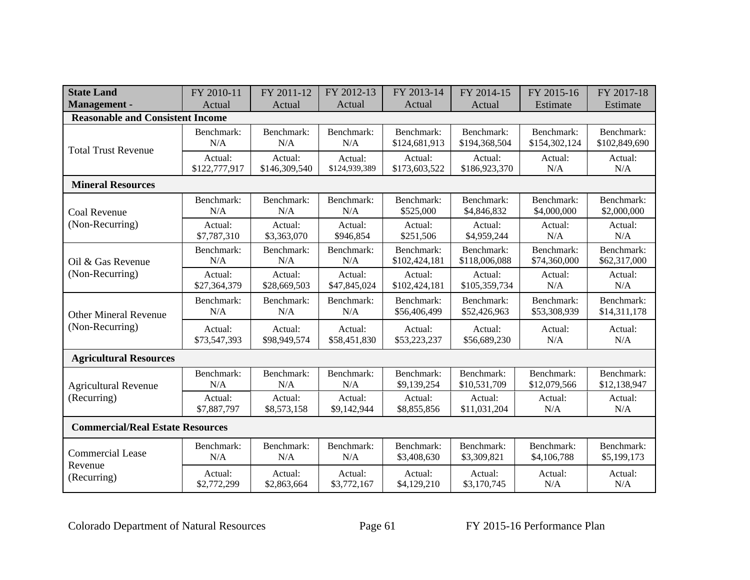| State Land Management - | FY 2010-11 Actual | FY 2011-12 Actual | FY 2012-13 Actual | FY 2013-14 Actual | FY 2014-15 Actual | FY 2015-16 Estimate | FY 2017-18 Estimate |
|---|---|---|---|---|---|---|---|
| **Reasonable and Consistent Income** | | | | | | | |
| Total Trust Revenue | Benchmark: N/A | Benchmark: N/A | Benchmark: N/A | Benchmark: $124,681,913 | Benchmark: $194,368,504 | Benchmark: $154,302,124 | Benchmark: $102,849,690 |
| | Actual: $122,777,917 | Actual: $146,309,540 | Actual: $124,939,389 | Actual: $173,603,522 | Actual: $186,923,370 | Actual: N/A | Actual: N/A |
| **Mineral Resources** | | | | | | | |
| Coal Revenue (Non-Recurring) | Benchmark: N/A | Benchmark: N/A | Benchmark: N/A | Benchmark: $525,000 | Benchmark: $4,846,832 | Benchmark: $4,000,000 | Benchmark: $2,000,000 |
| | Actual: $7,787,310 | Actual: $3,363,070 | Actual: $946,854 | Actual: $251,506 | Actual: $4,959,244 | Actual: N/A | Actual: N/A |
| Oil & Gas Revenue (Non-Recurring) | Benchmark: N/A | Benchmark: N/A | Benchmark: N/A | Benchmark: $102,424,181 | Benchmark: $118,006,088 | Benchmark: $74,360,000 | Benchmark: $62,317,000 |
| | Actual: $27,364,379 | Actual: $28,669,503 | Actual: $47,845,024 | Actual: $102,424,181 | Actual: $105,359,734 | Actual: N/A | Actual: N/A |
| Other Mineral Revenue (Non-Recurring) | Benchmark: N/A | Benchmark: N/A | Benchmark: N/A | Benchmark: $56,406,499 | Benchmark: $52,426,963 | Benchmark: $53,308,939 | Benchmark: $14,311,178 |
| | Actual: $73,547,393 | Actual: $98,949,574 | Actual: $58,451,830 | Actual: $53,223,237 | Actual: $56,689,230 | Actual: N/A | Actual: N/A |
| **Agricultural Resources** | | | | | | | |
| Agricultural Revenue (Recurring) | Benchmark: N/A | Benchmark: N/A | Benchmark: N/A | Benchmark: $9,139,254 | Benchmark: $10,531,709 | Benchmark: $12,079,566 | Benchmark: $12,138,947 |
| | Actual: $7,887,797 | Actual: $8,573,158 | Actual: $9,142,944 | Actual: $8,855,856 | Actual: $11,031,204 | Actual: N/A | Actual: N/A |
| **Commercial/Real Estate Resources** | | | | | | | |
| Commercial Lease Revenue (Recurring) | Benchmark: N/A | Benchmark: N/A | Benchmark: N/A | Benchmark: $3,408,630 | Benchmark: $3,309,821 | Benchmark: $4,106,788 | Benchmark: $5,199,173 |
| | Actual: $2,772,299 | Actual: $2,863,664 | Actual: $3,772,167 | Actual: $4,129,210 | Actual: $3,170,745 | Actual: N/A | Actual: N/A |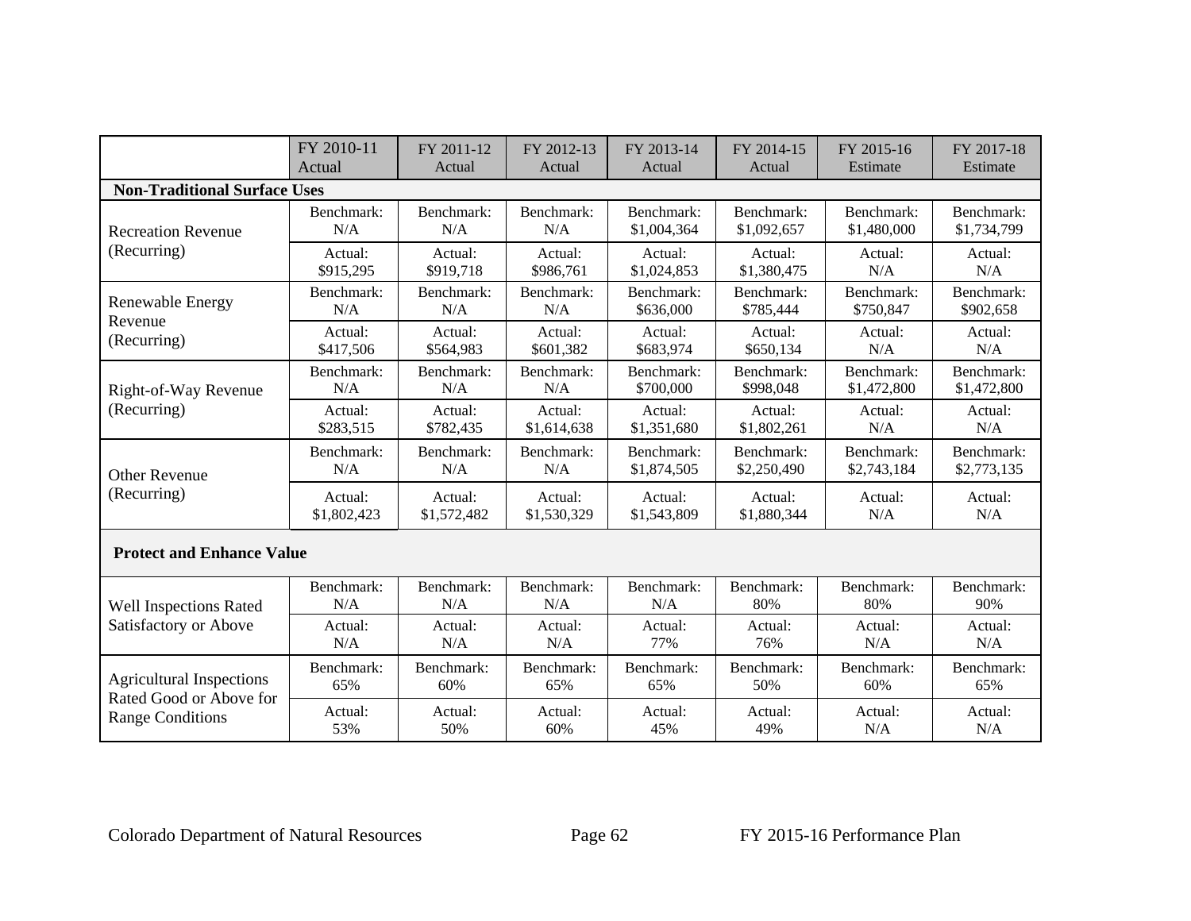| | FY 2010-11 Actual | FY 2011-12 Actual | FY 2012-13 Actual | FY 2013-14 Actual | FY 2014-15 Actual | FY 2015-16 Estimate | FY 2017-18 Estimate |
|---|---|---|---|---|---|---|---|
| **Non-Traditional Surface Uses** | | | | | | | |
| Recreation Revenue (Recurring) | Benchmark: N/A | Benchmark: N/A | Benchmark: N/A | Benchmark: $1,004,364 | Benchmark: $1,092,657 | Benchmark: $1,480,000 | Benchmark: $1,734,799 |
| | Actual: $915,295 | Actual: $919,718 | Actual: $986,761 | Actual: $1,024,853 | Actual: $1,380,475 | Actual: N/A | Actual: N/A |
| Renewable Energy Revenue (Recurring) | Benchmark: N/A | Benchmark: N/A | Benchmark: N/A | Benchmark: $636,000 | Benchmark: $785,444 | Benchmark: $750,847 | Benchmark: $902,658 |
| | Actual: $417,506 | Actual: $564,983 | Actual: $601,382 | Actual: $683,974 | Actual: $650,134 | Actual: N/A | Actual: N/A |
| Right-of-Way Revenue (Recurring) | Benchmark: N/A | Benchmark: N/A | Benchmark: N/A | Benchmark: $700,000 | Benchmark: $998,048 | Benchmark: $1,472,800 | Benchmark: $1,472,800 |
| | Actual: $283,515 | Actual: $782,435 | Actual: $1,614,638 | Actual: $1,351,680 | Actual: $1,802,261 | Actual: N/A | Actual: N/A |
| Other Revenue (Recurring) | Benchmark: N/A | Benchmark: N/A | Benchmark: N/A | Benchmark: $1,874,505 | Benchmark: $2,250,490 | Benchmark: $2,743,184 | Benchmark: $2,773,135 |
| | Actual: $1,802,423 | Actual: $1,572,482 | Actual: $1,530,329 | Actual: $1,543,809 | Actual: $1,880,344 | Actual: N/A | Actual: N/A |
| **Protect and Enhance Value** | | | | | | | |
| Well Inspections Rated Satisfactory or Above | Benchmark: N/A | Benchmark: N/A | Benchmark: N/A | Benchmark: N/A | Benchmark: 80% | Benchmark: 80% | Benchmark: 90% |
| | Actual: N/A | Actual: N/A | Actual: N/A | Actual: 77% | Actual: 76% | Actual: N/A | Actual: N/A |
| Agricultural Inspections Rated Good or Above for Range Conditions | Benchmark: 65% | Benchmark: 60% | Benchmark: 65% | Benchmark: 65% | Benchmark: 50% | Benchmark: 60% | Benchmark: 65% |
| | Actual: 53% | Actual: 50% | Actual: 60% | Actual: 45% | Actual: 49% | Actual: N/A | Actual: N/A |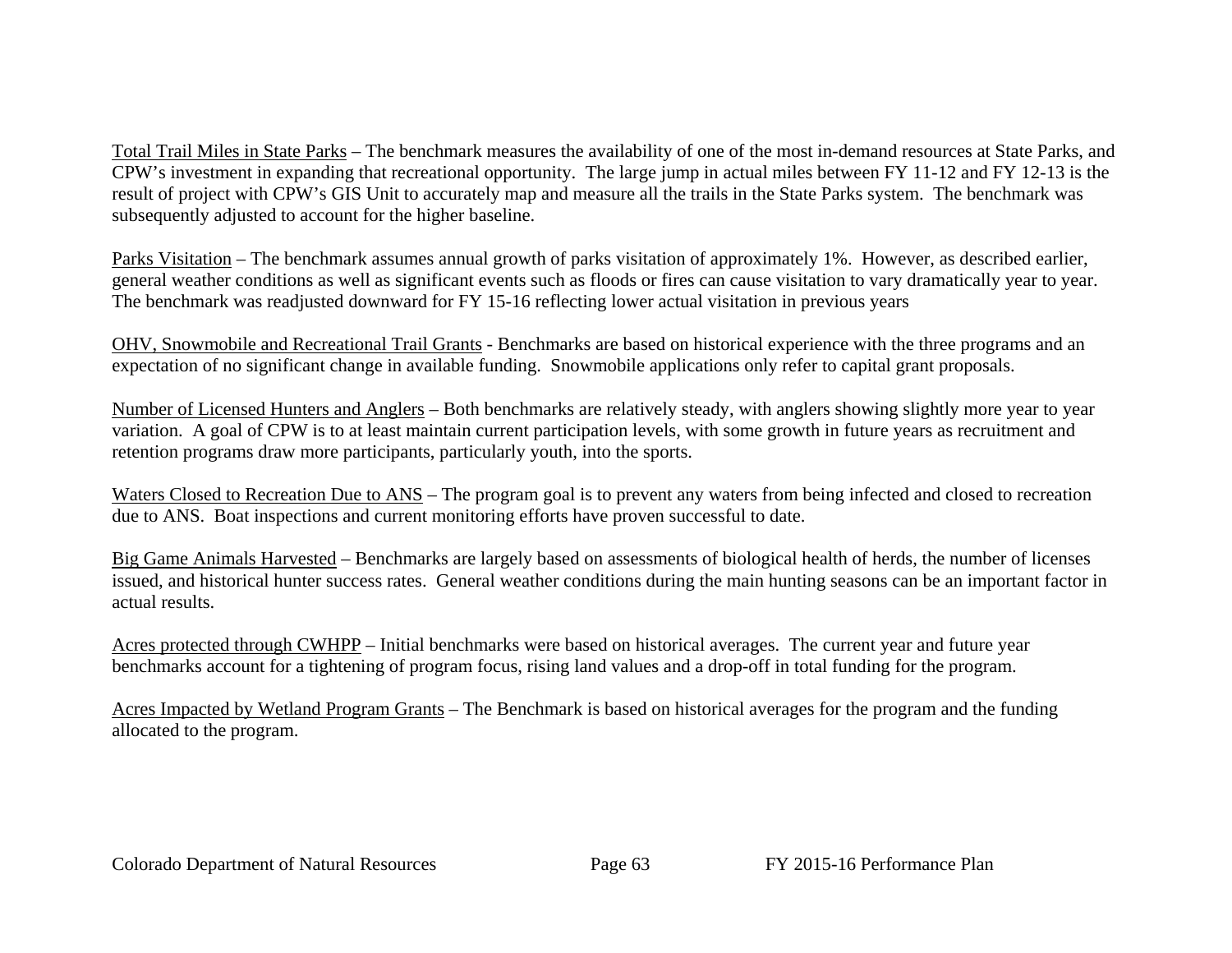Total Trail Miles in State Parks – The benchmark measures the availability of one of the most in-demand resources at State Parks, and CPW's investment in expanding that recreational opportunity. The large jump in actual miles between FY 11-12 and FY 12-13 is the result of project with CPW's GIS Unit to accurately map and measure all the trails in the State Parks system. The benchmark was subsequently adjusted to account for the higher baseline.

Parks Visitation – The benchmark assumes annual growth of parks visitation of approximately 1%. However, as described earlier, general weather conditions as well as significant events such as floods or fires can cause visitation to vary dramatically year to year. The benchmark was readjusted downward for FY 15-16 reflecting lower actual visitation in previous years

OHV, Snowmobile and Recreational Trail Grants - Benchmarks are based on historical experience with the three programs and an expectation of no significant change in available funding. Snowmobile applications only refer to capital grant proposals.

Number of Licensed Hunters and Anglers – Both benchmarks are relatively steady, with anglers showing slightly more year to year variation. A goal of CPW is to at least maintain current participation levels, with some growth in future years as recruitment and retention programs draw more participants, particularly youth, into the sports.

Waters Closed to Recreation Due to ANS – The program goal is to prevent any waters from being infected and closed to recreation due to ANS. Boat inspections and current monitoring efforts have proven successful to date.

Big Game Animals Harvested – Benchmarks are largely based on assessments of biological health of herds, the number of licenses issued, and historical hunter success rates. General weather conditions during the main hunting seasons can be an important factor in actual results.

Acres protected through CWHPP – Initial benchmarks were based on historical averages. The current year and future year benchmarks account for a tightening of program focus, rising land values and a drop-off in total funding for the program.

Acres Impacted by Wetland Program Grants – The Benchmark is based on historical averages for the program and the funding allocated to the program.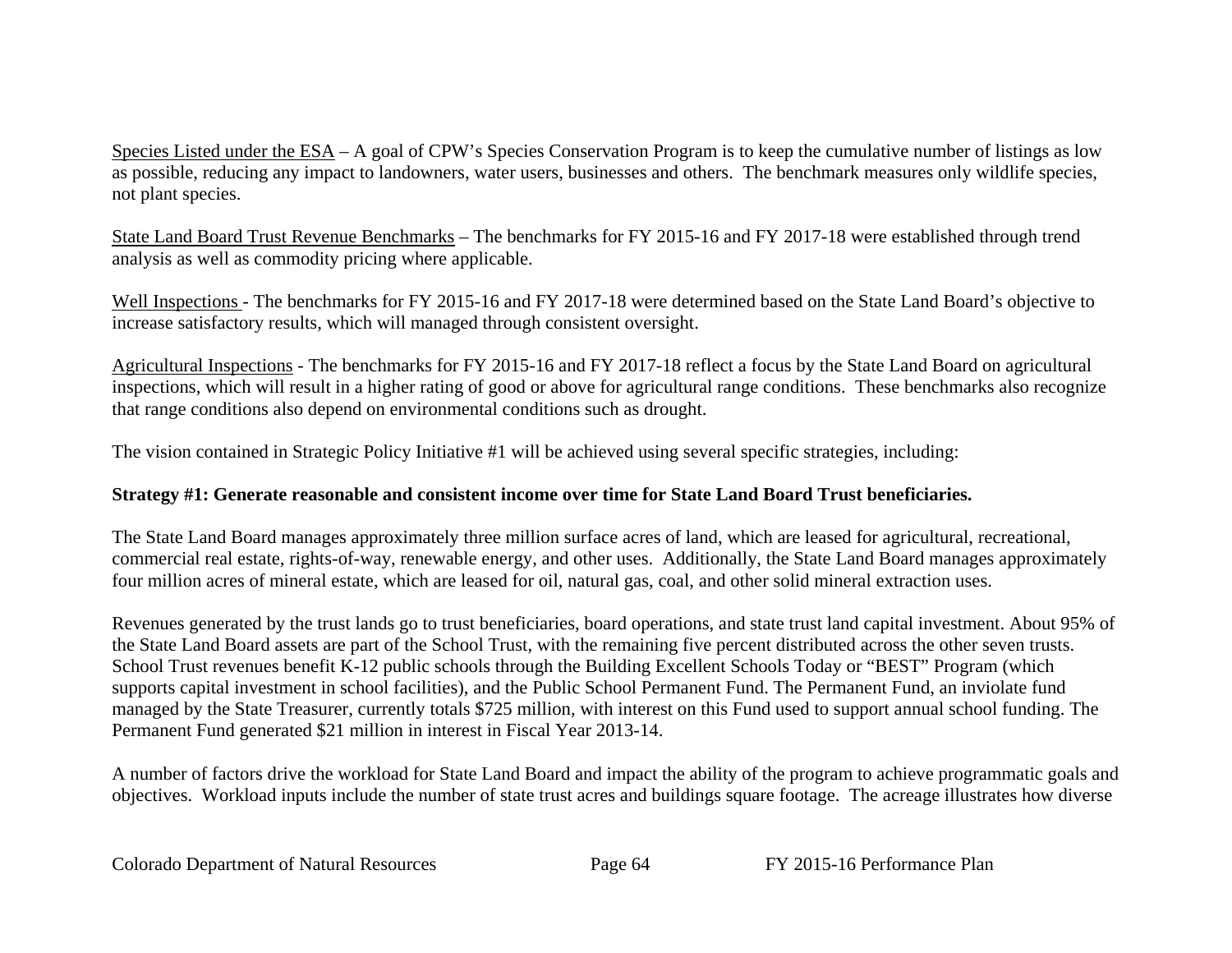Species Listed under the ESA – A goal of CPW's Species Conservation Program is to keep the cumulative number of listings as low as possible, reducing any impact to landowners, water users, businesses and others. The benchmark measures only wildlife species, not plant species.

State Land Board Trust Revenue Benchmarks – The benchmarks for FY 2015-16 and FY 2017-18 were established through trend analysis as well as commodity pricing where applicable.

Well Inspections - The benchmarks for FY 2015-16 and FY 2017-18 were determined based on the State Land Board's objective to increase satisfactory results, which will managed through consistent oversight.

Agricultural Inspections - The benchmarks for FY 2015-16 and FY 2017-18 reflect a focus by the State Land Board on agricultural inspections, which will result in a higher rating of good or above for agricultural range conditions. These benchmarks also recognize that range conditions also depend on environmental conditions such as drought.

The vision contained in Strategic Policy Initiative #1 will be achieved using several specific strategies, including:

**Strategy #1: Generate reasonable and consistent income over time for State Land Board Trust beneficiaries.**

The State Land Board manages approximately three million surface acres of land, which are leased for agricultural, recreational, commercial real estate, rights-of-way, renewable energy, and other uses. Additionally, the State Land Board manages approximately four million acres of mineral estate, which are leased for oil, natural gas, coal, and other solid mineral extraction uses.

Revenues generated by the trust lands go to trust beneficiaries, board operations, and state trust land capital investment. About 95% of the State Land Board assets are part of the School Trust, with the remaining five percent distributed across the other seven trusts. School Trust revenues benefit K-12 public schools through the Building Excellent Schools Today or "BEST" Program (which supports capital investment in school facilities), and the Public School Permanent Fund. The Permanent Fund, an inviolate fund managed by the State Treasurer, currently totals $725 million, with interest on this Fund used to support annual school funding. The Permanent Fund generated $21 million in interest in Fiscal Year 2013-14.

A number of factors drive the workload for State Land Board and impact the ability of the program to achieve programmatic goals and objectives. Workload inputs include the number of state trust acres and buildings square footage. The acreage illustrates how diverse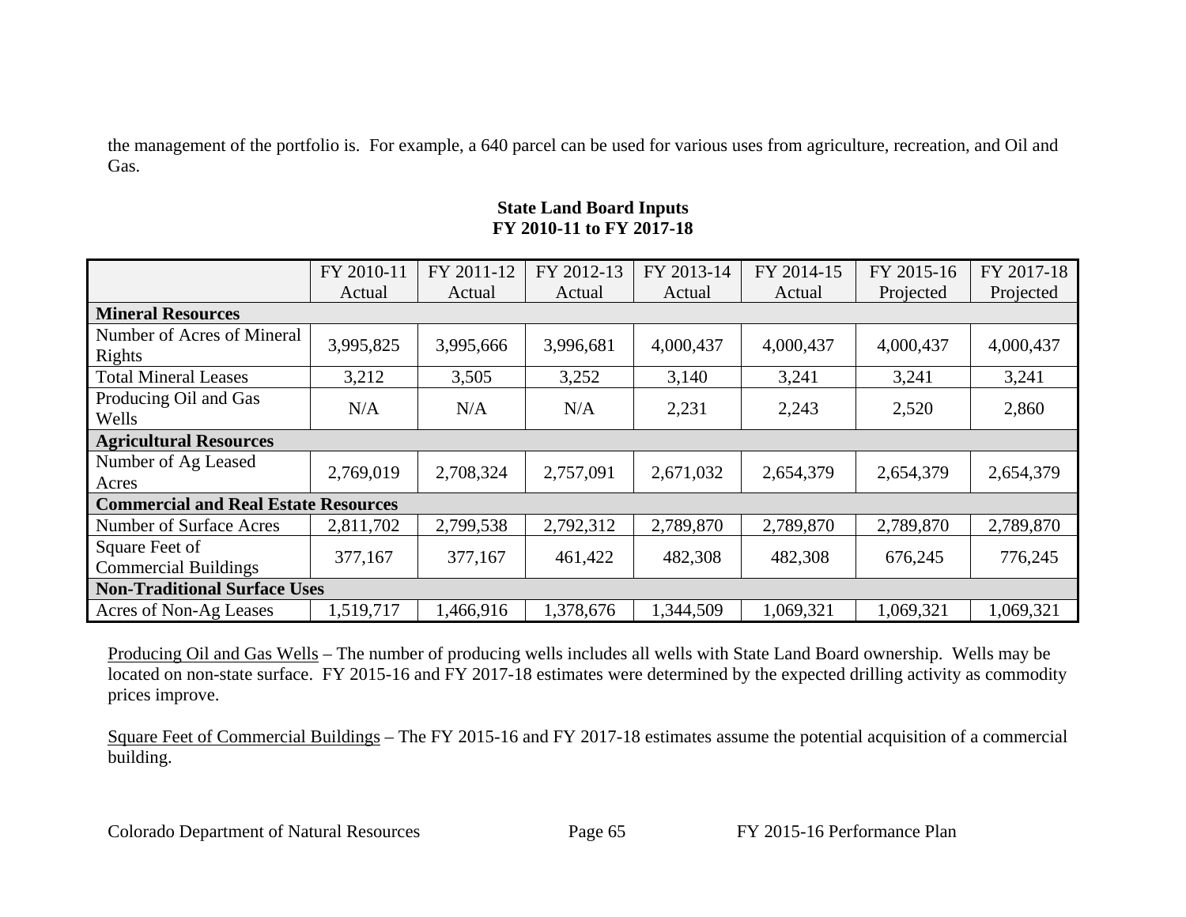the management of the portfolio is. For example, a 640 parcel can be used for various uses from agriculture, recreation, and Oil and Gas.

**State Land Board Inputs**
**FY 2010-11 to FY 2017-18**

| | FY 2010-11 Actual | FY 2011-12 Actual | FY 2012-13 Actual | FY 2013-14 Actual | FY 2014-15 Actual | FY 2015-16 Projected | FY 2017-18 Projected |
|---|---|---|---|---|---|---|---|
| **Mineral Resources** | | | | | | | |
| Number of Acres of Mineral Rights | 3,995,825 | 3,995,666 | 3,996,681 | 4,000,437 | 4,000,437 | 4,000,437 | 4,000,437 |
| Total Mineral Leases | 3,212 | 3,505 | 3,252 | 3,140 | 3,241 | 3,241 | 3,241 |
| Producing Oil and Gas Wells | N/A | N/A | N/A | 2,231 | 2,243 | 2,520 | 2,860 |
| **Agricultural Resources** | | | | | | | |
| Number of Ag Leased Acres | 2,769,019 | 2,708,324 | 2,757,091 | 2,671,032 | 2,654,379 | 2,654,379 | 2,654,379 |
| **Commercial and Real Estate Resources** | | | | | | | |
| Number of Surface Acres | 2,811,702 | 2,799,538 | 2,792,312 | 2,789,870 | 2,789,870 | 2,789,870 | 2,789,870 |
| Square Feet of Commercial Buildings | 377,167 | 377,167 | 461,422 | 482,308 | 482,308 | 676,245 | 776,245 |
| **Non-Traditional Surface Uses** | | | | | | | |
| Acres of Non-Ag Leases | 1,519,717 | 1,466,916 | 1,378,676 | 1,344,509 | 1,069,321 | 1,069,321 | 1,069,321 |

Producing Oil and Gas Wells – The number of producing wells includes all wells with State Land Board ownership. Wells may be located on non-state surface. FY 2015-16 and FY 2017-18 estimates were determined by the expected drilling activity as commodity prices improve.

Square Feet of Commercial Buildings – The FY 2015-16 and FY 2017-18 estimates assume the potential acquisition of a commercial building.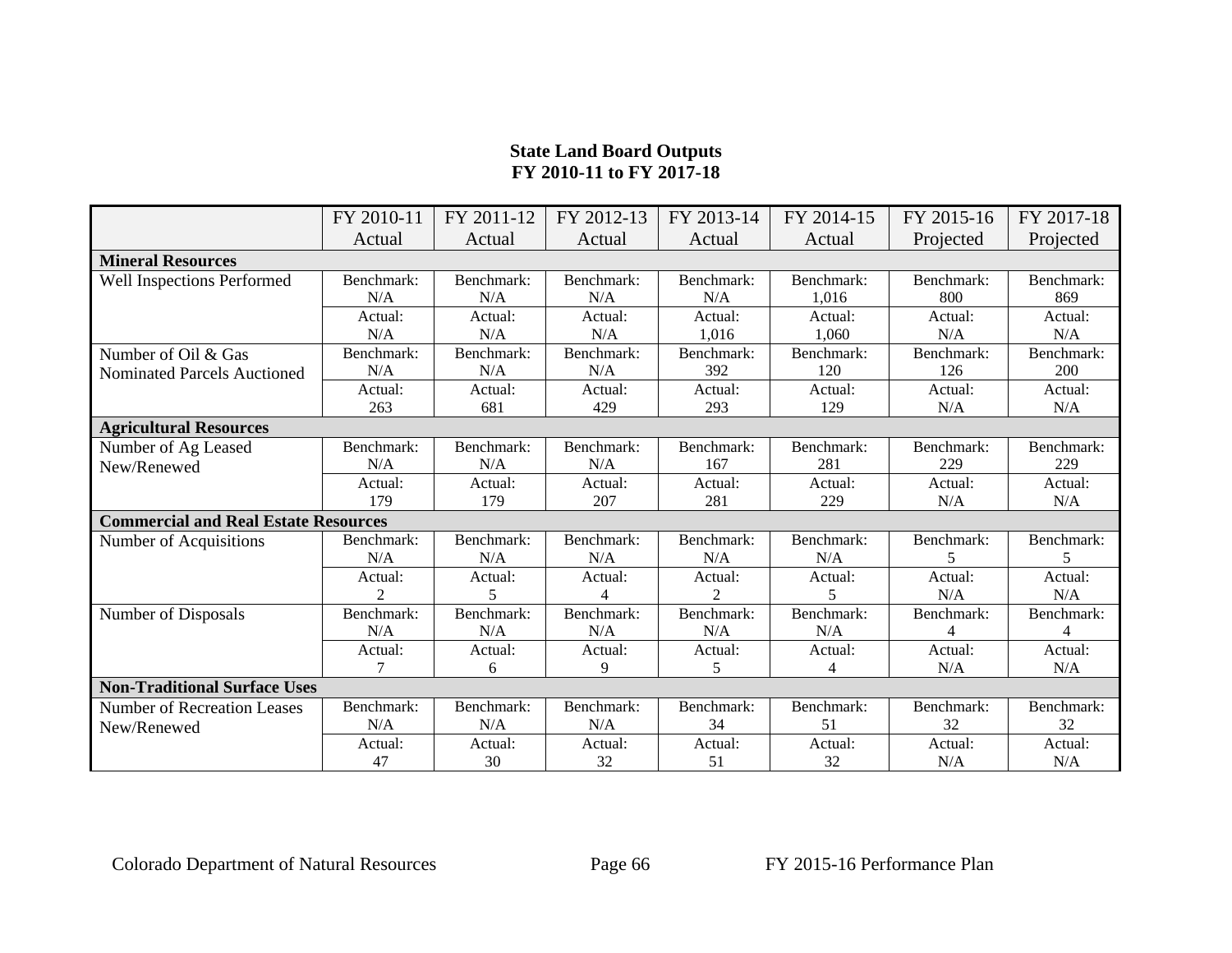## State Land Board Outputs
## FY 2010-11 to FY 2017-18

| | FY 2010-11 Actual | FY 2011-12 Actual | FY 2012-13 Actual | FY 2013-14 Actual | FY 2014-15 Actual | FY 2015-16 Projected | FY 2017-18 Projected |
|---|---|---|---|---|---|---|---|
| **Mineral Resources** | | | | | | | |
| Well Inspections Performed | Benchmark: N/A | Benchmark: N/A | Benchmark: N/A | Benchmark: N/A | Benchmark: 1,016 | Benchmark: 800 | Benchmark: 869 |
| | Actual: N/A | Actual: N/A | Actual: N/A | Actual: 1,016 | Actual: 1,060 | Actual: N/A | Actual: N/A |
| Number of Oil & Gas Nominated Parcels Auctioned | Benchmark: N/A | Benchmark: N/A | Benchmark: N/A | Benchmark: 392 | Benchmark: 120 | Benchmark: 126 | Benchmark: 200 |
| | Actual: 263 | Actual: 681 | Actual: 429 | Actual: 293 | Actual: 129 | Actual: N/A | Actual: N/A |
| **Agricultural Resources** | | | | | | | |
| Number of Ag Leased New/Renewed | Benchmark: N/A | Benchmark: N/A | Benchmark: N/A | Benchmark: 167 | Benchmark: 281 | Benchmark: 229 | Benchmark: 229 |
| | Actual: 179 | Actual: 179 | Actual: 207 | Actual: 281 | Actual: 229 | Actual: N/A | Actual: N/A |
| **Commercial and Real Estate Resources** | | | | | | | |
| Number of Acquisitions | Benchmark: N/A | Benchmark: N/A | Benchmark: N/A | Benchmark: N/A | Benchmark: N/A | Benchmark: 5 | Benchmark: 5 |
| | Actual: 2 | Actual: 5 | Actual: 4 | Actual: 2 | Actual: 5 | Actual: N/A | Actual: N/A |
| Number of Disposals | Benchmark: N/A | Benchmark: N/A | Benchmark: N/A | Benchmark: N/A | Benchmark: N/A | Benchmark: 4 | Benchmark: 4 |
| | Actual: 7 | Actual: 6 | Actual: 9 | Actual: 5 | Actual: 4 | Actual: N/A | Actual: N/A |
| **Non-Traditional Surface Uses** | | | | | | | |
| Number of Recreation Leases New/Renewed | Benchmark: N/A | Benchmark: N/A | Benchmark: N/A | Benchmark: 34 | Benchmark: 51 | Benchmark: 32 | Benchmark: 32 |
| | Actual: 47 | Actual: 30 | Actual: 32 | Actual: 51 | Actual: 32 | Actual: N/A | Actual: N/A |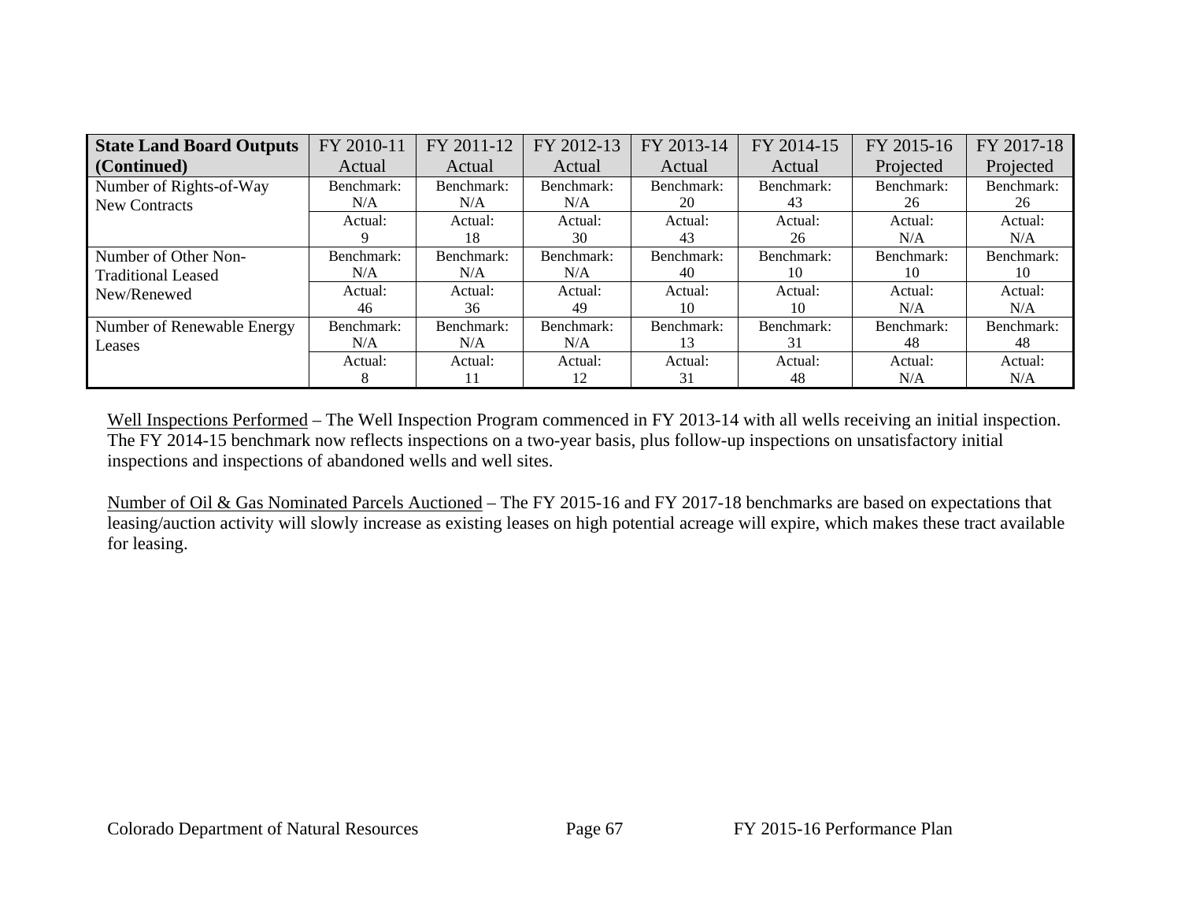| State Land Board Outputs (Continued) | FY 2010-11 Actual | FY 2011-12 Actual | FY 2012-13 Actual | FY 2013-14 Actual | FY 2014-15 Actual | FY 2015-16 Projected | FY 2017-18 Projected |
|---|---|---|---|---|---|---|---|
| Number of Rights-of-Way New Contracts | Benchmark: N/A | Benchmark: N/A | Benchmark: N/A | Benchmark: 20 | Benchmark: 43 | Benchmark: 26 | Benchmark: 26 |
| | Actual: 9 | Actual: 18 | Actual: 30 | Actual: 43 | Actual: 26 | Actual: N/A | Actual: N/A |
| Number of Other Non-Traditional Leased New/Renewed | Benchmark: N/A | Benchmark: N/A | Benchmark: N/A | Benchmark: 40 | Benchmark: 10 | Benchmark: 10 | Benchmark: 10 |
| | Actual: 46 | Actual: 36 | Actual: 49 | Actual: 10 | Actual: 10 | Actual: N/A | Actual: N/A |
| Number of Renewable Energy Leases | Benchmark: N/A | Benchmark: N/A | Benchmark: N/A | Benchmark: 13 | Benchmark: 31 | Benchmark: 48 | Benchmark: 48 |
| | Actual: 8 | Actual: 11 | Actual: 12 | Actual: 31 | Actual: 48 | Actual: N/A | Actual: N/A |

Well Inspections Performed – The Well Inspection Program commenced in FY 2013-14 with all wells receiving an initial inspection. The FY 2014-15 benchmark now reflects inspections on a two-year basis, plus follow-up inspections on unsatisfactory initial inspections and inspections of abandoned wells and well sites.

Number of Oil & Gas Nominated Parcels Auctioned – The FY 2015-16 and FY 2017-18 benchmarks are based on expectations that leasing/auction activity will slowly increase as existing leases on high potential acreage will expire, which makes these tract available for leasing.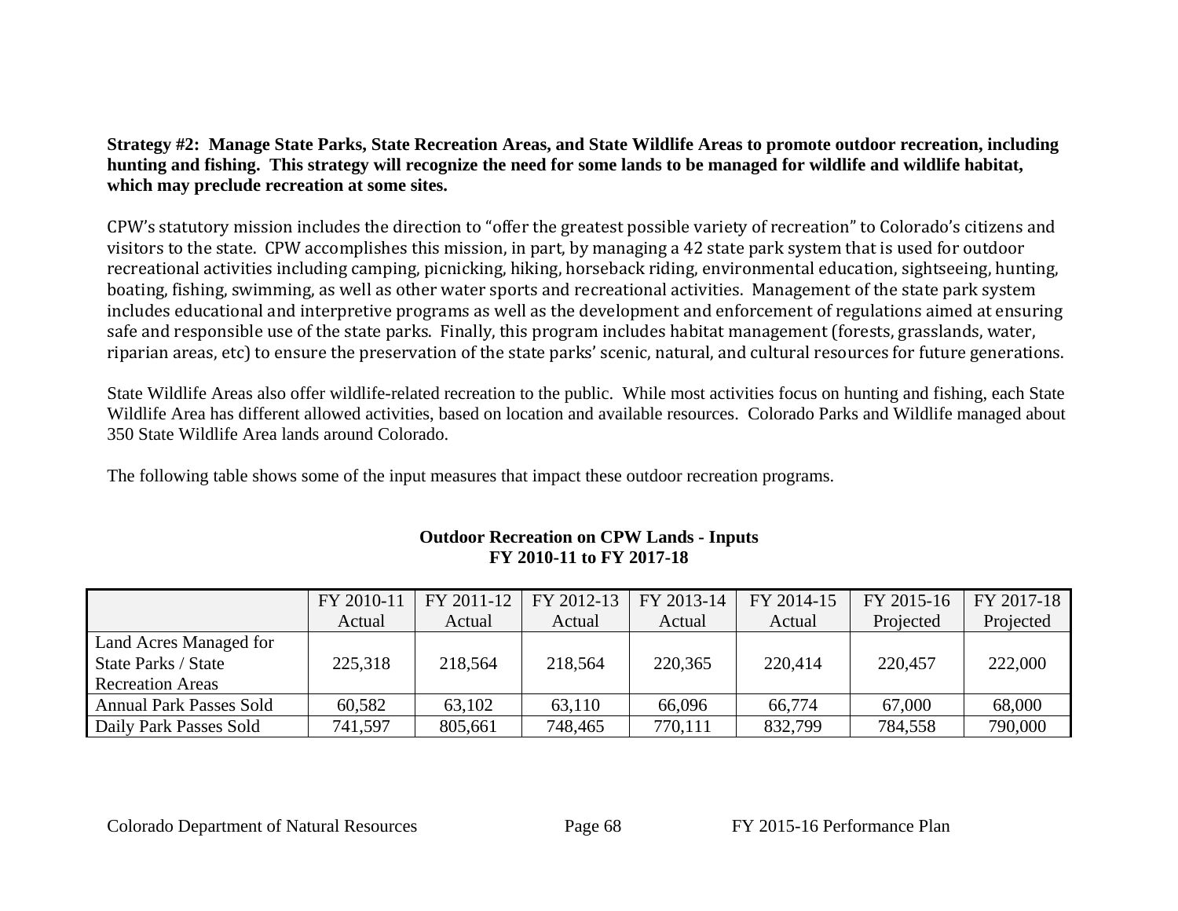**Strategy #2: Manage State Parks, State Recreation Areas, and State Wildlife Areas to promote outdoor recreation, including hunting and fishing. This strategy will recognize the need for some lands to be managed for wildlife and wildlife habitat, which may preclude recreation at some sites.**

CPW's statutory mission includes the direction to "offer the greatest possible variety of recreation" to Colorado's citizens and visitors to the state. CPW accomplishes this mission, in part, by managing a 42 state park system that is used for outdoor recreational activities including camping, picnicking, hiking, horseback riding, environmental education, sightseeing, hunting, boating, fishing, swimming, as well as other water sports and recreational activities. Management of the state park system includes educational and interpretive programs as well as the development and enforcement of regulations aimed at ensuring safe and responsible use of the state parks. Finally, this program includes habitat management (forests, grasslands, water, riparian areas, etc) to ensure the preservation of the state parks' scenic, natural, and cultural resources for future generations.

State Wildlife Areas also offer wildlife-related recreation to the public. While most activities focus on hunting and fishing, each State Wildlife Area has different allowed activities, based on location and available resources. Colorado Parks and Wildlife managed about 350 State Wildlife Area lands around Colorado.

The following table shows some of the input measures that impact these outdoor recreation programs.

**Outdoor Recreation on CPW Lands - Inputs**
**FY 2010-11 to FY 2017-18**

| | FY 2010-11 Actual | FY 2011-12 Actual | FY 2012-13 Actual | FY 2013-14 Actual | FY 2014-15 Actual | FY 2015-16 Projected | FY 2017-18 Projected |
|---|---|---|---|---|---|---|---|
| Land Acres Managed for State Parks / State Recreation Areas | 225,318 | 218,564 | 218,564 | 220,365 | 220,414 | 220,457 | 222,000 |
| Annual Park Passes Sold | 60,582 | 63,102 | 63,110 | 66,096 | 66,774 | 67,000 | 68,000 |
| Daily Park Passes Sold | 741,597 | 805,661 | 748,465 | 770,111 | 832,799 | 784,558 | 790,000 |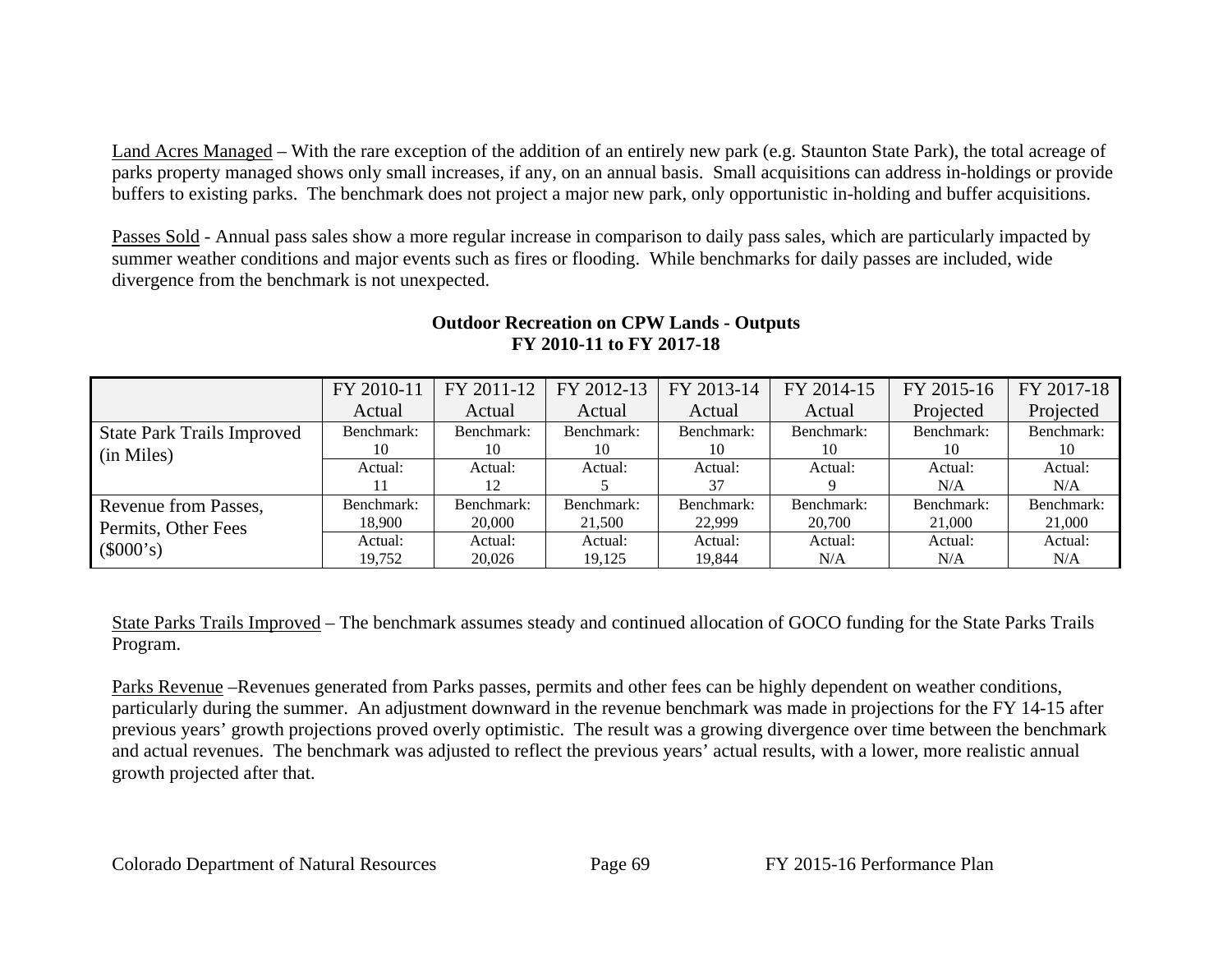Land Acres Managed – With the rare exception of the addition of an entirely new park (e.g. Staunton State Park), the total acreage of parks property managed shows only small increases, if any, on an annual basis. Small acquisitions can address in-holdings or provide buffers to existing parks. The benchmark does not project a major new park, only opportunistic in-holding and buffer acquisitions.

Passes Sold - Annual pass sales show a more regular increase in comparison to daily pass sales, which are particularly impacted by summer weather conditions and major events such as fires or flooding. While benchmarks for daily passes are included, wide divergence from the benchmark is not unexpected.

**Outdoor Recreation on CPW Lands - Outputs**
**FY 2010-11 to FY 2017-18**

| | FY 2010-11 Actual | FY 2011-12 Actual | FY 2012-13 Actual | FY 2013-14 Actual | FY 2014-15 Actual | FY 2015-16 Projected | FY 2017-18 Projected |
|---|---|---|---|---|---|---|---|
| State Park Trails Improved (in Miles) | Benchmark: 10 | Benchmark: 10 | Benchmark: 10 | Benchmark: 10 | Benchmark: 10 | Benchmark: 10 | Benchmark: 10 |
| | Actual: 11 | Actual: 12 | Actual: 5 | Actual: 37 | Actual: 9 | Actual: N/A | Actual: N/A |
| Revenue from Passes, Permits, Other Fees ($000's) | Benchmark: 18,900 | Benchmark: 20,000 | Benchmark: 21,500 | Benchmark: 22,999 | Benchmark: 20,700 | Benchmark: 21,000 | Benchmark: 21,000 |
| | Actual: 19,752 | Actual: 20,026 | Actual: 19,125 | Actual: 19,844 | Actual: N/A | Actual: N/A | Actual: N/A |

State Parks Trails Improved – The benchmark assumes steady and continued allocation of GOCO funding for the State Parks Trails Program.

Parks Revenue –Revenues generated from Parks passes, permits and other fees can be highly dependent on weather conditions, particularly during the summer. An adjustment downward in the revenue benchmark was made in projections for the FY 14-15 after previous years' growth projections proved overly optimistic. The result was a growing divergence over time between the benchmark and actual revenues. The benchmark was adjusted to reflect the previous years' actual results, with a lower, more realistic annual growth projected after that.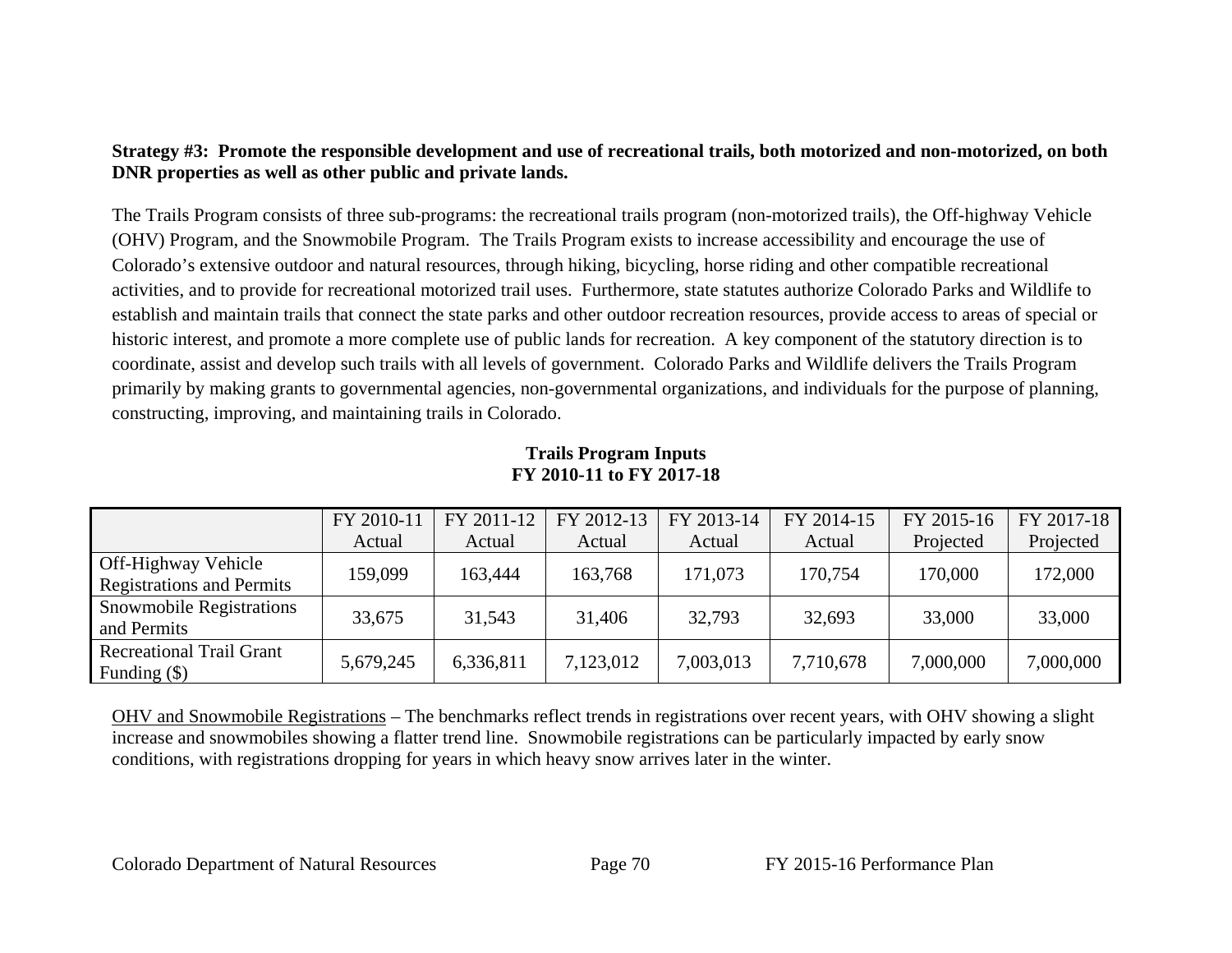**Strategy #3: Promote the responsible development and use of recreational trails, both motorized and non-motorized, on both DNR properties as well as other public and private lands.**

The Trails Program consists of three sub-programs: the recreational trails program (non-motorized trails), the Off-highway Vehicle (OHV) Program, and the Snowmobile Program. The Trails Program exists to increase accessibility and encourage the use of Colorado's extensive outdoor and natural resources, through hiking, bicycling, horse riding and other compatible recreational activities, and to provide for recreational motorized trail uses. Furthermore, state statutes authorize Colorado Parks and Wildlife to establish and maintain trails that connect the state parks and other outdoor recreation resources, provide access to areas of special or historic interest, and promote a more complete use of public lands for recreation. A key component of the statutory direction is to coordinate, assist and develop such trails with all levels of government. Colorado Parks and Wildlife delivers the Trails Program primarily by making grants to governmental agencies, non-governmental organizations, and individuals for the purpose of planning, constructing, improving, and maintaining trails in Colorado.

**Trails Program Inputs**
**FY 2010-11 to FY 2017-18**

| | FY 2010-11 Actual | FY 2011-12 Actual | FY 2012-13 Actual | FY 2013-14 Actual | FY 2014-15 Actual | FY 2015-16 Projected | FY 2017-18 Projected |
|---|---|---|---|---|---|---|---|
| Off-Highway Vehicle Registrations and Permits | 159,099 | 163,444 | 163,768 | 171,073 | 170,754 | 170,000 | 172,000 |
| Snowmobile Registrations and Permits | 33,675 | 31,543 | 31,406 | 32,793 | 32,693 | 33,000 | 33,000 |
| Recreational Trail Grant Funding ($) | 5,679,245 | 6,336,811 | 7,123,012 | 7,003,013 | 7,710,678 | 7,000,000 | 7,000,000 |

OHV and Snowmobile Registrations – The benchmarks reflect trends in registrations over recent years, with OHV showing a slight increase and snowmobiles showing a flatter trend line. Snowmobile registrations can be particularly impacted by early snow conditions, with registrations dropping for years in which heavy snow arrives later in the winter.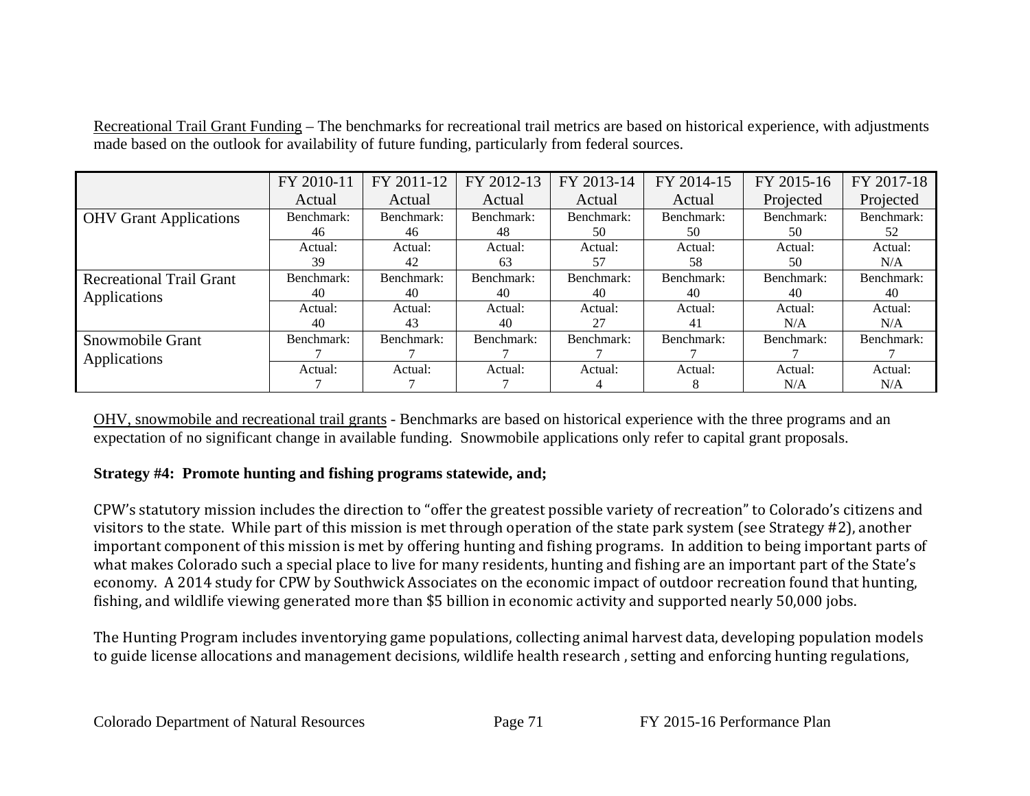Recreational Trail Grant Funding – The benchmarks for recreational trail metrics are based on historical experience, with adjustments made based on the outlook for availability of future funding, particularly from federal sources.

| | | FY 2010-11 Actual | FY 2011-12 Actual | FY 2012-13 Actual | FY 2013-14 Actual | FY 2014-15 Actual | FY 2015-16 Projected | FY 2017-18 Projected |
|---|---|---|---|---|---|---|---|---|
| OHV Grant Applications | Benchmark: | 46 | 46 | 48 | 50 | 50 | 50 | 52 |
| | Actual: | 39 | 42 | 63 | 57 | 58 | 50 | N/A |
| Recreational Trail Grant Applications | Benchmark: | 40 | 40 | 40 | 40 | 40 | 40 | 40 |
| | Actual: | 40 | 43 | 40 | 27 | 41 | N/A | N/A |
| Snowmobile Grant Applications | Benchmark: | 7 | 7 | 7 | 7 | 7 | 7 | 7 |
| | Actual: | 7 | 7 | 7 | 4 | 8 | N/A | N/A |

OHV, snowmobile and recreational trail grants - Benchmarks are based on historical experience with the three programs and an expectation of no significant change in available funding. Snowmobile applications only refer to capital grant proposals.

**Strategy #4: Promote hunting and fishing programs statewide, and;**

CPW's statutory mission includes the direction to "offer the greatest possible variety of recreation" to Colorado's citizens and visitors to the state. While part of this mission is met through operation of the state park system (see Strategy #2), another important component of this mission is met by offering hunting and fishing programs. In addition to being important parts of what makes Colorado such a special place to live for many residents, hunting and fishing are an important part of the State's economy. A 2014 study for CPW by Southwick Associates on the economic impact of outdoor recreation found that hunting, fishing, and wildlife viewing generated more than $5 billion in economic activity and supported nearly 50,000 jobs.

The Hunting Program includes inventorying game populations, collecting animal harvest data, developing population models to guide license allocations and management decisions, wildlife health research , setting and enforcing hunting regulations,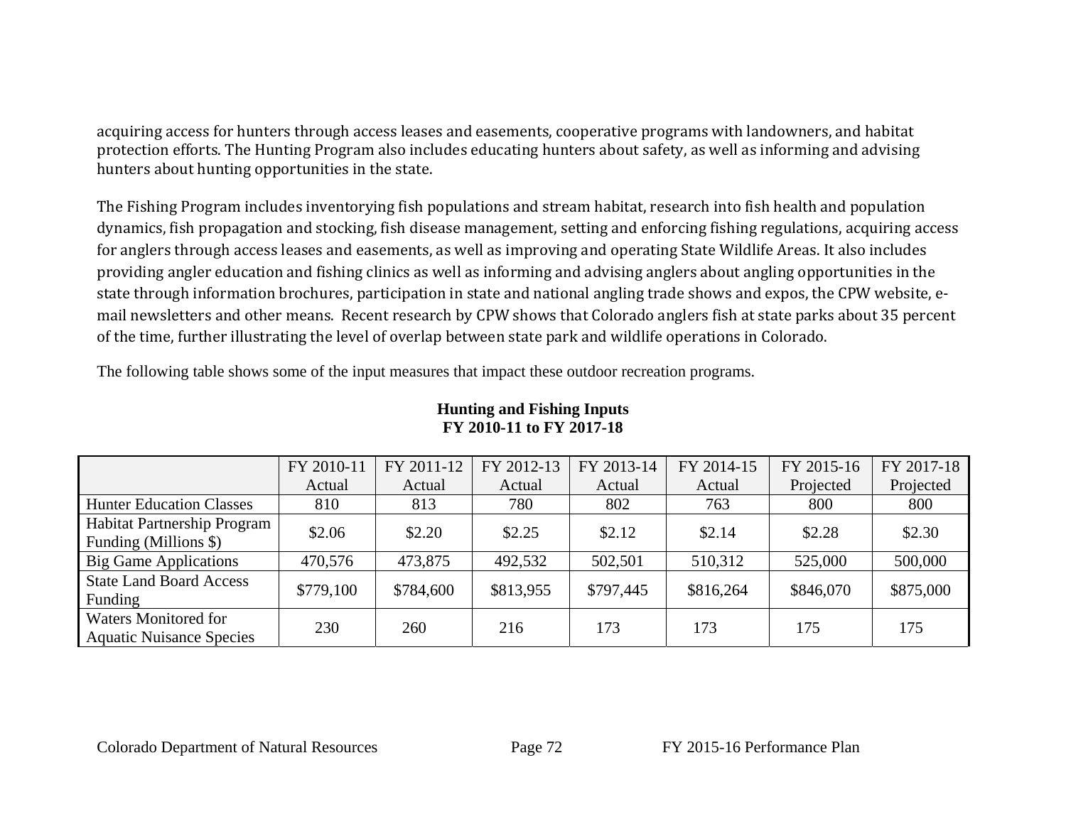acquiring access for hunters through access leases and easements, cooperative programs with landowners, and habitat protection efforts. The Hunting Program also includes educating hunters about safety, as well as informing and advising hunters about hunting opportunities in the state.

The Fishing Program includes inventorying fish populations and stream habitat, research into fish health and population dynamics, fish propagation and stocking, fish disease management, setting and enforcing fishing regulations, acquiring access for anglers through access leases and easements, as well as improving and operating State Wildlife Areas. It also includes providing angler education and fishing clinics as well as informing and advising anglers about angling opportunities in the state through information brochures, participation in state and national angling trade shows and expos, the CPW website, e-mail newsletters and other means. Recent research by CPW shows that Colorado anglers fish at state parks about 35 percent of the time, further illustrating the level of overlap between state park and wildlife operations in Colorado.

The following table shows some of the input measures that impact these outdoor recreation programs.

**Hunting and Fishing Inputs**
**FY 2010-11 to FY 2017-18**

| | FY 2010-11 Actual | FY 2011-12 Actual | FY 2012-13 Actual | FY 2013-14 Actual | FY 2014-15 Actual | FY 2015-16 Projected | FY 2017-18 Projected |
|---|---|---|---|---|---|---|---|
| Hunter Education Classes | 810 | 813 | 780 | 802 | 763 | 800 | 800 |
| Habitat Partnership Program Funding (Millions $) | $2.06 | $2.20 | $2.25 | $2.12 | $2.14 | $2.28 | $2.30 |
| Big Game Applications | 470,576 | 473,875 | 492,532 | 502,501 | 510,312 | 525,000 | 500,000 |
| State Land Board Access Funding | $779,100 | $784,600 | $813,955 | $797,445 | $816,264 | $846,070 | $875,000 |
| Waters Monitored for Aquatic Nuisance Species | 230 | 260 | 216 | 173 | 173 | 175 | 175 |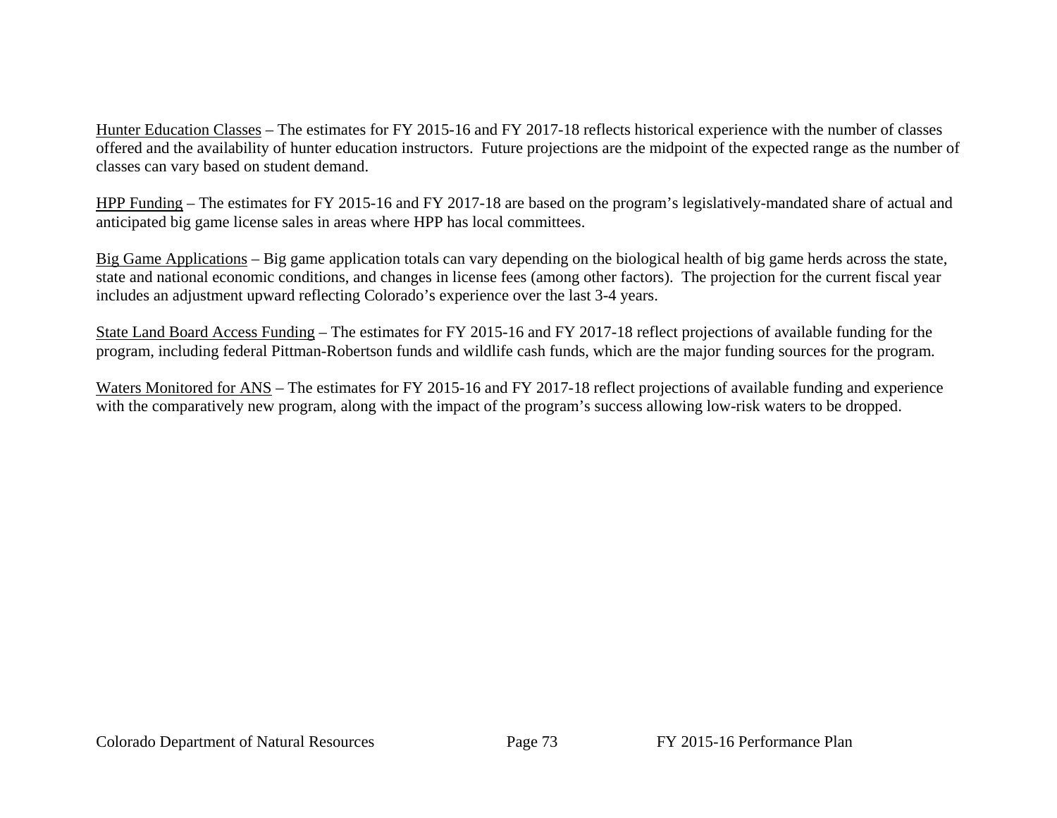Hunter Education Classes – The estimates for FY 2015-16 and FY 2017-18 reflects historical experience with the number of classes offered and the availability of hunter education instructors. Future projections are the midpoint of the expected range as the number of classes can vary based on student demand.

HPP Funding – The estimates for FY 2015-16 and FY 2017-18 are based on the program's legislatively-mandated share of actual and anticipated big game license sales in areas where HPP has local committees.

Big Game Applications – Big game application totals can vary depending on the biological health of big game herds across the state, state and national economic conditions, and changes in license fees (among other factors). The projection for the current fiscal year includes an adjustment upward reflecting Colorado's experience over the last 3-4 years.

State Land Board Access Funding – The estimates for FY 2015-16 and FY 2017-18 reflect projections of available funding for the program, including federal Pittman-Robertson funds and wildlife cash funds, which are the major funding sources for the program.

Waters Monitored for ANS – The estimates for FY 2015-16 and FY 2017-18 reflect projections of available funding and experience with the comparatively new program, along with the impact of the program's success allowing low-risk waters to be dropped.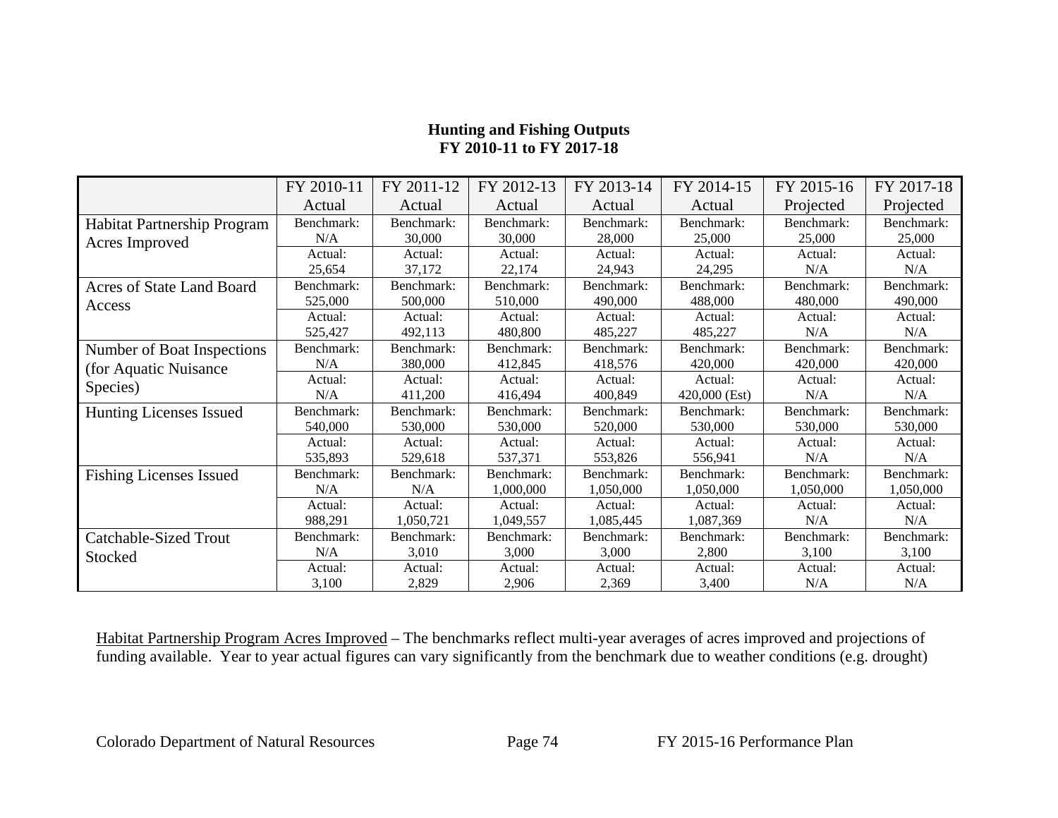**Hunting and Fishing Outputs**
**FY 2010-11 to FY 2017-18**

| | FY 2010-11 Actual | FY 2011-12 Actual | FY 2012-13 Actual | FY 2013-14 Actual | FY 2014-15 Actual | FY 2015-16 Projected | FY 2017-18 Projected |
|---|---|---|---|---|---|---|---|
| Habitat Partnership Program Acres Improved | Benchmark: N/A | Benchmark: 30,000 | Benchmark: 30,000 | Benchmark: 28,000 | Benchmark: 25,000 | Benchmark: 25,000 | Benchmark: 25,000 |
| | Actual: 25,654 | Actual: 37,172 | Actual: 22,174 | Actual: 24,943 | Actual: 24,295 | Actual: N/A | Actual: N/A |
| Acres of State Land Board Access | Benchmark: 525,000 | Benchmark: 500,000 | Benchmark: 510,000 | Benchmark: 490,000 | Benchmark: 488,000 | Benchmark: 480,000 | Benchmark: 490,000 |
| | Actual: 525,427 | Actual: 492,113 | Actual: 480,800 | Actual: 485,227 | Actual: 485,227 | Actual: N/A | Actual: N/A |
| Number of Boat Inspections (for Aquatic Nuisance Species) | Benchmark: N/A | Benchmark: 380,000 | Benchmark: 412,845 | Benchmark: 418,576 | Benchmark: 420,000 | Benchmark: 420,000 | Benchmark: 420,000 |
| | Actual: N/A | Actual: 411,200 | Actual: 416,494 | Actual: 400,849 | Actual: 420,000 (Est) | Actual: N/A | Actual: N/A |
| Hunting Licenses Issued | Benchmark: 540,000 | Benchmark: 530,000 | Benchmark: 530,000 | Benchmark: 520,000 | Benchmark: 530,000 | Benchmark: 530,000 | Benchmark: 530,000 |
| | Actual: 535,893 | Actual: 529,618 | Actual: 537,371 | Actual: 553,826 | Actual: 556,941 | Actual: N/A | Actual: N/A |
| Fishing Licenses Issued | Benchmark: N/A | Benchmark: N/A | Benchmark: 1,000,000 | Benchmark: 1,050,000 | Benchmark: 1,050,000 | Benchmark: 1,050,000 | Benchmark: 1,050,000 |
| | Actual: 988,291 | Actual: 1,050,721 | Actual: 1,049,557 | Actual: 1,085,445 | Actual: 1,087,369 | Actual: N/A | Actual: N/A |
| Catchable-Sized Trout Stocked | Benchmark: N/A | Benchmark: 3,010 | Benchmark: 3,000 | Benchmark: 3,000 | Benchmark: 2,800 | Benchmark: 3,100 | Benchmark: 3,100 |
| | Actual: 3,100 | Actual: 2,829 | Actual: 2,906 | Actual: 2,369 | Actual: 3,400 | Actual: N/A | Actual: N/A |

Habitat Partnership Program Acres Improved – The benchmarks reflect multi-year averages of acres improved and projections of funding available. Year to year actual figures can vary significantly from the benchmark due to weather conditions (e.g. drought)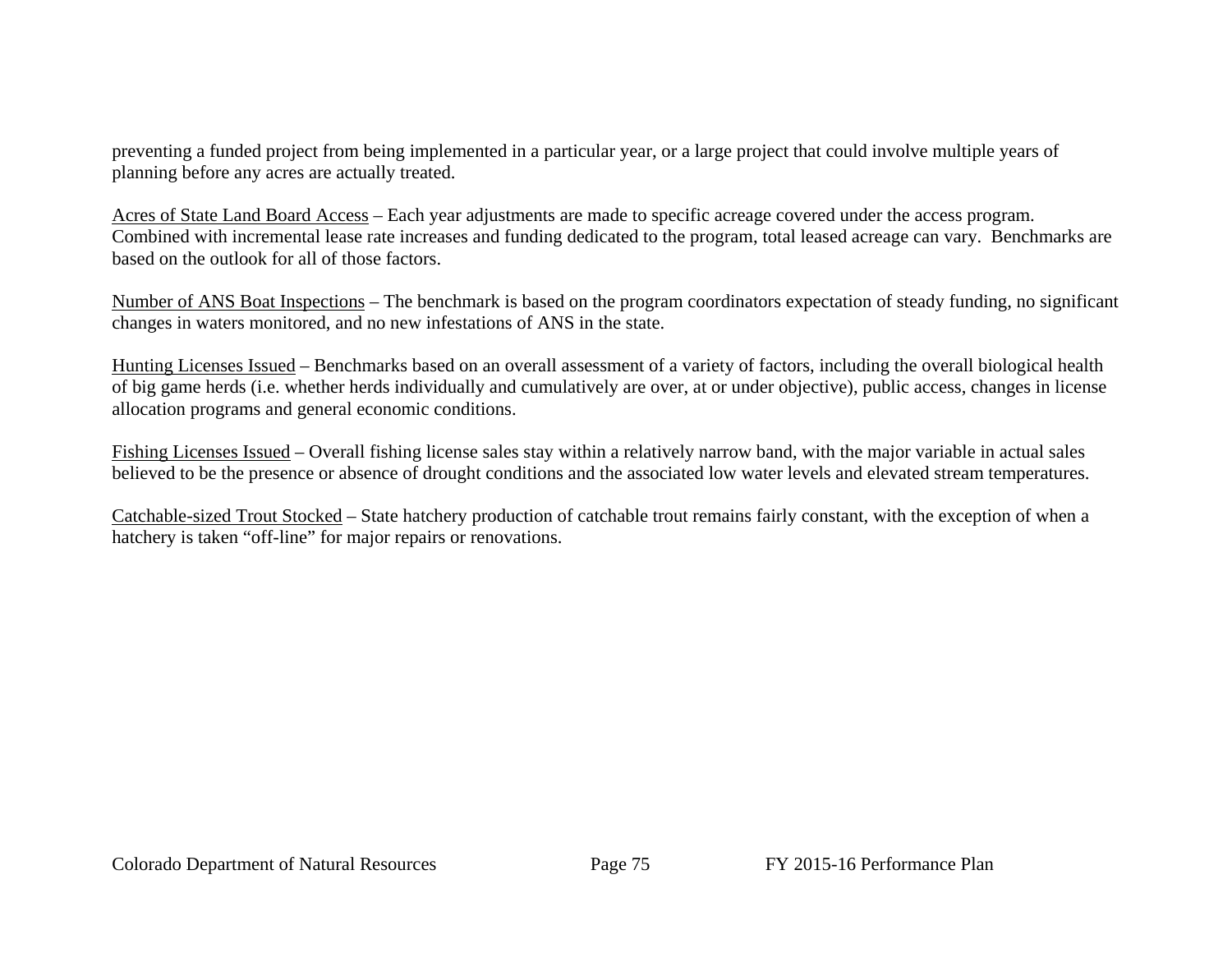preventing a funded project from being implemented in a particular year, or a large project that could involve multiple years of planning before any acres are actually treated.

Acres of State Land Board Access – Each year adjustments are made to specific acreage covered under the access program. Combined with incremental lease rate increases and funding dedicated to the program, total leased acreage can vary. Benchmarks are based on the outlook for all of those factors.

Number of ANS Boat Inspections – The benchmark is based on the program coordinators expectation of steady funding, no significant changes in waters monitored, and no new infestations of ANS in the state.

Hunting Licenses Issued – Benchmarks based on an overall assessment of a variety of factors, including the overall biological health of big game herds (i.e. whether herds individually and cumulatively are over, at or under objective), public access, changes in license allocation programs and general economic conditions.

Fishing Licenses Issued – Overall fishing license sales stay within a relatively narrow band, with the major variable in actual sales believed to be the presence or absence of drought conditions and the associated low water levels and elevated stream temperatures.

Catchable-sized Trout Stocked – State hatchery production of catchable trout remains fairly constant, with the exception of when a hatchery is taken "off-line" for major repairs or renovations.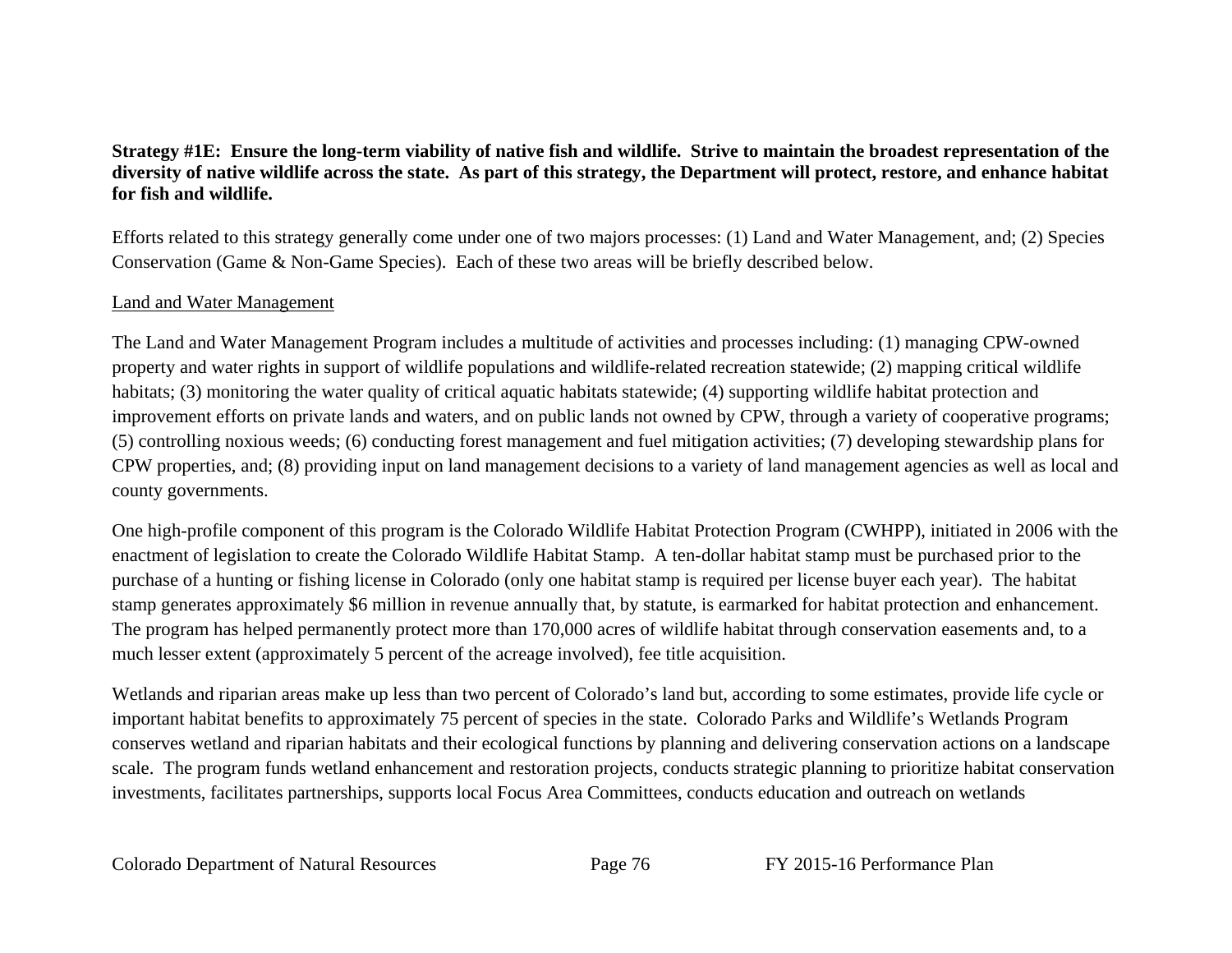**Strategy #1E: Ensure the long-term viability of native fish and wildlife. Strive to maintain the broadest representation of the diversity of native wildlife across the state. As part of this strategy, the Department will protect, restore, and enhance habitat for fish and wildlife.**

Efforts related to this strategy generally come under one of two majors processes: (1) Land and Water Management, and; (2) Species Conservation (Game & Non-Game Species). Each of these two areas will be briefly described below.

Land and Water Management

The Land and Water Management Program includes a multitude of activities and processes including: (1) managing CPW-owned property and water rights in support of wildlife populations and wildlife-related recreation statewide; (2) mapping critical wildlife habitats; (3) monitoring the water quality of critical aquatic habitats statewide; (4) supporting wildlife habitat protection and improvement efforts on private lands and waters, and on public lands not owned by CPW, through a variety of cooperative programs; (5) controlling noxious weeds; (6) conducting forest management and fuel mitigation activities; (7) developing stewardship plans for CPW properties, and; (8) providing input on land management decisions to a variety of land management agencies as well as local and county governments.

One high-profile component of this program is the Colorado Wildlife Habitat Protection Program (CWHPP), initiated in 2006 with the enactment of legislation to create the Colorado Wildlife Habitat Stamp. A ten-dollar habitat stamp must be purchased prior to the purchase of a hunting or fishing license in Colorado (only one habitat stamp is required per license buyer each year). The habitat stamp generates approximately $6 million in revenue annually that, by statute, is earmarked for habitat protection and enhancement. The program has helped permanently protect more than 170,000 acres of wildlife habitat through conservation easements and, to a much lesser extent (approximately 5 percent of the acreage involved), fee title acquisition.

Wetlands and riparian areas make up less than two percent of Colorado's land but, according to some estimates, provide life cycle or important habitat benefits to approximately 75 percent of species in the state. Colorado Parks and Wildlife's Wetlands Program conserves wetland and riparian habitats and their ecological functions by planning and delivering conservation actions on a landscape scale. The program funds wetland enhancement and restoration projects, conducts strategic planning to prioritize habitat conservation investments, facilitates partnerships, supports local Focus Area Committees, conducts education and outreach on wetlands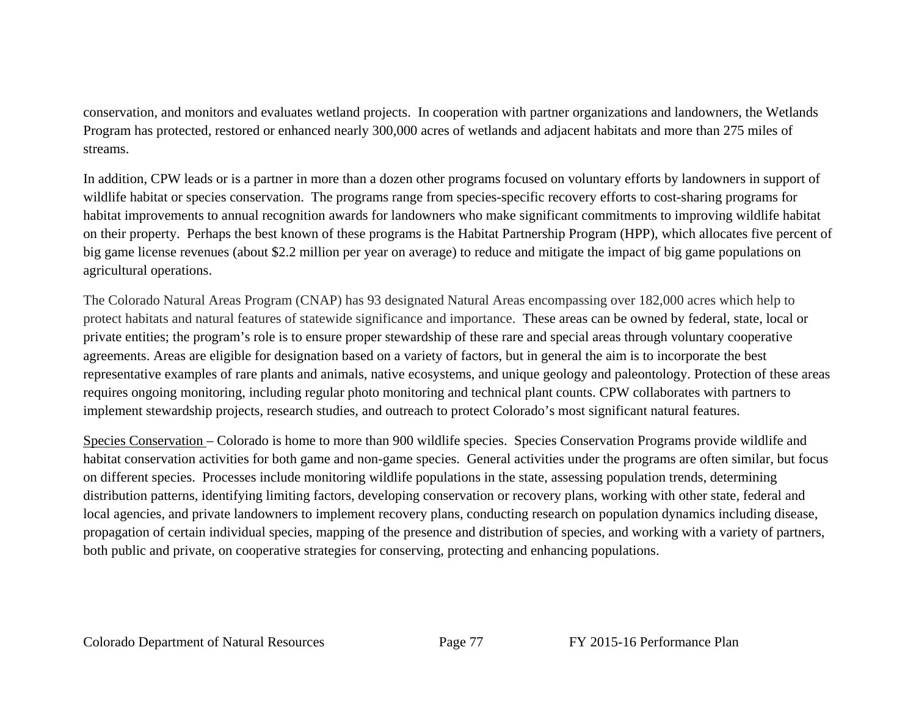conservation, and monitors and evaluates wetland projects. In cooperation with partner organizations and landowners, the Wetlands Program has protected, restored or enhanced nearly 300,000 acres of wetlands and adjacent habitats and more than 275 miles of streams.

In addition, CPW leads or is a partner in more than a dozen other programs focused on voluntary efforts by landowners in support of wildlife habitat or species conservation. The programs range from species-specific recovery efforts to cost-sharing programs for habitat improvements to annual recognition awards for landowners who make significant commitments to improving wildlife habitat on their property. Perhaps the best known of these programs is the Habitat Partnership Program (HPP), which allocates five percent of big game license revenues (about $2.2 million per year on average) to reduce and mitigate the impact of big game populations on agricultural operations.

The Colorado Natural Areas Program (CNAP) has 93 designated Natural Areas encompassing over 182,000 acres which help to protect habitats and natural features of statewide significance and importance. These areas can be owned by federal, state, local or private entities; the program's role is to ensure proper stewardship of these rare and special areas through voluntary cooperative agreements. Areas are eligible for designation based on a variety of factors, but in general the aim is to incorporate the best representative examples of rare plants and animals, native ecosystems, and unique geology and paleontology. Protection of these areas requires ongoing monitoring, including regular photo monitoring and technical plant counts. CPW collaborates with partners to implement stewardship projects, research studies, and outreach to protect Colorado's most significant natural features.

<u>Species Conservation</u> – Colorado is home to more than 900 wildlife species. Species Conservation Programs provide wildlife and habitat conservation activities for both game and non-game species. General activities under the programs are often similar, but focus on different species. Processes include monitoring wildlife populations in the state, assessing population trends, determining distribution patterns, identifying limiting factors, developing conservation or recovery plans, working with other state, federal and local agencies, and private landowners to implement recovery plans, conducting research on population dynamics including disease, propagation of certain individual species, mapping of the presence and distribution of species, and working with a variety of partners, both public and private, on cooperative strategies for conserving, protecting and enhancing populations.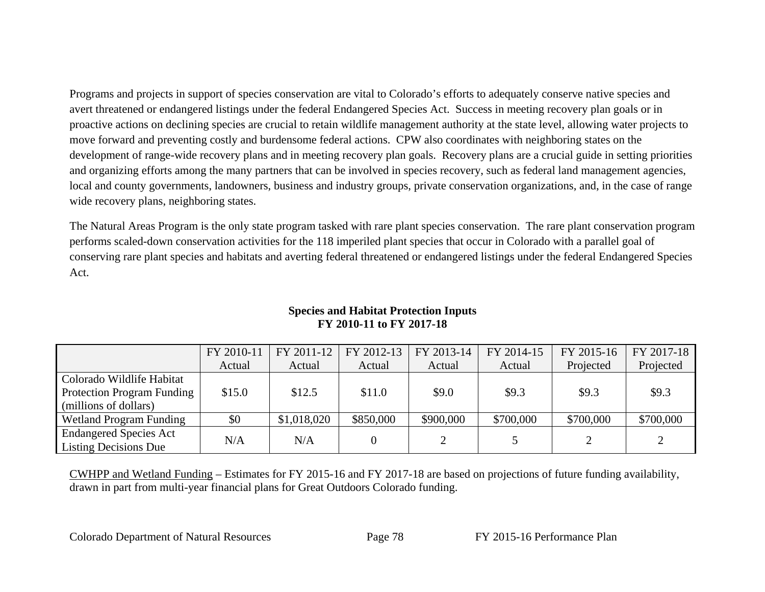Programs and projects in support of species conservation are vital to Colorado's efforts to adequately conserve native species and avert threatened or endangered listings under the federal Endangered Species Act. Success in meeting recovery plan goals or in proactive actions on declining species are crucial to retain wildlife management authority at the state level, allowing water projects to move forward and preventing costly and burdensome federal actions. CPW also coordinates with neighboring states on the development of range-wide recovery plans and in meeting recovery plan goals. Recovery plans are a crucial guide in setting priorities and organizing efforts among the many partners that can be involved in species recovery, such as federal land management agencies, local and county governments, landowners, business and industry groups, private conservation organizations, and, in the case of range wide recovery plans, neighboring states.

The Natural Areas Program is the only state program tasked with rare plant species conservation. The rare plant conservation program performs scaled-down conservation activities for the 118 imperiled plant species that occur in Colorado with a parallel goal of conserving rare plant species and habitats and averting federal threatened or endangered listings under the federal Endangered Species Act.

**Species and Habitat Protection Inputs**
**FY 2010-11 to FY 2017-18**

| | FY 2010-11 Actual | FY 2011-12 Actual | FY 2012-13 Actual | FY 2013-14 Actual | FY 2014-15 Actual | FY 2015-16 Projected | FY 2017-18 Projected |
|---|---|---|---|---|---|---|---|
| Colorado Wildlife Habitat Protection Program Funding (millions of dollars) | $15.0 | $12.5 | $11.0 | $9.0 | $9.3 | $9.3 | $9.3 |
| Wetland Program Funding | $0 | $1,018,020 | $850,000 | $900,000 | $700,000 | $700,000 | $700,000 |
| Endangered Species Act Listing Decisions Due | N/A | N/A | 0 | 2 | 5 | 2 | 2 |

CWHPP and Wetland Funding – Estimates for FY 2015-16 and FY 2017-18 are based on projections of future funding availability, drawn in part from multi-year financial plans for Great Outdoors Colorado funding.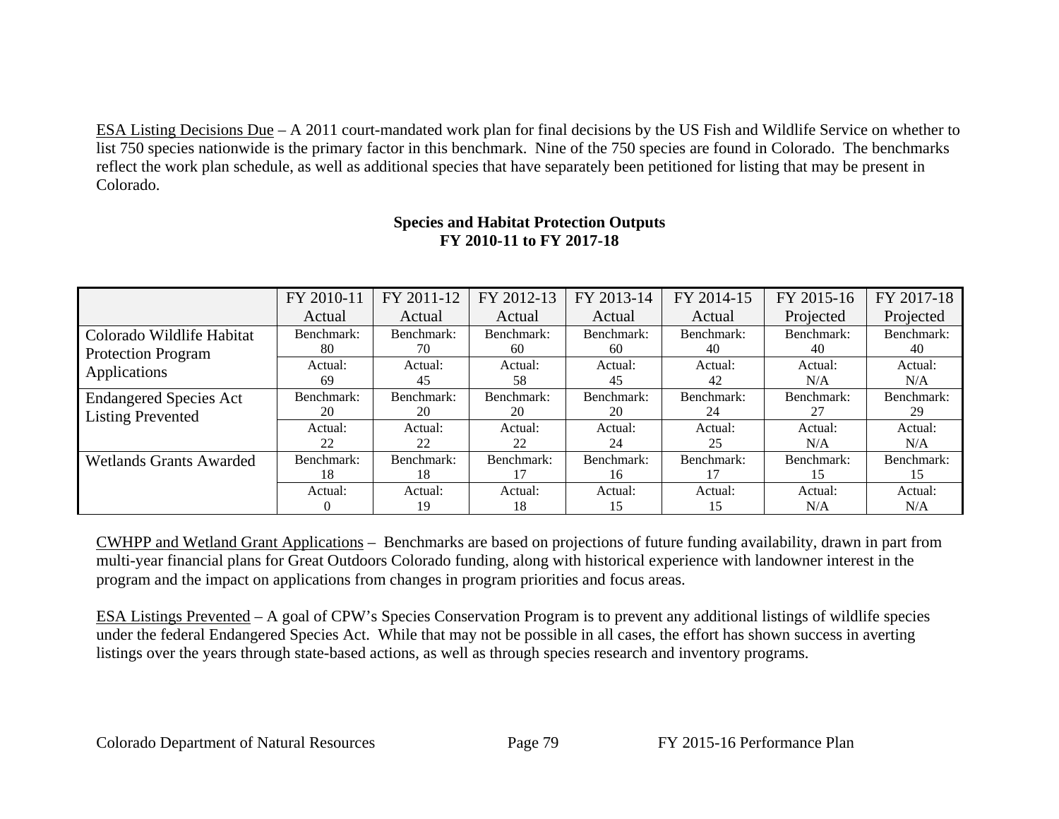ESA Listing Decisions Due – A 2011 court-mandated work plan for final decisions by the US Fish and Wildlife Service on whether to list 750 species nationwide is the primary factor in this benchmark. Nine of the 750 species are found in Colorado. The benchmarks reflect the work plan schedule, as well as additional species that have separately been petitioned for listing that may be present in Colorado.

**Species and Habitat Protection Outputs**
**FY 2010-11 to FY 2017-18**

| | FY 2010-11 Actual | FY 2011-12 Actual | FY 2012-13 Actual | FY 2013-14 Actual | FY 2014-15 Actual | FY 2015-16 Projected | FY 2017-18 Projected |
|---|---|---|---|---|---|---|---|
| Colorado Wildlife Habitat Protection Program Applications | Benchmark: 80 | Benchmark: 70 | Benchmark: 60 | Benchmark: 60 | Benchmark: 40 | Benchmark: 40 | Benchmark: 40 |
| | Actual: 69 | Actual: 45 | Actual: 58 | Actual: 45 | Actual: 42 | Actual: N/A | Actual: N/A |
| Endangered Species Act Listing Prevented | Benchmark: 20 | Benchmark: 20 | Benchmark: 20 | Benchmark: 20 | Benchmark: 24 | Benchmark: 27 | Benchmark: 29 |
| | Actual: 22 | Actual: 22 | Actual: 22 | Actual: 24 | Actual: 25 | Actual: N/A | Actual: N/A |
| Wetlands Grants Awarded | Benchmark: 18 | Benchmark: 18 | Benchmark: 17 | Benchmark: 16 | Benchmark: 17 | Benchmark: 15 | Benchmark: 15 |
| | Actual: 0 | Actual: 19 | Actual: 18 | Actual: 15 | Actual: 15 | Actual: N/A | Actual: N/A |

CWHPP and Wetland Grant Applications – Benchmarks are based on projections of future funding availability, drawn in part from multi-year financial plans for Great Outdoors Colorado funding, along with historical experience with landowner interest in the program and the impact on applications from changes in program priorities and focus areas.

ESA Listings Prevented – A goal of CPW's Species Conservation Program is to prevent any additional listings of wildlife species under the federal Endangered Species Act. While that may not be possible in all cases, the effort has shown success in averting listings over the years through state-based actions, as well as through species research and inventory programs.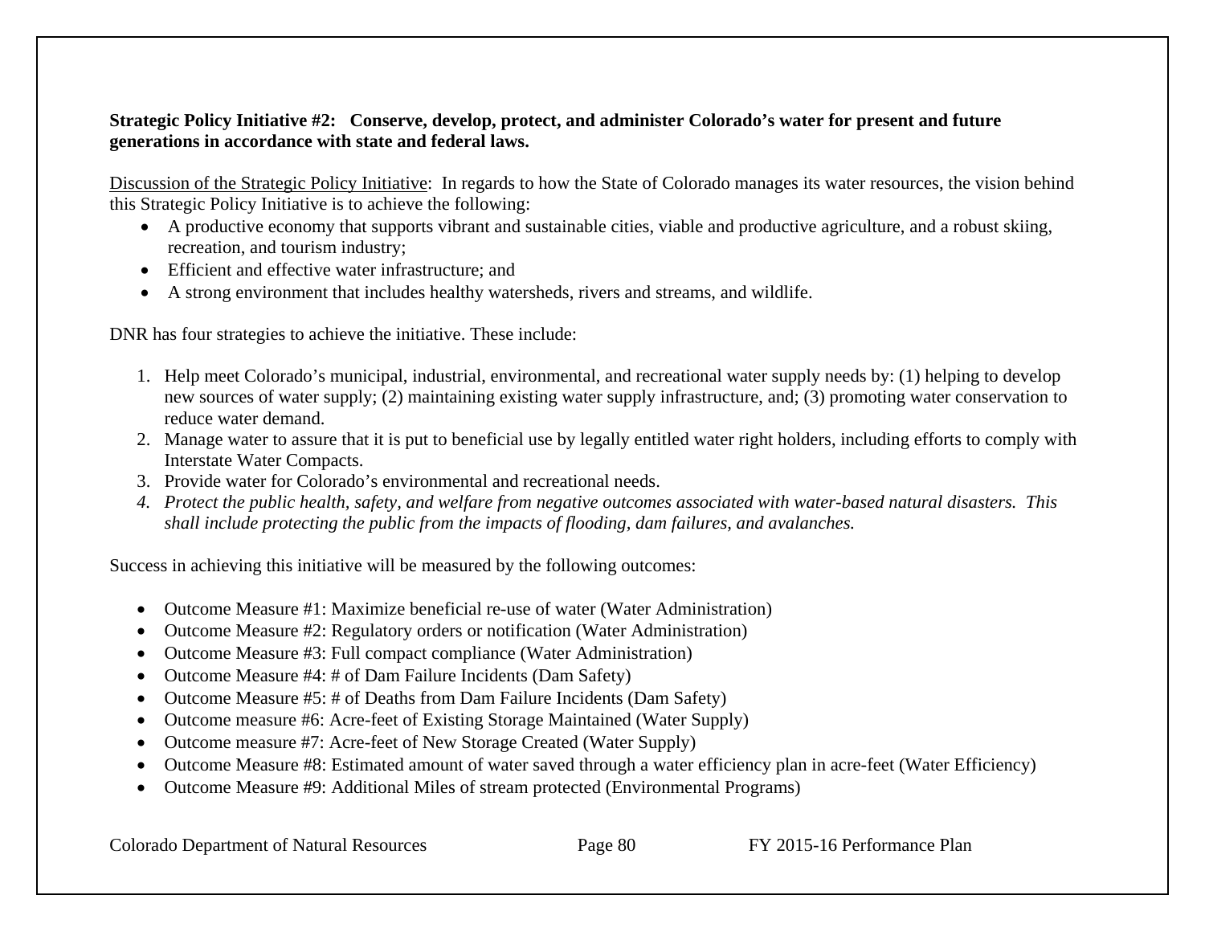**Strategic Policy Initiative #2: Conserve, develop, protect, and administer Colorado's water for present and future generations in accordance with state and federal laws.**

Discussion of the Strategic Policy Initiative: In regards to how the State of Colorado manages its water resources, the vision behind this Strategic Policy Initiative is to achieve the following:

- A productive economy that supports vibrant and sustainable cities, viable and productive agriculture, and a robust skiing, recreation, and tourism industry;
- Efficient and effective water infrastructure; and
- A strong environment that includes healthy watersheds, rivers and streams, and wildlife.

DNR has four strategies to achieve the initiative. These include:

1. Help meet Colorado's municipal, industrial, environmental, and recreational water supply needs by: (1) helping to develop new sources of water supply; (2) maintaining existing water supply infrastructure, and; (3) promoting water conservation to reduce water demand.
2. Manage water to assure that it is put to beneficial use by legally entitled water right holders, including efforts to comply with Interstate Water Compacts.
3. Provide water for Colorado's environmental and recreational needs.
4. *Protect the public health, safety, and welfare from negative outcomes associated with water-based natural disasters. This shall include protecting the public from the impacts of flooding, dam failures, and avalanches.*

Success in achieving this initiative will be measured by the following outcomes:

- Outcome Measure #1: Maximize beneficial re-use of water (Water Administration)
- Outcome Measure #2: Regulatory orders or notification (Water Administration)
- Outcome Measure #3: Full compact compliance (Water Administration)
- Outcome Measure #4: # of Dam Failure Incidents (Dam Safety)
- Outcome Measure #5: # of Deaths from Dam Failure Incidents (Dam Safety)
- Outcome measure #6: Acre-feet of Existing Storage Maintained (Water Supply)
- Outcome measure #7: Acre-feet of New Storage Created (Water Supply)
- Outcome Measure #8: Estimated amount of water saved through a water efficiency plan in acre-feet (Water Efficiency)
- Outcome Measure #9: Additional Miles of stream protected (Environmental Programs)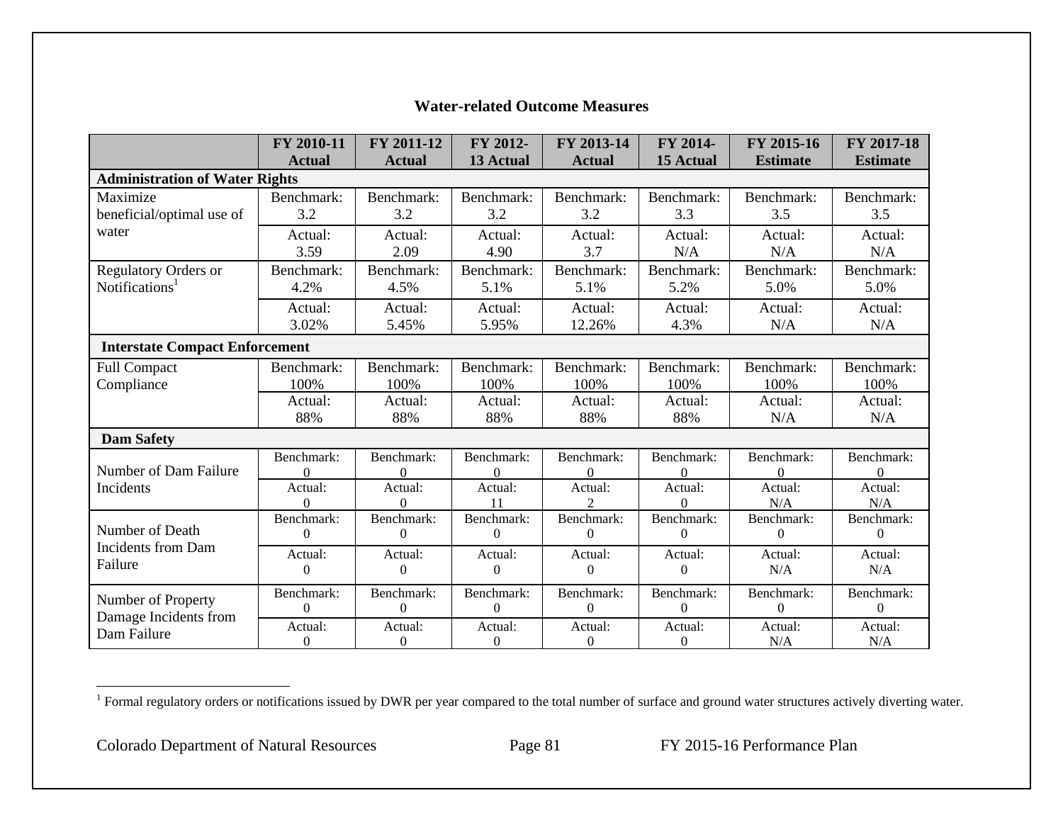**Water-related Outcome Measures**

| | FY 2010-11 Actual | FY 2011-12 Actual | FY 2012-13 Actual | FY 2013-14 Actual | FY 2014-15 Actual | FY 2015-16 Estimate | FY 2017-18 Estimate |
|---|---|---|---|---|---|---|---|
| **Administration of Water Rights** | | | | | | | |
| Maximize beneficial/optimal use of water | Benchmark: 3.2 | Benchmark: 3.2 | Benchmark: 3.2 | Benchmark: 3.2 | Benchmark: 3.3 | Benchmark: 3.5 | Benchmark: 3.5 |
| | Actual: 3.59 | Actual: 2.09 | Actual: 4.90 | Actual: 3.7 | Actual: N/A | Actual: N/A | Actual: N/A |
| Regulatory Orders or Notifications[1] | Benchmark: 4.2% | Benchmark: 4.5% | Benchmark: 5.1% | Benchmark: 5.1% | Benchmark: 5.2% | Benchmark: 5.0% | Benchmark: 5.0% |
| | Actual: 3.02% | Actual: 5.45% | Actual: 5.95% | Actual: 12.26% | Actual: 4.3% | Actual: N/A | Actual: N/A |
| **Interstate Compact Enforcement** | | | | | | | |
| Full Compact Compliance | Benchmark: 100% | Benchmark: 100% | Benchmark: 100% | Benchmark: 100% | Benchmark: 100% | Benchmark: 100% | Benchmark: 100% |
| | Actual: 88% | Actual: 88% | Actual: 88% | Actual: 88% | Actual: 88% | Actual: N/A | Actual: N/A |
| **Dam Safety** | | | | | | | |
| Number of Dam Failure Incidents | Benchmark: 0 | Benchmark: 0 | Benchmark: 0 | Benchmark: 0 | Benchmark: 0 | Benchmark: 0 | Benchmark: 0 |
| | Actual: 0 | Actual: 0 | Actual: 11 | Actual: 2 | Actual: 0 | Actual: N/A | Actual: N/A |
| Number of Death Incidents from Dam Failure | Benchmark: 0 | Benchmark: 0 | Benchmark: 0 | Benchmark: 0 | Benchmark: 0 | Benchmark: 0 | Benchmark: 0 |
| | Actual: 0 | Actual: 0 | Actual: 0 | Actual: 0 | Actual: 0 | Actual: N/A | Actual: N/A |
| Number of Property Damage Incidents from Dam Failure | Benchmark: 0 | Benchmark: 0 | Benchmark: 0 | Benchmark: 0 | Benchmark: 0 | Benchmark: 0 | Benchmark: 0 |
| | Actual: 0 | Actual: 0 | Actual: 0 | Actual: 0 | Actual: 0 | Actual: N/A | Actual: N/A |

[1] Formal regulatory orders or notifications issued by DWR per year compared to the total number of surface and ground water structures actively diverting water.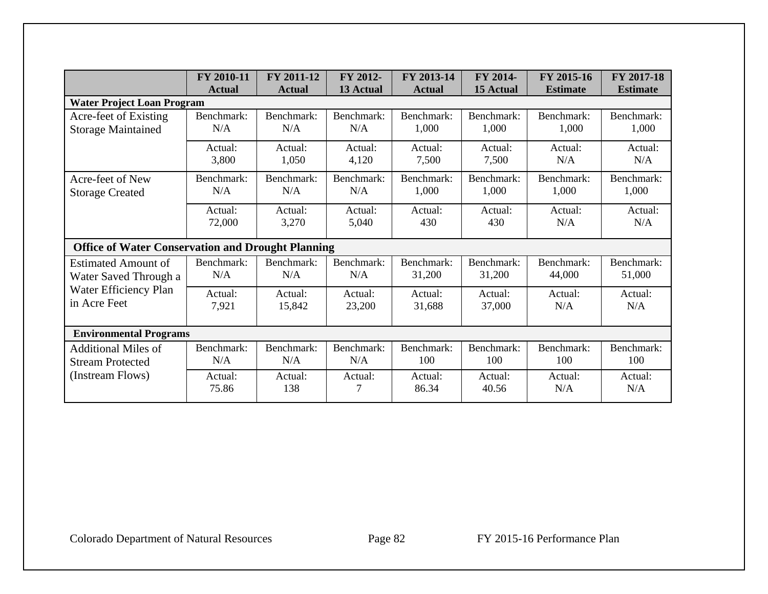| | FY 2010-11 Actual | FY 2011-12 Actual | FY 2012-13 Actual | FY 2013-14 Actual | FY 2014-15 Actual | FY 2015-16 Estimate | FY 2017-18 Estimate |
|---|---|---|---|---|---|---|---|
| **Water Project Loan Program** | | | | | | | |
| Acre-feet of Existing Storage Maintained | Benchmark: N/A | Benchmark: N/A | Benchmark: N/A | Benchmark: 1,000 | Benchmark: 1,000 | Benchmark: 1,000 | Benchmark: 1,000 |
| | Actual: 3,800 | Actual: 1,050 | Actual: 4,120 | Actual: 7,500 | Actual: 7,500 | Actual: N/A | Actual: N/A |
| Acre-feet of New Storage Created | Benchmark: N/A | Benchmark: N/A | Benchmark: N/A | Benchmark: 1,000 | Benchmark: 1,000 | Benchmark: 1,000 | Benchmark: 1,000 |
| | Actual: 72,000 | Actual: 3,270 | Actual: 5,040 | Actual: 430 | Actual: 430 | Actual: N/A | Actual: N/A |
| **Office of Water Conservation and Drought Planning** | | | | | | | |
| Estimated Amount of Water Saved Through a Water Efficiency Plan in Acre Feet | Benchmark: N/A | Benchmark: N/A | Benchmark: N/A | Benchmark: 31,200 | Benchmark: 31,200 | Benchmark: 44,000 | Benchmark: 51,000 |
| | Actual: 7,921 | Actual: 15,842 | Actual: 23,200 | Actual: 31,688 | Actual: 37,000 | Actual: N/A | Actual: N/A |
| **Environmental Programs** | | | | | | | |
| Additional Miles of Stream Protected (Instream Flows) | Benchmark: N/A | Benchmark: N/A | Benchmark: N/A | Benchmark: 100 | Benchmark: 100 | Benchmark: 100 | Benchmark: 100 |
| | Actual: 75.86 | Actual: 138 | Actual: 7 | Actual: 86.34 | Actual: 40.56 | Actual: N/A | Actual: N/A |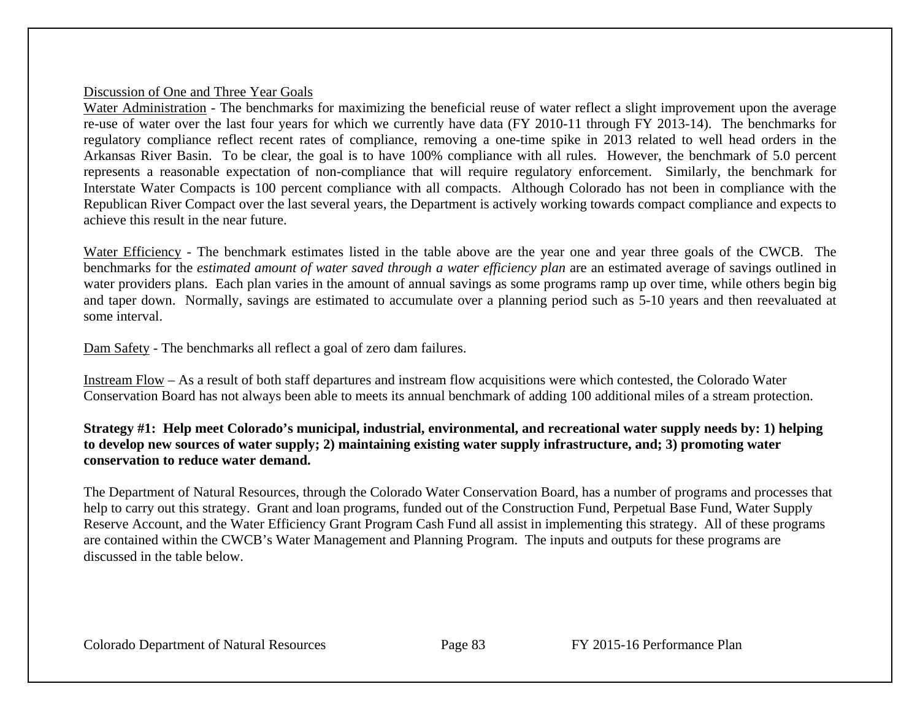Discussion of One and Three Year Goals

Water Administration - The benchmarks for maximizing the beneficial reuse of water reflect a slight improvement upon the average re-use of water over the last four years for which we currently have data (FY 2010-11 through FY 2013-14). The benchmarks for regulatory compliance reflect recent rates of compliance, removing a one-time spike in 2013 related to well head orders in the Arkansas River Basin. To be clear, the goal is to have 100% compliance with all rules. However, the benchmark of 5.0 percent represents a reasonable expectation of non-compliance that will require regulatory enforcement. Similarly, the benchmark for Interstate Water Compacts is 100 percent compliance with all compacts. Although Colorado has not been in compliance with the Republican River Compact over the last several years, the Department is actively working towards compact compliance and expects to achieve this result in the near future.

Water Efficiency - The benchmark estimates listed in the table above are the year one and year three goals of the CWCB. The benchmarks for the *estimated amount of water saved through a water efficiency plan* are an estimated average of savings outlined in water providers plans. Each plan varies in the amount of annual savings as some programs ramp up over time, while others begin big and taper down. Normally, savings are estimated to accumulate over a planning period such as 5-10 years and then reevaluated at some interval.

Dam Safety - The benchmarks all reflect a goal of zero dam failures.

Instream Flow – As a result of both staff departures and instream flow acquisitions were which contested, the Colorado Water Conservation Board has not always been able to meets its annual benchmark of adding 100 additional miles of a stream protection.

**Strategy #1: Help meet Colorado's municipal, industrial, environmental, and recreational water supply needs by: 1) helping to develop new sources of water supply; 2) maintaining existing water supply infrastructure, and; 3) promoting water conservation to reduce water demand.**

The Department of Natural Resources, through the Colorado Water Conservation Board, has a number of programs and processes that help to carry out this strategy. Grant and loan programs, funded out of the Construction Fund, Perpetual Base Fund, Water Supply Reserve Account, and the Water Efficiency Grant Program Cash Fund all assist in implementing this strategy. All of these programs are contained within the CWCB's Water Management and Planning Program. The inputs and outputs for these programs are discussed in the table below.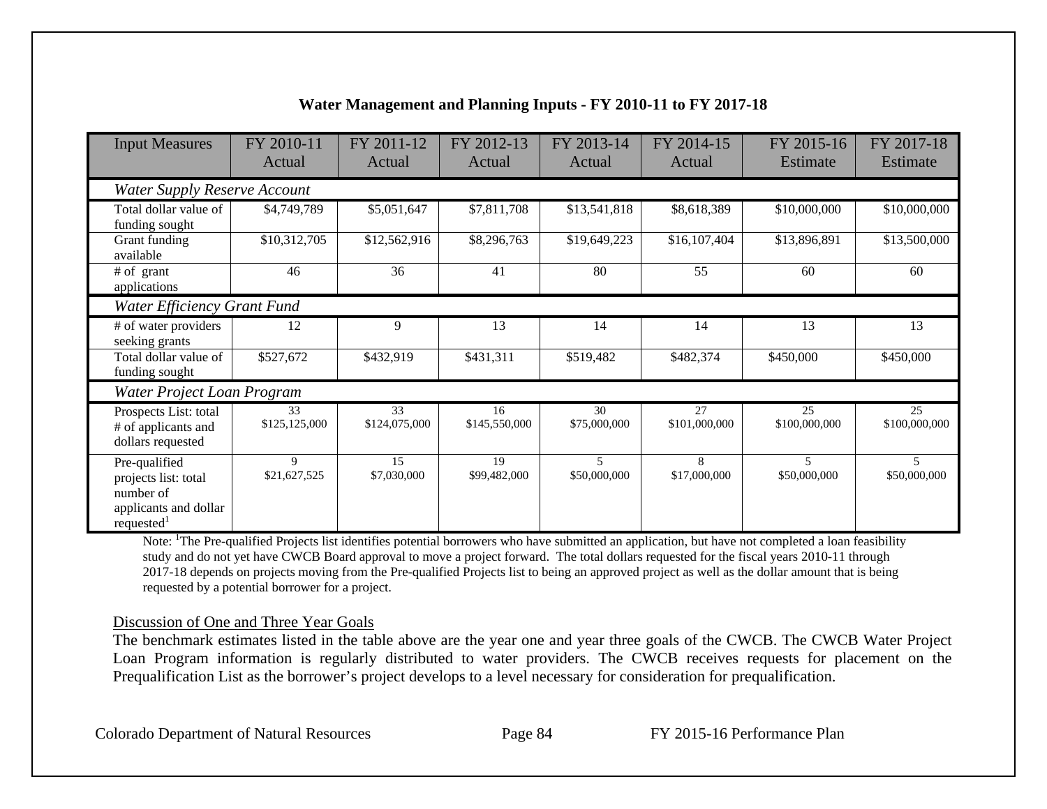### Water Management and Planning Inputs - FY 2010-11 to FY 2017-18

| Input Measures | FY 2010-11 Actual | FY 2011-12 Actual | FY 2012-13 Actual | FY 2013-14 Actual | FY 2014-15 Actual | FY 2015-16 Estimate | FY 2017-18 Estimate |
|---|---|---|---|---|---|---|---|
| *Water Supply Reserve Account* | | | | | | | |
| Total dollar value of funding sought | $4,749,789 | $5,051,647 | $7,811,708 | $13,541,818 | $8,618,389 | $10,000,000 | $10,000,000 |
| Grant funding available | $10,312,705 | $12,562,916 | $8,296,763 | $19,649,223 | $16,107,404 | $13,896,891 | $13,500,000 |
| # of grant applications | 46 | 36 | 41 | 80 | 55 | 60 | 60 |
| *Water Efficiency Grant Fund* | | | | | | | |
| # of water providers seeking grants | 12 | 9 | 13 | 14 | 14 | 13 | 13 |
| Total dollar value of funding sought | $527,672 | $432,919 | $431,311 | $519,482 | $482,374 | $450,000 | $450,000 |
| *Water Project Loan Program* | | | | | | | |
| Prospects List: total # of applicants and dollars requested | 33 $125,125,000 | 33 $124,075,000 | 16 $145,550,000 | 30 $75,000,000 | 27 $101,000,000 | 25 $100,000,000 | 25 $100,000,000 |
| Pre-qualified projects list: total number of applicants and dollar requested[1] | 9 $21,627,525 | 15 $7,030,000 | 19 $99,482,000 | 5 $50,000,000 | 8 $17,000,000 | 5 $50,000,000 | 5 $50,000,000 |

Note: [1]The Pre-qualified Projects list identifies potential borrowers who have submitted an application, but have not completed a loan feasibility study and do not yet have CWCB Board approval to move a project forward. The total dollars requested for the fiscal years 2010-11 through 2017-18 depends on projects moving from the Pre-qualified Projects list to being an approved project as well as the dollar amount that is being requested by a potential borrower for a project.

Discussion of One and Three Year Goals

The benchmark estimates listed in the table above are the year one and year three goals of the CWCB. The CWCB Water Project Loan Program information is regularly distributed to water providers. The CWCB receives requests for placement on the Prequalification List as the borrower's project develops to a level necessary for consideration for prequalification.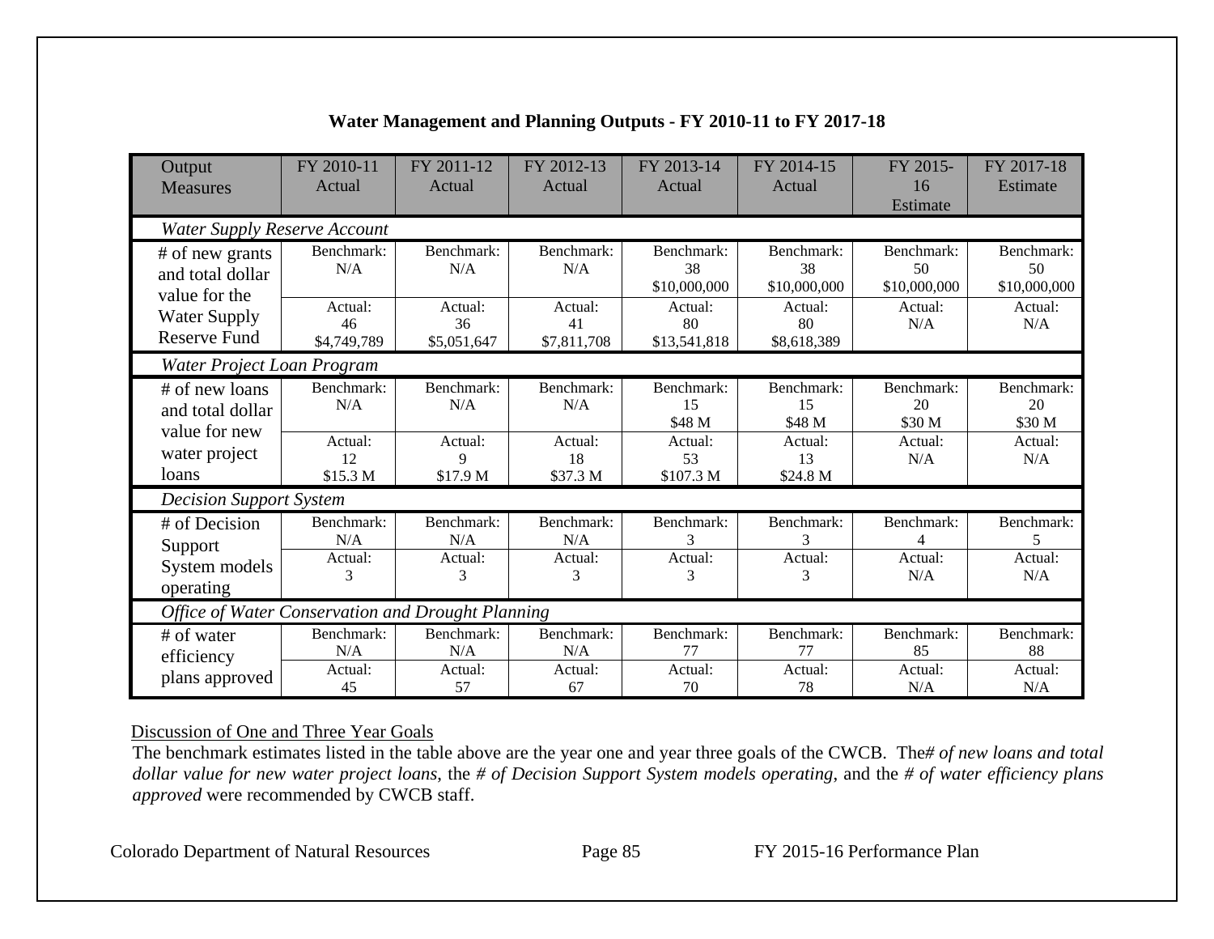## Water Management and Planning Outputs - FY 2010-11 to FY 2017-18

| Output Measures | FY 2010-11 Actual | FY 2011-12 Actual | FY 2012-13 Actual | FY 2013-14 Actual | FY 2014-15 Actual | FY 2015-16 Estimate | FY 2017-18 Estimate |
|---|---|---|---|---|---|---|---|
| *Water Supply Reserve Account* | | | | | | | |
| # of new grants and total dollar value for the Water Supply Reserve Fund | Benchmark: N/A | Benchmark: N/A | Benchmark: N/A | Benchmark: 38 $10,000,000 | Benchmark: 38 $10,000,000 | Benchmark: 50 $10,000,000 | Benchmark: 50 $10,000,000 |
| | Actual: 46 $4,749,789 | Actual: 36 $5,051,647 | Actual: 41 $7,811,708 | Actual: 80 $13,541,818 | Actual: 80 $8,618,389 | Actual: N/A | Actual: N/A |
| *Water Project Loan Program* | | | | | | | |
| # of new loans and total dollar value for new water project loans | Benchmark: N/A | Benchmark: N/A | Benchmark: N/A | Benchmark: 15 $48 M | Benchmark: 15 $48 M | Benchmark: 20 $30 M | Benchmark: 20 $30 M |
| | Actual: 12 $15.3 M | Actual: 9 $17.9 M | Actual: 18 $37.3 M | Actual: 53 $107.3 M | Actual: 13 $24.8 M | Actual: N/A | Actual: N/A |
| *Decision Support System* | | | | | | | |
| # of Decision Support System models operating | Benchmark: N/A | Benchmark: N/A | Benchmark: N/A | Benchmark: 3 | Benchmark: 3 | Benchmark: 4 | Benchmark: 5 |
| | Actual: 3 | Actual: 3 | Actual: 3 | Actual: 3 | Actual: 3 | Actual: N/A | Actual: N/A |
| *Office of Water Conservation and Drought Planning* | | | | | | | |
| # of water efficiency plans approved | Benchmark: N/A | Benchmark: N/A | Benchmark: N/A | Benchmark: 77 | Benchmark: 77 | Benchmark: 85 | Benchmark: 88 |
| | Actual: 45 | Actual: 57 | Actual: 67 | Actual: 70 | Actual: 78 | Actual: N/A | Actual: N/A |

Discussion of One and Three Year Goals

The benchmark estimates listed in the table above are the year one and year three goals of the CWCB. The *# of new loans and total dollar value for new water project loans*, the *# of Decision Support System models operating*, and the *# of water efficiency plans approved* were recommended by CWCB staff.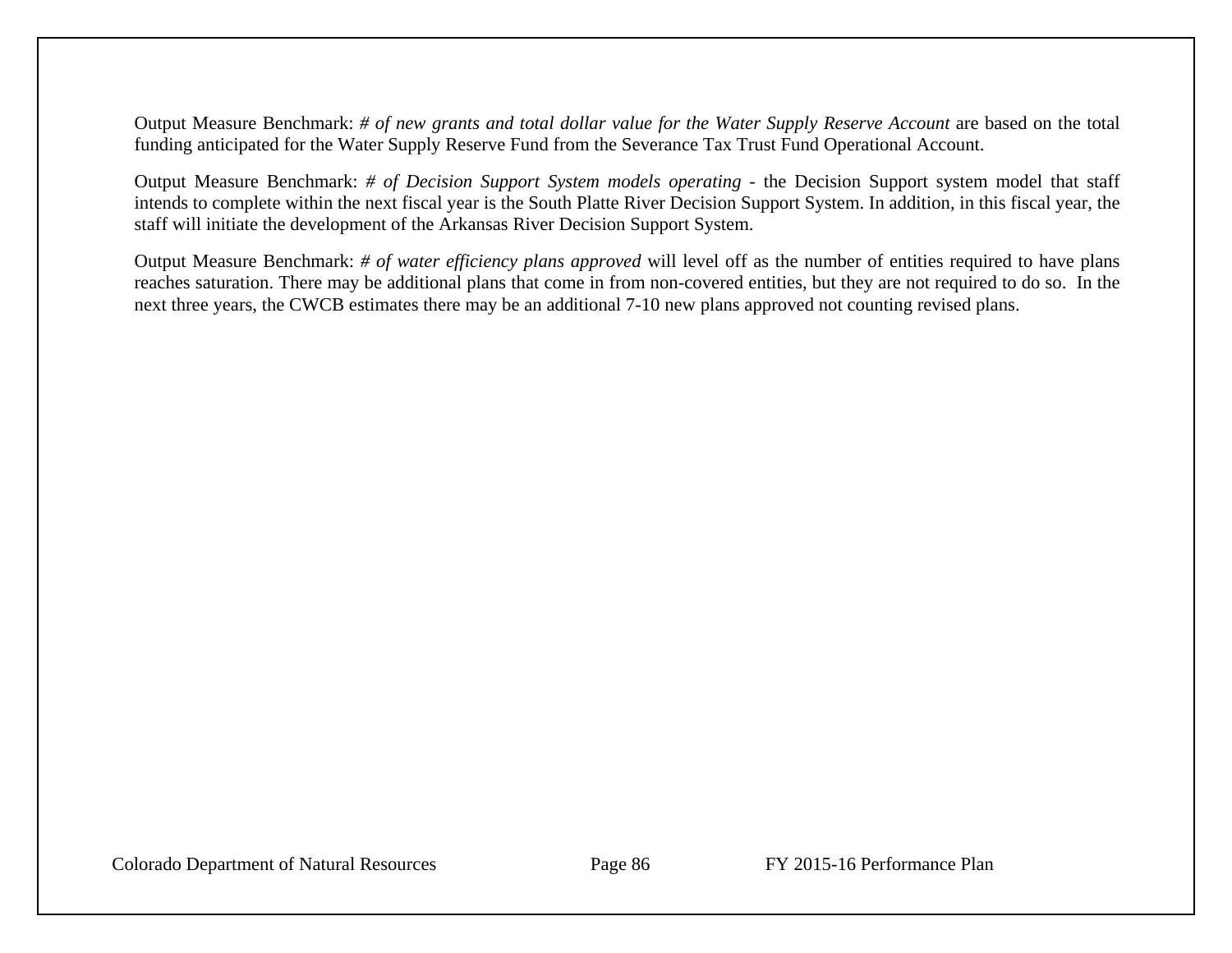Output Measure Benchmark: *# of new grants and total dollar value for the Water Supply Reserve Account* are based on the total funding anticipated for the Water Supply Reserve Fund from the Severance Tax Trust Fund Operational Account.

Output Measure Benchmark: *# of Decision Support System models operating* - the Decision Support system model that staff intends to complete within the next fiscal year is the South Platte River Decision Support System. In addition, in this fiscal year, the staff will initiate the development of the Arkansas River Decision Support System.

Output Measure Benchmark: *# of water efficiency plans approved* will level off as the number of entities required to have plans reaches saturation. There may be additional plans that come in from non-covered entities, but they are not required to do so. In the next three years, the CWCB estimates there may be an additional 7-10 new plans approved not counting revised plans.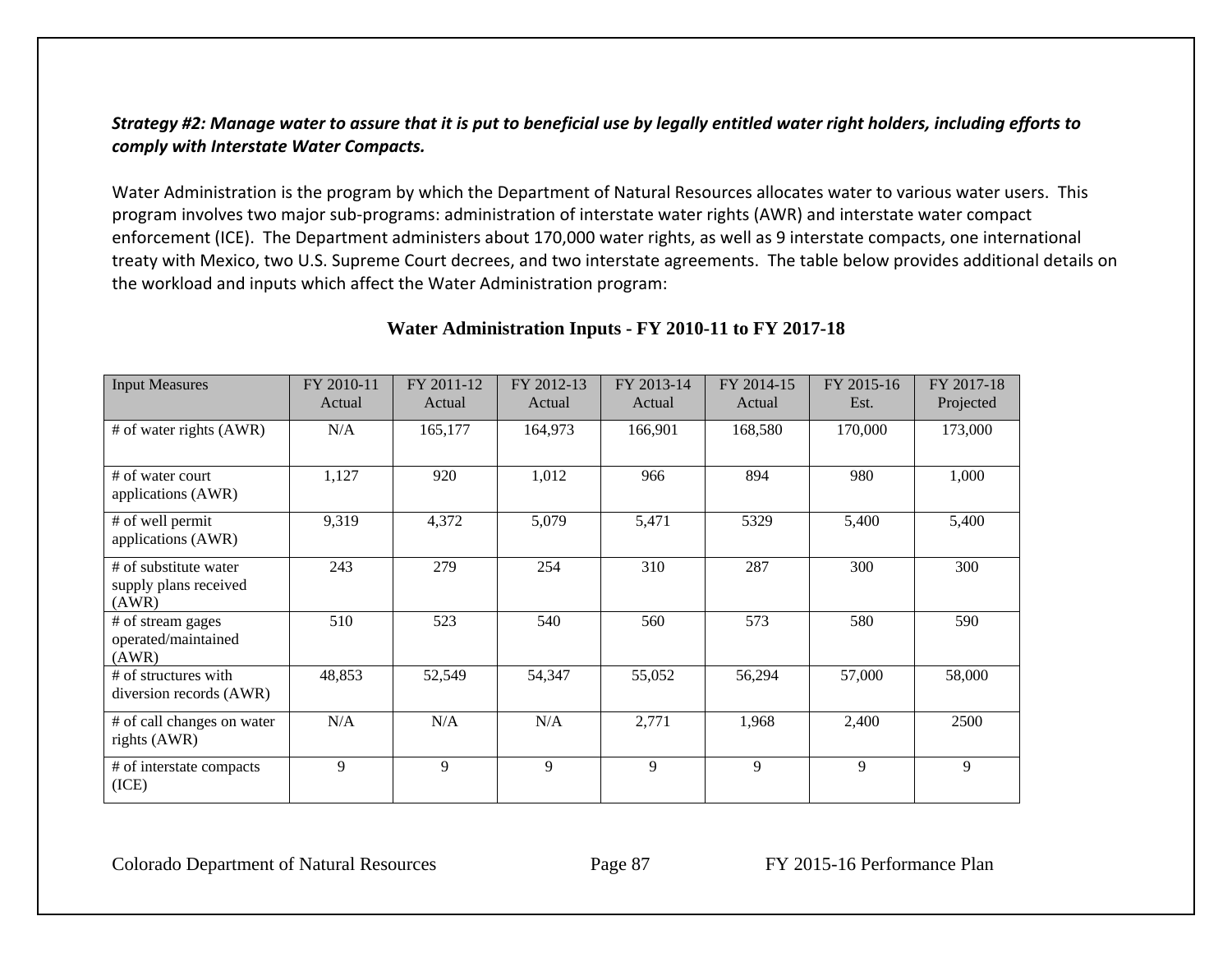***Strategy #2: Manage water to assure that it is put to beneficial use by legally entitled water right holders, including efforts to comply with Interstate Water Compacts.***

Water Administration is the program by which the Department of Natural Resources allocates water to various water users. This program involves two major sub-programs: administration of interstate water rights (AWR) and interstate water compact enforcement (ICE). The Department administers about 170,000 water rights, as well as 9 interstate compacts, one international treaty with Mexico, two U.S. Supreme Court decrees, and two interstate agreements. The table below provides additional details on the workload and inputs which affect the Water Administration program:

**Water Administration Inputs - FY 2010-11 to FY 2017-18**

| Input Measures | FY 2010-11 Actual | FY 2011-12 Actual | FY 2012-13 Actual | FY 2013-14 Actual | FY 2014-15 Actual | FY 2015-16 Est. | FY 2017-18 Projected |
|---|---|---|---|---|---|---|---|
| # of water rights (AWR) | N/A | 165,177 | 164,973 | 166,901 | 168,580 | 170,000 | 173,000 |
| # of water court applications (AWR) | 1,127 | 920 | 1,012 | 966 | 894 | 980 | 1,000 |
| # of well permit applications (AWR) | 9,319 | 4,372 | 5,079 | 5,471 | 5329 | 5,400 | 5,400 |
| # of substitute water supply plans received (AWR) | 243 | 279 | 254 | 310 | 287 | 300 | 300 |
| # of stream gages operated/maintained (AWR) | 510 | 523 | 540 | 560 | 573 | 580 | 590 |
| # of structures with diversion records (AWR) | 48,853 | 52,549 | 54,347 | 55,052 | 56,294 | 57,000 | 58,000 |
| # of call changes on water rights (AWR) | N/A | N/A | N/A | 2,771 | 1,968 | 2,400 | 2500 |
| # of interstate compacts (ICE) | 9 | 9 | 9 | 9 | 9 | 9 | 9 |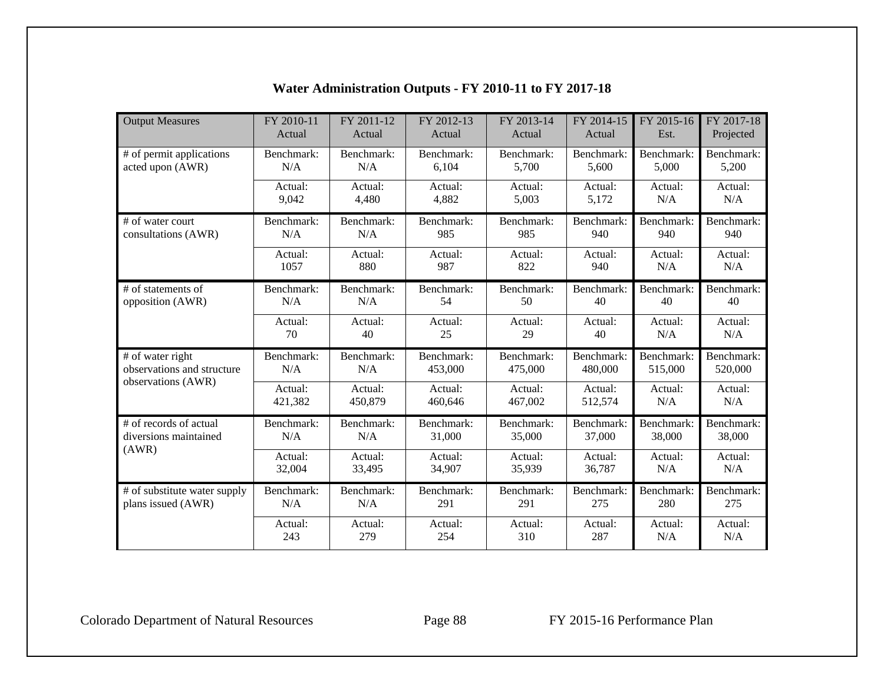## Water Administration Outputs - FY 2010-11 to FY 2017-18

| Output Measures | | FY 2010-11 Actual | FY 2011-12 Actual | FY 2012-13 Actual | FY 2013-14 Actual | FY 2014-15 Actual | FY 2015-16 Est. | FY 2017-18 Projected |
|---|---|---|---|---|---|---|---|---|
| # of permit applications acted upon (AWR) | Benchmark: | N/A | N/A | 6,104 | 5,700 | 5,600 | 5,000 | 5,200 |
| | Actual: | 9,042 | 4,480 | 4,882 | 5,003 | 5,172 | N/A | N/A |
| # of water court consultations (AWR) | Benchmark: | N/A | N/A | 985 | 985 | 940 | 940 | 940 |
| | Actual: | 1057 | 880 | 987 | 822 | 940 | N/A | N/A |
| # of statements of opposition (AWR) | Benchmark: | N/A | N/A | 54 | 50 | 40 | 40 | 40 |
| | Actual: | 70 | 40 | 25 | 29 | 40 | N/A | N/A |
| # of water right observations and structure observations (AWR) | Benchmark: | N/A | N/A | 453,000 | 475,000 | 480,000 | 515,000 | 520,000 |
| | Actual: | 421,382 | 450,879 | 460,646 | 467,002 | 512,574 | N/A | N/A |
| # of records of actual diversions maintained (AWR) | Benchmark: | N/A | N/A | 31,000 | 35,000 | 37,000 | 38,000 | 38,000 |
| | Actual: | 32,004 | 33,495 | 34,907 | 35,939 | 36,787 | N/A | N/A |
| # of substitute water supply plans issued (AWR) | Benchmark: | N/A | N/A | 291 | 291 | 275 | 280 | 275 |
| | Actual: | 243 | 279 | 254 | 310 | 287 | N/A | N/A |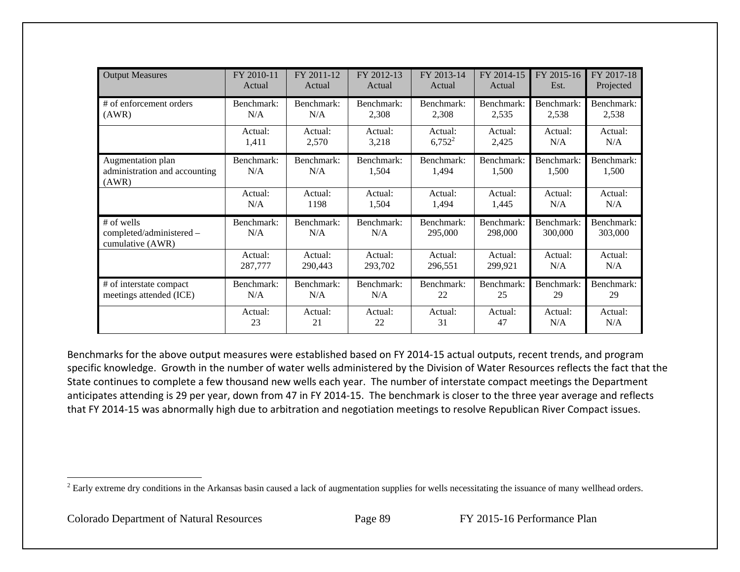| Output Measures | FY 2010-11 Actual | FY 2011-12 Actual | FY 2012-13 Actual | FY 2013-14 Actual | FY 2014-15 Actual | FY 2015-16 Est. | FY 2017-18 Projected |
|---|---|---|---|---|---|---|---|
| # of enforcement orders (AWR) | Benchmark: N/A | Benchmark: N/A | Benchmark: 2,308 | Benchmark: 2,308 | Benchmark: 2,535 | Benchmark: 2,538 | Benchmark: 2,538 |
| | Actual: 1,411 | Actual: 2,570 | Actual: 3,218 | Actual: 6,752[2] | Actual: 2,425 | Actual: N/A | Actual: N/A |
| Augmentation plan administration and accounting (AWR) | Benchmark: N/A | Benchmark: N/A | Benchmark: 1,504 | Benchmark: 1,494 | Benchmark: 1,500 | Benchmark: 1,500 | Benchmark: 1,500 |
| | Actual: N/A | Actual: 1198 | Actual: 1,504 | Actual: 1,494 | Actual: 1,445 | Actual: N/A | Actual: N/A |
| # of wells completed/administered – cumulative (AWR) | Benchmark: N/A | Benchmark: N/A | Benchmark: N/A | Benchmark: 295,000 | Benchmark: 298,000 | Benchmark: 300,000 | Benchmark: 303,000 |
| | Actual: 287,777 | Actual: 290,443 | Actual: 293,702 | Actual: 296,551 | Actual: 299,921 | Actual: N/A | Actual: N/A |
| # of interstate compact meetings attended (ICE) | Benchmark: N/A | Benchmark: N/A | Benchmark: N/A | Benchmark: 22 | Benchmark: 25 | Benchmark: 29 | Benchmark: 29 |
| | Actual: 23 | Actual: 21 | Actual: 22 | Actual: 31 | Actual: 47 | Actual: N/A | Actual: N/A |

Benchmarks for the above output measures were established based on FY 2014-15 actual outputs, recent trends, and program specific knowledge. Growth in the number of water wells administered by the Division of Water Resources reflects the fact that the State continues to complete a few thousand new wells each year. The number of interstate compact meetings the Department anticipates attending is 29 per year, down from 47 in FY 2014-15. The benchmark is closer to the three year average and reflects that FY 2014-15 was abnormally high due to arbitration and negotiation meetings to resolve Republican River Compact issues.

[2] Early extreme dry conditions in the Arkansas basin caused a lack of augmentation supplies for wells necessitating the issuance of many wellhead orders.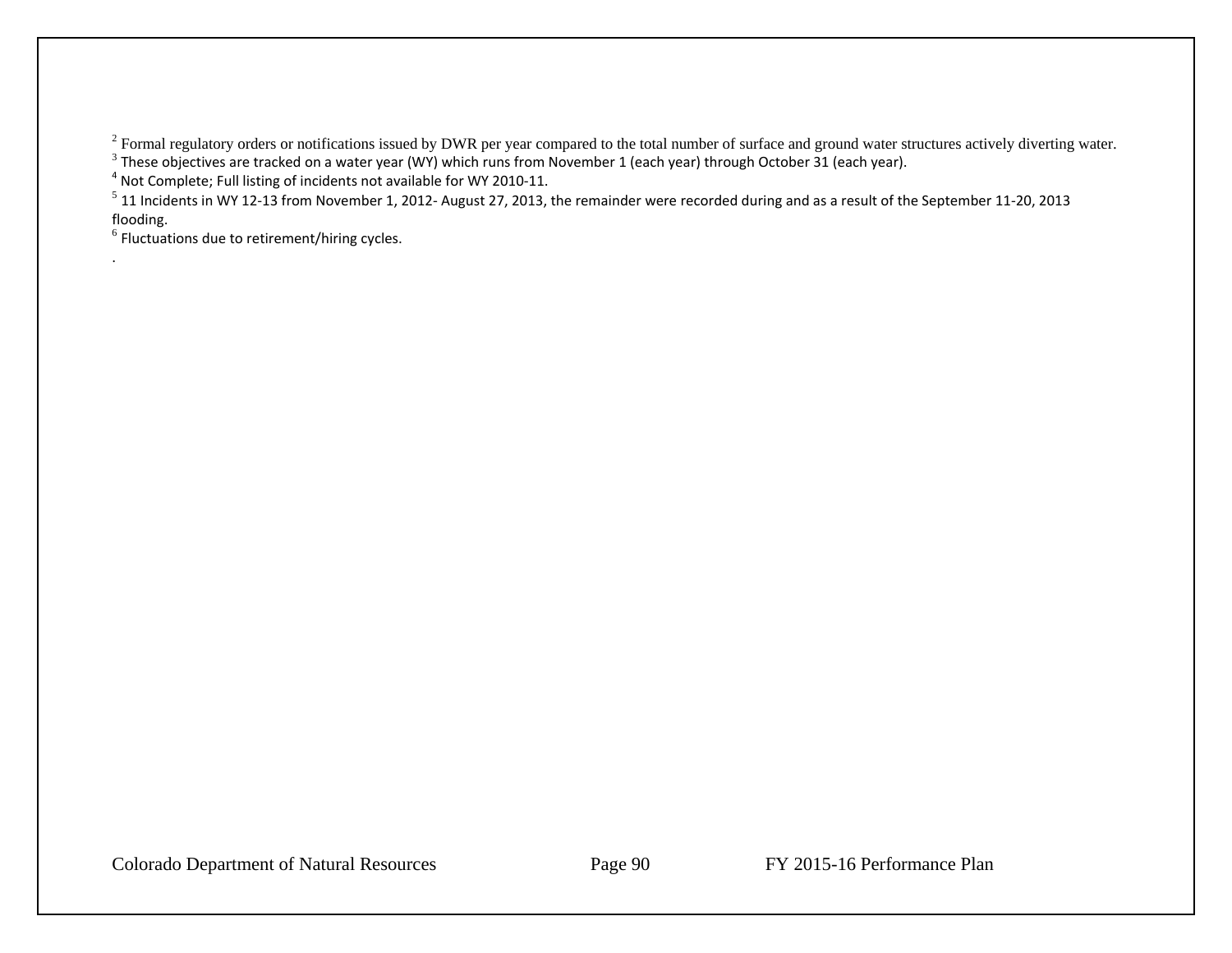[2] Formal regulatory orders or notifications issued by DWR per year compared to the total number of surface and ground water structures actively diverting water.

[3] These objectives are tracked on a water year (WY) which runs from November 1 (each year) through October 31 (each year).

[4] Not Complete; Full listing of incidents not available for WY 2010-11.

[5] 11 Incidents in WY 12-13 from November 1, 2012- August 27, 2013, the remainder were recorded during and as a result of the September 11-20, 2013 flooding.

[6] Fluctuations due to retirement/hiring cycles.

.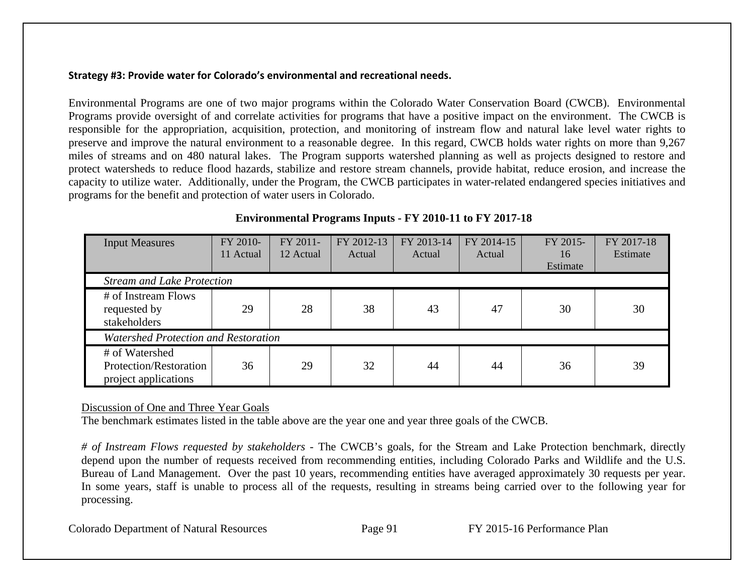**Strategy #3: Provide water for Colorado's environmental and recreational needs.**

Environmental Programs are one of two major programs within the Colorado Water Conservation Board (CWCB). Environmental Programs provide oversight of and correlate activities for programs that have a positive impact on the environment. The CWCB is responsible for the appropriation, acquisition, protection, and monitoring of instream flow and natural lake level water rights to preserve and improve the natural environment to a reasonable degree. In this regard, CWCB holds water rights on more than 9,267 miles of streams and on 480 natural lakes. The Program supports watershed planning as well as projects designed to restore and protect watersheds to reduce flood hazards, stabilize and restore stream channels, provide habitat, reduce erosion, and increase the capacity to utilize water. Additionally, under the Program, the CWCB participates in water-related endangered species initiatives and programs for the benefit and protection of water users in Colorado.

**Environmental Programs Inputs - FY 2010-11 to FY 2017-18**

| Input Measures | FY 2010-11 Actual | FY 2011-12 Actual | FY 2012-13 Actual | FY 2013-14 Actual | FY 2014-15 Actual | FY 2015-16 Estimate | FY 2017-18 Estimate |
|---|---|---|---|---|---|---|---|
| *Stream and Lake Protection* | | | | | | | |
| # of Instream Flows requested by stakeholders | 29 | 28 | 38 | 43 | 47 | 30 | 30 |
| *Watershed Protection and Restoration* | | | | | | | |
| # of Watershed Protection/Restoration project applications | 36 | 29 | 32 | 44 | 44 | 36 | 39 |

Discussion of One and Three Year Goals

The benchmark estimates listed in the table above are the year one and year three goals of the CWCB.

*# of Instream Flows requested by stakeholders* - The CWCB's goals, for the Stream and Lake Protection benchmark, directly depend upon the number of requests received from recommending entities, including Colorado Parks and Wildlife and the U.S. Bureau of Land Management. Over the past 10 years, recommending entities have averaged approximately 30 requests per year. In some years, staff is unable to process all of the requests, resulting in streams being carried over to the following year for processing.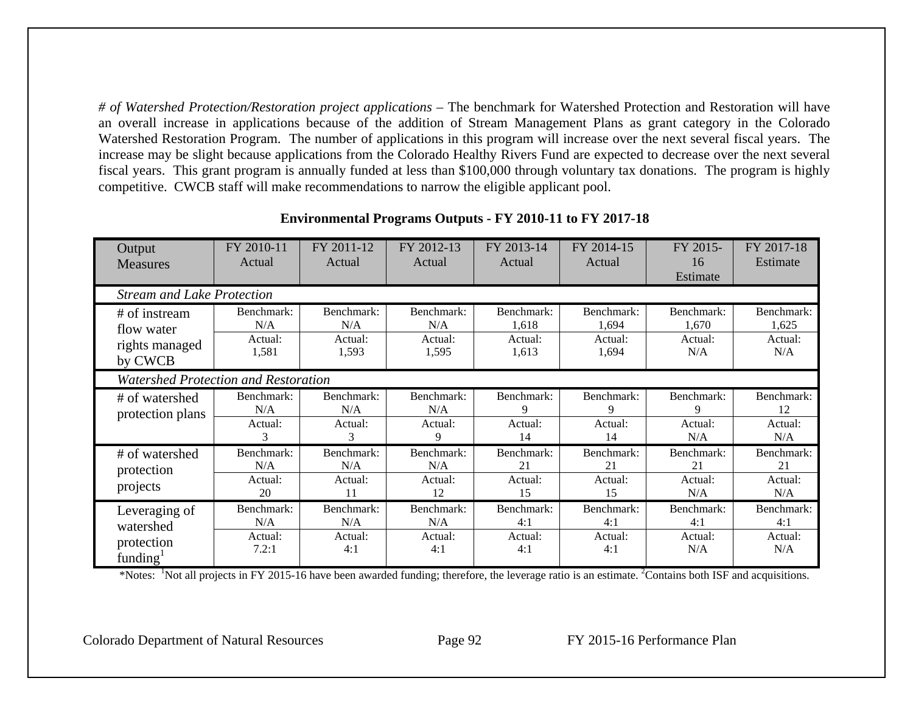*# of Watershed Protection/Restoration project applications* – The benchmark for Watershed Protection and Restoration will have an overall increase in applications because of the addition of Stream Management Plans as grant category in the Colorado Watershed Restoration Program. The number of applications in this program will increase over the next several fiscal years. The increase may be slight because applications from the Colorado Healthy Rivers Fund are expected to decrease over the next several fiscal years. This grant program is annually funded at less than $100,000 through voluntary tax donations. The program is highly competitive. CWCB staff will make recommendations to narrow the eligible applicant pool.

**Environmental Programs Outputs - FY 2010-11 to FY 2017-18**

| Output Measures | FY 2010-11 Actual | FY 2011-12 Actual | FY 2012-13 Actual | FY 2013-14 Actual | FY 2014-15 Actual | FY 2015-16 Estimate | FY 2017-18 Estimate |
|---|---|---|---|---|---|---|---|
| *Stream and Lake Protection* | | | | | | | |
| # of instream flow water rights managed by CWCB | Benchmark: N/A | Benchmark: N/A | Benchmark: N/A | Benchmark: 1,618 | Benchmark: 1,694 | Benchmark: 1,670 | Benchmark: 1,625 |
| | Actual: 1,581 | Actual: 1,593 | Actual: 1,595 | Actual: 1,613 | Actual: 1,694 | Actual: N/A | Actual: N/A |
| *Watershed Protection and Restoration* | | | | | | | |
| # of watershed protection plans | Benchmark: N/A | Benchmark: N/A | Benchmark: N/A | Benchmark: 9 | Benchmark: 9 | Benchmark: 9 | Benchmark: 12 |
| | Actual: 3 | Actual: 3 | Actual: 9 | Actual: 14 | Actual: 14 | Actual: N/A | Actual: N/A |
| # of watershed protection projects | Benchmark: N/A | Benchmark: N/A | Benchmark: N/A | Benchmark: 21 | Benchmark: 21 | Benchmark: 21 | Benchmark: 21 |
| | Actual: 20 | Actual: 11 | Actual: 12 | Actual: 15 | Actual: 15 | Actual: N/A | Actual: N/A |
| Leveraging of watershed protection funding[1] | Benchmark: N/A | Benchmark: N/A | Benchmark: N/A | Benchmark: 4:1 | Benchmark: 4:1 | Benchmark: 4:1 | Benchmark: 4:1 |
| | Actual: 7.2:1 | Actual: 4:1 | Actual: 4:1 | Actual: 4:1 | Actual: 4:1 | Actual: N/A | Actual: N/A |

*Notes: [1]Not all projects in FY 2015-16 have been awarded funding; therefore, the leverage ratio is an estimate. [2]Contains both ISF and acquisitions.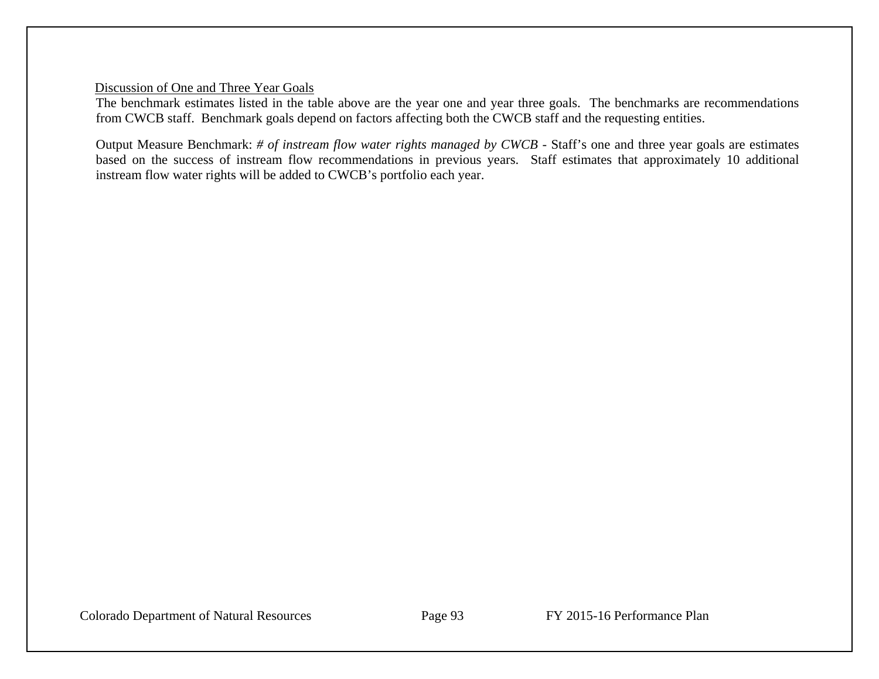Discussion of One and Three Year Goals

The benchmark estimates listed in the table above are the year one and year three goals. The benchmarks are recommendations from CWCB staff. Benchmark goals depend on factors affecting both the CWCB staff and the requesting entities.

Output Measure Benchmark: *# of instream flow water rights managed by CWCB* - Staff's one and three year goals are estimates based on the success of instream flow recommendations in previous years. Staff estimates that approximately 10 additional instream flow water rights will be added to CWCB's portfolio each year.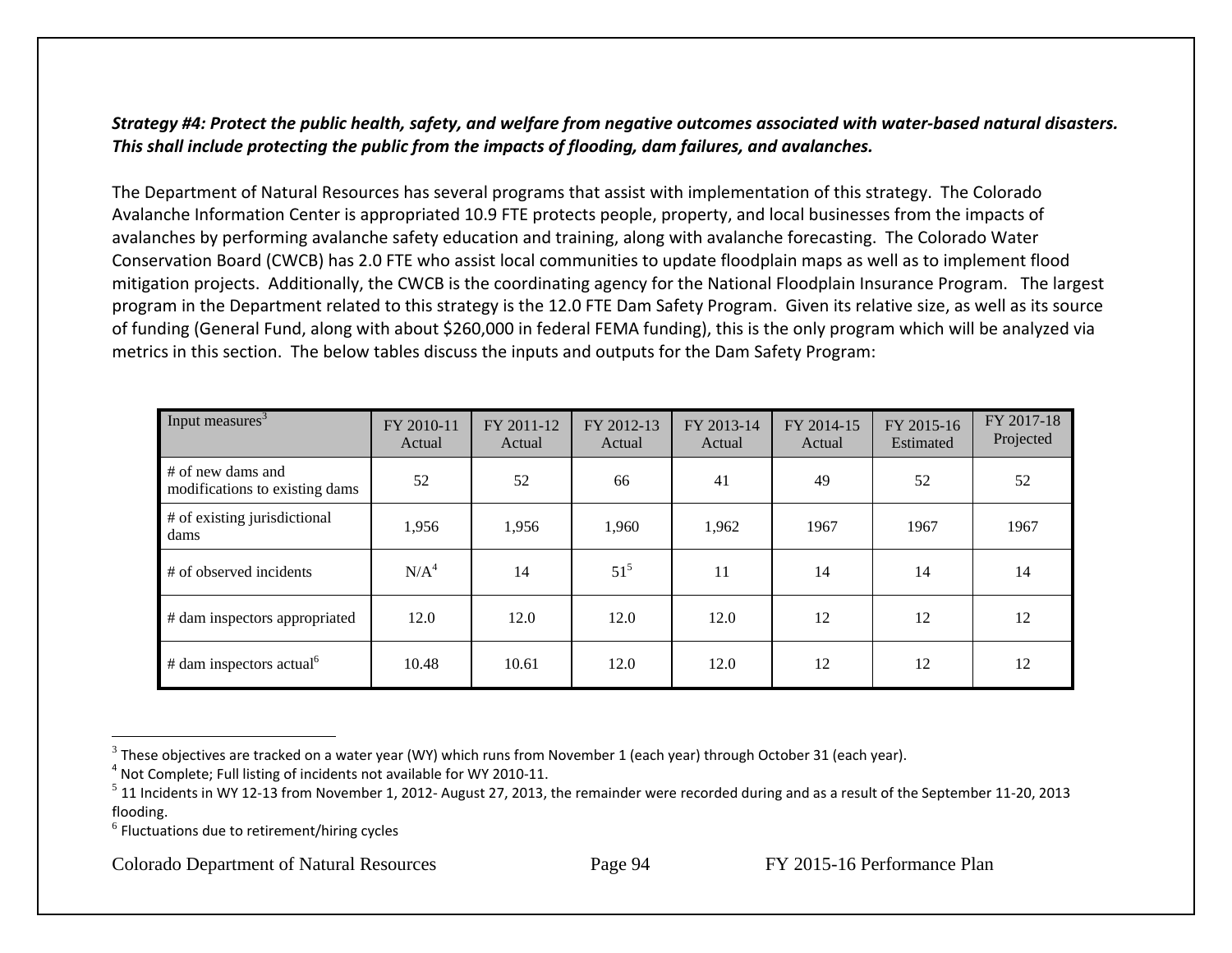***Strategy #4: Protect the public health, safety, and welfare from negative outcomes associated with water-based natural disasters. This shall include protecting the public from the impacts of flooding, dam failures, and avalanches.***

The Department of Natural Resources has several programs that assist with implementation of this strategy. The Colorado Avalanche Information Center is appropriated 10.9 FTE protects people, property, and local businesses from the impacts of avalanches by performing avalanche safety education and training, along with avalanche forecasting. The Colorado Water Conservation Board (CWCB) has 2.0 FTE who assist local communities to update floodplain maps as well as to implement flood mitigation projects. Additionally, the CWCB is the coordinating agency for the National Floodplain Insurance Program. The largest program in the Department related to this strategy is the 12.0 FTE Dam Safety Program. Given its relative size, as well as its source of funding (General Fund, along with about $260,000 in federal FEMA funding), this is the only program which will be analyzed via metrics in this section. The below tables discuss the inputs and outputs for the Dam Safety Program:

| Input measures[3] | FY 2010-11 Actual | FY 2011-12 Actual | FY 2012-13 Actual | FY 2013-14 Actual | FY 2014-15 Actual | FY 2015-16 Estimated | FY 2017-18 Projected |
|---|---|---|---|---|---|---|---|
| # of new dams and modifications to existing dams | 52 | 52 | 66 | 41 | 49 | 52 | 52 |
| # of existing jurisdictional dams | 1,956 | 1,956 | 1,960 | 1,962 | 1967 | 1967 | 1967 |
| # of observed incidents | N/A[4] | 14 | 51[5] | 11 | 14 | 14 | 14 |
| # dam inspectors appropriated | 12.0 | 12.0 | 12.0 | 12.0 | 12 | 12 | 12 |
| # dam inspectors actual[6] | 10.48 | 10.61 | 12.0 | 12.0 | 12 | 12 | 12 |

[3] These objectives are tracked on a water year (WY) which runs from November 1 (each year) through October 31 (each year).

[4] Not Complete; Full listing of incidents not available for WY 2010-11.

[5] 11 Incidents in WY 12-13 from November 1, 2012- August 27, 2013, the remainder were recorded during and as a result of the September 11-20, 2013 flooding.

[6] Fluctuations due to retirement/hiring cycles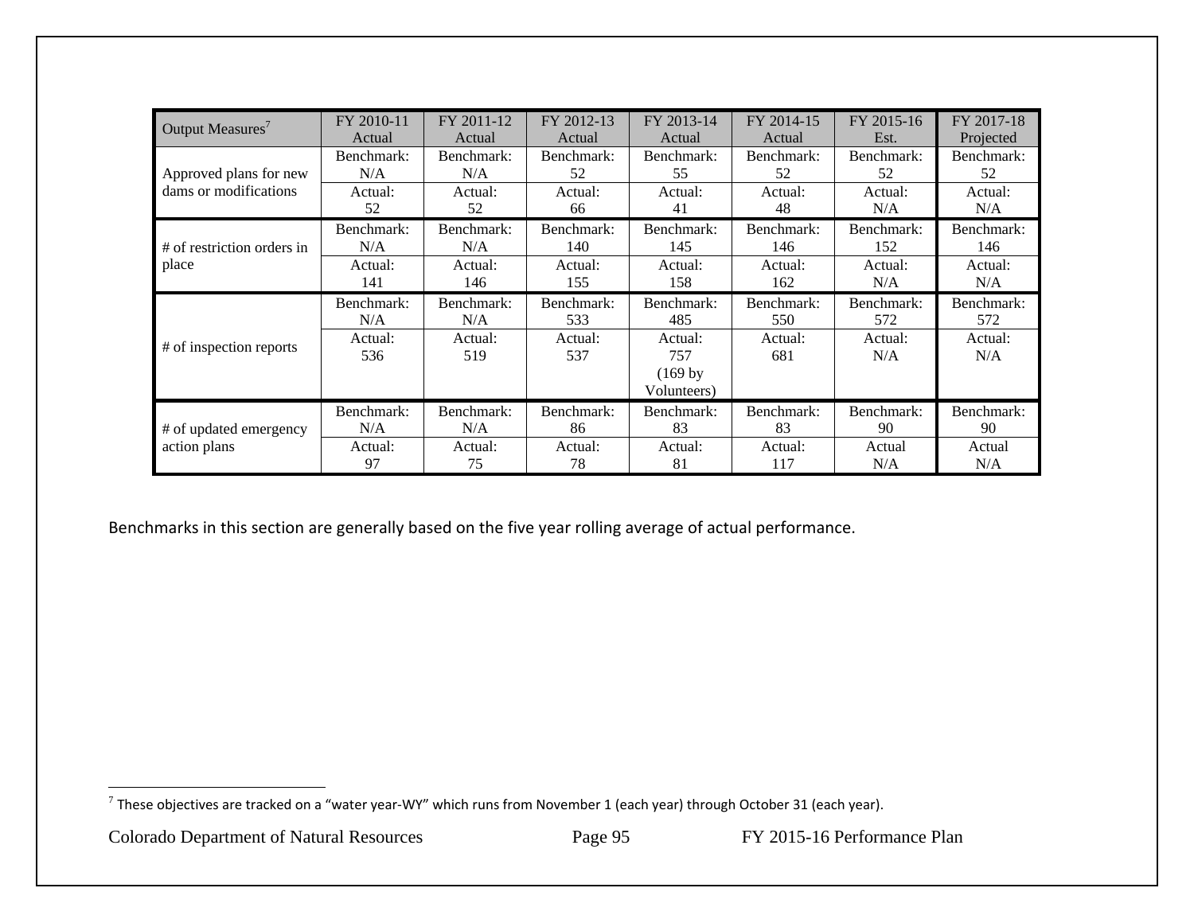| Output Measures[7] | FY 2010-11 Actual | FY 2011-12 Actual | FY 2012-13 Actual | FY 2013-14 Actual | FY 2014-15 Actual | FY 2015-16 Est. | FY 2017-18 Projected |
|---|---|---|---|---|---|---|---|
| Approved plans for new dams or modifications | Benchmark: N/A | Benchmark: N/A | Benchmark: 52 | Benchmark: 55 | Benchmark: 52 | Benchmark: 52 | Benchmark: 52 |
| | Actual: 52 | Actual: 52 | Actual: 66 | Actual: 41 | Actual: 48 | Actual: N/A | Actual: N/A |
| # of restriction orders in place | Benchmark: N/A | Benchmark: N/A | Benchmark: 140 | Benchmark: 145 | Benchmark: 146 | Benchmark: 152 | Benchmark: 146 |
| | Actual: 141 | Actual: 146 | Actual: 155 | Actual: 158 | Actual: 162 | Actual: N/A | Actual: N/A |
| # of inspection reports | Benchmark: N/A | Benchmark: N/A | Benchmark: 533 | Benchmark: 485 | Benchmark: 550 | Benchmark: 572 | Benchmark: 572 |
| | Actual: 536 | Actual: 519 | Actual: 537 | Actual: 757 (169 by Volunteers) | Actual: 681 | Actual: N/A | Actual: N/A |
| # of updated emergency action plans | Benchmark: N/A | Benchmark: N/A | Benchmark: 86 | Benchmark: 83 | Benchmark: 83 | Benchmark: 90 | Benchmark: 90 |
| | Actual: 97 | Actual: 75 | Actual: 78 | Actual: 81 | Actual: 117 | Actual N/A | Actual N/A |

Benchmarks in this section are generally based on the five year rolling average of actual performance.

[7] These objectives are tracked on a "water year-WY" which runs from November 1 (each year) through October 31 (each year).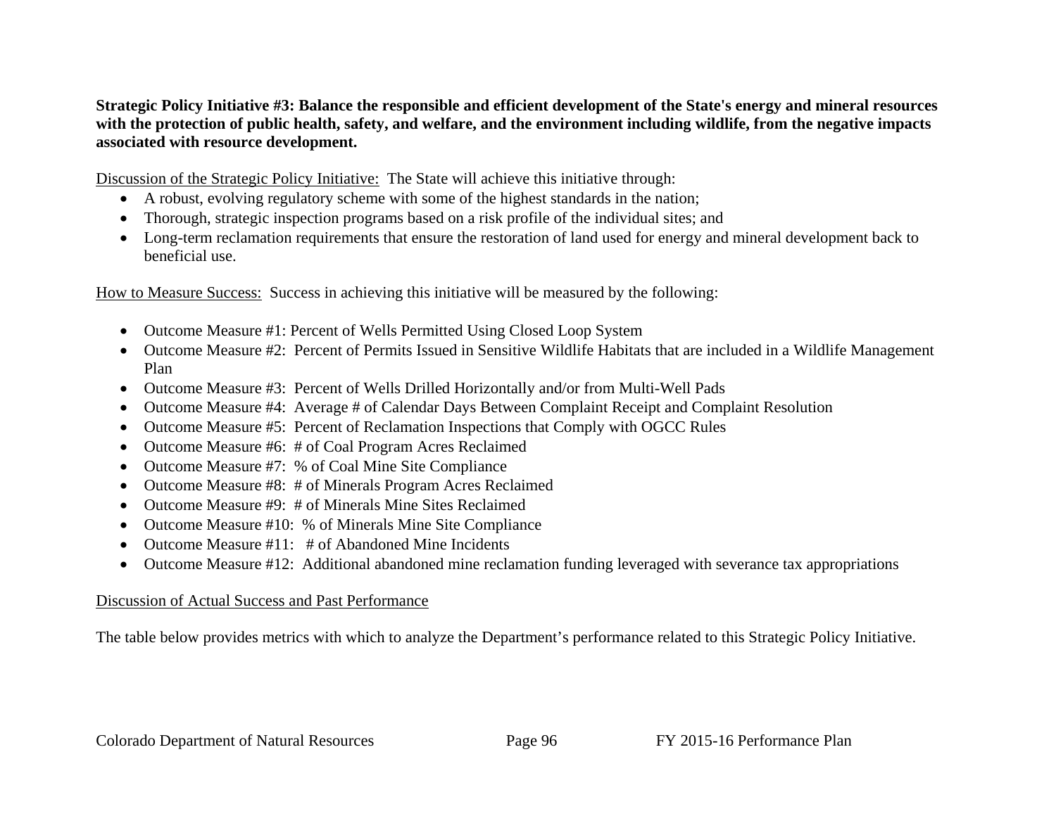**Strategic Policy Initiative #3: Balance the responsible and efficient development of the State's energy and mineral resources with the protection of public health, safety, and welfare, and the environment including wildlife, from the negative impacts associated with resource development.**

Discussion of the Strategic Policy Initiative: The State will achieve this initiative through:

- A robust, evolving regulatory scheme with some of the highest standards in the nation;
- Thorough, strategic inspection programs based on a risk profile of the individual sites; and
- Long-term reclamation requirements that ensure the restoration of land used for energy and mineral development back to beneficial use.

How to Measure Success: Success in achieving this initiative will be measured by the following:

- Outcome Measure #1: Percent of Wells Permitted Using Closed Loop System
- Outcome Measure #2: Percent of Permits Issued in Sensitive Wildlife Habitats that are included in a Wildlife Management Plan
- Outcome Measure #3: Percent of Wells Drilled Horizontally and/or from Multi-Well Pads
- Outcome Measure #4: Average # of Calendar Days Between Complaint Receipt and Complaint Resolution
- Outcome Measure #5: Percent of Reclamation Inspections that Comply with OGCC Rules
- Outcome Measure #6: # of Coal Program Acres Reclaimed
- Outcome Measure #7: % of Coal Mine Site Compliance
- Outcome Measure #8: # of Minerals Program Acres Reclaimed
- Outcome Measure #9: # of Minerals Mine Sites Reclaimed
- Outcome Measure #10: % of Minerals Mine Site Compliance
- Outcome Measure #11: # of Abandoned Mine Incidents
- Outcome Measure #12: Additional abandoned mine reclamation funding leveraged with severance tax appropriations

Discussion of Actual Success and Past Performance

The table below provides metrics with which to analyze the Department's performance related to this Strategic Policy Initiative.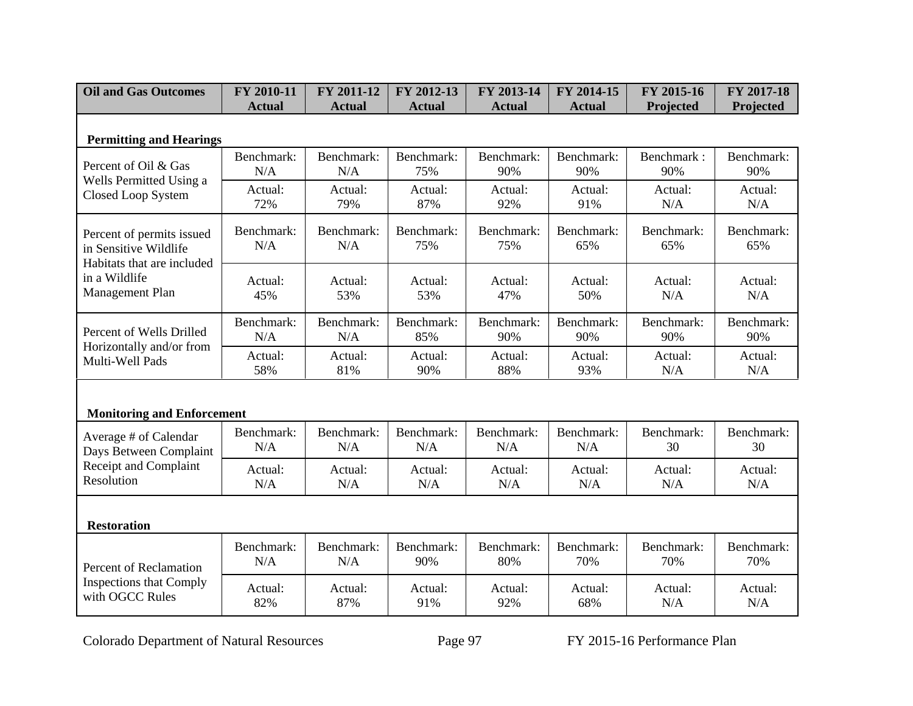| Oil and Gas Outcomes | FY 2010-11 Actual | FY 2011-12 Actual | FY 2012-13 Actual | FY 2013-14 Actual | FY 2014-15 Actual | FY 2015-16 Projected | FY 2017-18 Projected |
|---|---|---|---|---|---|---|---|
| **Permitting and Hearings** | | | | | | | |
| Percent of Oil & Gas Wells Permitted Using a Closed Loop System | Benchmark: N/A | Benchmark: N/A | Benchmark: 75% | Benchmark: 90% | Benchmark: 90% | Benchmark : 90% | Benchmark: 90% |
| | Actual: 72% | Actual: 79% | Actual: 87% | Actual: 92% | Actual: 91% | Actual: N/A | Actual: N/A |
| Percent of permits issued in Sensitive Wildlife Habitats that are included in a Wildlife Management Plan | Benchmark: N/A | Benchmark: N/A | Benchmark: 75% | Benchmark: 75% | Benchmark: 65% | Benchmark: 65% | Benchmark: 65% |
| | Actual: 45% | Actual: 53% | Actual: 53% | Actual: 47% | Actual: 50% | Actual: N/A | Actual: N/A |
| Percent of Wells Drilled Horizontally and/or from Multi-Well Pads | Benchmark: N/A | Benchmark: N/A | Benchmark: 85% | Benchmark: 90% | Benchmark: 90% | Benchmark: 90% | Benchmark: 90% |
| | Actual: 58% | Actual: 81% | Actual: 90% | Actual: 88% | Actual: 93% | Actual: N/A | Actual: N/A |
| **Monitoring and Enforcement** | | | | | | | |
| Average # of Calendar Days Between Complaint Receipt and Complaint Resolution | Benchmark: N/A | Benchmark: N/A | Benchmark: N/A | Benchmark: N/A | Benchmark: N/A | Benchmark: 30 | Benchmark: 30 |
| | Actual: N/A | Actual: N/A | Actual: N/A | Actual: N/A | Actual: N/A | Actual: N/A | Actual: N/A |
| **Restoration** | | | | | | | |
| Percent of Reclamation Inspections that Comply with OGCC Rules | Benchmark: N/A | Benchmark: N/A | Benchmark: 90% | Benchmark: 80% | Benchmark: 70% | Benchmark: 70% | Benchmark: 70% |
| | Actual: 82% | Actual: 87% | Actual: 91% | Actual: 92% | Actual: 68% | Actual: N/A | Actual: N/A |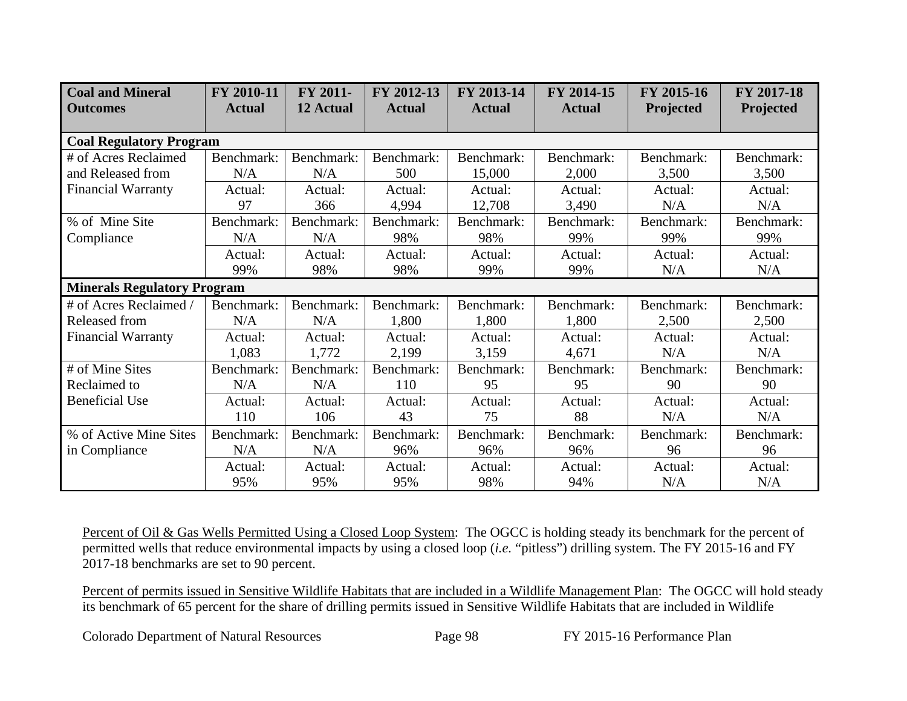| Coal and Mineral Outcomes | FY 2010-11 Actual | FY 2011-12 Actual | FY 2012-13 Actual | FY 2013-14 Actual | FY 2014-15 Actual | FY 2015-16 Projected | FY 2017-18 Projected |
|---|---|---|---|---|---|---|---|
| **Coal Regulatory Program** | | | | | | | |
| # of Acres Reclaimed and Released from Financial Warranty | Benchmark: N/A | Benchmark: N/A | Benchmark: 500 | Benchmark: 15,000 | Benchmark: 2,000 | Benchmark: 3,500 | Benchmark: 3,500 |
| | Actual: 97 | Actual: 366 | Actual: 4,994 | Actual: 12,708 | Actual: 3,490 | Actual: N/A | Actual: N/A |
| % of Mine Site Compliance | Benchmark: N/A | Benchmark: N/A | Benchmark: 98% | Benchmark: 98% | Benchmark: 99% | Benchmark: 99% | Benchmark: 99% |
| | Actual: 99% | Actual: 98% | Actual: 98% | Actual: 99% | Actual: 99% | Actual: N/A | Actual: N/A |
| **Minerals Regulatory Program** | | | | | | | |
| # of Acres Reclaimed / Released from Financial Warranty | Benchmark: N/A | Benchmark: N/A | Benchmark: 1,800 | Benchmark: 1,800 | Benchmark: 1,800 | Benchmark: 2,500 | Benchmark: 2,500 |
| | Actual: 1,083 | Actual: 1,772 | Actual: 2,199 | Actual: 3,159 | Actual: 4,671 | Actual: N/A | Actual: N/A |
| # of Mine Sites Reclaimed to Beneficial Use | Benchmark: N/A | Benchmark: N/A | Benchmark: 110 | Benchmark: 95 | Benchmark: 95 | Benchmark: 90 | Benchmark: 90 |
| | Actual: 110 | Actual: 106 | Actual: 43 | Actual: 75 | Actual: 88 | Actual: N/A | Actual: N/A |
| % of Active Mine Sites in Compliance | Benchmark: N/A | Benchmark: N/A | Benchmark: 96% | Benchmark: 96% | Benchmark: 96% | Benchmark: 96 | Benchmark: 96 |
| | Actual: 95% | Actual: 95% | Actual: 95% | Actual: 98% | Actual: 94% | Actual: N/A | Actual: N/A |

Percent of Oil & Gas Wells Permitted Using a Closed Loop System: The OGCC is holding steady its benchmark for the percent of permitted wells that reduce environmental impacts by using a closed loop (*i.e.* "pitless") drilling system. The FY 2015-16 and FY 2017-18 benchmarks are set to 90 percent.

Percent of permits issued in Sensitive Wildlife Habitats that are included in a Wildlife Management Plan: The OGCC will hold steady its benchmark of 65 percent for the share of drilling permits issued in Sensitive Wildlife Habitats that are included in Wildlife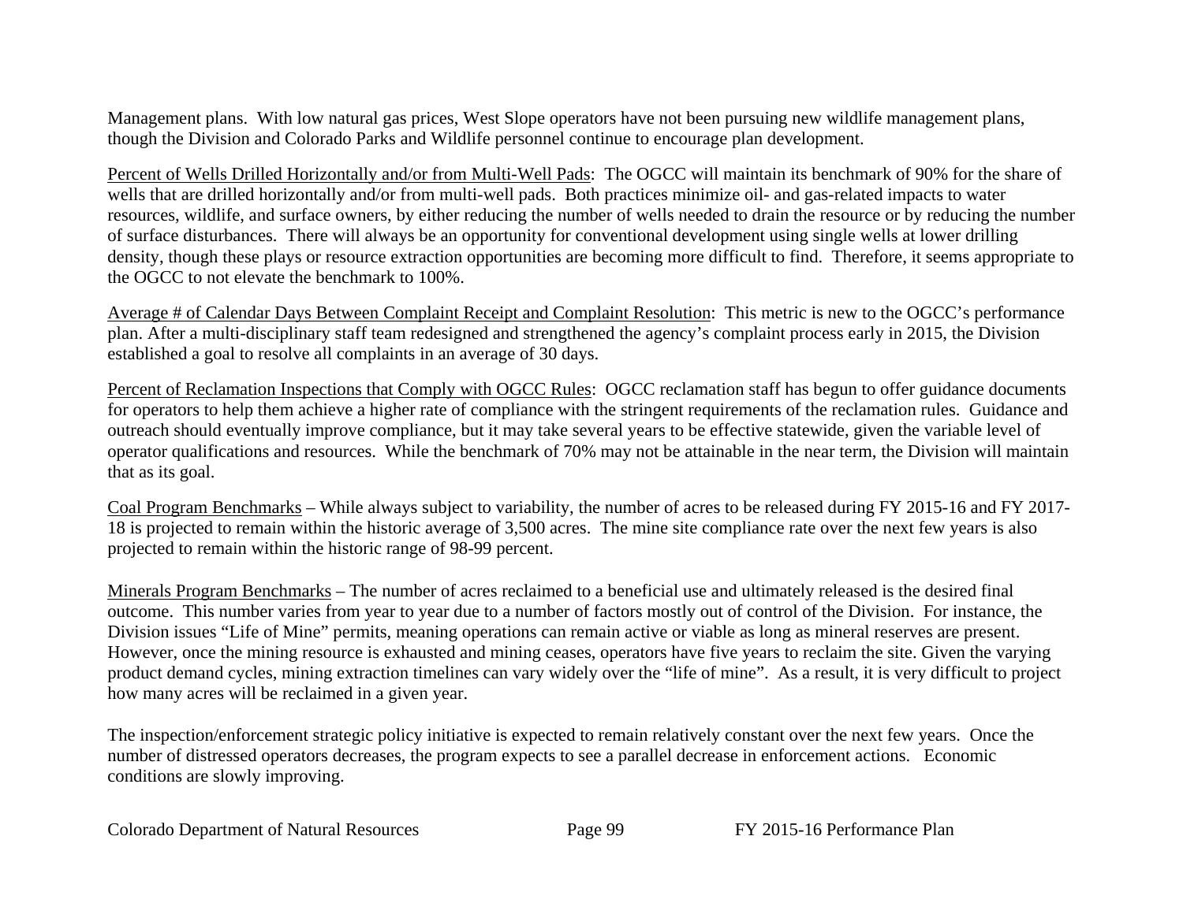Management plans. With low natural gas prices, West Slope operators have not been pursuing new wildlife management plans, though the Division and Colorado Parks and Wildlife personnel continue to encourage plan development.

Percent of Wells Drilled Horizontally and/or from Multi-Well Pads: The OGCC will maintain its benchmark of 90% for the share of wells that are drilled horizontally and/or from multi-well pads. Both practices minimize oil- and gas-related impacts to water resources, wildlife, and surface owners, by either reducing the number of wells needed to drain the resource or by reducing the number of surface disturbances. There will always be an opportunity for conventional development using single wells at lower drilling density, though these plays or resource extraction opportunities are becoming more difficult to find. Therefore, it seems appropriate to the OGCC to not elevate the benchmark to 100%.

Average # of Calendar Days Between Complaint Receipt and Complaint Resolution: This metric is new to the OGCC's performance plan. After a multi-disciplinary staff team redesigned and strengthened the agency's complaint process early in 2015, the Division established a goal to resolve all complaints in an average of 30 days.

Percent of Reclamation Inspections that Comply with OGCC Rules: OGCC reclamation staff has begun to offer guidance documents for operators to help them achieve a higher rate of compliance with the stringent requirements of the reclamation rules. Guidance and outreach should eventually improve compliance, but it may take several years to be effective statewide, given the variable level of operator qualifications and resources. While the benchmark of 70% may not be attainable in the near term, the Division will maintain that as its goal.

Coal Program Benchmarks – While always subject to variability, the number of acres to be released during FY 2015-16 and FY 2017-18 is projected to remain within the historic average of 3,500 acres. The mine site compliance rate over the next few years is also projected to remain within the historic range of 98-99 percent.

Minerals Program Benchmarks – The number of acres reclaimed to a beneficial use and ultimately released is the desired final outcome. This number varies from year to year due to a number of factors mostly out of control of the Division. For instance, the Division issues "Life of Mine" permits, meaning operations can remain active or viable as long as mineral reserves are present. However, once the mining resource is exhausted and mining ceases, operators have five years to reclaim the site. Given the varying product demand cycles, mining extraction timelines can vary widely over the "life of mine". As a result, it is very difficult to project how many acres will be reclaimed in a given year.

The inspection/enforcement strategic policy initiative is expected to remain relatively constant over the next few years. Once the number of distressed operators decreases, the program expects to see a parallel decrease in enforcement actions. Economic conditions are slowly improving.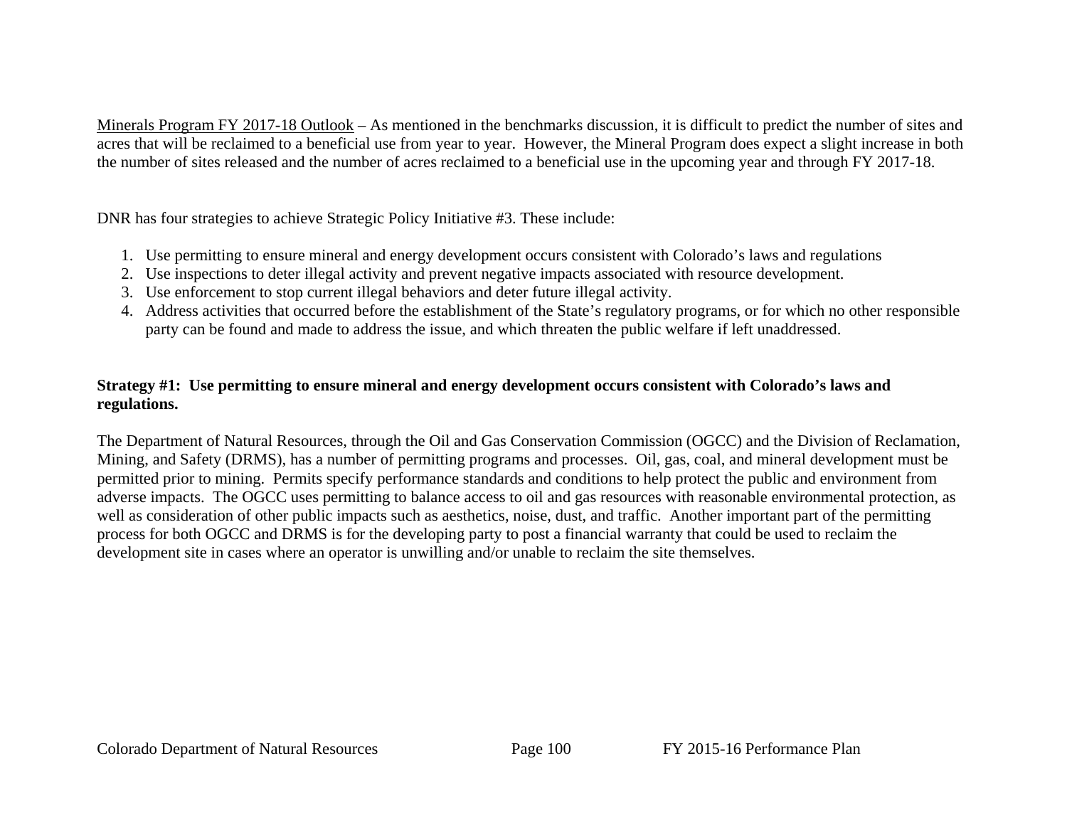<u>Minerals Program FY 2017-18 Outlook</u> – As mentioned in the benchmarks discussion, it is difficult to predict the number of sites and acres that will be reclaimed to a beneficial use from year to year. However, the Mineral Program does expect a slight increase in both the number of sites released and the number of acres reclaimed to a beneficial use in the upcoming year and through FY 2017-18.

DNR has four strategies to achieve Strategic Policy Initiative #3. These include:

1. Use permitting to ensure mineral and energy development occurs consistent with Colorado's laws and regulations
2. Use inspections to deter illegal activity and prevent negative impacts associated with resource development.
3. Use enforcement to stop current illegal behaviors and deter future illegal activity.
4. Address activities that occurred before the establishment of the State's regulatory programs, or for which no other responsible party can be found and made to address the issue, and which threaten the public welfare if left unaddressed.

**Strategy #1: Use permitting to ensure mineral and energy development occurs consistent with Colorado's laws and regulations.**

The Department of Natural Resources, through the Oil and Gas Conservation Commission (OGCC) and the Division of Reclamation, Mining, and Safety (DRMS), has a number of permitting programs and processes. Oil, gas, coal, and mineral development must be permitted prior to mining. Permits specify performance standards and conditions to help protect the public and environment from adverse impacts. The OGCC uses permitting to balance access to oil and gas resources with reasonable environmental protection, as well as consideration of other public impacts such as aesthetics, noise, dust, and traffic. Another important part of the permitting process for both OGCC and DRMS is for the developing party to post a financial warranty that could be used to reclaim the development site in cases where an operator is unwilling and/or unable to reclaim the site themselves.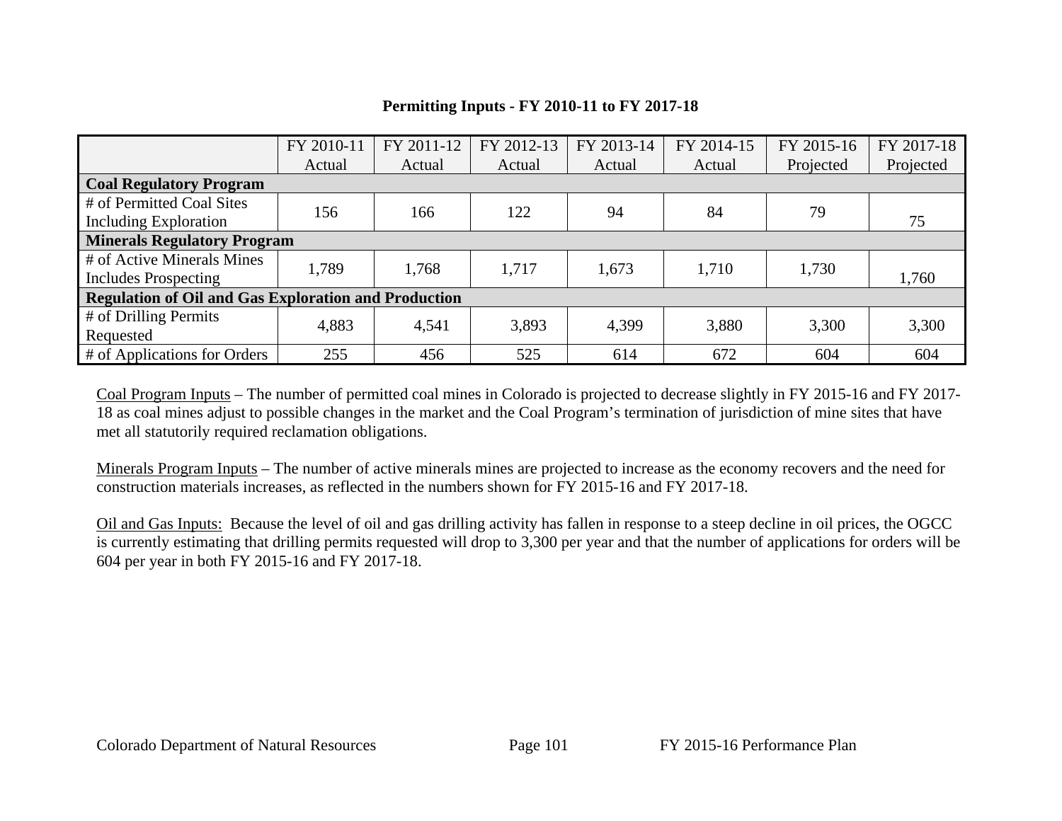**Permitting Inputs - FY 2010-11 to FY 2017-18**

| | FY 2010-11 Actual | FY 2011-12 Actual | FY 2012-13 Actual | FY 2013-14 Actual | FY 2014-15 Actual | FY 2015-16 Projected | FY 2017-18 Projected |
|---|---|---|---|---|---|---|---|
| **Coal Regulatory Program** | | | | | | | |
| # of Permitted Coal Sites Including Exploration | 156 | 166 | 122 | 94 | 84 | 79 | 75 |
| **Minerals Regulatory Program** | | | | | | | |
| # of Active Minerals Mines Includes Prospecting | 1,789 | 1,768 | 1,717 | 1,673 | 1,710 | 1,730 | 1,760 |
| **Regulation of Oil and Gas Exploration and Production** | | | | | | | |
| # of Drilling Permits Requested | 4,883 | 4,541 | 3,893 | 4,399 | 3,880 | 3,300 | 3,300 |
| # of Applications for Orders | 255 | 456 | 525 | 614 | 672 | 604 | 604 |

Coal Program Inputs – The number of permitted coal mines in Colorado is projected to decrease slightly in FY 2015-16 and FY 2017-18 as coal mines adjust to possible changes in the market and the Coal Program's termination of jurisdiction of mine sites that have met all statutorily required reclamation obligations.

Minerals Program Inputs – The number of active minerals mines are projected to increase as the economy recovers and the need for construction materials increases, as reflected in the numbers shown for FY 2015-16 and FY 2017-18.

Oil and Gas Inputs: Because the level of oil and gas drilling activity has fallen in response to a steep decline in oil prices, the OGCC is currently estimating that drilling permits requested will drop to 3,300 per year and that the number of applications for orders will be 604 per year in both FY 2015-16 and FY 2017-18.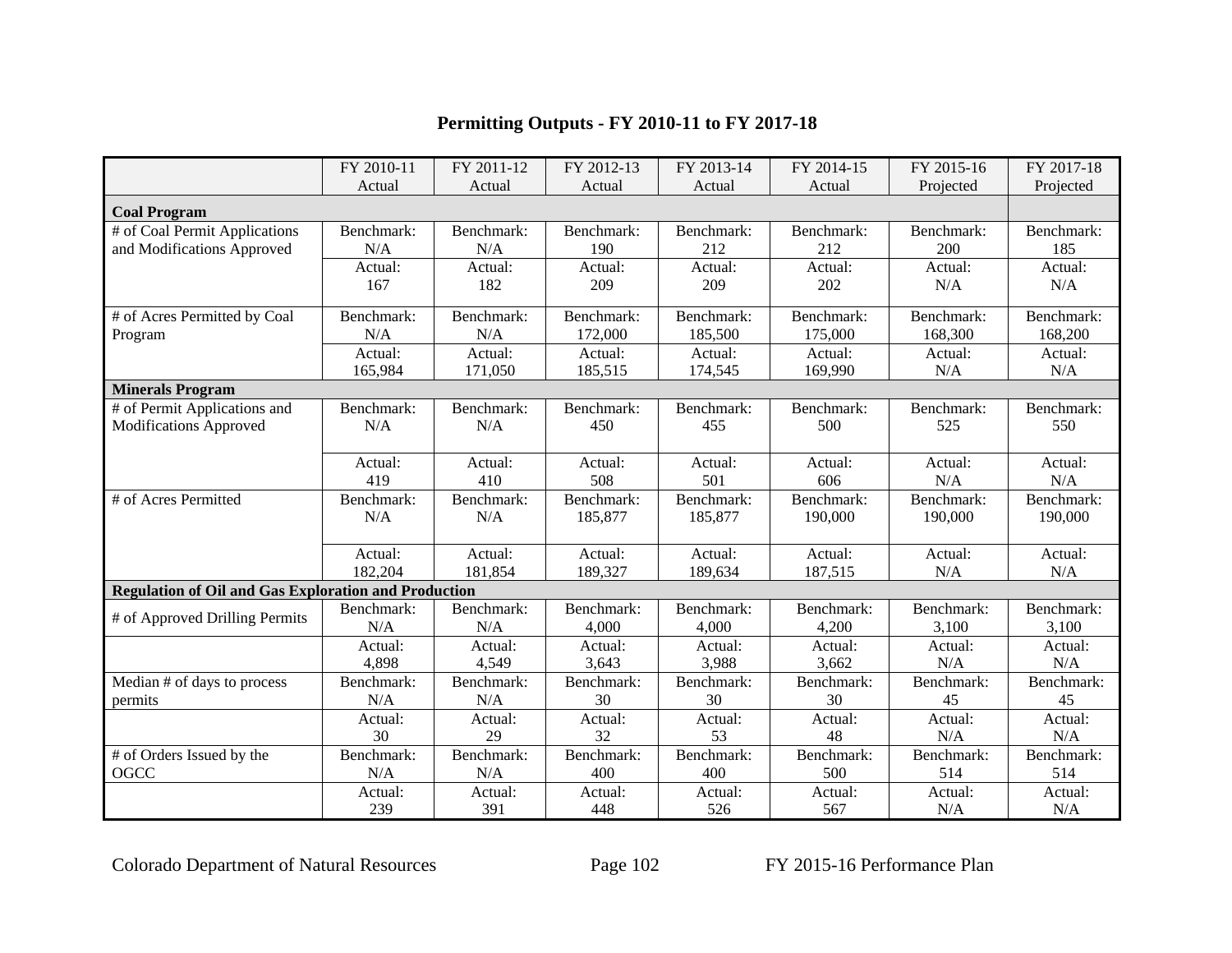## Permitting Outputs - FY 2010-11 to FY 2017-18

| | FY 2010-11 Actual | FY 2011-12 Actual | FY 2012-13 Actual | FY 2013-14 Actual | FY 2014-15 Actual | FY 2015-16 Projected | FY 2017-18 Projected |
|---|---|---|---|---|---|---|---|
| **Coal Program** | | | | | | | |
| # of Coal Permit Applications and Modifications Approved | Benchmark: N/A | Benchmark: N/A | Benchmark: 190 | Benchmark: 212 | Benchmark: 212 | Benchmark: 200 | Benchmark: 185 |
| | Actual: 167 | Actual: 182 | Actual: 209 | Actual: 209 | Actual: 202 | Actual: N/A | Actual: N/A |
| # of Acres Permitted by Coal Program | Benchmark: N/A | Benchmark: N/A | Benchmark: 172,000 | Benchmark: 185,500 | Benchmark: 175,000 | Benchmark: 168,300 | Benchmark: 168,200 |
| | Actual: 165,984 | Actual: 171,050 | Actual: 185,515 | Actual: 174,545 | Actual: 169,990 | Actual: N/A | Actual: N/A |
| **Minerals Program** | | | | | | | |
| # of Permit Applications and Modifications Approved | Benchmark: N/A | Benchmark: N/A | Benchmark: 450 | Benchmark: 455 | Benchmark: 500 | Benchmark: 525 | Benchmark: 550 |
| | Actual: 419 | Actual: 410 | Actual: 508 | Actual: 501 | Actual: 606 | Actual: N/A | Actual: N/A |
| # of Acres Permitted | Benchmark: N/A | Benchmark: N/A | Benchmark: 185,877 | Benchmark: 185,877 | Benchmark: 190,000 | Benchmark: 190,000 | Benchmark: 190,000 |
| | Actual: 182,204 | Actual: 181,854 | Actual: 189,327 | Actual: 189,634 | Actual: 187,515 | Actual: N/A | Actual: N/A |
| **Regulation of Oil and Gas Exploration and Production** | | | | | | | |
| # of Approved Drilling Permits | Benchmark: N/A | Benchmark: N/A | Benchmark: 4,000 | Benchmark: 4,000 | Benchmark: 4,200 | Benchmark: 3,100 | Benchmark: 3,100 |
| | Actual: 4,898 | Actual: 4,549 | Actual: 3,643 | Actual: 3,988 | Actual: 3,662 | Actual: N/A | Actual: N/A |
| Median # of days to process permits | Benchmark: N/A | Benchmark: N/A | Benchmark: 30 | Benchmark: 30 | Benchmark: 30 | Benchmark: 45 | Benchmark: 45 |
| | Actual: 30 | Actual: 29 | Actual: 32 | Actual: 53 | Actual: 48 | Actual: N/A | Actual: N/A |
| # of Orders Issued by the OGCC | Benchmark: N/A | Benchmark: N/A | Benchmark: 400 | Benchmark: 400 | Benchmark: 500 | Benchmark: 514 | Benchmark: 514 |
| | Actual: 239 | Actual: 391 | Actual: 448 | Actual: 526 | Actual: 567 | Actual: N/A | Actual: N/A |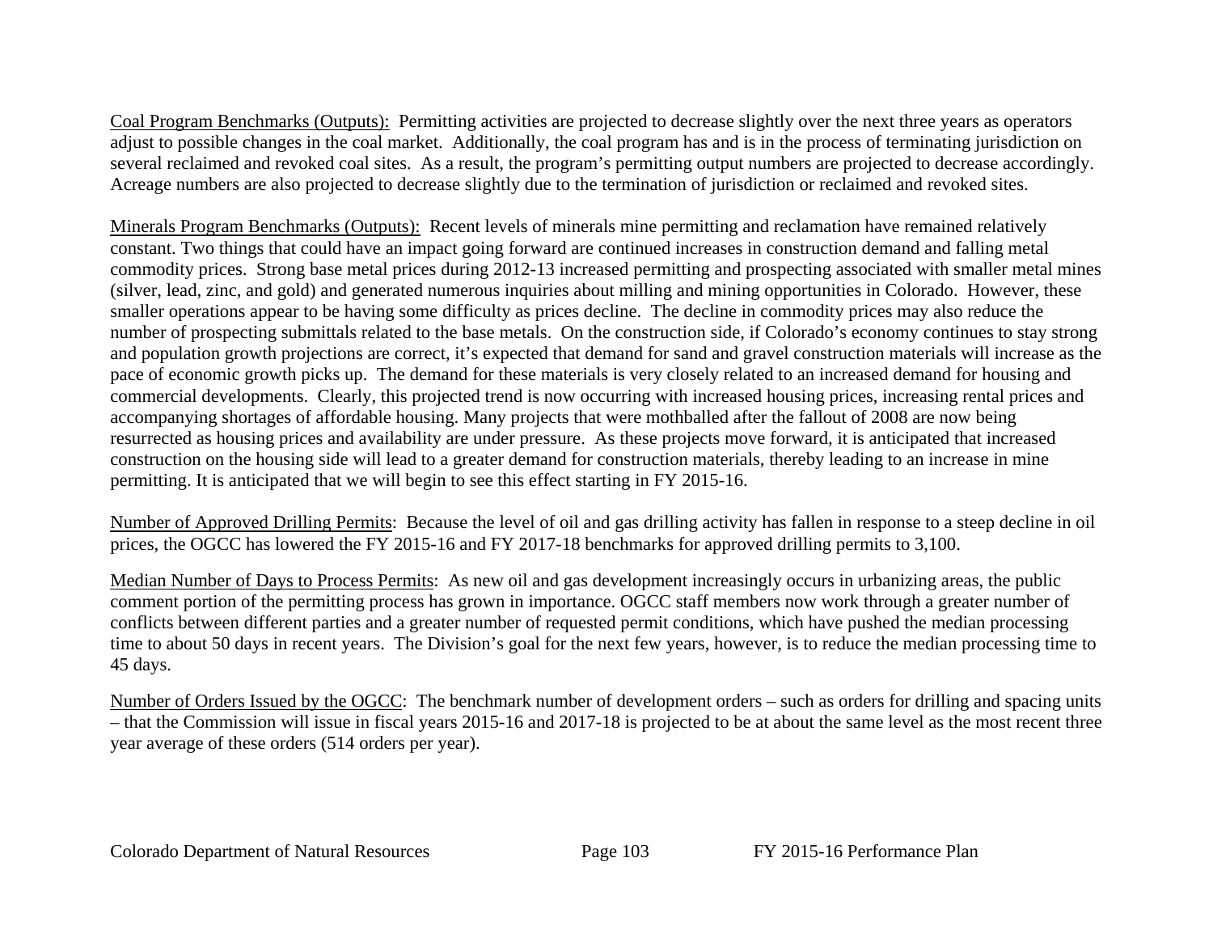Coal Program Benchmarks (Outputs): Permitting activities are projected to decrease slightly over the next three years as operators adjust to possible changes in the coal market. Additionally, the coal program has and is in the process of terminating jurisdiction on several reclaimed and revoked coal sites. As a result, the program's permitting output numbers are projected to decrease accordingly. Acreage numbers are also projected to decrease slightly due to the termination of jurisdiction or reclaimed and revoked sites.

Minerals Program Benchmarks (Outputs): Recent levels of minerals mine permitting and reclamation have remained relatively constant. Two things that could have an impact going forward are continued increases in construction demand and falling metal commodity prices. Strong base metal prices during 2012-13 increased permitting and prospecting associated with smaller metal mines (silver, lead, zinc, and gold) and generated numerous inquiries about milling and mining opportunities in Colorado. However, these smaller operations appear to be having some difficulty as prices decline. The decline in commodity prices may also reduce the number of prospecting submittals related to the base metals. On the construction side, if Colorado's economy continues to stay strong and population growth projections are correct, it's expected that demand for sand and gravel construction materials will increase as the pace of economic growth picks up. The demand for these materials is very closely related to an increased demand for housing and commercial developments. Clearly, this projected trend is now occurring with increased housing prices, increasing rental prices and accompanying shortages of affordable housing. Many projects that were mothballed after the fallout of 2008 are now being resurrected as housing prices and availability are under pressure. As these projects move forward, it is anticipated that increased construction on the housing side will lead to a greater demand for construction materials, thereby leading to an increase in mine permitting. It is anticipated that we will begin to see this effect starting in FY 2015-16.

Number of Approved Drilling Permits: Because the level of oil and gas drilling activity has fallen in response to a steep decline in oil prices, the OGCC has lowered the FY 2015-16 and FY 2017-18 benchmarks for approved drilling permits to 3,100.

Median Number of Days to Process Permits: As new oil and gas development increasingly occurs in urbanizing areas, the public comment portion of the permitting process has grown in importance. OGCC staff members now work through a greater number of conflicts between different parties and a greater number of requested permit conditions, which have pushed the median processing time to about 50 days in recent years. The Division's goal for the next few years, however, is to reduce the median processing time to 45 days.

Number of Orders Issued by the OGCC: The benchmark number of development orders – such as orders for drilling and spacing units – that the Commission will issue in fiscal years 2015-16 and 2017-18 is projected to be at about the same level as the most recent three year average of these orders (514 orders per year).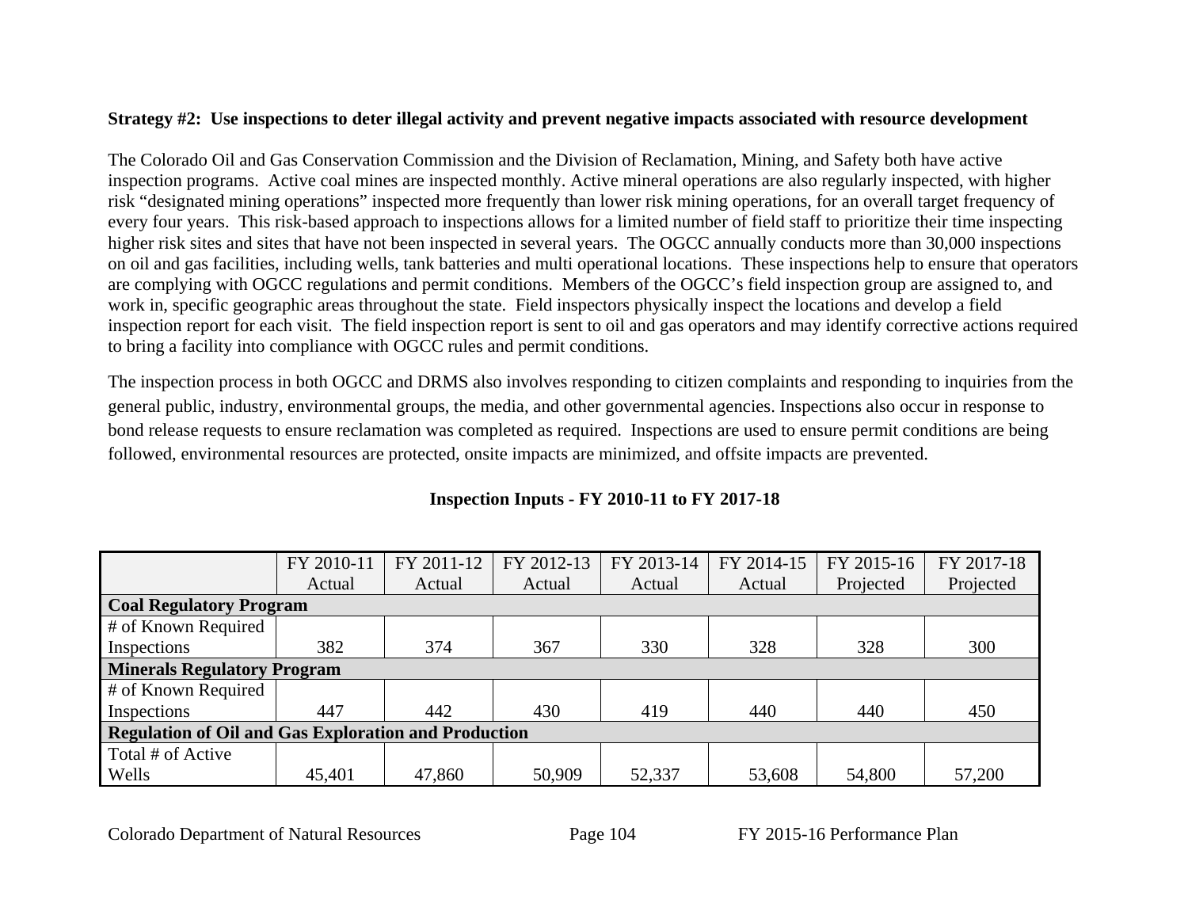**Strategy #2: Use inspections to deter illegal activity and prevent negative impacts associated with resource development**

The Colorado Oil and Gas Conservation Commission and the Division of Reclamation, Mining, and Safety both have active inspection programs. Active coal mines are inspected monthly. Active mineral operations are also regularly inspected, with higher risk "designated mining operations" inspected more frequently than lower risk mining operations, for an overall target frequency of every four years. This risk-based approach to inspections allows for a limited number of field staff to prioritize their time inspecting higher risk sites and sites that have not been inspected in several years. The OGCC annually conducts more than 30,000 inspections on oil and gas facilities, including wells, tank batteries and multi operational locations. These inspections help to ensure that operators are complying with OGCC regulations and permit conditions. Members of the OGCC's field inspection group are assigned to, and work in, specific geographic areas throughout the state. Field inspectors physically inspect the locations and develop a field inspection report for each visit. The field inspection report is sent to oil and gas operators and may identify corrective actions required to bring a facility into compliance with OGCC rules and permit conditions.

The inspection process in both OGCC and DRMS also involves responding to citizen complaints and responding to inquiries from the general public, industry, environmental groups, the media, and other governmental agencies. Inspections also occur in response to bond release requests to ensure reclamation was completed as required. Inspections are used to ensure permit conditions are being followed, environmental resources are protected, onsite impacts are minimized, and offsite impacts are prevented.

**Inspection Inputs - FY 2010-11 to FY 2017-18**

| | FY 2010-11 Actual | FY 2011-12 Actual | FY 2012-13 Actual | FY 2013-14 Actual | FY 2014-15 Actual | FY 2015-16 Projected | FY 2017-18 Projected |
|---|---|---|---|---|---|---|---|
| **Coal Regulatory Program** | | | | | | | |
| # of Known Required Inspections | 382 | 374 | 367 | 330 | 328 | 328 | 300 |
| **Minerals Regulatory Program** | | | | | | | |
| # of Known Required Inspections | 447 | 442 | 430 | 419 | 440 | 440 | 450 |
| **Regulation of Oil and Gas Exploration and Production** | | | | | | | |
| Total # of Active Wells | 45,401 | 47,860 | 50,909 | 52,337 | 53,608 | 54,800 | 57,200 |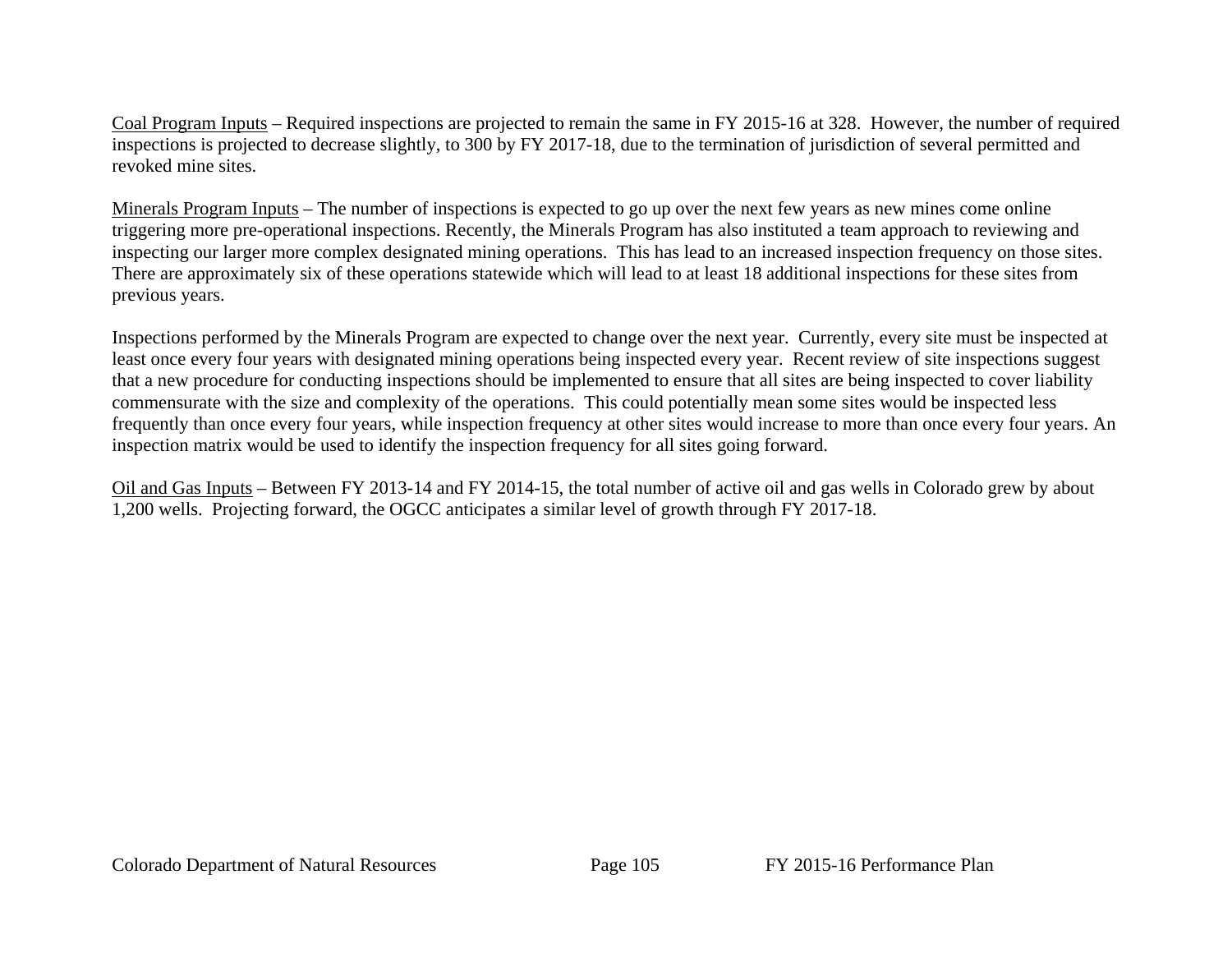<u>Coal Program Inputs</u> – Required inspections are projected to remain the same in FY 2015-16 at 328. However, the number of required inspections is projected to decrease slightly, to 300 by FY 2017-18, due to the termination of jurisdiction of several permitted and revoked mine sites.

<u>Minerals Program Inputs</u> – The number of inspections is expected to go up over the next few years as new mines come online triggering more pre-operational inspections. Recently, the Minerals Program has also instituted a team approach to reviewing and inspecting our larger more complex designated mining operations. This has lead to an increased inspection frequency on those sites. There are approximately six of these operations statewide which will lead to at least 18 additional inspections for these sites from previous years.

Inspections performed by the Minerals Program are expected to change over the next year. Currently, every site must be inspected at least once every four years with designated mining operations being inspected every year. Recent review of site inspections suggest that a new procedure for conducting inspections should be implemented to ensure that all sites are being inspected to cover liability commensurate with the size and complexity of the operations. This could potentially mean some sites would be inspected less frequently than once every four years, while inspection frequency at other sites would increase to more than once every four years. An inspection matrix would be used to identify the inspection frequency for all sites going forward.

<u>Oil and Gas Inputs</u> – Between FY 2013-14 and FY 2014-15, the total number of active oil and gas wells in Colorado grew by about 1,200 wells. Projecting forward, the OGCC anticipates a similar level of growth through FY 2017-18.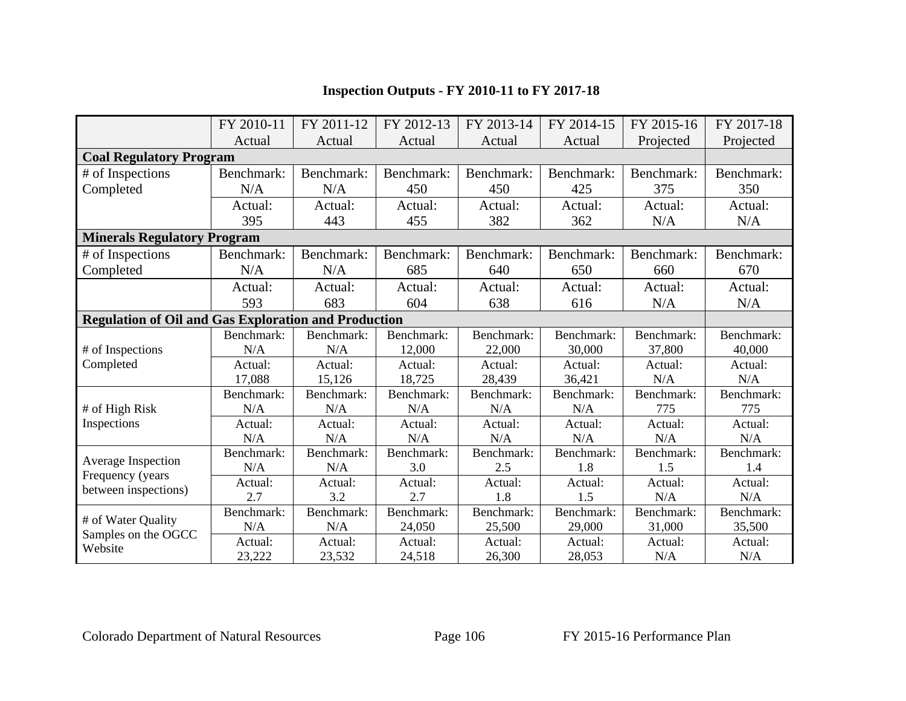**Inspection Outputs - FY 2010-11 to FY 2017-18**

| | FY 2010-11 Actual | FY 2011-12 Actual | FY 2012-13 Actual | FY 2013-14 Actual | FY 2014-15 Actual | FY 2015-16 Projected | FY 2017-18 Projected |
|---|---|---|---|---|---|---|---|
| **Coal Regulatory Program** | | | | | | | |
| # of Inspections Completed | Benchmark: N/A | Benchmark: N/A | Benchmark: 450 | Benchmark: 450 | Benchmark: 425 | Benchmark: 375 | Benchmark: 350 |
| | Actual: 395 | Actual: 443 | Actual: 455 | Actual: 382 | Actual: 362 | Actual: N/A | Actual: N/A |
| **Minerals Regulatory Program** | | | | | | | |
| # of Inspections Completed | Benchmark: N/A | Benchmark: N/A | Benchmark: 685 | Benchmark: 640 | Benchmark: 650 | Benchmark: 660 | Benchmark: 670 |
| | Actual: 593 | Actual: 683 | Actual: 604 | Actual: 638 | Actual: 616 | Actual: N/A | Actual: N/A |
| **Regulation of Oil and Gas Exploration and Production** | | | | | | | |
| # of Inspections Completed | Benchmark: N/A | Benchmark: N/A | Benchmark: 12,000 | Benchmark: 22,000 | Benchmark: 30,000 | Benchmark: 37,800 | Benchmark: 40,000 |
| | Actual: 17,088 | Actual: 15,126 | Actual: 18,725 | Actual: 28,439 | Actual: 36,421 | Actual: N/A | Actual: N/A |
| # of High Risk Inspections | Benchmark: N/A | Benchmark: N/A | Benchmark: N/A | Benchmark: N/A | Benchmark: N/A | Benchmark: 775 | Benchmark: 775 |
| | Actual: N/A | Actual: N/A | Actual: N/A | Actual: N/A | Actual: N/A | Actual: N/A | Actual: N/A |
| Average Inspection Frequency (years between inspections) | Benchmark: N/A | Benchmark: N/A | Benchmark: 3.0 | Benchmark: 2.5 | Benchmark: 1.8 | Benchmark: 1.5 | Benchmark: 1.4 |
| | Actual: 2.7 | Actual: 3.2 | Actual: 2.7 | Actual: 1.8 | Actual: 1.5 | Actual: N/A | Actual: N/A |
| # of Water Quality Samples on the OGCC Website | Benchmark: N/A | Benchmark: N/A | Benchmark: 24,050 | Benchmark: 25,500 | Benchmark: 29,000 | Benchmark: 31,000 | Benchmark: 35,500 |
| | Actual: 23,222 | Actual: 23,532 | Actual: 24,518 | Actual: 26,300 | Actual: 28,053 | Actual: N/A | Actual: N/A |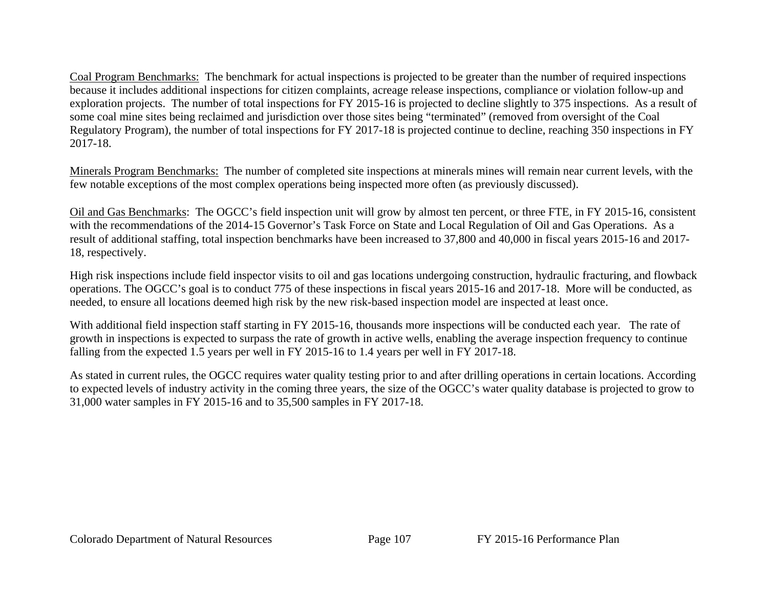Coal Program Benchmarks: The benchmark for actual inspections is projected to be greater than the number of required inspections because it includes additional inspections for citizen complaints, acreage release inspections, compliance or violation follow-up and exploration projects. The number of total inspections for FY 2015-16 is projected to decline slightly to 375 inspections. As a result of some coal mine sites being reclaimed and jurisdiction over those sites being "terminated" (removed from oversight of the Coal Regulatory Program), the number of total inspections for FY 2017-18 is projected continue to decline, reaching 350 inspections in FY 2017-18.

Minerals Program Benchmarks: The number of completed site inspections at minerals mines will remain near current levels, with the few notable exceptions of the most complex operations being inspected more often (as previously discussed).

Oil and Gas Benchmarks: The OGCC's field inspection unit will grow by almost ten percent, or three FTE, in FY 2015-16, consistent with the recommendations of the 2014-15 Governor's Task Force on State and Local Regulation of Oil and Gas Operations. As a result of additional staffing, total inspection benchmarks have been increased to 37,800 and 40,000 in fiscal years 2015-16 and 2017-18, respectively.

High risk inspections include field inspector visits to oil and gas locations undergoing construction, hydraulic fracturing, and flowback operations. The OGCC's goal is to conduct 775 of these inspections in fiscal years 2015-16 and 2017-18. More will be conducted, as needed, to ensure all locations deemed high risk by the new risk-based inspection model are inspected at least once.

With additional field inspection staff starting in FY 2015-16, thousands more inspections will be conducted each year. The rate of growth in inspections is expected to surpass the rate of growth in active wells, enabling the average inspection frequency to continue falling from the expected 1.5 years per well in FY 2015-16 to 1.4 years per well in FY 2017-18.

As stated in current rules, the OGCC requires water quality testing prior to and after drilling operations in certain locations. According to expected levels of industry activity in the coming three years, the size of the OGCC's water quality database is projected to grow to 31,000 water samples in FY 2015-16 and to 35,500 samples in FY 2017-18.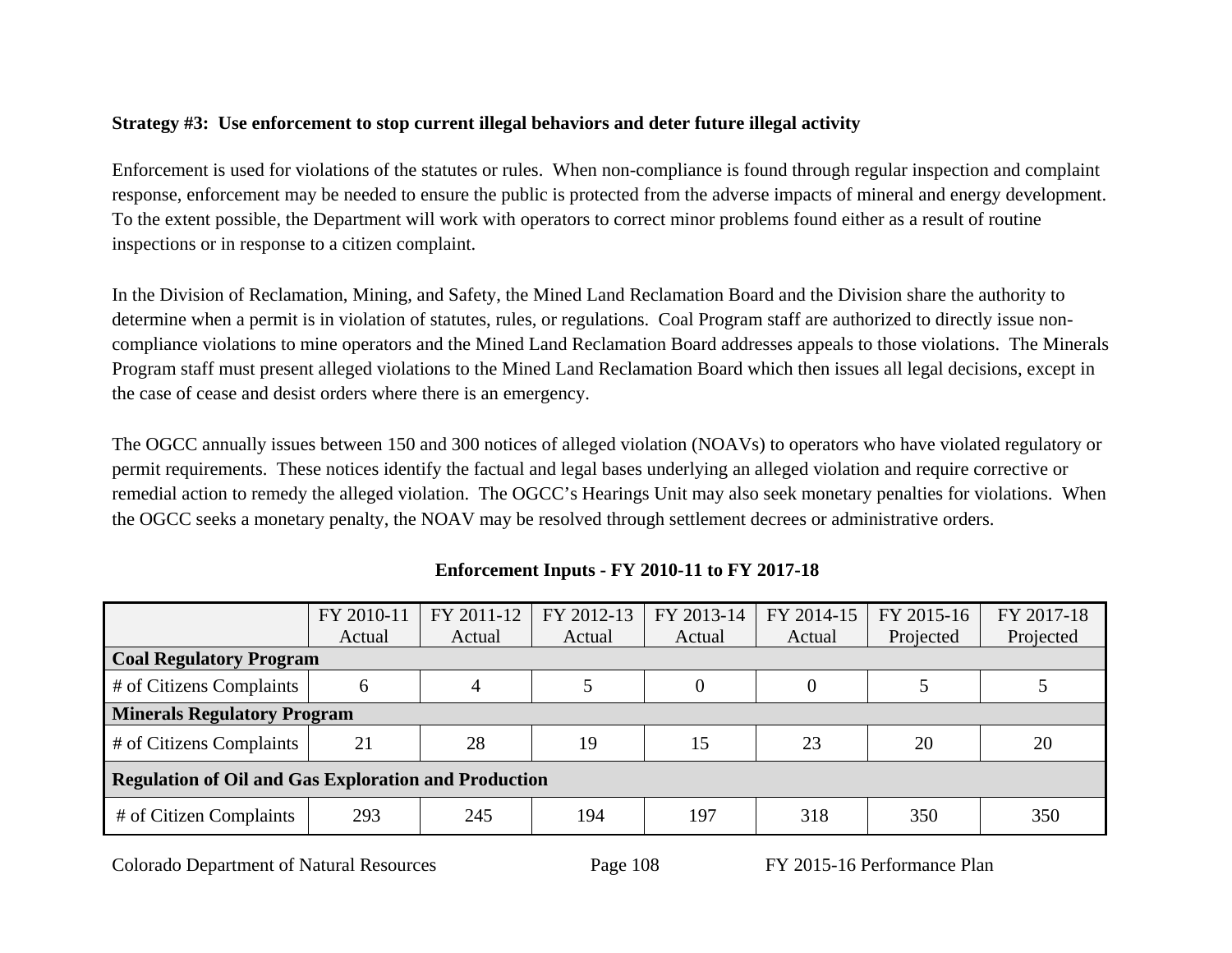**Strategy #3: Use enforcement to stop current illegal behaviors and deter future illegal activity**

Enforcement is used for violations of the statutes or rules. When non-compliance is found through regular inspection and complaint response, enforcement may be needed to ensure the public is protected from the adverse impacts of mineral and energy development. To the extent possible, the Department will work with operators to correct minor problems found either as a result of routine inspections or in response to a citizen complaint.

In the Division of Reclamation, Mining, and Safety, the Mined Land Reclamation Board and the Division share the authority to determine when a permit is in violation of statutes, rules, or regulations. Coal Program staff are authorized to directly issue non-compliance violations to mine operators and the Mined Land Reclamation Board addresses appeals to those violations. The Minerals Program staff must present alleged violations to the Mined Land Reclamation Board which then issues all legal decisions, except in the case of cease and desist orders where there is an emergency.

The OGCC annually issues between 150 and 300 notices of alleged violation (NOAVs) to operators who have violated regulatory or permit requirements. These notices identify the factual and legal bases underlying an alleged violation and require corrective or remedial action to remedy the alleged violation. The OGCC's Hearings Unit may also seek monetary penalties for violations. When the OGCC seeks a monetary penalty, the NOAV may be resolved through settlement decrees or administrative orders.

**Enforcement Inputs - FY 2010-11 to FY 2017-18**

| | FY 2010-11 Actual | FY 2011-12 Actual | FY 2012-13 Actual | FY 2013-14 Actual | FY 2014-15 Actual | FY 2015-16 Projected | FY 2017-18 Projected |
|---|---|---|---|---|---|---|---|
| **Coal Regulatory Program** | | | | | | | |
| # of Citizens Complaints | 6 | 4 | 5 | 0 | 0 | 5 | 5 |
| **Minerals Regulatory Program** | | | | | | | |
| # of Citizens Complaints | 21 | 28 | 19 | 15 | 23 | 20 | 20 |
| **Regulation of Oil and Gas Exploration and Production** | | | | | | | |
| # of Citizen Complaints | 293 | 245 | 194 | 197 | 318 | 350 | 350 |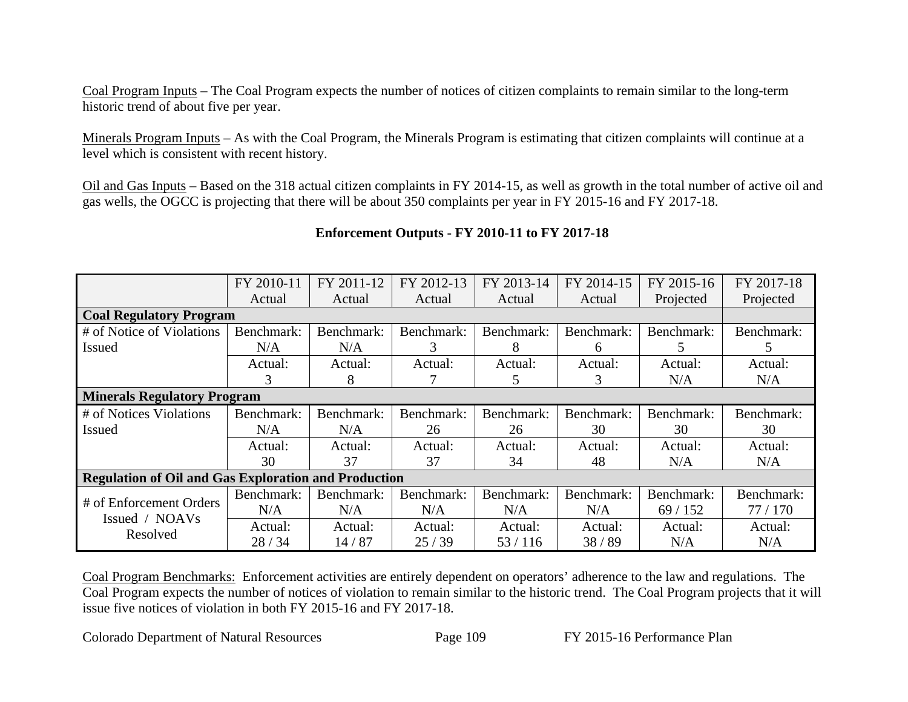Coal Program Inputs – The Coal Program expects the number of notices of citizen complaints to remain similar to the long-term historic trend of about five per year.

Minerals Program Inputs – As with the Coal Program, the Minerals Program is estimating that citizen complaints will continue at a level which is consistent with recent history.

Oil and Gas Inputs – Based on the 318 actual citizen complaints in FY 2014-15, as well as growth in the total number of active oil and gas wells, the OGCC is projecting that there will be about 350 complaints per year in FY 2015-16 and FY 2017-18.

**Enforcement Outputs - FY 2010-11 to FY 2017-18**

| | FY 2010-11 Actual | FY 2011-12 Actual | FY 2012-13 Actual | FY 2013-14 Actual | FY 2014-15 Actual | FY 2015-16 Projected | FY 2017-18 Projected |
|---|---|---|---|---|---|---|---|
| **Coal Regulatory Program** | | | | | | | |
| # of Notice of Violations Issued | Benchmark: N/A | Benchmark: N/A | Benchmark: 3 | Benchmark: 8 | Benchmark: 6 | Benchmark: 5 | Benchmark: 5 |
| | Actual: 3 | Actual: 8 | Actual: 7 | Actual: 5 | Actual: 3 | Actual: N/A | Actual: N/A |
| **Minerals Regulatory Program** | | | | | | | |
| # of Notices Violations Issued | Benchmark: N/A | Benchmark: N/A | Benchmark: 26 | Benchmark: 26 | Benchmark: 30 | Benchmark: 30 | Benchmark: 30 |
| | Actual: 30 | Actual: 37 | Actual: 37 | Actual: 34 | Actual: 48 | Actual: N/A | Actual: N/A |
| **Regulation of Oil and Gas Exploration and Production** | | | | | | | |
| # of Enforcement Orders Issued / NOAVs Resolved | Benchmark: N/A | Benchmark: N/A | Benchmark: N/A | Benchmark: N/A | Benchmark: N/A | Benchmark: 69 / 152 | Benchmark: 77 / 170 |
| | Actual: 28 / 34 | Actual: 14 / 87 | Actual: 25 / 39 | Actual: 53 / 116 | Actual: 38 / 89 | Actual: N/A | Actual: N/A |

Coal Program Benchmarks: Enforcement activities are entirely dependent on operators' adherence to the law and regulations. The Coal Program expects the number of notices of violation to remain similar to the historic trend. The Coal Program projects that it will issue five notices of violation in both FY 2015-16 and FY 2017-18.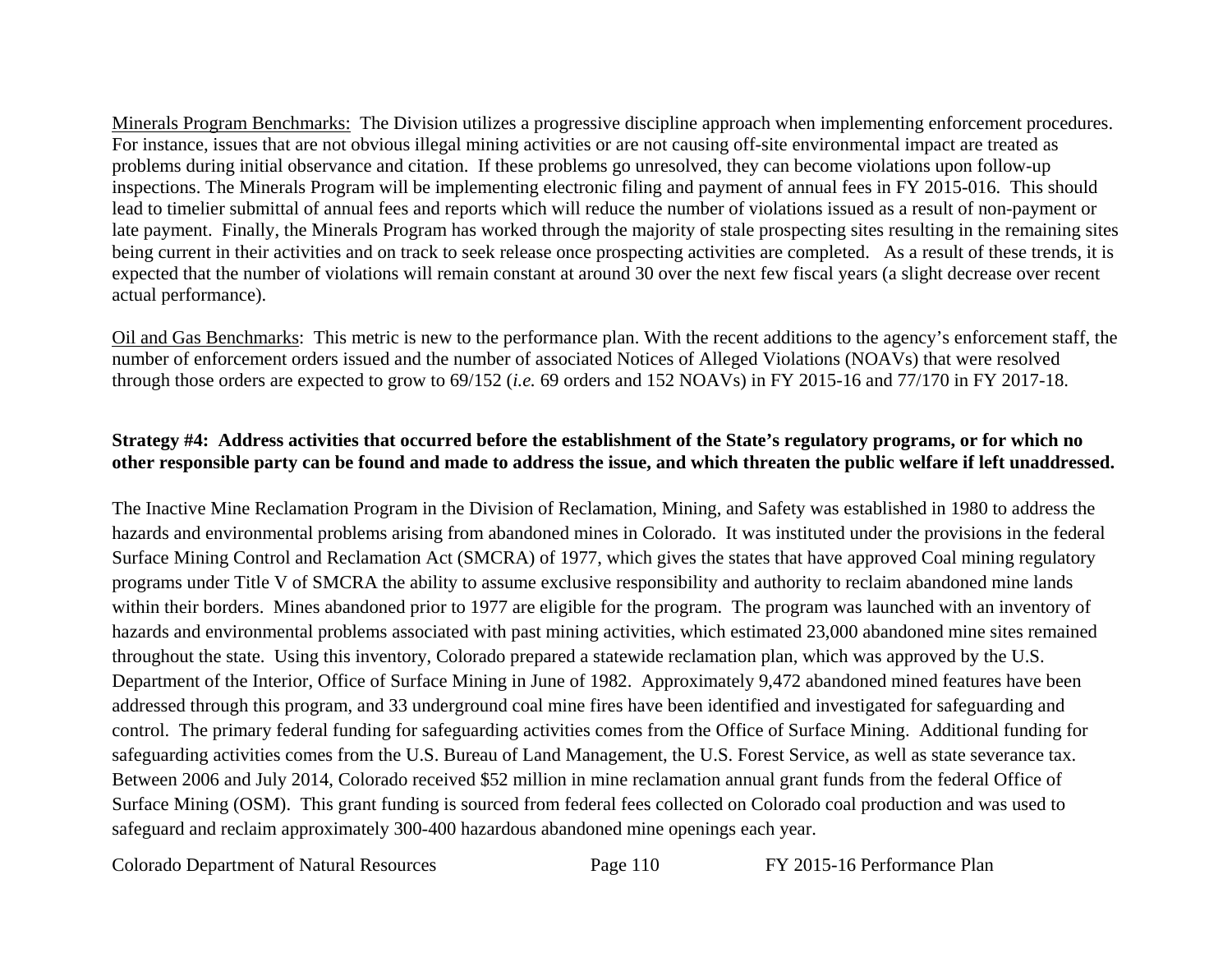Minerals Program Benchmarks: The Division utilizes a progressive discipline approach when implementing enforcement procedures. For instance, issues that are not obvious illegal mining activities or are not causing off-site environmental impact are treated as problems during initial observance and citation. If these problems go unresolved, they can become violations upon follow-up inspections. The Minerals Program will be implementing electronic filing and payment of annual fees in FY 2015-016. This should lead to timelier submittal of annual fees and reports which will reduce the number of violations issued as a result of non-payment or late payment. Finally, the Minerals Program has worked through the majority of stale prospecting sites resulting in the remaining sites being current in their activities and on track to seek release once prospecting activities are completed. As a result of these trends, it is expected that the number of violations will remain constant at around 30 over the next few fiscal years (a slight decrease over recent actual performance).

Oil and Gas Benchmarks: This metric is new to the performance plan. With the recent additions to the agency's enforcement staff, the number of enforcement orders issued and the number of associated Notices of Alleged Violations (NOAVs) that were resolved through those orders are expected to grow to 69/152 (*i.e.* 69 orders and 152 NOAVs) in FY 2015-16 and 77/170 in FY 2017-18.

**Strategy #4: Address activities that occurred before the establishment of the State's regulatory programs, or for which no other responsible party can be found and made to address the issue, and which threaten the public welfare if left unaddressed.**

The Inactive Mine Reclamation Program in the Division of Reclamation, Mining, and Safety was established in 1980 to address the hazards and environmental problems arising from abandoned mines in Colorado. It was instituted under the provisions in the federal Surface Mining Control and Reclamation Act (SMCRA) of 1977, which gives the states that have approved Coal mining regulatory programs under Title V of SMCRA the ability to assume exclusive responsibility and authority to reclaim abandoned mine lands within their borders. Mines abandoned prior to 1977 are eligible for the program. The program was launched with an inventory of hazards and environmental problems associated with past mining activities, which estimated 23,000 abandoned mine sites remained throughout the state. Using this inventory, Colorado prepared a statewide reclamation plan, which was approved by the U.S. Department of the Interior, Office of Surface Mining in June of 1982. Approximately 9,472 abandoned mined features have been addressed through this program, and 33 underground coal mine fires have been identified and investigated for safeguarding and control. The primary federal funding for safeguarding activities comes from the Office of Surface Mining. Additional funding for safeguarding activities comes from the U.S. Bureau of Land Management, the U.S. Forest Service, as well as state severance tax. Between 2006 and July 2014, Colorado received $52 million in mine reclamation annual grant funds from the federal Office of Surface Mining (OSM). This grant funding is sourced from federal fees collected on Colorado coal production and was used to safeguard and reclaim approximately 300-400 hazardous abandoned mine openings each year.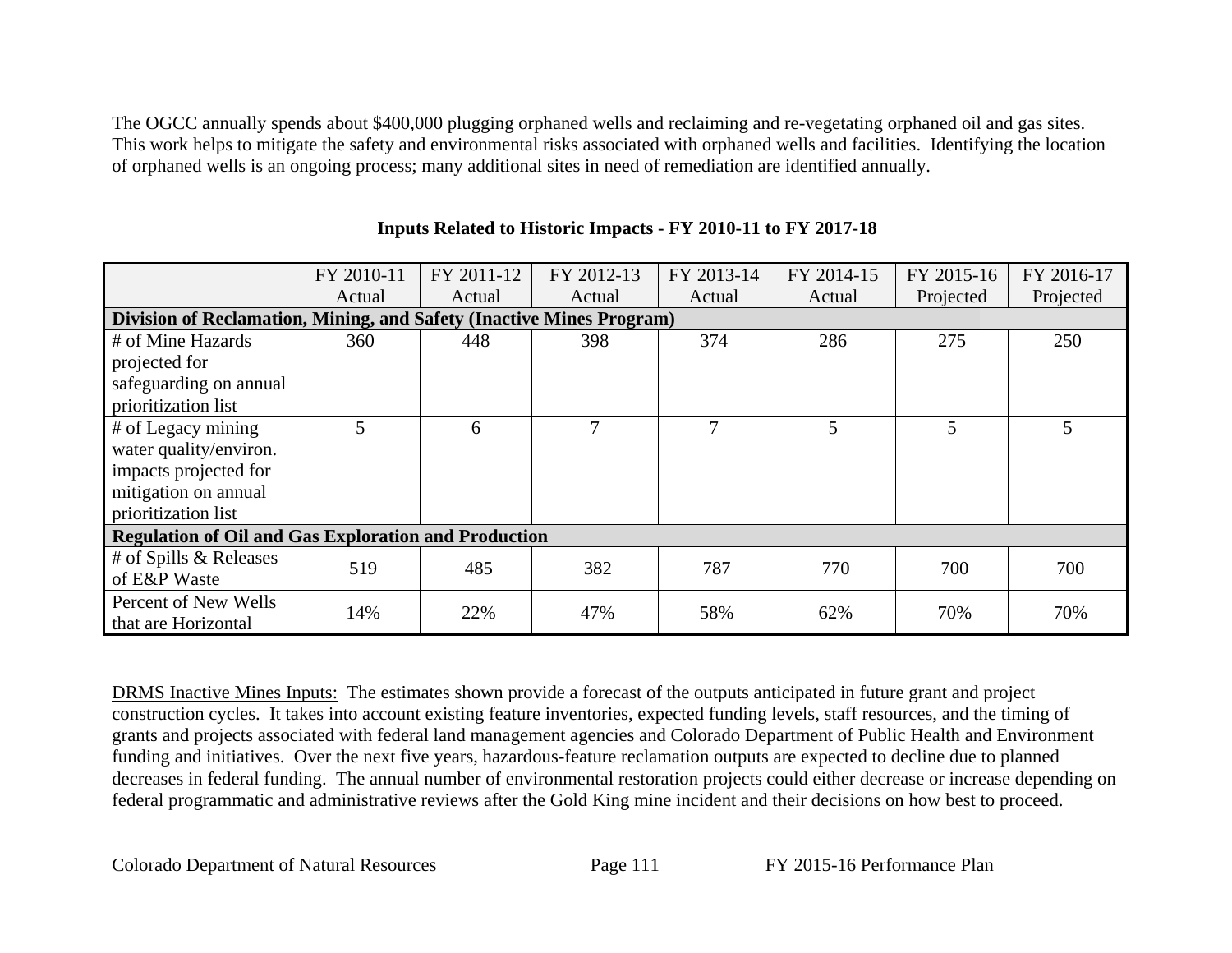The OGCC annually spends about $400,000 plugging orphaned wells and reclaiming and re-vegetating orphaned oil and gas sites. This work helps to mitigate the safety and environmental risks associated with orphaned wells and facilities. Identifying the location of orphaned wells is an ongoing process; many additional sites in need of remediation are identified annually.

**Inputs Related to Historic Impacts - FY 2010-11 to FY 2017-18**

| | FY 2010-11 Actual | FY 2011-12 Actual | FY 2012-13 Actual | FY 2013-14 Actual | FY 2014-15 Actual | FY 2015-16 Projected | FY 2016-17 Projected |
|---|---|---|---|---|---|---|---|
| **Division of Reclamation, Mining, and Safety (Inactive Mines Program)** | | | | | | | |
| # of Mine Hazards projected for safeguarding on annual prioritization list | 360 | 448 | 398 | 374 | 286 | 275 | 250 |
| # of Legacy mining water quality/environ. impacts projected for mitigation on annual prioritization list | 5 | 6 | 7 | 7 | 5 | 5 | 5 |
| **Regulation of Oil and Gas Exploration and Production** | | | | | | | |
| # of Spills & Releases of E&P Waste | 519 | 485 | 382 | 787 | 770 | 700 | 700 |
| Percent of New Wells that are Horizontal | 14% | 22% | 47% | 58% | 62% | 70% | 70% |

DRMS Inactive Mines Inputs: The estimates shown provide a forecast of the outputs anticipated in future grant and project construction cycles. It takes into account existing feature inventories, expected funding levels, staff resources, and the timing of grants and projects associated with federal land management agencies and Colorado Department of Public Health and Environment funding and initiatives. Over the next five years, hazardous-feature reclamation outputs are expected to decline due to planned decreases in federal funding. The annual number of environmental restoration projects could either decrease or increase depending on federal programmatic and administrative reviews after the Gold King mine incident and their decisions on how best to proceed.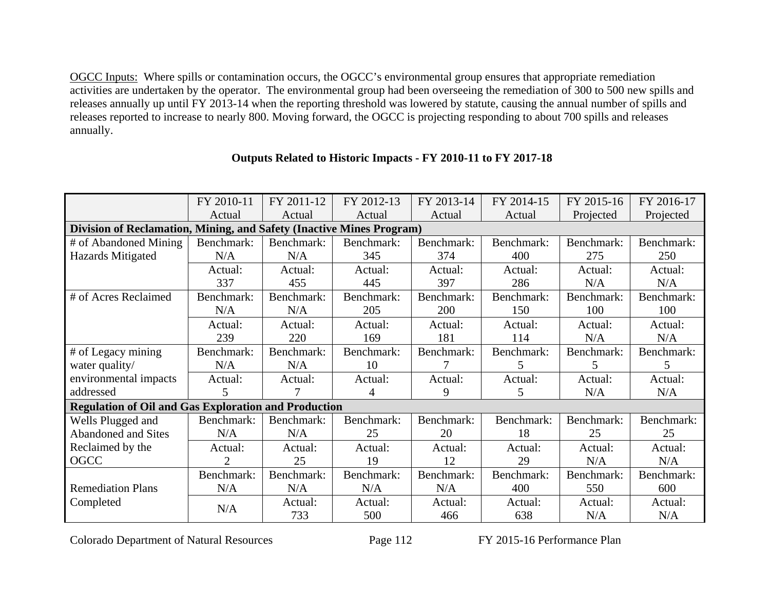OGCC Inputs: Where spills or contamination occurs, the OGCC's environmental group ensures that appropriate remediation activities are undertaken by the operator. The environmental group had been overseeing the remediation of 300 to 500 new spills and releases annually up until FY 2013-14 when the reporting threshold was lowered by statute, causing the annual number of spills and releases reported to increase to nearly 800. Moving forward, the OGCC is projecting responding to about 700 spills and releases annually.

### Outputs Related to Historic Impacts - FY 2010-11 to FY 2017-18

| | FY 2010-11 Actual | FY 2011-12 Actual | FY 2012-13 Actual | FY 2013-14 Actual | FY 2014-15 Actual | FY 2015-16 Projected | FY 2016-17 Projected |
|---|---|---|---|---|---|---|---|
| **Division of Reclamation, Mining, and Safety (Inactive Mines Program)** | | | | | | | |
| # of Abandoned Mining Hazards Mitigated | Benchmark: N/A | Benchmark: N/A | Benchmark: 345 | Benchmark: 374 | Benchmark: 400 | Benchmark: 275 | Benchmark: 250 |
| | Actual: 337 | Actual: 455 | Actual: 445 | Actual: 397 | Actual: 286 | Actual: N/A | Actual: N/A |
| # of Acres Reclaimed | Benchmark: N/A | Benchmark: N/A | Benchmark: 205 | Benchmark: 200 | Benchmark: 150 | Benchmark: 100 | Benchmark: 100 |
| | Actual: 239 | Actual: 220 | Actual: 169 | Actual: 181 | Actual: 114 | Actual: N/A | Actual: N/A |
| # of Legacy mining water quality/ environmental impacts addressed | Benchmark: N/A | Benchmark: N/A | Benchmark: 10 | Benchmark: 7 | Benchmark: 5 | Benchmark: 5 | Benchmark: 5 |
| | Actual: 5 | Actual: 7 | Actual: 4 | Actual: 9 | Actual: 5 | Actual: N/A | Actual: N/A |
| **Regulation of Oil and Gas Exploration and Production** | | | | | | | |
| Wells Plugged and Abandoned and Sites Reclaimed by the OGCC | Benchmark: N/A | Benchmark: N/A | Benchmark: 25 | Benchmark: 20 | Benchmark: 18 | Benchmark: 25 | Benchmark: 25 |
| | Actual: 2 | Actual: 25 | Actual: 19 | Actual: 12 | Actual: 29 | Actual: N/A | Actual: N/A |
| Remediation Plans Completed | Benchmark: N/A | Benchmark: N/A | Benchmark: N/A | Benchmark: N/A | Benchmark: 400 | Benchmark: 550 | Benchmark: 600 |
| | N/A | Actual: 733 | Actual: 500 | Actual: 466 | Actual: 638 | Actual: N/A | Actual: N/A |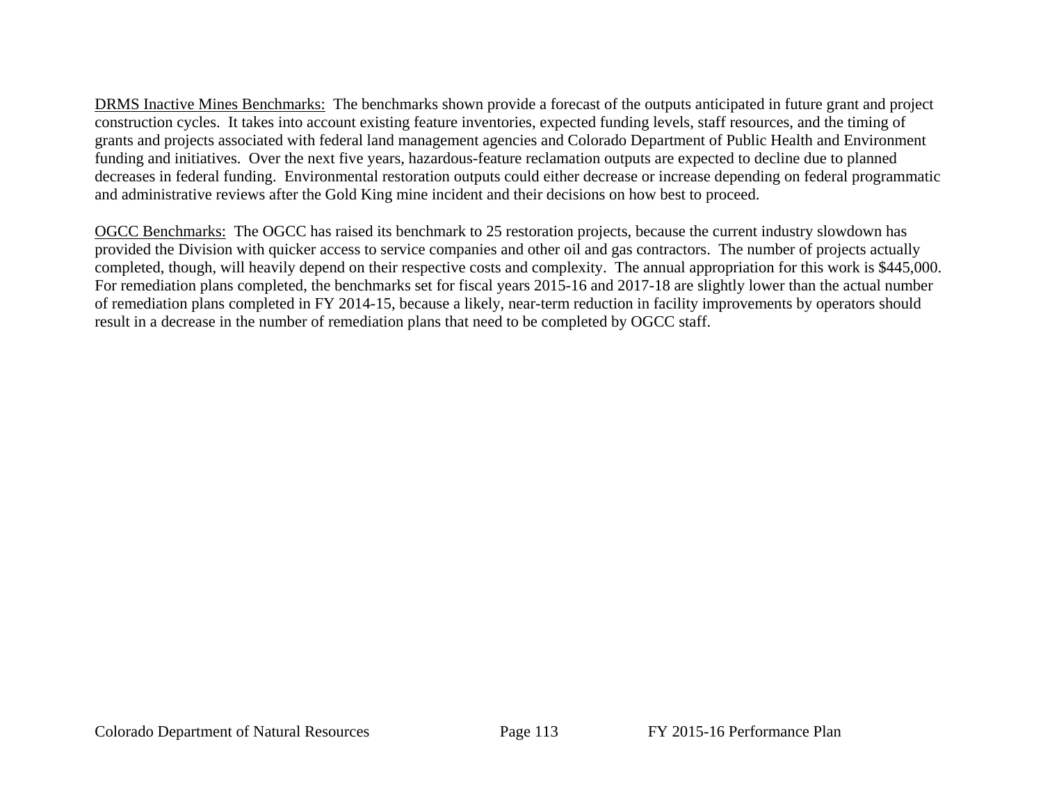DRMS Inactive Mines Benchmarks: The benchmarks shown provide a forecast of the outputs anticipated in future grant and project construction cycles. It takes into account existing feature inventories, expected funding levels, staff resources, and the timing of grants and projects associated with federal land management agencies and Colorado Department of Public Health and Environment funding and initiatives. Over the next five years, hazardous-feature reclamation outputs are expected to decline due to planned decreases in federal funding. Environmental restoration outputs could either decrease or increase depending on federal programmatic and administrative reviews after the Gold King mine incident and their decisions on how best to proceed.

OGCC Benchmarks: The OGCC has raised its benchmark to 25 restoration projects, because the current industry slowdown has provided the Division with quicker access to service companies and other oil and gas contractors. The number of projects actually completed, though, will heavily depend on their respective costs and complexity. The annual appropriation for this work is $445,000. For remediation plans completed, the benchmarks set for fiscal years 2015-16 and 2017-18 are slightly lower than the actual number of remediation plans completed in FY 2014-15, because a likely, near-term reduction in facility improvements by operators should result in a decrease in the number of remediation plans that need to be completed by OGCC staff.